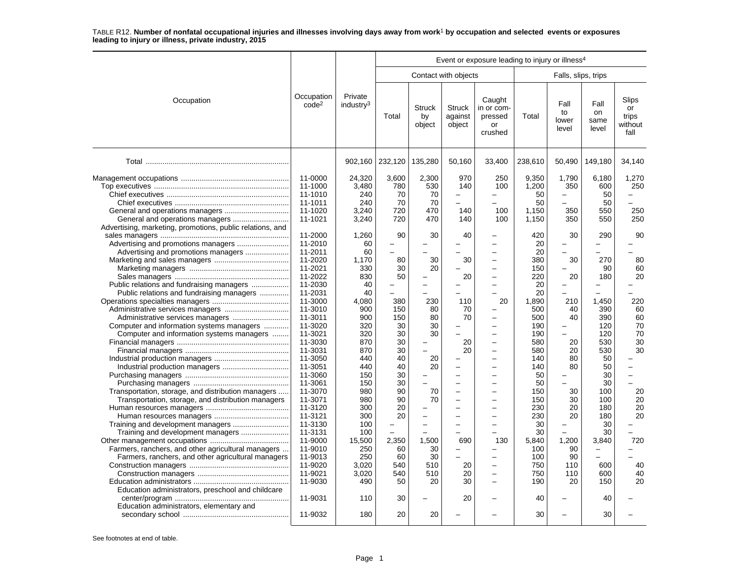TABLE R12. **Number of nonfatal occupational injuries and illnesses involving days away from work[1] by occupation and selected events or exposures leading to injury or illness, private industry, 2015**

| Occupation | Occupation code[2] | Private industry[3] | Event or exposure leading to injury or illness[4] | | | | | | | |
|---|---|---|---|---|---|---|---|---|---|---|
| | | | Contact with objects | | | | Falls, slips, trips | | | |
| | | | Total | Struck by object | Struck against object | Caught in or compressed or crushed | Total | Fall to lower level | Fall on same level | Slips or trips without fall |
| Total | | 902,160 | 232,120 | 135,280 | 50,160 | 33,400 | 238,610 | 50,490 | 149,180 | 34,140 |
| Management occupations | 11-0000 | 24,320 | 3,600 | 2,300 | 970 | 250 | 9,350 | 1,790 | 6,180 | 1,270 |
| Top executives | 11-1000 | 3,480 | 780 | 530 | 140 | 100 | 1,200 | 350 | 600 | 250 |
| Chief executives | 11-1010 | 240 | 70 | 70 | – | – | 50 | – | 50 | – |
| Chief executives | 11-1011 | 240 | 70 | 70 | – | – | 50 | – | 50 | – |
| General and operations managers | 11-1020 | 3,240 | 720 | 470 | 140 | 100 | 1,150 | 350 | 550 | 250 |
| General and operations managers | 11-1021 | 3,240 | 720 | 470 | 140 | 100 | 1,150 | 350 | 550 | 250 |
| Advertising, marketing, promotions, public relations, and sales managers | 11-2000 | 1,260 | 90 | 30 | 40 | – | 420 | 30 | 290 | 90 |
| Advertising and promotions managers | 11-2010 | 60 | – | – | – | – | 20 | – | – | – |
| Advertising and promotions managers | 11-2011 | 60 | – | – | – | – | 20 | – | – | – |
| Marketing and sales managers | 11-2020 | 1,170 | 80 | 30 | 30 | – | 380 | 30 | 270 | 80 |
| Marketing managers | 11-2021 | 330 | 30 | 20 | – | – | 150 | – | 90 | 60 |
| Sales managers | 11-2022 | 830 | 50 | – | 20 | – | 220 | 20 | 180 | 20 |
| Public relations and fundraising managers | 11-2030 | 40 | – | – | – | – | 20 | – | – | – |
| Public relations and fundraising managers | 11-2031 | 40 | – | – | – | – | 20 | – | – | – |
| Operations specialties managers | 11-3000 | 4,080 | 380 | 230 | 110 | 20 | 1,890 | 210 | 1,450 | 220 |
| Administrative services managers | 11-3010 | 900 | 150 | 80 | 70 | – | 500 | 40 | 390 | 60 |
| Administrative services managers | 11-3011 | 900 | 150 | 80 | 70 | – | 500 | 40 | 390 | 60 |
| Computer and information systems managers | 11-3020 | 320 | 30 | 30 | – | – | 190 | – | 120 | 70 |
| Computer and information systems managers | 11-3021 | 320 | 30 | 30 | – | – | 190 | – | 120 | 70 |
| Financial managers | 11-3030 | 870 | 30 | – | 20 | – | 580 | 20 | 530 | 30 |
| Financial managers | 11-3031 | 870 | 30 | – | 20 | – | 580 | 20 | 530 | 30 |
| Industrial production managers | 11-3050 | 440 | 40 | 20 | – | – | 140 | 80 | 50 | – |
| Industrial production managers | 11-3051 | 440 | 40 | 20 | – | – | 140 | 80 | 50 | – |
| Purchasing managers | 11-3060 | 150 | 30 | – | – | – | 50 | – | 30 | – |
| Purchasing managers | 11-3061 | 150 | 30 | – | – | – | 50 | – | 30 | – |
| Transportation, storage, and distribution managers | 11-3070 | 980 | 90 | 70 | – | – | 150 | 30 | 100 | 20 |
| Transportation, storage, and distribution managers | 11-3071 | 980 | 90 | 70 | – | – | 150 | 30 | 100 | 20 |
| Human resources managers | 11-3120 | 300 | 20 | – | – | – | 230 | 20 | 180 | 20 |
| Human resources managers | 11-3121 | 300 | 20 | – | – | – | 230 | 20 | 180 | 20 |
| Training and development managers | 11-3130 | 100 | – | – | – | – | 30 | – | 30 | – |
| Training and development managers | 11-3131 | 100 | – | – | – | – | 30 | – | 30 | – |
| Other management occupations | 11-9000 | 15,500 | 2,350 | 1,500 | 690 | 130 | 5,840 | 1,200 | 3,840 | 720 |
| Farmers, ranchers, and other agricultural managers | 11-9010 | 250 | 60 | 30 | – | – | 100 | 90 | – | – |
| Farmers, ranchers, and other agricultural managers | 11-9013 | 250 | 60 | 30 | – | – | 100 | 90 | – | – |
| Construction managers | 11-9020 | 3,020 | 540 | 510 | 20 | – | 750 | 110 | 600 | 40 |
| Construction managers | 11-9021 | 3,020 | 540 | 510 | 20 | – | 750 | 110 | 600 | 40 |
| Education administrators | 11-9030 | 490 | 50 | 20 | 30 | – | 190 | 20 | 150 | 20 |
| Education administrators, preschool and childcare center/program | 11-9031 | 110 | 30 | – | 20 | – | 40 | – | 40 | – |
| Education administrators, elementary and secondary school | 11-9032 | 180 | 20 | 20 | – | – | 30 | – | 30 | – |

See footnotes at end of table.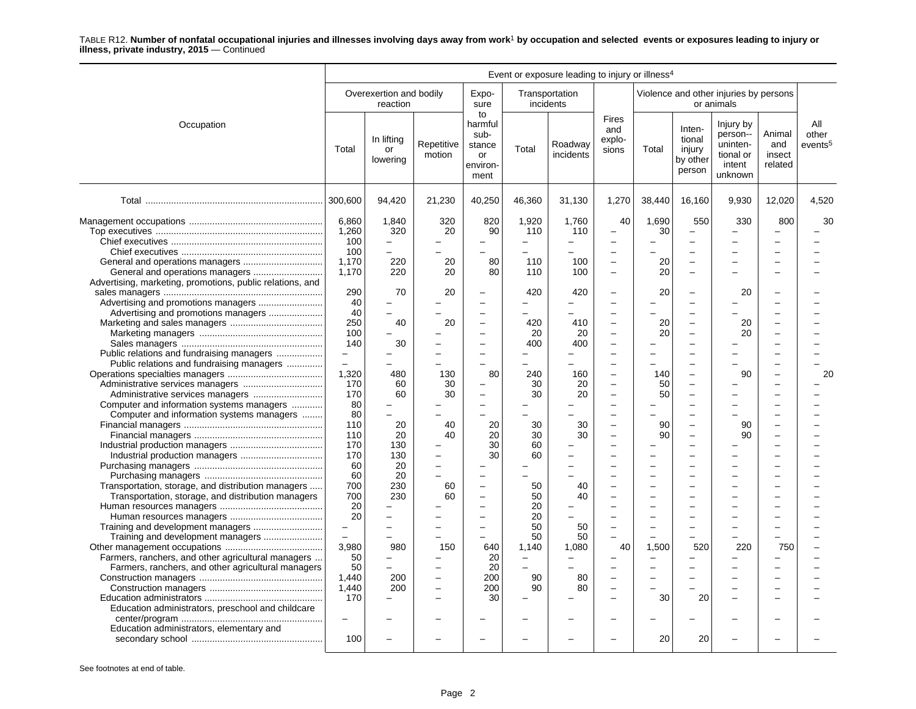TABLE R12. **Number of nonfatal occupational injuries and illnesses involving days away from work[1] by occupation and selected events or exposures leading to injury or illness, private industry, 2015** — Continued

| Occupation | Event or exposure leading to injury or illness[4] | | | | | | | | | | | |
|---|---|---|---|---|---|---|---|---|---|---|---|---|
| | Overexertion and bodily reaction | | | Exposure to harmful substance or environment | Transportation incidents | | Fires and explosions | Violence and other injuries by persons or animals | | | | All other events[5] |
| | Total | In lifting or lowering | Repetitive motion | | Total | Roadway incidents | | Total | Intentional injury by other person | Injury by person--unintentional or intent unknown | Animal and insect related | |
| Total | 300,600 | 94,420 | 21,230 | 40,250 | 46,360 | 31,130 | 1,270 | 38,440 | 16,160 | 9,930 | 12,020 | 4,520 |
| Management occupations | 6,860 | 1,840 | 320 | 820 | 1,920 | 1,760 | 40 | 1,690 | 550 | 330 | 800 | 30 |
| Top executives | 1,260 | 320 | 20 | 90 | 110 | 110 | – | 30 | – | – | – | – |
| Chief executives | 100 | – | – | – | – | – | – | – | – | – | – | – |
| Chief executives | 100 | – | – | – | – | – | – | – | – | – | – | – |
| General and operations managers | 1,170 | 220 | 20 | 80 | 110 | 100 | – | 20 | – | – | – | – |
| General and operations managers | 1,170 | 220 | 20 | 80 | 110 | 100 | – | 20 | – | – | – | – |
| Advertising, marketing, promotions, public relations, and sales managers | 290 | 70 | 20 | – | 420 | 420 | – | 20 | – | 20 | – | – |
| Advertising and promotions managers | 40 | – | – | – | – | – | – | – | – | – | – | – |
| Advertising and promotions managers | 40 | – | – | – | – | – | – | – | – | – | – | – |
| Marketing and sales managers | 250 | 40 | 20 | – | 420 | 410 | – | 20 | – | 20 | – | – |
| Marketing managers | 100 | – | – | – | 20 | 20 | – | 20 | – | 20 | – | – |
| Sales managers | 140 | 30 | – | – | 400 | 400 | – | – | – | – | – | – |
| Public relations and fundraising managers | – | – | – | – | – | – | – | – | – | – | – | – |
| Public relations and fundraising managers | – | – | – | – | – | – | – | – | – | – | – | – |
| Operations specialties managers | 1,320 | 480 | 130 | 80 | 240 | 160 | – | 140 | – | 90 | – | 20 |
| Administrative services managers | 170 | 60 | 30 | – | 30 | 20 | – | 50 | – | – | – | – |
| Administrative services managers | 170 | 60 | 30 | – | 30 | 20 | – | 50 | – | – | – | – |
| Computer and information systems managers | 80 | – | – | – | – | – | – | – | – | – | – | – |
| Computer and information systems managers | 80 | – | – | – | – | – | – | – | – | – | – | – |
| Financial managers | 110 | 20 | 40 | 20 | 30 | 30 | – | 90 | – | 90 | – | – |
| Financial managers | 110 | 20 | 40 | 20 | 30 | 30 | – | 90 | – | 90 | – | – |
| Industrial production managers | 170 | 130 | – | 30 | 60 | – | – | – | – | – | – | – |
| Industrial production managers | 170 | 130 | – | 30 | 60 | – | – | – | – | – | – | – |
| Purchasing managers | 60 | 20 | – | – | – | – | – | – | – | – | – | – |
| Purchasing managers | 60 | 20 | – | – | – | – | – | – | – | – | – | – |
| Transportation, storage, and distribution managers | 700 | 230 | 60 | – | 50 | 40 | – | – | – | – | – | – |
| Transportation, storage, and distribution managers | 700 | 230 | 60 | – | 50 | 40 | – | – | – | – | – | – |
| Human resources managers | 20 | – | – | – | 20 | – | – | – | – | – | – | – |
| Human resources managers | 20 | – | – | – | 20 | – | – | – | – | – | – | – |
| Training and development managers | – | – | – | – | 50 | 50 | – | – | – | – | – | – |
| Training and development managers | – | – | – | – | 50 | 50 | – | – | – | – | – | – |
| Other management occupations | 3,980 | 980 | 150 | 640 | 1,140 | 1,080 | 40 | 1,500 | 520 | 220 | 750 | – |
| Farmers, ranchers, and other agricultural managers | 50 | – | – | 20 | – | – | – | – | – | – | – | – |
| Farmers, ranchers, and other agricultural managers | 50 | – | – | 20 | – | – | – | – | – | – | – | – |
| Construction managers | 1,440 | 200 | – | 200 | 90 | 80 | – | – | – | – | – | – |
| Construction managers | 1,440 | 200 | – | 200 | 90 | 80 | – | – | – | – | – | – |
| Education administrators | 170 | – | – | 30 | – | – | – | 30 | 20 | – | – | – |
| Education administrators, preschool and childcare center/program | – | – | – | – | – | – | – | – | – | – | – | – |
| Education administrators, elementary and secondary school | 100 | – | – | – | – | – | – | 20 | 20 | – | – | – |

See footnotes at end of table.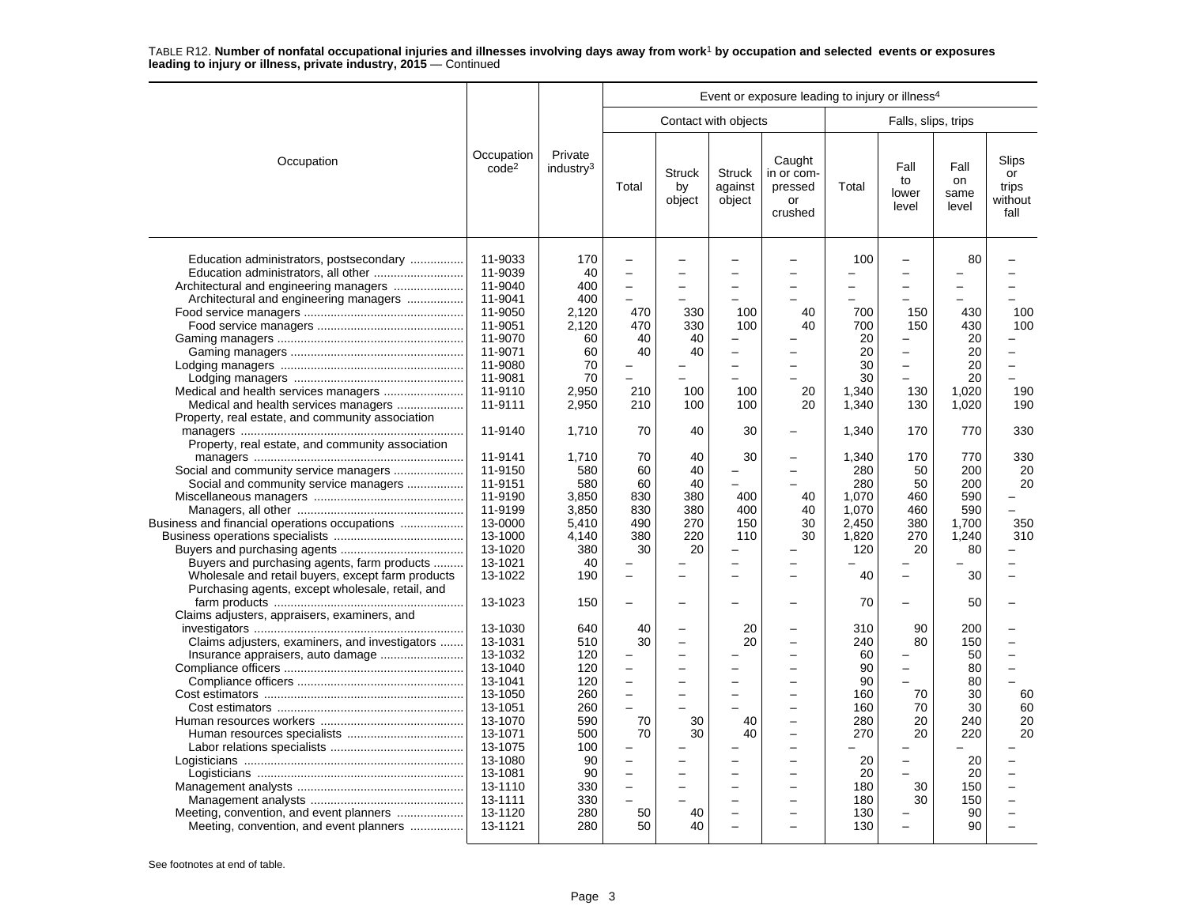TABLE R12. **Number of nonfatal occupational injuries and illnesses involving days away from work[1] by occupation and selected events or exposures leading to injury or illness, private industry, 2015** — Continued

| Occupation | Occupation code[2] | Private industry[3] | Event or exposure leading to injury or illness[4] | | | | | | | |
|---|---|---|---|---|---|---|---|---|---|---|
| | | | Contact with objects | | | | Falls, slips, trips | | | |
| | | | Total | Struck by object | Struck against object | Caught in or compressed or crushed | Total | Fall to lower level | Fall on same level | Slips or trips without fall |
| Education administrators, postsecondary | 11-9033 | 170 | – | – | – | – | 100 | – | 80 | – |
| Education administrators, all other | 11-9039 | 40 | – | – | – | – | – | – | – | – |
| Architectural and engineering managers | 11-9040 | 400 | – | – | – | – | – | – | – | – |
| Architectural and engineering managers | 11-9041 | 400 | – | – | – | – | – | – | – | – |
| Food service managers | 11-9050 | 2,120 | 470 | 330 | 100 | 40 | 700 | 150 | 430 | 100 |
| Food service managers | 11-9051 | 2,120 | 470 | 330 | 100 | 40 | 700 | 150 | 430 | 100 |
| Gaming managers | 11-9070 | 60 | 40 | 40 | – | – | 20 | – | 20 | – |
| Gaming managers | 11-9071 | 60 | 40 | 40 | – | – | 20 | – | 20 | – |
| Lodging managers | 11-9080 | 70 | – | – | – | – | 30 | – | 20 | – |
| Lodging managers | 11-9081 | 70 | – | – | – | – | 30 | – | 20 | – |
| Medical and health services managers | 11-9110 | 2,950 | 210 | 100 | 100 | 20 | 1,340 | 130 | 1,020 | 190 |
| Medical and health services managers | 11-9111 | 2,950 | 210 | 100 | 100 | 20 | 1,340 | 130 | 1,020 | 190 |
| Property, real estate, and community association managers | 11-9140 | 1,710 | 70 | 40 | 30 | – | 1,340 | 170 | 770 | 330 |
| Property, real estate, and community association managers | 11-9141 | 1,710 | 70 | 40 | 30 | – | 1,340 | 170 | 770 | 330 |
| Social and community service managers | 11-9150 | 580 | 60 | 40 | – | – | 280 | 50 | 200 | 20 |
| Social and community service managers | 11-9151 | 580 | 60 | 40 | – | – | 280 | 50 | 200 | 20 |
| Miscellaneous managers | 11-9190 | 3,850 | 830 | 380 | 400 | 40 | 1,070 | 460 | 590 | – |
| Managers, all other | 11-9199 | 3,850 | 830 | 380 | 400 | 40 | 1,070 | 460 | 590 | – |
| Business and financial operations occupations | 13-0000 | 5,410 | 490 | 270 | 150 | 30 | 2,450 | 380 | 1,700 | 350 |
| Business operations specialists | 13-1000 | 4,140 | 380 | 220 | 110 | 30 | 1,820 | 270 | 1,240 | 310 |
| Buyers and purchasing agents | 13-1020 | 380 | 30 | 20 | – | – | 120 | 20 | 80 | – |
| Buyers and purchasing agents, farm products | 13-1021 | 40 | – | – | – | – | – | – | – | – |
| Wholesale and retail buyers, except farm products | 13-1022 | 190 | – | – | – | – | 40 | – | 30 | – |
| Purchasing agents, except wholesale, retail, and farm products | 13-1023 | 150 | – | – | – | – | 70 | – | 50 | – |
| Claims adjusters, appraisers, examiners, and investigators | 13-1030 | 640 | 40 | – | 20 | – | 310 | 90 | 200 | – |
| Claims adjusters, examiners, and investigators | 13-1031 | 510 | 30 | – | 20 | – | 240 | 80 | 150 | – |
| Insurance appraisers, auto damage | 13-1032 | 120 | – | – | – | – | 60 | – | 50 | – |
| Compliance officers | 13-1040 | 120 | – | – | – | – | 90 | – | 80 | – |
| Compliance officers | 13-1041 | 120 | – | – | – | – | 90 | – | 80 | – |
| Cost estimators | 13-1050 | 260 | – | – | – | – | 160 | 70 | 30 | 60 |
| Cost estimators | 13-1051 | 260 | – | – | – | – | 160 | 70 | 30 | 60 |
| Human resources workers | 13-1070 | 590 | 70 | 30 | 40 | – | 280 | 20 | 240 | 20 |
| Human resources specialists | 13-1071 | 500 | 70 | 30 | 40 | – | 270 | 20 | 220 | 20 |
| Labor relations specialists | 13-1075 | 100 | – | – | – | – | – | – | – | – |
| Logisticians | 13-1080 | 90 | – | – | – | – | 20 | – | 20 | – |
| Logisticians | 13-1081 | 90 | – | – | – | – | 20 | – | 20 | – |
| Management analysts | 13-1110 | 330 | – | – | – | – | 180 | 30 | 150 | – |
| Management analysts | 13-1111 | 330 | – | – | – | – | 180 | 30 | 150 | – |
| Meeting, convention, and event planners | 13-1120 | 280 | 50 | 40 | – | – | 130 | – | 90 | – |
| Meeting, convention, and event planners | 13-1121 | 280 | 50 | 40 | – | – | 130 | – | 90 | – |

See footnotes at end of table.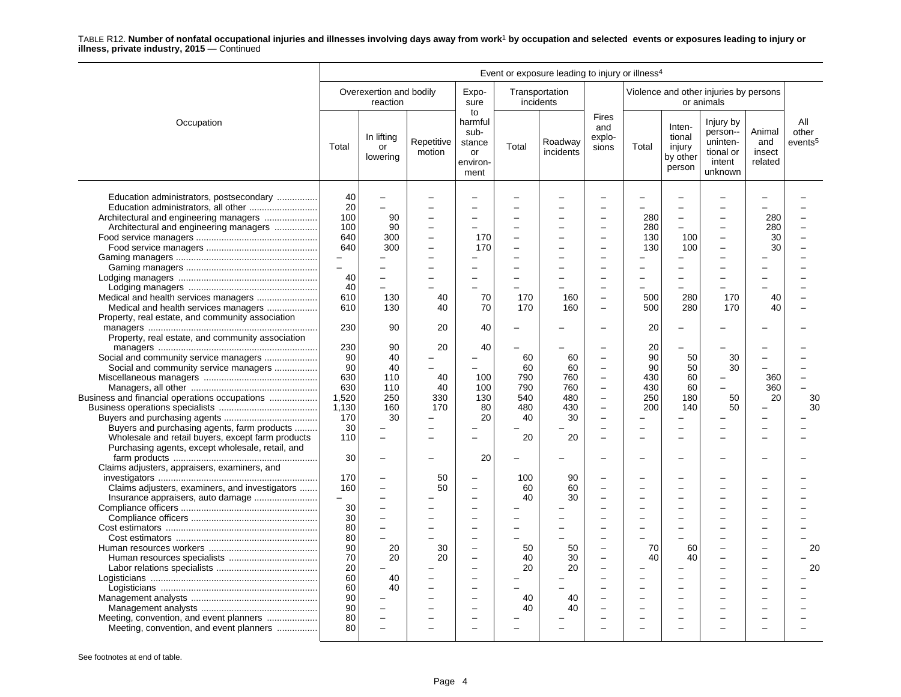TABLE R12. **Number of nonfatal occupational injuries and illnesses involving days away from work[1] by occupation and selected events or exposures leading to injury or illness, private industry, 2015** — Continued

| Occupation | Event or exposure leading to injury or illness[4] | | | | | | | | | | | |
|---|---|---|---|---|---|---|---|---|---|---|---|---|
| | Overexertion and bodily reaction | | | Exposure to harmful substance or environment | Transportation incidents | | Fires and explosions | Violence and other injuries by persons or animals | | | | All other events[5] |
| | Total | In lifting or lowering | Repetitive motion | | Total | Roadway incidents | | Total | Intentional injury by other person | Injury by person--unintentional or intent unknown | Animal and insect related | |
| Education administrators, postsecondary | 40 | – | – | – | – | – | – | – | – | – | – | – |
| Education administrators, all other | 20 | – | – | – | – | – | – | – | – | – | – | – |
| Architectural and engineering managers | 100 | 90 | – | – | – | – | – | 280 | – | – | 280 | – |
| Architectural and engineering managers | 100 | 90 | – | – | – | – | – | 280 | – | – | 280 | – |
| Food service managers | 640 | 300 | – | 170 | – | – | – | 130 | 100 | – | 30 | – |
| Food service managers | 640 | 300 | – | 170 | – | – | – | 130 | 100 | – | 30 | – |
| Gaming managers | – | – | – | – | – | – | – | – | – | – | – | – |
| Gaming managers | – | – | – | – | – | – | – | – | – | – | – | – |
| Lodging managers | 40 | – | – | – | – | – | – | – | – | – | – | – |
| Lodging managers | 40 | – | – | – | – | – | – | – | – | – | – | – |
| Medical and health services managers | 610 | 130 | 40 | 70 | 170 | 160 | – | 500 | 280 | 170 | 40 | – |
| Medical and health services managers | 610 | 130 | 40 | 70 | 170 | 160 | – | 500 | 280 | 170 | 40 | – |
| Property, real estate, and community association managers | 230 | 90 | 20 | 40 | – | – | – | 20 | – | – | – | – |
| Property, real estate, and community association managers | 230 | 90 | 20 | 40 | – | – | – | 20 | – | – | – | – |
| Social and community service managers | 90 | 40 | – | – | 60 | 60 | – | 90 | 50 | 30 | – | – |
| Social and community service managers | 90 | 40 | – | – | 60 | 60 | – | 90 | 50 | 30 | – | – |
| Miscellaneous managers | 630 | 110 | 40 | 100 | 790 | 760 | – | 430 | 60 | – | 360 | – |
| Managers, all other | 630 | 110 | 40 | 100 | 790 | 760 | – | 430 | 60 | – | 360 | – |
| Business and financial operations occupations | 1,520 | 250 | 330 | 130 | 540 | 480 | – | 250 | 180 | 50 | 20 | 30 |
| Business operations specialists | 1,130 | 160 | 170 | 80 | 480 | 430 | – | 200 | 140 | 50 | – | 30 |
| Buyers and purchasing agents | 170 | 30 | – | 20 | 40 | 30 | – | – | – | – | – | – |
| Buyers and purchasing agents, farm products | 30 | – | – | – | – | – | – | – | – | – | – | – |
| Wholesale and retail buyers, except farm products | 110 | – | – | – | 20 | 20 | – | – | – | – | – | – |
| Purchasing agents, except wholesale, retail, and farm products | 30 | – | – | 20 | – | – | – | – | – | – | – | – |
| Claims adjusters, appraisers, examiners, and investigators | 170 | – | 50 | – | 100 | 90 | – | – | – | – | – | – |
| Claims adjusters, examiners, and investigators | 160 | – | 50 | – | 60 | 60 | – | – | – | – | – | – |
| Insurance appraisers, auto damage | – | – | – | – | 40 | 30 | – | – | – | – | – | – |
| Compliance officers | 30 | – | – | – | – | – | – | – | – | – | – | – |
| Compliance officers | 30 | – | – | – | – | – | – | – | – | – | – | – |
| Cost estimators | 80 | – | – | – | – | – | – | – | – | – | – | – |
| Cost estimators | 80 | – | – | – | – | – | – | – | – | – | – | – |
| Human resources workers | 90 | 20 | 30 | – | 50 | 50 | – | 70 | 60 | – | – | 20 |
| Human resources specialists | 70 | 20 | 20 | – | 40 | 30 | – | 40 | 40 | – | – | – |
| Labor relations specialists | 20 | – | – | – | 20 | 20 | – | – | – | – | – | 20 |
| Logisticians | 60 | 40 | – | – | – | – | – | – | – | – | – | – |
| Logisticians | 60 | 40 | – | – | – | – | – | – | – | – | – | – |
| Management analysts | 90 | – | – | – | 40 | 40 | – | – | – | – | – | – |
| Management analysts | 90 | – | – | – | 40 | 40 | – | – | – | – | – | – |
| Meeting, convention, and event planners | 80 | – | – | – | – | – | – | – | – | – | – | – |
| Meeting, convention, and event planners | 80 | – | – | – | – | – | – | – | – | – | – | – |

See footnotes at end of table.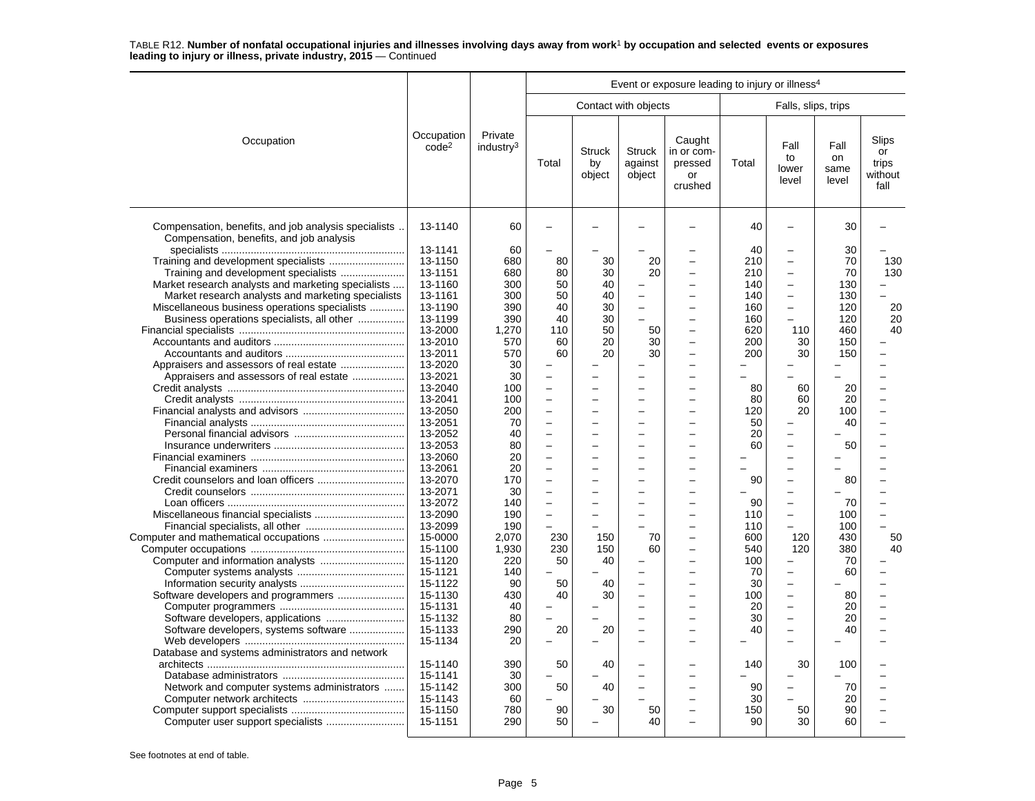TABLE R12. **Number of nonfatal occupational injuries and illnesses involving days away from work[1] by occupation and selected events or exposures leading to injury or illness, private industry, 2015** — Continued

| Occupation | Occupation code[2] | Private industry[3] | Event or exposure leading to injury or illness[4] | | | | | | | |
|---|---|---|---|---|---|---|---|---|---|---|
| | | | Contact with objects | | | | Falls, slips, trips | | | |
| | | | Total | Struck by object | Struck against object | Caught in or compressed or crushed | Total | Fall to lower level | Fall on same level | Slips or trips without fall |
| Compensation, benefits, and job analysis specialists | 13-1140 | 60 | – | – | – | – | 40 | – | 30 | – |
| Compensation, benefits, and job analysis specialists | 13-1141 | 60 | – | – | – | – | 40 | – | 30 | – |
| Training and development specialists | 13-1150 | 680 | 80 | 30 | 20 | – | 210 | – | 70 | 130 |
| Training and development specialists | 13-1151 | 680 | 80 | 30 | 20 | – | 210 | – | 70 | 130 |
| Market research analysts and marketing specialists | 13-1160 | 300 | 50 | 40 | – | – | 140 | – | 130 | – |
| Market research analysts and marketing specialists | 13-1161 | 300 | 50 | 40 | – | – | 140 | – | 130 | – |
| Miscellaneous business operations specialists | 13-1190 | 390 | 40 | 30 | – | – | 160 | – | 120 | 20 |
| Business operations specialists, all other | 13-1199 | 390 | 40 | 30 | – | – | 160 | – | 120 | 20 |
| Financial specialists | 13-2000 | 1,270 | 110 | 50 | 50 | – | 620 | 110 | 460 | 40 |
| Accountants and auditors | 13-2010 | 570 | 60 | 20 | 30 | – | 200 | 30 | 150 | – |
| Accountants and auditors | 13-2011 | 570 | 60 | 20 | 30 | – | 200 | 30 | 150 | – |
| Appraisers and assessors of real estate | 13-2020 | 30 | – | – | – | – | – | – | – | – |
| Appraisers and assessors of real estate | 13-2021 | 30 | – | – | – | – | – | – | – | – |
| Credit analysts | 13-2040 | 100 | – | – | – | – | 80 | 60 | 20 | – |
| Credit analysts | 13-2041 | 100 | – | – | – | – | 80 | 60 | 20 | – |
| Financial analysts and advisors | 13-2050 | 200 | – | – | – | – | 120 | 20 | 100 | – |
| Financial analysts | 13-2051 | 70 | – | – | – | – | 50 | – | 40 | – |
| Personal financial advisors | 13-2052 | 40 | – | – | – | – | 20 | – | – | – |
| Insurance underwriters | 13-2053 | 80 | – | – | – | – | 60 | – | 50 | – |
| Financial examiners | 13-2060 | 20 | – | – | – | – | – | – | – | – |
| Financial examiners | 13-2061 | 20 | – | – | – | – | – | – | – | – |
| Credit counselors and loan officers | 13-2070 | 170 | – | – | – | – | 90 | – | 80 | – |
| Credit counselors | 13-2071 | 30 | – | – | – | – | – | – | – | – |
| Loan officers | 13-2072 | 140 | – | – | – | – | 90 | – | 70 | – |
| Miscellaneous financial specialists | 13-2090 | 190 | – | – | – | – | 110 | – | 100 | – |
| Financial specialists, all other | 13-2099 | 190 | – | – | – | – | 110 | – | 100 | – |
| Computer and mathematical occupations | 15-0000 | 2,070 | 230 | 150 | 70 | – | 600 | 120 | 430 | 50 |
| Computer occupations | 15-1100 | 1,930 | 230 | 150 | 60 | – | 540 | 120 | 380 | 40 |
| Computer and information analysts | 15-1120 | 220 | 50 | 40 | – | – | 100 | – | 70 | – |
| Computer systems analysts | 15-1121 | 140 | – | – | – | – | 70 | – | 60 | – |
| Information security analysts | 15-1122 | 90 | 50 | 40 | – | – | 30 | – | – | – |
| Software developers and programmers | 15-1130 | 430 | 40 | 30 | – | – | 100 | – | 80 | – |
| Computer programmers | 15-1131 | 40 | – | – | – | – | 20 | – | 20 | – |
| Software developers, applications | 15-1132 | 80 | – | – | – | – | 30 | – | 20 | – |
| Software developers, systems software | 15-1133 | 290 | 20 | 20 | – | – | 40 | – | 40 | – |
| Web developers | 15-1134 | 20 | – | – | – | – | – | – | – | – |
| Database and systems administrators and network architects | 15-1140 | 390 | 50 | 40 | – | – | 140 | 30 | 100 | – |
| Database administrators | 15-1141 | 30 | – | – | – | – | – | – | – | – |
| Network and computer systems administrators | 15-1142 | 300 | 50 | 40 | – | – | 90 | – | 70 | – |
| Computer network architects | 15-1143 | 60 | – | – | – | – | 30 | – | 20 | – |
| Computer support specialists | 15-1150 | 780 | 90 | 30 | 50 | – | 150 | 50 | 90 | – |
| Computer user support specialists | 15-1151 | 290 | 50 | – | 40 | – | 90 | 30 | 60 | – |

See footnotes at end of table.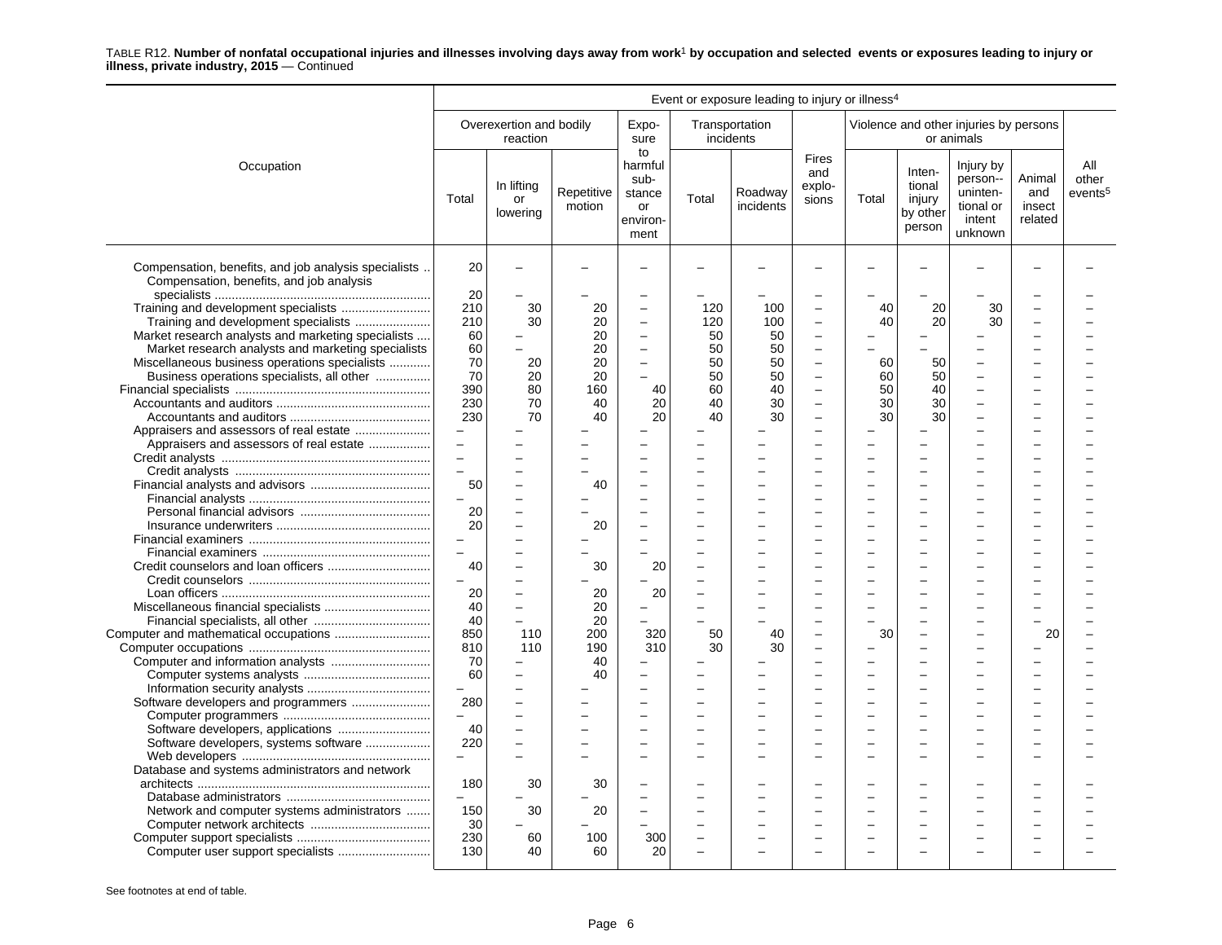TABLE R12. **Number of nonfatal occupational injuries and illnesses involving days away from work[1] by occupation and selected events or exposures leading to injury or illness, private industry, 2015** — Continued

| Occupation | Event or exposure leading to injury or illness[4] | | | | | | | | | | | |
|---|---|---|---|---|---|---|---|---|---|---|---|---|
| | Overexertion and bodily reaction | | | Exposure to harmful substance or environment | Transportation incidents | | Fires and explosions | Violence and other injuries by persons or animals | | | | All other events[5] |
| | Total | In lifting or lowering | Repetitive motion | | Total | Roadway incidents | | Total | Intentional injury by other person | Injury by person--unintentional or intent unknown | Animal and insect related | |
| Compensation, benefits, and job analysis specialists | 20 | – | – | – | – | – | – | – | – | – | – | – |
| Compensation, benefits, and job analysis specialists | 20 | – | – | – | – | – | – | – | – | – | – | – |
| Training and development specialists | 210 | 30 | 20 | – | 120 | 100 | – | 40 | 20 | 30 | – | – |
| Training and development specialists | 210 | 30 | 20 | – | 120 | 100 | – | 40 | 20 | 30 | – | – |
| Market research analysts and marketing specialists | 60 | – | 20 | – | 50 | 50 | – | – | – | – | – | – |
| Market research analysts and marketing specialists | 60 | – | 20 | – | 50 | 50 | – | – | – | – | – | – |
| Miscellaneous business operations specialists | 70 | 20 | 20 | – | 50 | 50 | – | 60 | 50 | – | – | – |
| Business operations specialists, all other | 70 | 20 | 20 | – | 50 | 50 | – | 60 | 50 | – | – | – |
| Financial specialists | 390 | 80 | 160 | 40 | 60 | 40 | – | 50 | 40 | – | – | – |
| Accountants and auditors | 230 | 70 | 40 | 20 | 40 | 30 | – | 30 | 30 | – | – | – |
| Accountants and auditors | 230 | 70 | 40 | 20 | 40 | 30 | – | 30 | 30 | – | – | – |
| Appraisers and assessors of real estate | – | – | – | – | – | – | – | – | – | – | – | – |
| Appraisers and assessors of real estate | – | – | – | – | – | – | – | – | – | – | – | – |
| Credit analysts | – | – | – | – | – | – | – | – | – | – | – | – |
| Credit analysts | – | – | – | – | – | – | – | – | – | – | – | – |
| Financial analysts and advisors | 50 | – | 40 | – | – | – | – | – | – | – | – | – |
| Financial analysts | – | – | – | – | – | – | – | – | – | – | – | – |
| Personal financial advisors | 20 | – | – | – | – | – | – | – | – | – | – | – |
| Insurance underwriters | 20 | – | 20 | – | – | – | – | – | – | – | – | – |
| Financial examiners | – | – | – | – | – | – | – | – | – | – | – | – |
| Financial examiners | – | – | – | – | – | – | – | – | – | – | – | – |
| Credit counselors and loan officers | 40 | – | 30 | 20 | – | – | – | – | – | – | – | – |
| Credit counselors | – | – | – | – | – | – | – | – | – | – | – | – |
| Loan officers | 20 | – | 20 | 20 | – | – | – | – | – | – | – | – |
| Miscellaneous financial specialists | 40 | – | 20 | – | – | – | – | – | – | – | – | – |
| Financial specialists, all other | 40 | – | 20 | – | – | – | – | – | – | – | – | – |
| Computer and mathematical occupations | 850 | 110 | 200 | 320 | 50 | 40 | – | 30 | – | – | 20 | – |
| Computer occupations | 810 | 110 | 190 | 310 | 30 | 30 | – | – | – | – | – | – |
| Computer and information analysts | 70 | – | 40 | – | – | – | – | – | – | – | – | – |
| Computer systems analysts | 60 | – | 40 | – | – | – | – | – | – | – | – | – |
| Information security analysts | – | – | – | – | – | – | – | – | – | – | – | – |
| Software developers and programmers | 280 | – | – | – | – | – | – | – | – | – | – | – |
| Computer programmers | – | – | – | – | – | – | – | – | – | – | – | – |
| Software developers, applications | 40 | – | – | – | – | – | – | – | – | – | – | – |
| Software developers, systems software | 220 | – | – | – | – | – | – | – | – | – | – | – |
| Web developers | – | – | – | – | – | – | – | – | – | – | – | – |
| Database and systems administrators and network architects | 180 | 30 | 30 | – | – | – | – | – | – | – | – | – |
| Database administrators | – | – | – | – | – | – | – | – | – | – | – | – |
| Network and computer systems administrators | 150 | 30 | 20 | – | – | – | – | – | – | – | – | – |
| Computer network architects | 30 | – | – | – | – | – | – | – | – | – | – | – |
| Computer support specialists | 230 | 60 | 100 | 300 | – | – | – | – | – | – | – | – |
| Computer user support specialists | 130 | 40 | 60 | 20 | – | – | – | – | – | – | – | – |

See footnotes at end of table.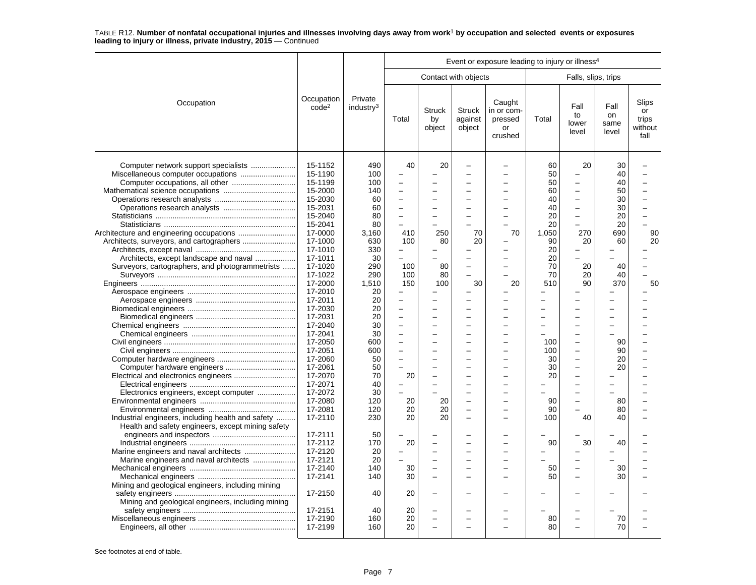TABLE R12. **Number of nonfatal occupational injuries and illnesses involving days away from work[1] by occupation and selected events or exposures leading to injury or illness, private industry, 2015** — Continued

| Occupation | Occupation code[2] | Private industry[3] | Event or exposure leading to injury or illness[4] | | | | | | | |
|---|---|---|---|---|---|---|---|---|---|---|
| | | | Contact with objects | | | | Falls, slips, trips | | | |
| | | | Total | Struck by object | Struck against object | Caught in or compressed or crushed | Total | Fall to lower level | Fall on same level | Slips or trips without fall |
| Computer network support specialists | 15-1152 | 490 | 40 | 20 | – | – | 60 | 20 | 30 | – |
| Miscellaneous computer occupations | 15-1190 | 100 | – | – | – | – | 50 | – | 40 | – |
| Computer occupations, all other | 15-1199 | 100 | – | – | – | – | 50 | – | 40 | – |
| Mathematical science occupations | 15-2000 | 140 | – | – | – | – | 60 | – | 50 | – |
| Operations research analysts | 15-2030 | 60 | – | – | – | – | 40 | – | 30 | – |
| Operations research analysts | 15-2031 | 60 | – | – | – | – | 40 | – | 30 | – |
| Statisticians | 15-2040 | 80 | – | – | – | – | 20 | – | 20 | – |
| Statisticians | 15-2041 | 80 | – | – | – | – | 20 | – | 20 | – |
| Architecture and engineering occupations | 17-0000 | 3,160 | 410 | 250 | 70 | 70 | 1,050 | 270 | 690 | 90 |
| Architects, surveyors, and cartographers | 17-1000 | 630 | 100 | 80 | 20 | – | 90 | 20 | 60 | 20 |
| Architects, except naval | 17-1010 | 330 | – | – | – | – | 20 | – | – | – |
| Architects, except landscape and naval | 17-1011 | 30 | – | – | – | – | 20 | – | – | – |
| Surveyors, cartographers, and photogrammetrists | 17-1020 | 290 | 100 | 80 | – | – | 70 | 20 | 40 | – |
| Surveyors | 17-1022 | 290 | 100 | 80 | – | – | 70 | 20 | 40 | – |
| Engineers | 17-2000 | 1,510 | 150 | 100 | 30 | 20 | 510 | 90 | 370 | 50 |
| Aerospace engineers | 17-2010 | 20 | – | – | – | – | – | – | – | – |
| Aerospace engineers | 17-2011 | 20 | – | – | – | – | – | – | – | – |
| Biomedical engineers | 17-2030 | 20 | – | – | – | – | – | – | – | – |
| Biomedical engineers | 17-2031 | 20 | – | – | – | – | – | – | – | – |
| Chemical engineers | 17-2040 | 30 | – | – | – | – | – | – | – | – |
| Chemical engineers | 17-2041 | 30 | – | – | – | – | – | – | – | – |
| Civil engineers | 17-2050 | 600 | – | – | – | – | 100 | – | 90 | – |
| Civil engineers | 17-2051 | 600 | – | – | – | – | 100 | – | 90 | – |
| Computer hardware engineers | 17-2060 | 50 | – | – | – | – | 30 | – | 20 | – |
| Computer hardware engineers | 17-2061 | 50 | – | – | – | – | 30 | – | 20 | – |
| Electrical and electronics engineers | 17-2070 | 70 | 20 | – | – | – | 20 | – | – | – |
| Electrical engineers | 17-2071 | 40 | – | – | – | – | – | – | – | – |
| Electronics engineers, except computer | 17-2072 | 30 | – | – | – | – | – | – | – | – |
| Environmental engineers | 17-2080 | 120 | 20 | 20 | – | – | 90 | – | 80 | – |
| Environmental engineers | 17-2081 | 120 | 20 | 20 | – | – | 90 | – | 80 | – |
| Industrial engineers, including health and safety | 17-2110 | 230 | 20 | 20 | – | – | 100 | 40 | 40 | – |
| Health and safety engineers, except mining safety engineers and inspectors | 17-2111 | 50 | – | – | – | – | – | – | – | – |
| Industrial engineers | 17-2112 | 170 | 20 | – | – | – | 90 | 30 | 40 | – |
| Marine engineers and naval architects | 17-2120 | 20 | – | – | – | – | – | – | – | – |
| Marine engineers and naval architects | 17-2121 | 20 | – | – | – | – | – | – | – | – |
| Mechanical engineers | 17-2140 | 140 | 30 | – | – | – | 50 | – | 30 | – |
| Mechanical engineers | 17-2141 | 140 | 30 | – | – | – | 50 | – | 30 | – |
| Mining and geological engineers, including mining safety engineers | 17-2150 | 40 | 20 | – | – | – | – | – | – | – |
| Mining and geological engineers, including mining safety engineers | 17-2151 | 40 | 20 | – | – | – | – | – | – | – |
| Miscellaneous engineers | 17-2190 | 160 | 20 | – | – | – | 80 | – | 70 | – |
| Engineers, all other | 17-2199 | 160 | 20 | – | – | – | 80 | – | 70 | – |

See footnotes at end of table.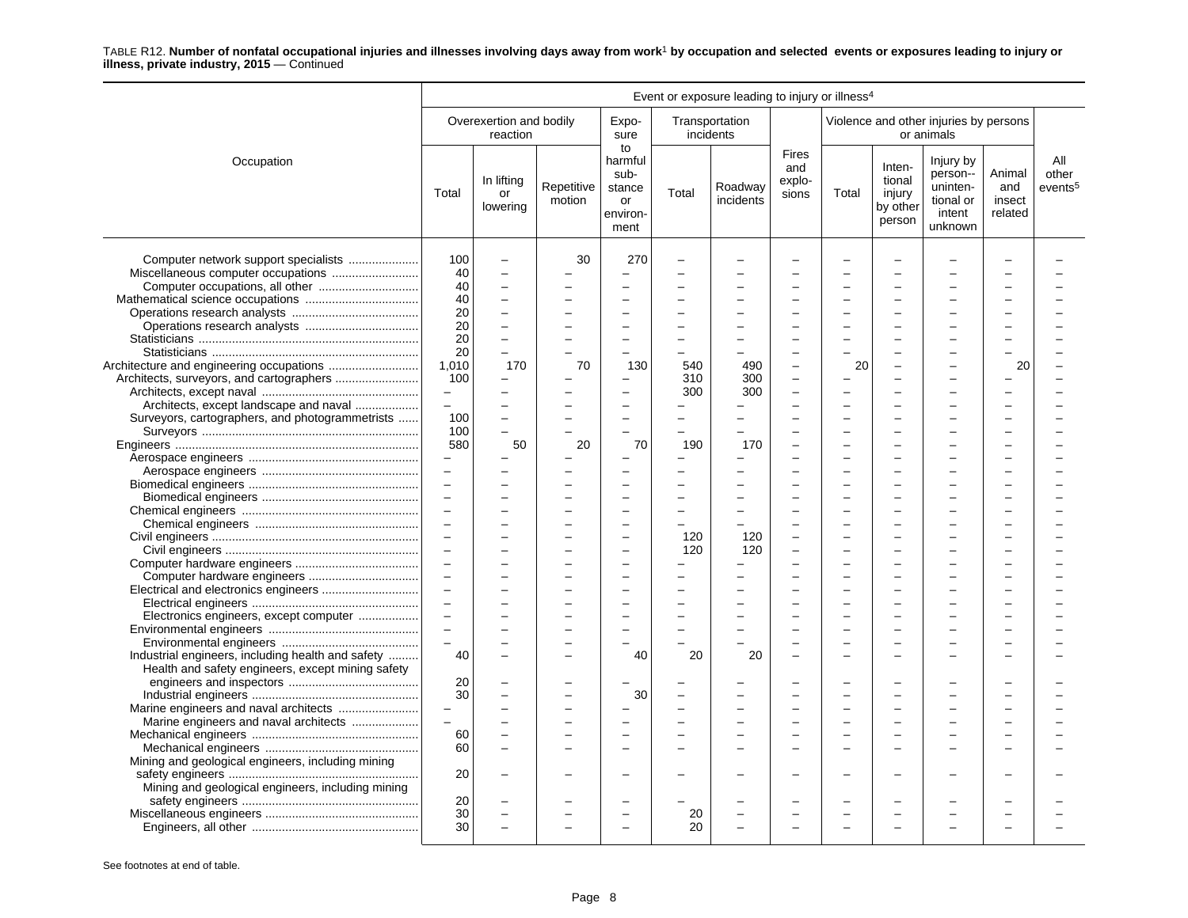TABLE R12. **Number of nonfatal occupational injuries and illnesses involving days away from work[1] by occupation and selected events or exposures leading to injury or illness, private industry, 2015** — Continued

| Occupation | Overexertion and bodily reaction: Total | Overexertion and bodily reaction: In lifting or lowering | Overexertion and bodily reaction: Repetitive motion | Exposure to harmful substance or environment | Transportation incidents: Total | Transportation incidents: Roadway incidents | Fires and explosions | Violence and other injuries by persons or animals: Total | Violence and other injuries by persons or animals: Intentional injury by other person | Violence and other injuries by persons or animals: Injury by person--unintentional or intent unknown | Violence and other injuries by persons or animals: Animal and insect related | All other events[5] |
|---|---|---|---|---|---|---|---|---|---|---|---|---|
| Computer network support specialists | 100 | – | 30 | 270 | – | – | – | – | – | – | – | – |
| Miscellaneous computer occupations | 40 | – | – | – | – | – | – | – | – | – | – | – |
| Computer occupations, all other | 40 | – | – | – | – | – | – | – | – | – | – | – |
| Mathematical science occupations | 40 | – | – | – | – | – | – | – | – | – | – | – |
| Operations research analysts | 20 | – | – | – | – | – | – | – | – | – | – | – |
| Operations research analysts | 20 | – | – | – | – | – | – | – | – | – | – | – |
| Statisticians | 20 | – | – | – | – | – | – | – | – | – | – | – |
| Statisticians | 20 | – | – | – | – | – | – | – | – | – | – | – |
| Architecture and engineering occupations | 1,010 | 170 | 70 | 130 | 540 | 490 | – | 20 | – | – | 20 | – |
| Architects, surveyors, and cartographers | 100 | – | – | – | 310 | 300 | – | – | – | – | – | – |
| Architects, except naval | – | – | – | – | 300 | 300 | – | – | – | – | – | – |
| Architects, except landscape and naval | – | – | – | – | – | – | – | – | – | – | – | – |
| Surveyors, cartographers, and photogrammetrists | 100 | – | – | – | – | – | – | – | – | – | – | – |
| Surveyors | 100 | – | – | – | – | – | – | – | – | – | – | – |
| Engineers | 580 | 50 | 20 | 70 | 190 | 170 | – | – | – | – | – | – |
| Aerospace engineers | – | – | – | – | – | – | – | – | – | – | – | – |
| Aerospace engineers | – | – | – | – | – | – | – | – | – | – | – | – |
| Biomedical engineers | – | – | – | – | – | – | – | – | – | – | – | – |
| Biomedical engineers | – | – | – | – | – | – | – | – | – | – | – | – |
| Chemical engineers | – | – | – | – | – | – | – | – | – | – | – | – |
| Chemical engineers | – | – | – | – | – | – | – | – | – | – | – | – |
| Civil engineers | – | – | – | – | 120 | 120 | – | – | – | – | – | – |
| Civil engineers | – | – | – | – | 120 | 120 | – | – | – | – | – | – |
| Computer hardware engineers | – | – | – | – | – | – | – | – | – | – | – | – |
| Computer hardware engineers | – | – | – | – | – | – | – | – | – | – | – | – |
| Electrical and electronics engineers | – | – | – | – | – | – | – | – | – | – | – | – |
| Electrical engineers | – | – | – | – | – | – | – | – | – | – | – | – |
| Electronics engineers, except computer | – | – | – | – | – | – | – | – | – | – | – | – |
| Environmental engineers | – | – | – | – | – | – | – | – | – | – | – | – |
| Environmental engineers | – | – | – | – | – | – | – | – | – | – | – | – |
| Industrial engineers, including health and safety | 40 | – | – | 40 | 20 | 20 | – | – | – | – | – | – |
| Health and safety engineers, except mining safety engineers and inspectors | 20 | – | – | – | – | – | – | – | – | – | – | – |
| Industrial engineers | 30 | – | – | 30 | – | – | – | – | – | – | – | – |
| Marine engineers and naval architects | – | – | – | – | – | – | – | – | – | – | – | – |
| Marine engineers and naval architects | – | – | – | – | – | – | – | – | – | – | – | – |
| Mechanical engineers | 60 | – | – | – | – | – | – | – | – | – | – | – |
| Mechanical engineers | 60 | – | – | – | – | – | – | – | – | – | – | – |
| Mining and geological engineers, including mining safety engineers | 20 | – | – | – | – | – | – | – | – | – | – | – |
| Mining and geological engineers, including mining safety engineers | 20 | – | – | – | – | – | – | – | – | – | – | – |
| Miscellaneous engineers | 30 | – | – | – | 20 | – | – | – | – | – | – | – |
| Engineers, all other | 30 | – | – | – | 20 | – | – | – | – | – | – | – |

See footnotes at end of table.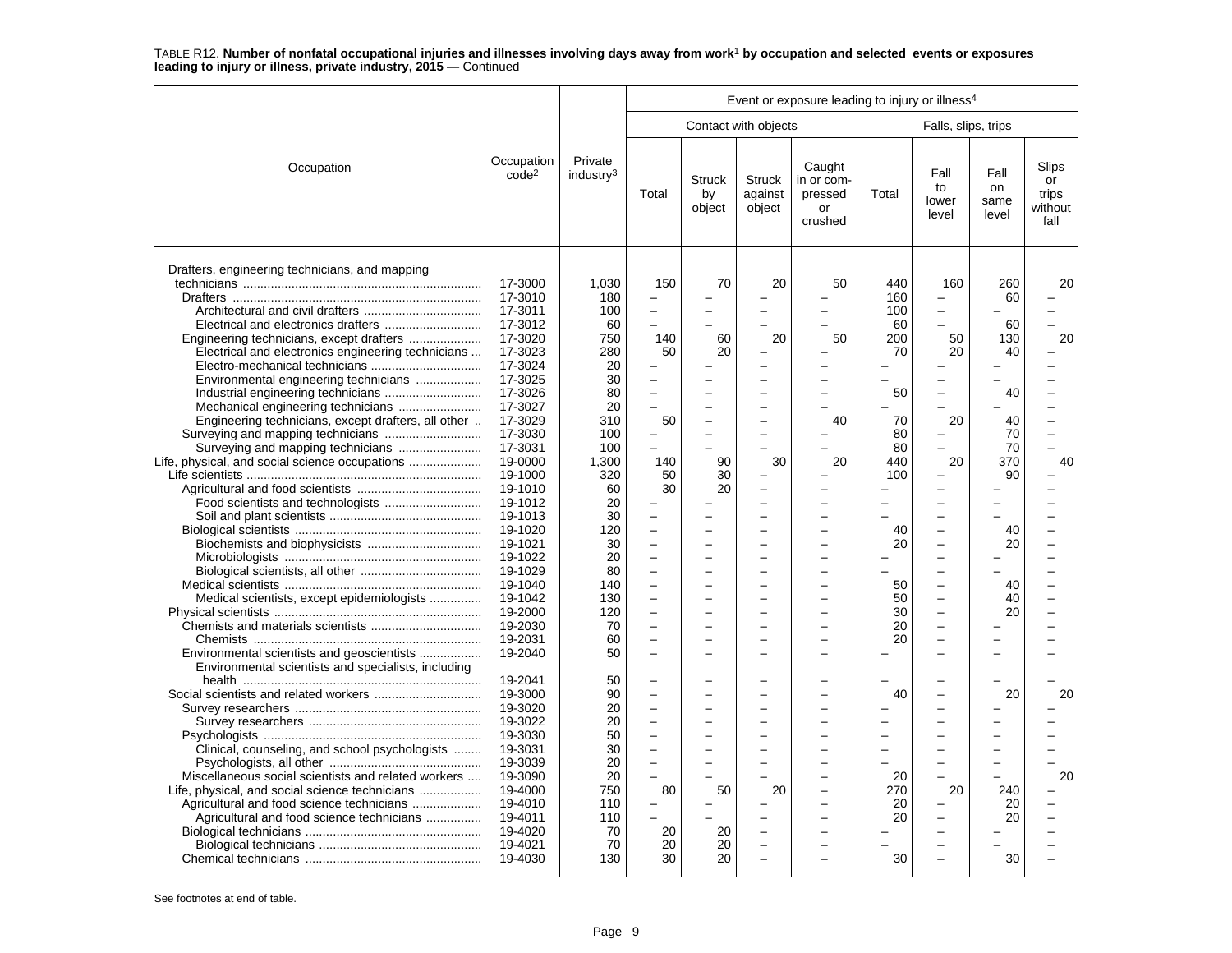TABLE R12. **Number of nonfatal occupational injuries and illnesses involving days away from work[1] by occupation and selected events or exposures leading to injury or illness, private industry, 2015** — Continued

| Occupation | Occupation code[2] | Private industry[3] | Event or exposure leading to injury or illness[4] | | | | | | | |
|---|---|---|---|---|---|---|---|---|---|---|
| | | | Contact with objects | | | | Falls, slips, trips | | | |
| | | | Total | Struck by object | Struck against object | Caught in or compressed or crushed | Total | Fall to lower level | Fall on same level | Slips or trips without fall |
| Drafters, engineering technicians, and mapping technicians | 17-3000 | 1,030 | 150 | 70 | 20 | 50 | 440 | 160 | 260 | 20 |
| Drafters | 17-3010 | 180 | – | – | – | – | 160 | – | 60 | – |
| Architectural and civil drafters | 17-3011 | 100 | – | – | – | – | 100 | – | – | – |
| Electrical and electronics drafters | 17-3012 | 60 | – | – | – | – | 60 | – | 60 | – |
| Engineering technicians, except drafters | 17-3020 | 750 | 140 | 60 | 20 | 50 | 200 | 50 | 130 | 20 |
| Electrical and electronics engineering technicians | 17-3023 | 280 | 50 | 20 | – | – | 70 | 20 | 40 | – |
| Electro-mechanical technicians | 17-3024 | 20 | – | – | – | – | – | – | – | – |
| Environmental engineering technicians | 17-3025 | 30 | – | – | – | – | – | – | – | – |
| Industrial engineering technicians | 17-3026 | 80 | – | – | – | – | 50 | – | 40 | – |
| Mechanical engineering technicians | 17-3027 | 20 | – | – | – | – | – | – | – | – |
| Engineering technicians, except drafters, all other | 17-3029 | 310 | 50 | – | – | 40 | 70 | 20 | 40 | – |
| Surveying and mapping technicians | 17-3030 | 100 | – | – | – | – | 80 | – | 70 | – |
| Surveying and mapping technicians | 17-3031 | 100 | – | – | – | – | 80 | – | 70 | – |
| Life, physical, and social science occupations | 19-0000 | 1,300 | 140 | 90 | 30 | 20 | 440 | 20 | 370 | 40 |
| Life scientists | 19-1000 | 320 | 50 | 30 | – | – | 100 | – | 90 | – |
| Agricultural and food scientists | 19-1010 | 60 | 30 | 20 | – | – | – | – | – | – |
| Food scientists and technologists | 19-1012 | 20 | – | – | – | – | – | – | – | – |
| Soil and plant scientists | 19-1013 | 30 | – | – | – | – | – | – | – | – |
| Biological scientists | 19-1020 | 120 | – | – | – | – | 40 | – | 40 | – |
| Biochemists and biophysicists | 19-1021 | 30 | – | – | – | – | 20 | – | 20 | – |
| Microbiologists | 19-1022 | 20 | – | – | – | – | – | – | – | – |
| Biological scientists, all other | 19-1029 | 80 | – | – | – | – | – | – | – | – |
| Medical scientists | 19-1040 | 140 | – | – | – | – | 50 | – | 40 | – |
| Medical scientists, except epidemiologists | 19-1042 | 130 | – | – | – | – | 50 | – | 40 | – |
| Physical scientists | 19-2000 | 120 | – | – | – | – | 30 | – | 20 | – |
| Chemists and materials scientists | 19-2030 | 70 | – | – | – | – | 20 | – | – | – |
| Chemists | 19-2031 | 60 | – | – | – | – | 20 | – | – | – |
| Environmental scientists and geoscientists | 19-2040 | 50 | – | – | – | – | – | – | – | – |
| Environmental scientists and specialists, including health | 19-2041 | 50 | – | – | – | – | – | – | – | – |
| Social scientists and related workers | 19-3000 | 90 | – | – | – | – | 40 | – | 20 | 20 |
| Survey researchers | 19-3020 | 20 | – | – | – | – | – | – | – | – |
| Survey researchers | 19-3022 | 20 | – | – | – | – | – | – | – | – |
| Psychologists | 19-3030 | 50 | – | – | – | – | – | – | – | – |
| Clinical, counseling, and school psychologists | 19-3031 | 30 | – | – | – | – | – | – | – | – |
| Psychologists, all other | 19-3039 | 20 | – | – | – | – | – | – | – | – |
| Miscellaneous social scientists and related workers | 19-3090 | 20 | – | – | – | – | 20 | – | – | 20 |
| Life, physical, and social science technicians | 19-4000 | 750 | 80 | 50 | 20 | – | 270 | 20 | 240 | – |
| Agricultural and food science technicians | 19-4010 | 110 | – | – | – | – | 20 | – | 20 | – |
| Agricultural and food science technicians | 19-4011 | 110 | – | – | – | – | 20 | – | 20 | – |
| Biological technicians | 19-4020 | 70 | 20 | 20 | – | – | – | – | – | – |
| Biological technicians | 19-4021 | 70 | 20 | 20 | – | – | – | – | – | – |
| Chemical technicians | 19-4030 | 130 | 30 | 20 | – | – | 30 | – | 30 | – |

See footnotes at end of table.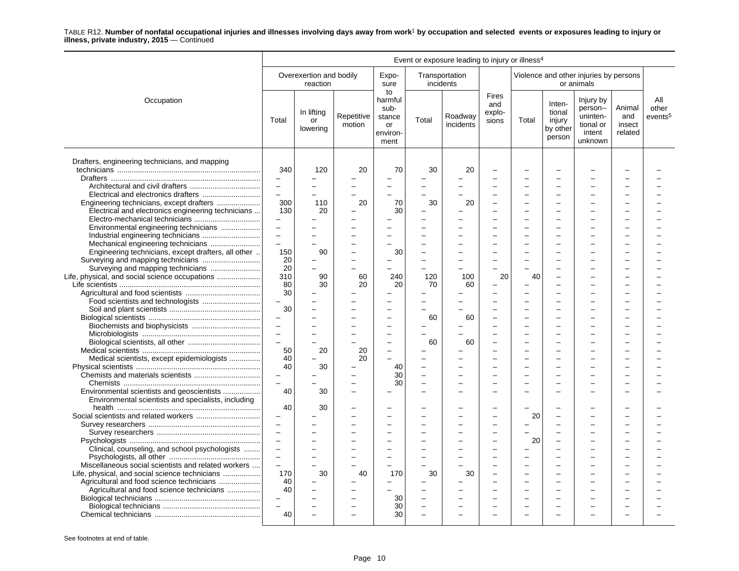TABLE R12. **Number of nonfatal occupational injuries and illnesses involving days away from work[1] by occupation and selected events or exposures leading to injury or illness, private industry, 2015** — Continued

| Occupation | Event or exposure leading to injury or illness[4] | | | | | | | | | | | |
|---|---|---|---|---|---|---|---|---|---|---|---|---|
| | Overexertion and bodily reaction | | | Exposure to harmful substance or environment | Transportation incidents | | Fires and explosions | Violence and other injuries by persons or animals | | | | All other events[5] |
| | Total | In lifting or lowering | Repetitive motion | | Total | Roadway incidents | | Total | Intentional injury by other person | Injury by person-- unintentional or intent unknown | Animal and insect related | |
| Drafters, engineering technicians, and mapping technicians | 340 | 120 | 20 | 70 | 30 | 20 | – | – | – | – | – | – |
| Drafters | – | – | – | – | – | – | – | – | – | – | – | – |
| Architectural and civil drafters | – | – | – | – | – | – | – | – | – | – | – | – |
| Electrical and electronics drafters | – | – | – | – | – | – | – | – | – | – | – | – |
| Engineering technicians, except drafters | 300 | 110 | 20 | 70 | 30 | 20 | – | – | – | – | – | – |
| Electrical and electronics engineering technicians | 130 | 20 | – | 30 | – | – | – | – | – | – | – | – |
| Electro-mechanical technicians | – | – | – | – | – | – | – | – | – | – | – | – |
| Environmental engineering technicians | – | – | – | – | – | – | – | – | – | – | – | – |
| Industrial engineering technicians | – | – | – | – | – | – | – | – | – | – | – | – |
| Mechanical engineering technicians | – | – | – | – | – | – | – | – | – | – | – | – |
| Engineering technicians, except drafters, all other | 150 | 90 | – | 30 | – | – | – | – | – | – | – | – |
| Surveying and mapping technicians | 20 | – | – | – | – | – | – | – | – | – | – | – |
| Surveying and mapping technicians | 20 | – | – | – | – | – | – | – | – | – | – | – |
| Life, physical, and social science occupations | 310 | 90 | 60 | 240 | 120 | 100 | 20 | 40 | – | – | – | – |
| Life scientists | 80 | 30 | 20 | 20 | 70 | 60 | – | – | – | – | – | – |
| Agricultural and food scientists | 30 | – | – | – | – | – | – | – | – | – | – | – |
| Food scientists and technologists | – | – | – | – | – | – | – | – | – | – | – | – |
| Soil and plant scientists | 30 | – | – | – | – | – | – | – | – | – | – | – |
| Biological scientists | – | – | – | – | 60 | 60 | – | – | – | – | – | – |
| Biochemists and biophysicists | – | – | – | – | – | – | – | – | – | – | – | – |
| Microbiologists | – | – | – | – | – | – | – | – | – | – | – | – |
| Biological scientists, all other | – | – | – | – | 60 | 60 | – | – | – | – | – | – |
| Medical scientists | 50 | 20 | 20 | – | – | – | – | – | – | – | – | – |
| Medical scientists, except epidemiologists | 40 | – | 20 | – | – | – | – | – | – | – | – | – |
| Physical scientists | 40 | 30 | – | 40 | – | – | – | – | – | – | – | – |
| Chemists and materials scientists | – | – | – | 30 | – | – | – | – | – | – | – | – |
| Chemists | – | – | – | 30 | – | – | – | – | – | – | – | – |
| Environmental scientists and geoscientists | 40 | 30 | – | – | – | – | – | – | – | – | – | – |
| Environmental scientists and specialists, including health | 40 | 30 | – | – | – | – | – | – | – | – | – | – |
| Social scientists and related workers | – | – | – | – | – | – | – | 20 | – | – | – | – |
| Survey researchers | – | – | – | – | – | – | – | – | – | – | – | – |
| Survey researchers | – | – | – | – | – | – | – | – | – | – | – | – |
| Psychologists | – | – | – | – | – | – | – | 20 | – | – | – | – |
| Clinical, counseling, and school psychologists | – | – | – | – | – | – | – | – | – | – | – | – |
| Psychologists, all other | – | – | – | – | – | – | – | – | – | – | – | – |
| Miscellaneous social scientists and related workers | – | – | – | – | – | – | – | – | – | – | – | – |
| Life, physical, and social science technicians | 170 | 30 | 40 | 170 | 30 | 30 | – | – | – | – | – | – |
| Agricultural and food science technicians | 40 | – | – | – | – | – | – | – | – | – | – | – |
| Agricultural and food science technicians | 40 | – | – | – | – | – | – | – | – | – | – | – |
| Biological technicians | – | – | – | 30 | – | – | – | – | – | – | – | – |
| Biological technicians | – | – | – | 30 | – | – | – | – | – | – | – | – |
| Chemical technicians | 40 | – | – | 30 | – | – | – | – | – | – | – | – |

See footnotes at end of table.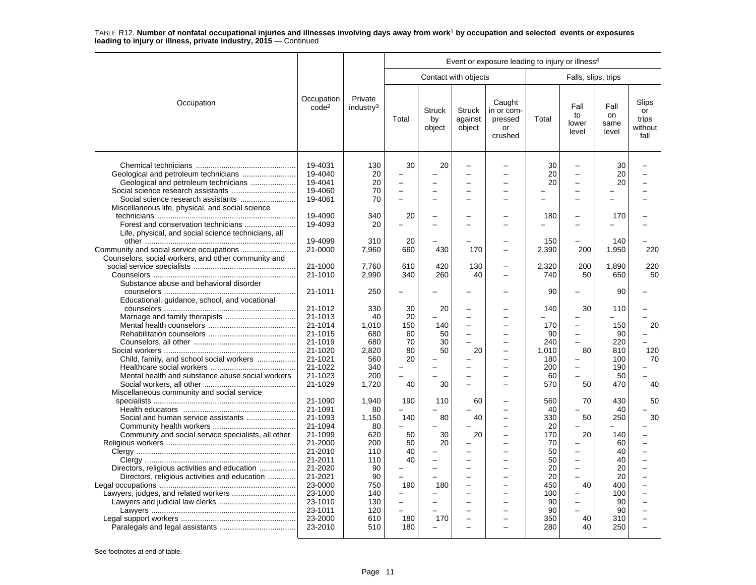TABLE R12. **Number of nonfatal occupational injuries and illnesses involving days away from work[1] by occupation and selected events or exposures leading to injury or illness, private industry, 2015** — Continued

| Occupation | Occupation code[2] | Private industry[3] | Event or exposure leading to injury or illness[4] | | | | | | | |
|---|---|---|---|---|---|---|---|---|---|---|
| | | | Contact with objects | | | | Falls, slips, trips | | | |
| | | | Total | Struck by object | Struck against object | Caught in or compressed or crushed | Total | Fall to lower level | Fall on same level | Slips or trips without fall |
| Chemical technicians | 19-4031 | 130 | 30 | 20 | – | – | 30 | – | 30 | – |
| Geological and petroleum technicians | 19-4040 | 20 | – | – | – | – | 20 | – | 20 | – |
| Geological and petroleum technicians | 19-4041 | 20 | – | – | – | – | 20 | – | 20 | – |
| Social science research assistants | 19-4060 | 70 | – | – | – | – | – | – | – | – |
| Social science research assistants | 19-4061 | 70 | – | – | – | – | – | – | – | – |
| Miscellaneous life, physical, and social science technicians | 19-4090 | 340 | 20 | – | – | – | 180 | – | 170 | – |
| Forest and conservation technicians | 19-4093 | 20 | – | – | – | – | – | – | – | – |
| Life, physical, and social science technicians, all other | 19-4099 | 310 | 20 | – | – | – | 150 | – | 140 | – |
| Community and social service occupations | 21-0000 | 7,960 | 660 | 430 | 170 | – | 2,390 | 200 | 1,950 | 220 |
| Counselors, social workers, and other community and social service specialists | 21-1000 | 7,760 | 610 | 420 | 130 | – | 2,320 | 200 | 1,890 | 220 |
| Counselors | 21-1010 | 2,990 | 340 | 260 | 40 | – | 740 | 50 | 650 | 50 |
| Substance abuse and behavioral disorder counselors | 21-1011 | 250 | – | – | – | – | 90 | – | 90 | – |
| Educational, guidance, school, and vocational counselors | 21-1012 | 330 | 30 | 20 | – | – | 140 | 30 | 110 | – |
| Marriage and family therapists | 21-1013 | 40 | 20 | – | – | – | – | – | – | – |
| Mental health counselors | 21-1014 | 1,010 | 150 | 140 | – | – | 170 | – | 150 | 20 |
| Rehabilitation counselors | 21-1015 | 680 | 60 | 50 | – | – | 90 | – | 90 | – |
| Counselors, all other | 21-1019 | 680 | 70 | 30 | – | – | 240 | – | 220 | – |
| Social workers | 21-1020 | 2,820 | 80 | 50 | 20 | – | 1,010 | 80 | 810 | 120 |
| Child, family, and school social workers | 21-1021 | 560 | 20 | – | – | – | 180 | – | 100 | 70 |
| Healthcare social workers | 21-1022 | 340 | – | – | – | – | 200 | – | 190 | – |
| Mental health and substance abuse social workers | 21-1023 | 200 | – | – | – | – | 60 | – | 50 | – |
| Social workers, all other | 21-1029 | 1,720 | 40 | 30 | – | – | 570 | 50 | 470 | 40 |
| Miscellaneous community and social service specialists | 21-1090 | 1,940 | 190 | 110 | 60 | – | 560 | 70 | 430 | 50 |
| Health educators | 21-1091 | 80 | – | – | – | – | 40 | – | 40 | – |
| Social and human service assistants | 21-1093 | 1,150 | 140 | 80 | 40 | – | 330 | 50 | 250 | 30 |
| Community health workers | 21-1094 | 80 | – | – | – | – | 20 | – | – | – |
| Community and social service specialists, all other | 21-1099 | 620 | 50 | 30 | 20 | – | 170 | 20 | 140 | – |
| Religious workers | 21-2000 | 200 | 50 | 20 | – | – | 70 | – | 60 | – |
| Clergy | 21-2010 | 110 | 40 | – | – | – | 50 | – | 40 | – |
| Clergy | 21-2011 | 110 | 40 | – | – | – | 50 | – | 40 | – |
| Directors, religious activities and education | 21-2020 | 90 | – | – | – | – | 20 | – | 20 | – |
| Directors, religious activities and education | 21-2021 | 90 | – | – | – | – | 20 | – | 20 | – |
| Legal occupations | 23-0000 | 750 | 190 | 180 | – | – | 450 | 40 | 400 | – |
| Lawyers, judges, and related workers | 23-1000 | 140 | – | – | – | – | 100 | – | 100 | – |
| Lawyers and judicial law clerks | 23-1010 | 130 | – | – | – | – | 90 | – | 90 | – |
| Lawyers | 23-1011 | 120 | – | – | – | – | 90 | – | 90 | – |
| Legal support workers | 23-2000 | 610 | 180 | 170 | – | – | 350 | 40 | 310 | – |
| Paralegals and legal assistants | 23-2010 | 510 | 180 | – | – | – | 280 | 40 | 250 | – |

See footnotes at end of table.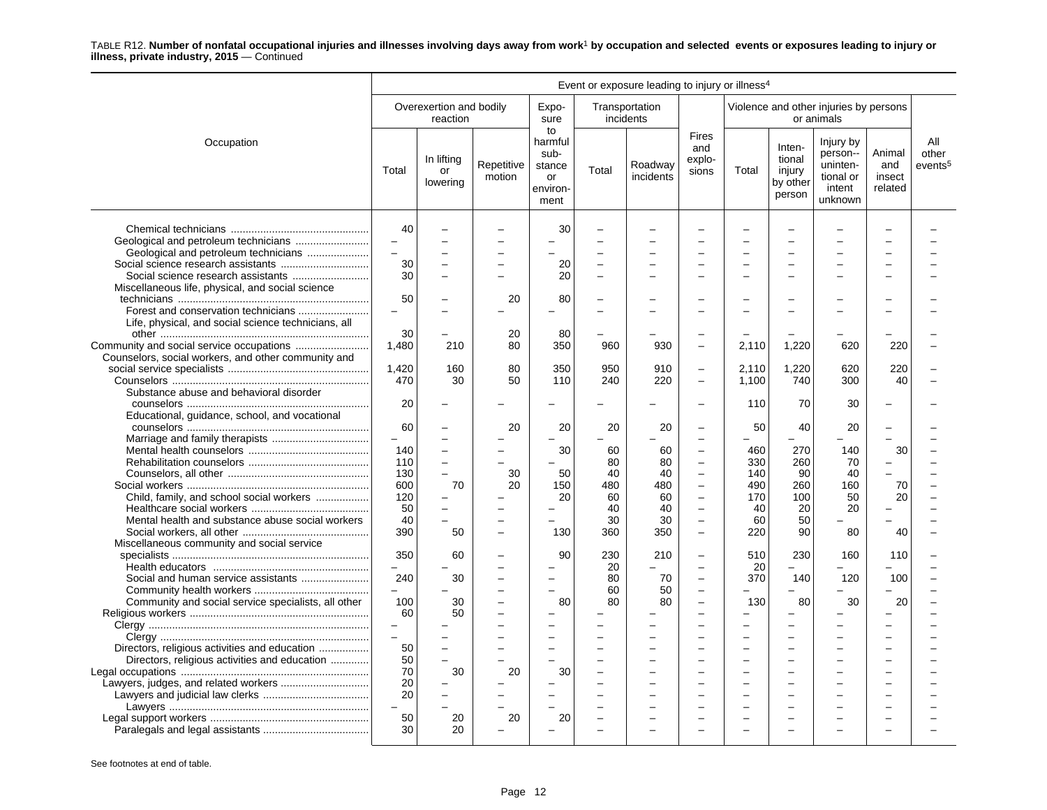TABLE R12. **Number of nonfatal occupational injuries and illnesses involving days away from work[1] by occupation and selected events or exposures leading to injury or illness, private industry, 2015** — Continued

| Occupation | Event or exposure leading to injury or illness[4] | | | | | | | | | | | |
|---|---|---|---|---|---|---|---|---|---|---|---|---|
| | Overexertion and bodily reaction | | | Exposure to harmful substance or environment | Transportation incidents | | Fires and explosions | Violence and other injuries by persons or animals | | | | All other events[5] |
| | Total | In lifting or lowering | Repetitive motion | | Total | Roadway incidents | | Total | Intentional injury by other person | Injury by person--unintentional or intent unknown | Animal and insect related | |
| Chemical technicians | 40 | – | – | 30 | – | – | – | – | – | – | – | – |
| Geological and petroleum technicians | – | – | – | – | – | – | – | – | – | – | – | – |
| Geological and petroleum technicians | – | – | – | – | – | – | – | – | – | – | – | – |
| Social science research assistants | 30 | – | – | 20 | – | – | – | – | – | – | – | – |
| Social science research assistants | 30 | – | – | 20 | – | – | – | – | – | – | – | – |
| Miscellaneous life, physical, and social science technicians | 50 | – | 20 | 80 | – | – | – | – | – | – | – | – |
| Forest and conservation technicians | – | – | – | – | – | – | – | – | – | – | – | – |
| Life, physical, and social science technicians, all other | 30 | – | 20 | 80 | – | – | – | – | – | – | – | – |
| Community and social service occupations | 1,480 | 210 | 80 | 350 | 960 | 930 | – | 2,110 | 1,220 | 620 | 220 | – |
| Counselors, social workers, and other community and social service specialists | 1,420 | 160 | 80 | 350 | 950 | 910 | – | 2,110 | 1,220 | 620 | 220 | – |
| Counselors | 470 | 30 | 50 | 110 | 240 | 220 | – | 1,100 | 740 | 300 | 40 | – |
| Substance abuse and behavioral disorder counselors | 20 | – | – | – | – | – | – | 110 | 70 | 30 | – | – |
| Educational, guidance, school, and vocational counselors | 60 | – | 20 | 20 | 20 | 20 | – | 50 | 40 | 20 | – | – |
| Marriage and family therapists | – | – | – | – | – | – | – | – | – | – | – | – |
| Mental health counselors | 140 | – | – | 30 | 60 | 60 | – | 460 | 270 | 140 | 30 | – |
| Rehabilitation counselors | 110 | – | – | – | 80 | 80 | – | 330 | 260 | 70 | – | – |
| Counselors, all other | 130 | – | 30 | 50 | 40 | 40 | – | 140 | 90 | 40 | – | – |
| Social workers | 600 | 70 | 20 | 150 | 480 | 480 | – | 490 | 260 | 160 | 70 | – |
| Child, family, and school social workers | 120 | – | – | 20 | 60 | 60 | – | 170 | 100 | 50 | 20 | – |
| Healthcare social workers | 50 | – | – | – | 40 | 40 | – | 40 | 20 | 20 | – | – |
| Mental health and substance abuse social workers | 40 | – | – | – | 30 | 30 | – | 60 | 50 | – | – | – |
| Social workers, all other | 390 | 50 | – | 130 | 360 | 350 | – | 220 | 90 | 80 | 40 | – |
| Miscellaneous community and social service specialists | 350 | 60 | – | 90 | 230 | 210 | – | 510 | 230 | 160 | 110 | – |
| Health educators | – | – | – | – | 20 | – | – | 20 | – | – | – | – |
| Social and human service assistants | 240 | 30 | – | – | 80 | 70 | – | 370 | 140 | 120 | 100 | – |
| Community health workers | – | – | – | – | 60 | 50 | – | – | – | – | – | – |
| Community and social service specialists, all other | 100 | 30 | – | 80 | 80 | 80 | – | 130 | 80 | 30 | 20 | – |
| Religious workers | 60 | 50 | – | – | – | – | – | – | – | – | – | – |
| Clergy | – | – | – | – | – | – | – | – | – | – | – | – |
| Clergy | – | – | – | – | – | – | – | – | – | – | – | – |
| Directors, religious activities and education | 50 | – | – | – | – | – | – | – | – | – | – | – |
| Directors, religious activities and education | 50 | – | – | – | – | – | – | – | – | – | – | – |
| Legal occupations | 70 | 30 | 20 | 30 | – | – | – | – | – | – | – | – |
| Lawyers, judges, and related workers | 20 | – | – | – | – | – | – | – | – | – | – | – |
| Lawyers and judicial law clerks | 20 | – | – | – | – | – | – | – | – | – | – | – |
| Lawyers | – | – | – | – | – | – | – | – | – | – | – | – |
| Legal support workers | 50 | 20 | 20 | 20 | – | – | – | – | – | – | – | – |
| Paralegals and legal assistants | 30 | 20 | – | – | – | – | – | – | – | – | – | – |

See footnotes at end of table.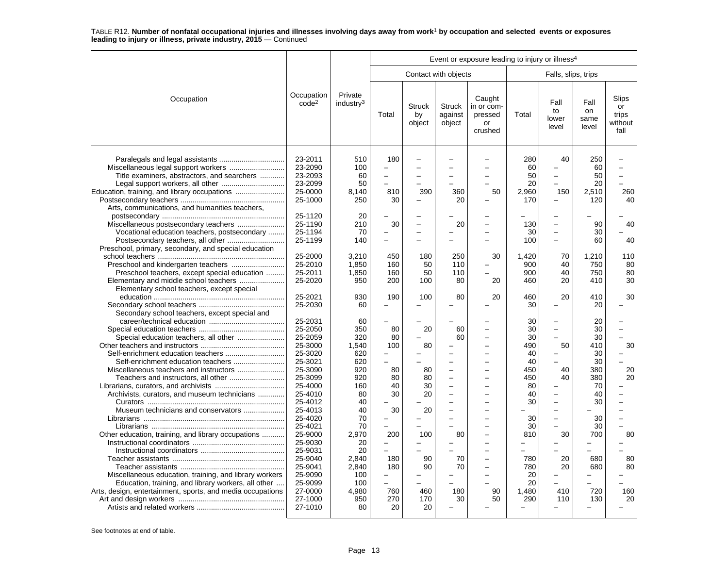TABLE R12. **Number of nonfatal occupational injuries and illnesses involving days away from work[1] by occupation and selected events or exposures leading to injury or illness, private industry, 2015** — Continued

| Occupation | Occupation code[2] | Private industry[3] | Contact with objects: Total | Contact with objects: Struck by object | Contact with objects: Struck against object | Contact with objects: Caught in or compressed or crushed | Falls, slips, trips: Total | Falls, slips, trips: Fall to lower level | Falls, slips, trips: Fall on same level | Falls, slips, trips: Slips or trips without fall |
|---|---|---|---|---|---|---|---|---|---|---|
| Paralegals and legal assistants | 23-2011 | 510 | 180 | – | – | – | 280 | 40 | 250 | – |
| Miscellaneous legal support workers | 23-2090 | 100 | – | – | – | – | 60 | – | 60 | – |
| Title examiners, abstractors, and searchers | 23-2093 | 60 | – | – | – | – | 50 | – | 50 | – |
| Legal support workers, all other | 23-2099 | 50 | – | – | – | – | 20 | – | 20 | – |
| Education, training, and library occupations | 25-0000 | 8,140 | 810 | 390 | 360 | 50 | 2,960 | 150 | 2,510 | 260 |
| Postsecondary teachers | 25-1000 | 250 | 30 | – | 20 | – | 170 | – | 120 | 40 |
| Arts, communications, and humanities teachers, postsecondary | 25-1120 | 20 | – | – | – | – | – | – | – | – |
| Miscellaneous postsecondary teachers | 25-1190 | 210 | 30 | – | 20 | – | 130 | – | 90 | 40 |
| Vocational education teachers, postsecondary | 25-1194 | 70 | – | – | – | – | 30 | – | 30 | – |
| Postsecondary teachers, all other | 25-1199 | 140 | – | – | – | – | 100 | – | 60 | 40 |
| Preschool, primary, secondary, and special education school teachers | 25-2000 | 3,210 | 450 | 180 | 250 | 30 | 1,420 | 70 | 1,210 | 110 |
| Preschool and kindergarten teachers | 25-2010 | 1,850 | 160 | 50 | 110 | – | 900 | 40 | 750 | 80 |
| Preschool teachers, except special education | 25-2011 | 1,850 | 160 | 50 | 110 | – | 900 | 40 | 750 | 80 |
| Elementary and middle school teachers | 25-2020 | 950 | 200 | 100 | 80 | 20 | 460 | 20 | 410 | 30 |
| Elementary school teachers, except special education | 25-2021 | 930 | 190 | 100 | 80 | 20 | 460 | 20 | 410 | 30 |
| Secondary school teachers | 25-2030 | 60 | – | – | – | – | 30 | – | 20 | – |
| Secondary school teachers, except special and career/technical education | 25-2031 | 60 | – | – | – | – | 30 | – | 20 | – |
| Special education teachers | 25-2050 | 350 | 80 | 20 | 60 | – | 30 | – | 30 | – |
| Special education teachers, all other | 25-2059 | 320 | 80 | – | 60 | – | 30 | – | 30 | – |
| Other teachers and instructors | 25-3000 | 1,540 | 100 | 80 | – | – | 490 | 50 | 410 | 30 |
| Self-enrichment education teachers | 25-3020 | 620 | – | – | – | – | 40 | – | 30 | – |
| Self-enrichment education teachers | 25-3021 | 620 | – | – | – | – | 40 | – | 30 | – |
| Miscellaneous teachers and instructors | 25-3090 | 920 | 80 | 80 | – | – | 450 | 40 | 380 | 20 |
| Teachers and instructors, all other | 25-3099 | 920 | 80 | 80 | – | – | 450 | 40 | 380 | 20 |
| Librarians, curators, and archivists | 25-4000 | 160 | 40 | 30 | – | – | 80 | – | 70 | – |
| Archivists, curators, and museum technicians | 25-4010 | 80 | 30 | 20 | – | – | 40 | – | 40 | – |
| Curators | 25-4012 | 40 | – | – | – | – | 30 | – | 30 | – |
| Museum technicians and conservators | 25-4013 | 40 | 30 | 20 | – | – | – | – | – | – |
| Librarians | 25-4020 | 70 | – | – | – | – | 30 | – | 30 | – |
| Librarians | 25-4021 | 70 | – | – | – | – | 30 | – | 30 | – |
| Other education, training, and library occupations | 25-9000 | 2,970 | 200 | 100 | 80 | – | 810 | 30 | 700 | 80 |
| Instructional coordinators | 25-9030 | 20 | – | – | – | – | – | – | – | – |
| Instructional coordinators | 25-9031 | 20 | – | – | – | – | – | – | – | – |
| Teacher assistants | 25-9040 | 2,840 | 180 | 90 | 70 | – | 780 | 20 | 680 | 80 |
| Teacher assistants | 25-9041 | 2,840 | 180 | 90 | 70 | – | 780 | 20 | 680 | 80 |
| Miscellaneous education, training, and library workers | 25-9090 | 100 | – | – | – | – | 20 | – | – | – |
| Education, training, and library workers, all other | 25-9099 | 100 | – | – | – | – | 20 | – | – | – |
| Arts, design, entertainment, sports, and media occupations | 27-0000 | 4,980 | 760 | 460 | 180 | 90 | 1,480 | 410 | 720 | 160 |
| Art and design workers | 27-1000 | 950 | 270 | 170 | 30 | 50 | 290 | 110 | 130 | 20 |
| Artists and related workers | 27-1010 | 80 | 20 | 20 | – | – | – | – | – | – |

Event or exposure leading to injury or illness[4]

See footnotes at end of table.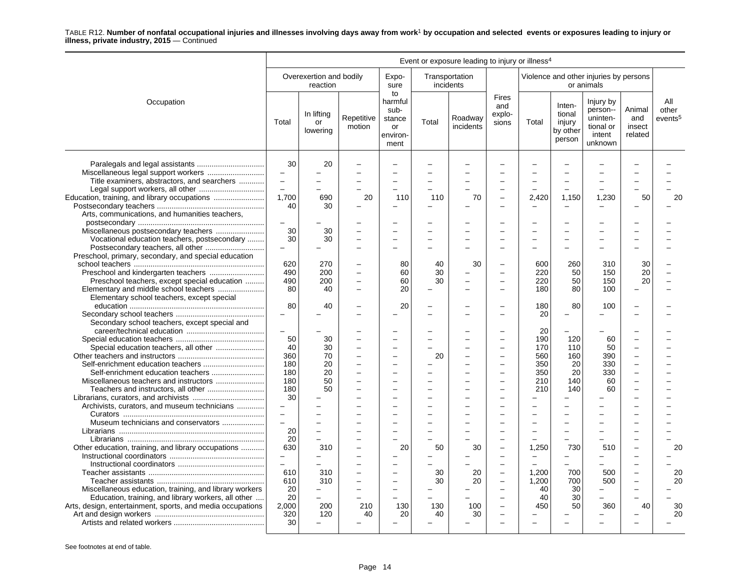TABLE R12. **Number of nonfatal occupational injuries and illnesses involving days away from work[1] by occupation and selected events or exposures leading to injury or illness, private industry, 2015** — Continued

| Occupation | Event or exposure leading to injury or illness[4] | | | | | | | | | | | |
|---|---|---|---|---|---|---|---|---|---|---|---|---|
| | Overexertion and bodily reaction | | | Exposure to harmful substance or environment | Transportation incidents | | Fires and explosions | Violence and other injuries by persons or animals | | | | All other events[5] |
| | Total | In lifting or lowering | Repetitive motion | | Total | Roadway incidents | | Total | Intentional injury by other person | Injury by person--unintentional or intent unknown | Animal and insect related | |
| Paralegals and legal assistants | 30 | 20 | – | – | – | – | – | – | – | – | – | – |
| Miscellaneous legal support workers | – | – | – | – | – | – | – | – | – | – | – | – |
| Title examiners, abstractors, and searchers | – | – | – | – | – | – | – | – | – | – | – | – |
| Legal support workers, all other | – | – | – | – | – | – | – | – | – | – | – | – |
| Education, training, and library occupations | 1,700 | 690 | 20 | 110 | 110 | 70 | – | 2,420 | 1,150 | 1,230 | 50 | 20 |
| Postsecondary teachers | 40 | 30 | – | – | – | – | – | – | – | – | – | – |
| Arts, communications, and humanities teachers, postsecondary | – | – | – | – | – | – | – | – | – | – | – | – |
| Miscellaneous postsecondary teachers | 30 | 30 | – | – | – | – | – | – | – | – | – | – |
| Vocational education teachers, postsecondary | 30 | 30 | – | – | – | – | – | – | – | – | – | – |
| Postsecondary teachers, all other | – | – | – | – | – | – | – | – | – | – | – | – |
| Preschool, primary, secondary, and special education school teachers | 620 | 270 | – | 80 | 40 | 30 | – | 600 | 260 | 310 | 30 | – |
| Preschool and kindergarten teachers | 490 | 200 | – | 60 | 30 | – | – | 220 | 50 | 150 | 20 | – |
| Preschool teachers, except special education | 490 | 200 | – | 60 | 30 | – | – | 220 | 50 | 150 | 20 | – |
| Elementary and middle school teachers | 80 | 40 | – | 20 | – | – | – | 180 | 80 | 100 | – | – |
| Elementary school teachers, except special education | 80 | 40 | – | 20 | – | – | – | 180 | 80 | 100 | – | – |
| Secondary school teachers | – | – | – | – | – | – | – | 20 | – | – | – | – |
| Secondary school teachers, except special and career/technical education | – | – | – | – | – | – | – | 20 | – | – | – | – |
| Special education teachers | 50 | 30 | – | – | – | – | – | 190 | 120 | 60 | – | – |
| Special education teachers, all other | 40 | 30 | – | – | – | – | – | 170 | 110 | 50 | – | – |
| Other teachers and instructors | 360 | 70 | – | – | 20 | – | – | 560 | 160 | 390 | – | – |
| Self-enrichment education teachers | 180 | 20 | – | – | – | – | – | 350 | 20 | 330 | – | – |
| Self-enrichment education teachers | 180 | 20 | – | – | – | – | – | 350 | 20 | 330 | – | – |
| Miscellaneous teachers and instructors | 180 | 50 | – | – | – | – | – | 210 | 140 | 60 | – | – |
| Teachers and instructors, all other | 180 | 50 | – | – | – | – | – | 210 | 140 | 60 | – | – |
| Librarians, curators, and archivists | 30 | – | – | – | – | – | – | – | – | – | – | – |
| Archivists, curators, and museum technicians | – | – | – | – | – | – | – | – | – | – | – | – |
| Curators | – | – | – | – | – | – | – | – | – | – | – | – |
| Museum technicians and conservators | – | – | – | – | – | – | – | – | – | – | – | – |
| Librarians | 20 | – | – | – | – | – | – | – | – | – | – | – |
| Librarians | 20 | – | – | – | – | – | – | – | – | – | – | – |
| Other education, training, and library occupations | 630 | 310 | – | 20 | 50 | 30 | – | 1,250 | 730 | 510 | – | 20 |
| Instructional coordinators | – | – | – | – | – | – | – | – | – | – | – | – |
| Instructional coordinators | – | – | – | – | – | – | – | – | – | – | – | – |
| Teacher assistants | 610 | 310 | – | – | 30 | 20 | – | 1,200 | 700 | 500 | – | 20 |
| Teacher assistants | 610 | 310 | – | – | 30 | 20 | – | 1,200 | 700 | 500 | – | 20 |
| Miscellaneous education, training, and library workers | 20 | – | – | – | – | – | – | 40 | 30 | – | – | – |
| Education, training, and library workers, all other | 20 | – | – | – | – | – | – | 40 | 30 | – | – | – |
| Arts, design, entertainment, sports, and media occupations | 2,000 | 200 | 210 | 130 | 130 | 100 | – | 450 | 50 | 360 | 40 | 30 |
| Art and design workers | 320 | 120 | 40 | 20 | 40 | 30 | – | – | – | – | – | 20 |
| Artists and related workers | 30 | – | – | – | – | – | – | – | – | – | – | – |

See footnotes at end of table.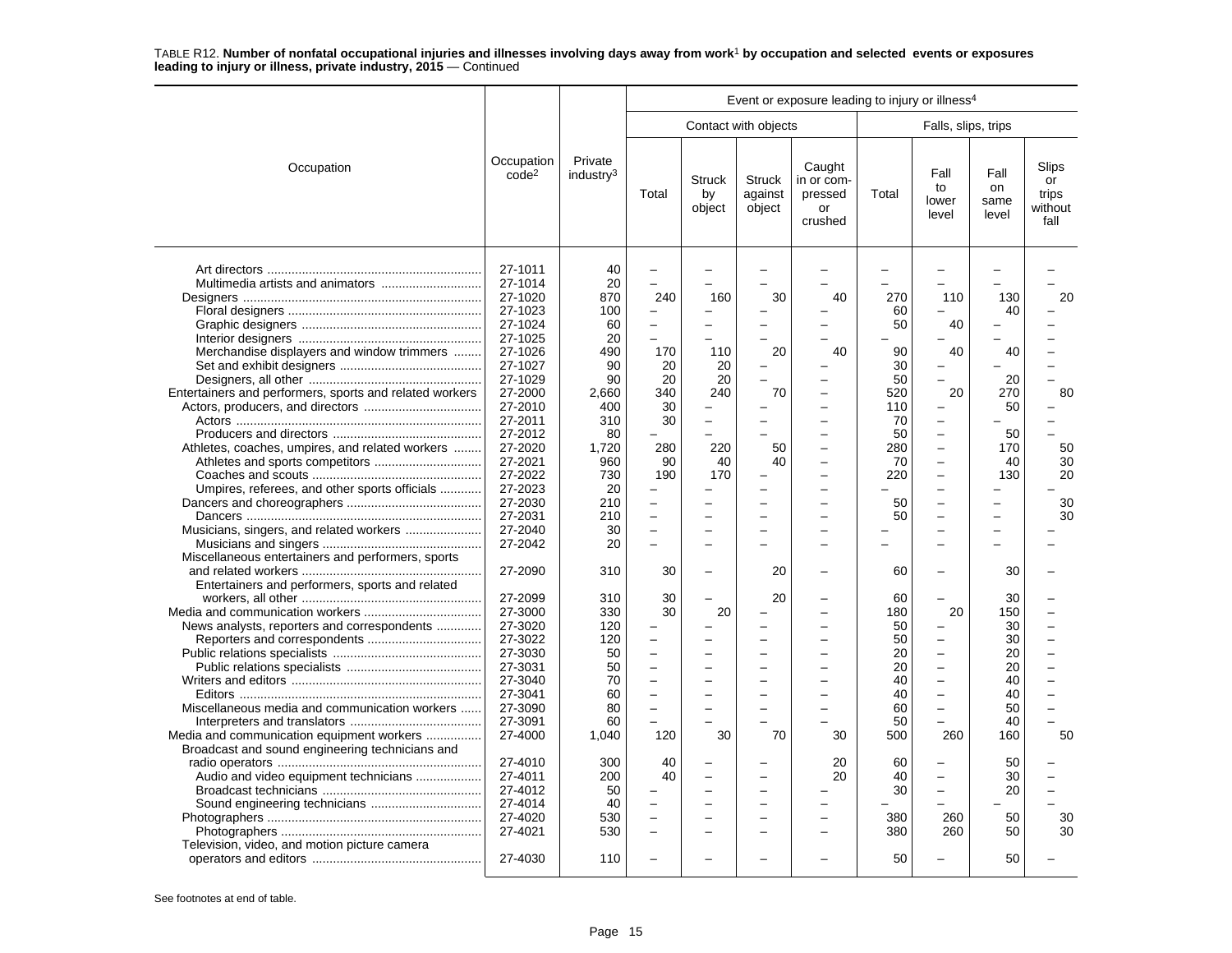TABLE R12. **Number of nonfatal occupational injuries and illnesses involving days away from work[1] by occupation and selected events or exposures leading to injury or illness, private industry, 2015** — Continued

| Occupation | Occupation code[2] | Private industry[3] | Event or exposure leading to injury or illness[4] | | | | | | | |
|---|---|---|---|---|---|---|---|---|---|---|
| | | | Contact with objects | | | | Falls, slips, trips | | | |
| | | | Total | Struck by object | Struck against object | Caught in or compressed or crushed | Total | Fall to lower level | Fall on same level | Slips or trips without fall |
| Art directors | 27-1011 | 40 | – | – | – | – | – | – | – | – |
| Multimedia artists and animators | 27-1014 | 20 | – | – | – | – | – | – | – | – |
| Designers | 27-1020 | 870 | 240 | 160 | 30 | 40 | 270 | 110 | 130 | 20 |
| Floral designers | 27-1023 | 100 | – | – | – | – | 60 | – | 40 | – |
| Graphic designers | 27-1024 | 60 | – | – | – | – | 50 | 40 | – | – |
| Interior designers | 27-1025 | 20 | – | – | – | – | – | – | – | – |
| Merchandise displayers and window trimmers | 27-1026 | 490 | 170 | 110 | 20 | 40 | 90 | 40 | 40 | – |
| Set and exhibit designers | 27-1027 | 90 | 20 | 20 | – | – | 30 | – | – | – |
| Designers, all other | 27-1029 | 90 | 20 | 20 | – | – | 50 | – | 20 | – |
| Entertainers and performers, sports and related workers | 27-2000 | 2,660 | 340 | 240 | 70 | – | 520 | 20 | 270 | 80 |
| Actors, producers, and directors | 27-2010 | 400 | 30 | – | – | – | 110 | – | 50 | – |
| Actors | 27-2011 | 310 | 30 | – | – | – | 70 | – | – | – |
| Producers and directors | 27-2012 | 80 | – | – | – | – | 50 | – | 50 | – |
| Athletes, coaches, umpires, and related workers | 27-2020 | 1,720 | 280 | 220 | 50 | – | 280 | – | 170 | 50 |
| Athletes and sports competitors | 27-2021 | 960 | 90 | 40 | 40 | – | 70 | – | 40 | 30 |
| Coaches and scouts | 27-2022 | 730 | 190 | 170 | – | – | 220 | – | 130 | 20 |
| Umpires, referees, and other sports officials | 27-2023 | 20 | – | – | – | – | – | – | – | – |
| Dancers and choreographers | 27-2030 | 210 | – | – | – | – | 50 | – | – | 30 |
| Dancers | 27-2031 | 210 | – | – | – | – | 50 | – | – | 30 |
| Musicians, singers, and related workers | 27-2040 | 30 | – | – | – | – | – | – | – | – |
| Musicians and singers | 27-2042 | 20 | – | – | – | – | – | – | – | – |
| Miscellaneous entertainers and performers, sports and related workers | 27-2090 | 310 | 30 | – | 20 | – | 60 | – | 30 | – |
| Entertainers and performers, sports and related workers, all other | 27-2099 | 310 | 30 | – | 20 | – | 60 | – | 30 | – |
| Media and communication workers | 27-3000 | 330 | 30 | 20 | – | – | 180 | 20 | 150 | – |
| News analysts, reporters and correspondents | 27-3020 | 120 | – | – | – | – | 50 | – | 30 | – |
| Reporters and correspondents | 27-3022 | 120 | – | – | – | – | 50 | – | 30 | – |
| Public relations specialists | 27-3030 | 50 | – | – | – | – | 20 | – | 20 | – |
| Public relations specialists | 27-3031 | 50 | – | – | – | – | 20 | – | 20 | – |
| Writers and editors | 27-3040 | 70 | – | – | – | – | 40 | – | 40 | – |
| Editors | 27-3041 | 60 | – | – | – | – | 40 | – | 40 | – |
| Miscellaneous media and communication workers | 27-3090 | 80 | – | – | – | – | 60 | – | 50 | – |
| Interpreters and translators | 27-3091 | 60 | – | – | – | – | 50 | – | 40 | – |
| Media and communication equipment workers | 27-4000 | 1,040 | 120 | 30 | 70 | 30 | 500 | 260 | 160 | 50 |
| Broadcast and sound engineering technicians and radio operators | 27-4010 | 300 | 40 | – | – | 20 | 60 | – | 50 | – |
| Audio and video equipment technicians | 27-4011 | 200 | 40 | – | – | 20 | 40 | – | 30 | – |
| Broadcast technicians | 27-4012 | 50 | – | – | – | – | 30 | – | 20 | – |
| Sound engineering technicians | 27-4014 | 40 | – | – | – | – | – | – | – | – |
| Photographers | 27-4020 | 530 | – | – | – | – | 380 | 260 | 50 | 30 |
| Photographers | 27-4021 | 530 | – | – | – | – | 380 | 260 | 50 | 30 |
| Television, video, and motion picture camera operators and editors | 27-4030 | 110 | – | – | – | – | 50 | – | 50 | – |

See footnotes at end of table.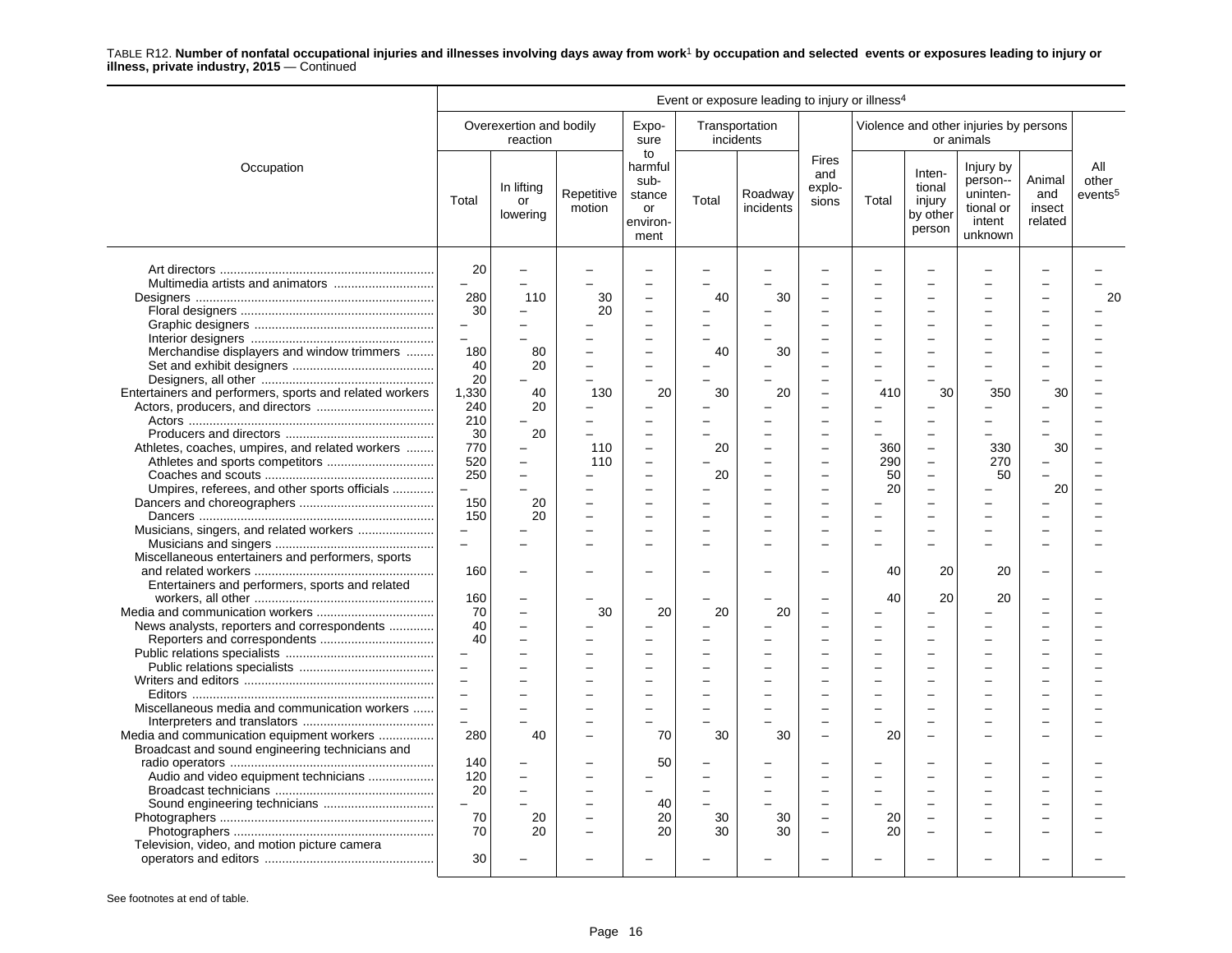TABLE R12. **Number of nonfatal occupational injuries and illnesses involving days away from work[1] by occupation and selected events or exposures leading to injury or illness, private industry, 2015** — Continued

| Occupation | Event or exposure leading to injury or illness[4] | | | | | | | | | | | |
|---|---|---|---|---|---|---|---|---|---|---|---|---|
| | Overexertion and bodily reaction | | | Exposure to harmful substance or environment | Transportation incidents | | Fires and explosions | Violence and other injuries by persons or animals | | | | All other events[5] |
| | Total | In lifting or lowering | Repetitive motion | | Total | Roadway incidents | | Total | Intentional injury by other person | Injury by person--unintentional or intent unknown | Animal and insect related | |
| Art directors | 20 | – | – | – | – | – | – | – | – | – | – | – |
| Multimedia artists and animators | – | – | – | – | – | – | – | – | – | – | – | – |
| Designers | 280 | 110 | 30 | – | 40 | 30 | – | – | – | – | – | 20 |
| Floral designers | 30 | – | 20 | – | – | – | – | – | – | – | – | – |
| Graphic designers | – | – | – | – | – | – | – | – | – | – | – | – |
| Interior designers | – | – | – | – | – | – | – | – | – | – | – | – |
| Merchandise displayers and window trimmers | 180 | 80 | – | – | 40 | 30 | – | – | – | – | – | – |
| Set and exhibit designers | 40 | 20 | – | – | – | – | – | – | – | – | – | – |
| Designers, all other | 20 | – | – | – | – | – | – | – | – | – | – | – |
| Entertainers and performers, sports and related workers | 1,330 | 40 | 130 | 20 | 30 | 20 | – | 410 | 30 | 350 | 30 | – |
| Actors, producers, and directors | 240 | 20 | – | – | – | – | – | – | – | – | – | – |
| Actors | 210 | – | – | – | – | – | – | – | – | – | – | – |
| Producers and directors | 30 | 20 | – | – | – | – | – | – | – | – | – | – |
| Athletes, coaches, umpires, and related workers | 770 | – | 110 | – | 20 | – | – | 360 | – | 330 | 30 | – |
| Athletes and sports competitors | 520 | – | 110 | – | – | – | – | 290 | – | 270 | – | – |
| Coaches and scouts | 250 | – | – | – | 20 | – | – | 50 | – | 50 | – | – |
| Umpires, referees, and other sports officials | – | – | – | – | – | – | – | 20 | – | – | 20 | – |
| Dancers and choreographers | 150 | 20 | – | – | – | – | – | – | – | – | – | – |
| Dancers | 150 | 20 | – | – | – | – | – | – | – | – | – | – |
| Musicians, singers, and related workers | – | – | – | – | – | – | – | – | – | – | – | – |
| Musicians and singers | – | – | – | – | – | – | – | – | – | – | – | – |
| Miscellaneous entertainers and performers, sports and related workers | 160 | – | – | – | – | – | – | 40 | 20 | 20 | – | – |
| Entertainers and performers, sports and related workers, all other | 160 | – | – | – | – | – | – | 40 | 20 | 20 | – | – |
| Media and communication workers | 70 | – | 30 | 20 | 20 | 20 | – | – | – | – | – | – |
| News analysts, reporters and correspondents | 40 | – | – | – | – | – | – | – | – | – | – | – |
| Reporters and correspondents | 40 | – | – | – | – | – | – | – | – | – | – | – |
| Public relations specialists | – | – | – | – | – | – | – | – | – | – | – | – |
| Public relations specialists | – | – | – | – | – | – | – | – | – | – | – | – |
| Writers and editors | – | – | – | – | – | – | – | – | – | – | – | – |
| Editors | – | – | – | – | – | – | – | – | – | – | – | – |
| Miscellaneous media and communication workers | – | – | – | – | – | – | – | – | – | – | – | – |
| Interpreters and translators | – | – | – | – | – | – | – | – | – | – | – | – |
| Media and communication equipment workers | 280 | 40 | – | 70 | 30 | 30 | – | 20 | – | – | – | – |
| Broadcast and sound engineering technicians and radio operators | 140 | – | – | 50 | – | – | – | – | – | – | – | – |
| Audio and video equipment technicians | 120 | – | – | – | – | – | – | – | – | – | – | – |
| Broadcast technicians | 20 | – | – | – | – | – | – | – | – | – | – | – |
| Sound engineering technicians | – | – | – | 40 | – | – | – | – | – | – | – | – |
| Photographers | 70 | 20 | – | 20 | 30 | 30 | – | 20 | – | – | – | – |
| Photographers | 70 | 20 | – | 20 | 30 | 30 | – | 20 | – | – | – | – |
| Television, video, and motion picture camera operators and editors | 30 | – | – | – | – | – | – | – | – | – | – | – |

See footnotes at end of table.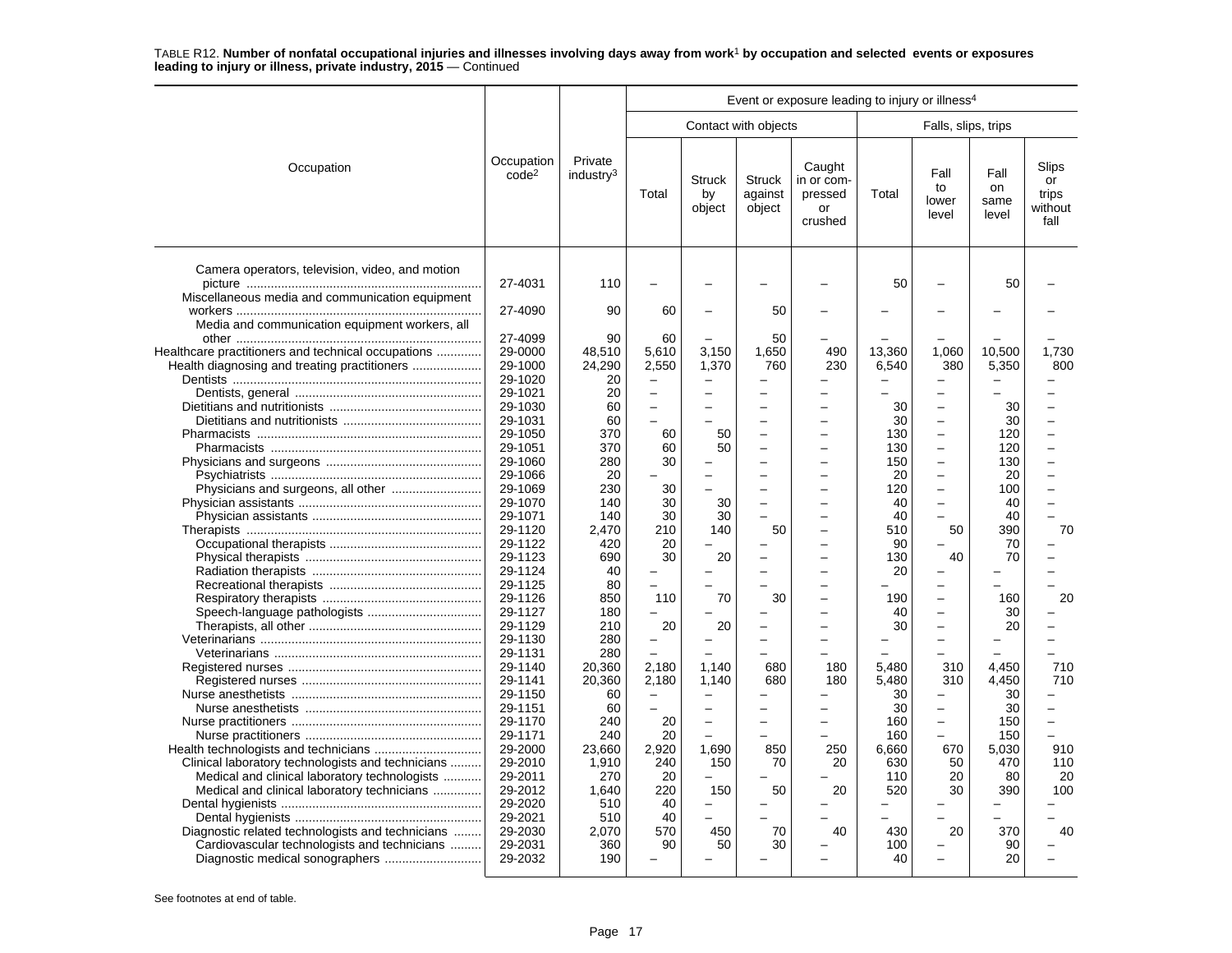TABLE R12. **Number of nonfatal occupational injuries and illnesses involving days away from work[1] by occupation and selected events or exposures leading to injury or illness, private industry, 2015** — Continued

| Occupation | Occupation code[2] | Private industry[3] | Event or exposure leading to injury or illness[4] | | | | | | | |
|---|---|---|---|---|---|---|---|---|---|---|
| | | | Contact with objects | | | | Falls, slips, trips | | | |
| | | | Total | Struck by object | Struck against object | Caught in or compressed or crushed | Total | Fall to lower level | Fall on same level | Slips or trips without fall |
| Camera operators, television, video, and motion picture | 27-4031 | 110 | – | – | – | – | 50 | – | 50 | – |
| Miscellaneous media and communication equipment workers | 27-4090 | 90 | 60 | – | 50 | – | – | – | – | – |
| Media and communication equipment workers, all other | 27-4099 | 90 | 60 | – | 50 | – | – | – | – | – |
| Healthcare practitioners and technical occupations | 29-0000 | 48,510 | 5,610 | 3,150 | 1,650 | 490 | 13,360 | 1,060 | 10,500 | 1,730 |
| Health diagnosing and treating practitioners | 29-1000 | 24,290 | 2,550 | 1,370 | 760 | 230 | 6,540 | 380 | 5,350 | 800 |
| Dentists | 29-1020 | 20 | – | – | – | – | – | – | – | – |
| Dentists, general | 29-1021 | 20 | – | – | – | – | – | – | – | – |
| Dietitians and nutritionists | 29-1030 | 60 | – | – | – | – | 30 | – | 30 | – |
| Dietitians and nutritionists | 29-1031 | 60 | – | – | – | – | 30 | – | 30 | – |
| Pharmacists | 29-1050 | 370 | 60 | 50 | – | – | 130 | – | 120 | – |
| Pharmacists | 29-1051 | 370 | 60 | 50 | – | – | 130 | – | 120 | – |
| Physicians and surgeons | 29-1060 | 280 | 30 | – | – | – | 150 | – | 130 | – |
| Psychiatrists | 29-1066 | 20 | – | – | – | – | 20 | – | 20 | – |
| Physicians and surgeons, all other | 29-1069 | 230 | 30 | – | – | – | 120 | – | 100 | – |
| Physician assistants | 29-1070 | 140 | 30 | 30 | – | – | 40 | – | 40 | – |
| Physician assistants | 29-1071 | 140 | 30 | 30 | – | – | 40 | – | 40 | – |
| Therapists | 29-1120 | 2,470 | 210 | 140 | 50 | – | 510 | 50 | 390 | 70 |
| Occupational therapists | 29-1122 | 420 | 20 | – | – | – | 90 | – | 70 | – |
| Physical therapists | 29-1123 | 690 | 30 | 20 | – | – | 130 | 40 | 70 | – |
| Radiation therapists | 29-1124 | 40 | – | – | – | – | 20 | – | – | – |
| Recreational therapists | 29-1125 | 80 | – | – | – | – | – | – | – | – |
| Respiratory therapists | 29-1126 | 850 | 110 | 70 | 30 | – | 190 | – | 160 | 20 |
| Speech-language pathologists | 29-1127 | 180 | – | – | – | – | 40 | – | 30 | – |
| Therapists, all other | 29-1129 | 210 | 20 | 20 | – | – | 30 | – | 20 | – |
| Veterinarians | 29-1130 | 280 | – | – | – | – | – | – | – | – |
| Veterinarians | 29-1131 | 280 | – | – | – | – | – | – | – | – |
| Registered nurses | 29-1140 | 20,360 | 2,180 | 1,140 | 680 | 180 | 5,480 | 310 | 4,450 | 710 |
| Registered nurses | 29-1141 | 20,360 | 2,180 | 1,140 | 680 | 180 | 5,480 | 310 | 4,450 | 710 |
| Nurse anesthetists | 29-1150 | 60 | – | – | – | – | 30 | – | 30 | – |
| Nurse anesthetists | 29-1151 | 60 | – | – | – | – | 30 | – | 30 | – |
| Nurse practitioners | 29-1170 | 240 | 20 | – | – | – | 160 | – | 150 | – |
| Nurse practitioners | 29-1171 | 240 | 20 | – | – | – | 160 | – | 150 | – |
| Health technologists and technicians | 29-2000 | 23,660 | 2,920 | 1,690 | 850 | 250 | 6,660 | 670 | 5,030 | 910 |
| Clinical laboratory technologists and technicians | 29-2010 | 1,910 | 240 | 150 | 70 | 20 | 630 | 50 | 470 | 110 |
| Medical and clinical laboratory technologists | 29-2011 | 270 | 20 | – | – | – | 110 | 20 | 80 | 20 |
| Medical and clinical laboratory technicians | 29-2012 | 1,640 | 220 | 150 | 50 | 20 | 520 | 30 | 390 | 100 |
| Dental hygienists | 29-2020 | 510 | 40 | – | – | – | – | – | – | – |
| Dental hygienists | 29-2021 | 510 | 40 | – | – | – | – | – | – | – |
| Diagnostic related technologists and technicians | 29-2030 | 2,070 | 570 | 450 | 70 | 40 | 430 | 20 | 370 | 40 |
| Cardiovascular technologists and technicians | 29-2031 | 360 | 90 | 50 | 30 | – | 100 | – | 90 | – |
| Diagnostic medical sonographers | 29-2032 | 190 | – | – | – | – | 40 | – | 20 | – |

See footnotes at end of table.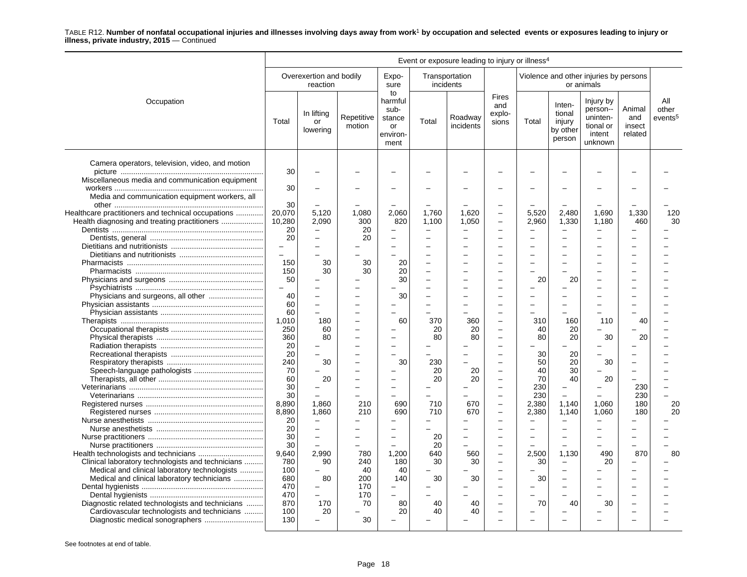TABLE R12. **Number of nonfatal occupational injuries and illnesses involving days away from work[1] by occupation and selected events or exposures leading to injury or illness, private industry, 2015** — Continued

| Occupation | Event or exposure leading to injury or illness[4] | | | | | | | | | | | |
|---|---|---|---|---|---|---|---|---|---|---|---|---|
| | Overexertion and bodily reaction | | | Exposure to harmful substance or environment | Transportation incidents | | Fires and explosions | Violence and other injuries by persons or animals | | | | All other events[5] |
| | Total | In lifting or lowering | Repetitive motion | | Total | Roadway incidents | | Total | Intentional injury by other person | Injury by person--unintentional or intent unknown | Animal and insect related | |
| Camera operators, television, video, and motion picture | 30 | – | – | – | – | – | – | – | – | – | – | – |
| Miscellaneous media and communication equipment workers | 30 | – | – | – | – | – | – | – | – | – | – | – |
| Media and communication equipment workers, all other | 30 | – | – | – | – | – | – | – | – | – | – | – |
| Healthcare practitioners and technical occupations | 20,070 | 5,120 | 1,080 | 2,060 | 1,760 | 1,620 | – | 5,520 | 2,480 | 1,690 | 1,330 | 120 |
| Health diagnosing and treating practitioners | 10,280 | 2,090 | 300 | 820 | 1,100 | 1,050 | – | 2,960 | 1,330 | 1,180 | 460 | 30 |
| Dentists | 20 | – | 20 | – | – | – | – | – | – | – | – | – |
| Dentists, general | 20 | – | 20 | – | – | – | – | – | – | – | – | – |
| Dietitians and nutritionists | – | – | – | – | – | – | – | – | – | – | – | – |
| Dietitians and nutritionists | – | – | – | – | – | – | – | – | – | – | – | – |
| Pharmacists | 150 | 30 | 30 | 20 | – | – | – | – | – | – | – | – |
| Pharmacists | 150 | 30 | 30 | 20 | – | – | – | – | – | – | – | – |
| Physicians and surgeons | 50 | – | – | 30 | – | – | – | 20 | 20 | – | – | – |
| Psychiatrists | – | – | – | – | – | – | – | – | – | – | – | – |
| Physicians and surgeons, all other | 40 | – | – | 30 | – | – | – | – | – | – | – | – |
| Physician assistants | 60 | – | – | – | – | – | – | – | – | – | – | – |
| Physician assistants | 60 | – | – | – | – | – | – | – | – | – | – | – |
| Therapists | 1,010 | 180 | – | 60 | 370 | 360 | – | 310 | 160 | 110 | 40 | – |
| Occupational therapists | 250 | 60 | – | – | 20 | 20 | – | 40 | 20 | – | – | – |
| Physical therapists | 360 | 80 | – | – | 80 | 80 | – | 80 | 20 | 30 | 20 | – |
| Radiation therapists | 20 | – | – | – | – | – | – | – | – | – | – | – |
| Recreational therapists | 20 | – | – | – | – | – | – | 30 | 20 | – | – | – |
| Respiratory therapists | 240 | 30 | – | 30 | 230 | – | – | 50 | 20 | 30 | – | – |
| Speech-language pathologists | 70 | – | – | – | 20 | 20 | – | 40 | 30 | – | – | – |
| Therapists, all other | 60 | 20 | – | – | 20 | 20 | – | 70 | 40 | 20 | – | – |
| Veterinarians | 30 | – | – | – | – | – | – | 230 | – | – | 230 | – |
| Veterinarians | 30 | – | – | – | – | – | – | 230 | – | – | 230 | – |
| Registered nurses | 8,890 | 1,860 | 210 | 690 | 710 | 670 | – | 2,380 | 1,140 | 1,060 | 180 | 20 |
| Registered nurses | 8,890 | 1,860 | 210 | 690 | 710 | 670 | – | 2,380 | 1,140 | 1,060 | 180 | 20 |
| Nurse anesthetists | 20 | – | – | – | – | – | – | – | – | – | – | – |
| Nurse anesthetists | 20 | – | – | – | – | – | – | – | – | – | – | – |
| Nurse practitioners | 30 | – | – | – | 20 | – | – | – | – | – | – | – |
| Nurse practitioners | 30 | – | – | – | 20 | – | – | – | – | – | – | – |
| Health technologists and technicians | 9,640 | 2,990 | 780 | 1,200 | 640 | 560 | – | 2,500 | 1,130 | 490 | 870 | 80 |
| Clinical laboratory technologists and technicians | 780 | 90 | 240 | 180 | 30 | 30 | – | 30 | – | 20 | – | – |
| Medical and clinical laboratory technologists | 100 | – | 40 | 40 | – | – | – | – | – | – | – | – |
| Medical and clinical laboratory technicians | 680 | 80 | 200 | 140 | 30 | 30 | – | 30 | – | – | – | – |
| Dental hygienists | 470 | – | 170 | – | – | – | – | – | – | – | – | – |
| Dental hygienists | 470 | – | 170 | – | – | – | – | – | – | – | – | – |
| Diagnostic related technologists and technicians | 870 | 170 | 70 | 80 | 40 | 40 | – | 70 | 40 | 30 | – | – |
| Cardiovascular technologists and technicians | 100 | 20 | – | 20 | 40 | 40 | – | – | – | – | – | – |
| Diagnostic medical sonographers | 130 | – | 30 | – | – | – | – | – | – | – | – | – |

See footnotes at end of table.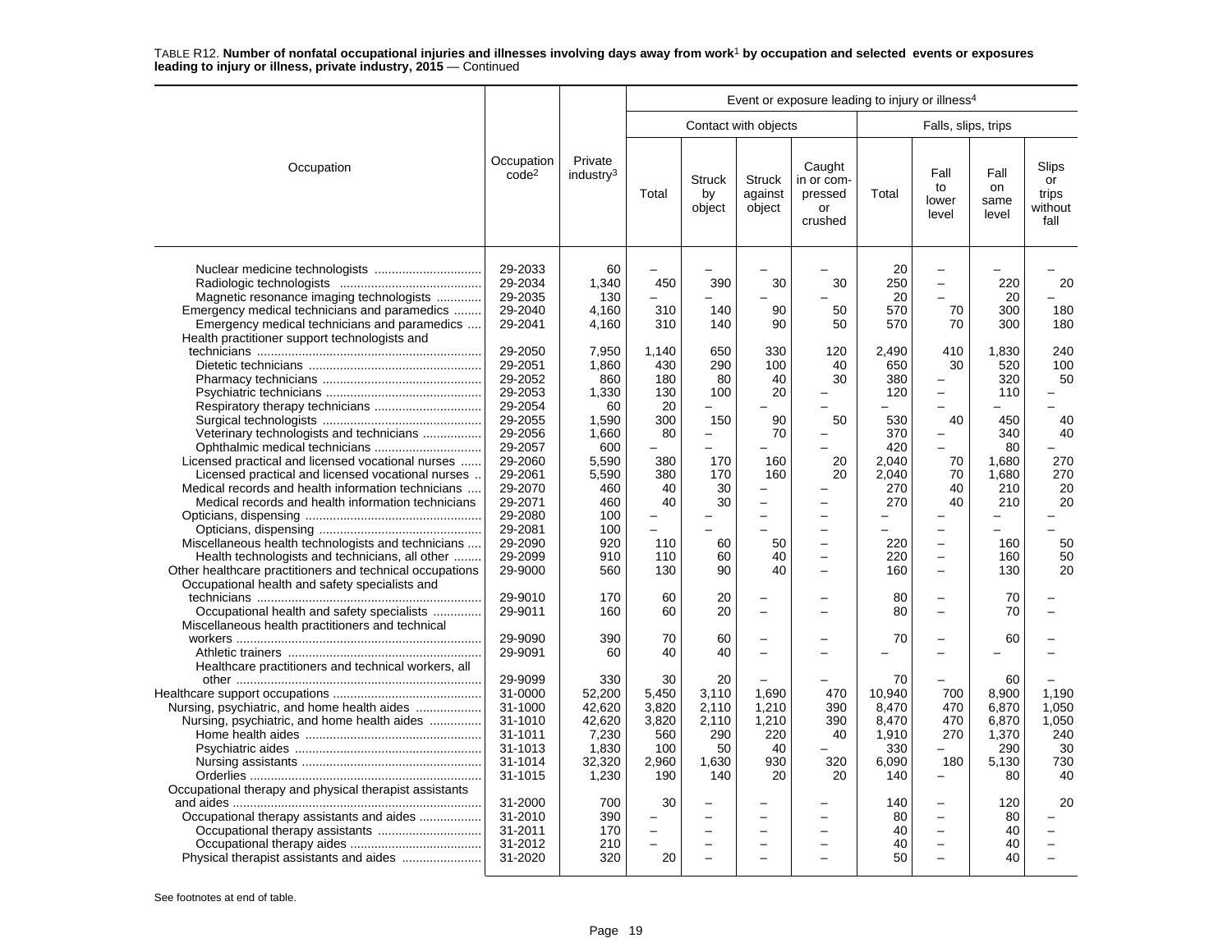TABLE R12. **Number of nonfatal occupational injuries and illnesses involving days away from work[1] by occupation and selected events or exposures leading to injury or illness, private industry, 2015** — Continued

| Occupation | Occupation code[2] | Private industry[3] | Event or exposure leading to injury or illness[4] | | | | | | | |
|---|---|---|---|---|---|---|---|---|---|---|
| | | | Contact with objects | | | | Falls, slips, trips | | | |
| | | | Total | Struck by object | Struck against object | Caught in or compressed or crushed | Total | Fall to lower level | Fall on same level | Slips or trips without fall |
| Nuclear medicine technologists | 29-2033 | 60 | – | – | – | – | 20 | – | – | – |
| Radiologic technologists | 29-2034 | 1,340 | 450 | 390 | 30 | 30 | 250 | – | 220 | 20 |
| Magnetic resonance imaging technologists | 29-2035 | 130 | – | – | – | – | 20 | – | 20 | – |
| Emergency medical technicians and paramedics | 29-2040 | 4,160 | 310 | 140 | 90 | 50 | 570 | 70 | 300 | 180 |
| Emergency medical technicians and paramedics | 29-2041 | 4,160 | 310 | 140 | 90 | 50 | 570 | 70 | 300 | 180 |
| Health practitioner support technologists and technicians | 29-2050 | 7,950 | 1,140 | 650 | 330 | 120 | 2,490 | 410 | 1,830 | 240 |
| Dietetic technicians | 29-2051 | 1,860 | 430 | 290 | 100 | 40 | 650 | 30 | 520 | 100 |
| Pharmacy technicians | 29-2052 | 860 | 180 | 80 | 40 | 30 | 380 | – | 320 | 50 |
| Psychiatric technicians | 29-2053 | 1,330 | 130 | 100 | 20 | – | 120 | – | 110 | – |
| Respiratory therapy technicians | 29-2054 | 60 | 20 | – | – | – | – | – | – | – |
| Surgical technologists | 29-2055 | 1,590 | 300 | 150 | 90 | 50 | 530 | 40 | 450 | 40 |
| Veterinary technologists and technicians | 29-2056 | 1,660 | 80 | – | 70 | – | 370 | – | 340 | 40 |
| Ophthalmic medical technicians | 29-2057 | 600 | – | – | – | – | 420 | – | 80 | – |
| Licensed practical and licensed vocational nurses | 29-2060 | 5,590 | 380 | 170 | 160 | 20 | 2,040 | 70 | 1,680 | 270 |
| Licensed practical and licensed vocational nurses | 29-2061 | 5,590 | 380 | 170 | 160 | 20 | 2,040 | 70 | 1,680 | 270 |
| Medical records and health information technicians | 29-2070 | 460 | 40 | 30 | – | – | 270 | 40 | 210 | 20 |
| Medical records and health information technicians | 29-2071 | 460 | 40 | 30 | – | – | 270 | 40 | 210 | 20 |
| Opticians, dispensing | 29-2080 | 100 | – | – | – | – | – | – | – | – |
| Opticians, dispensing | 29-2081 | 100 | – | – | – | – | – | – | – | – |
| Miscellaneous health technologists and technicians | 29-2090 | 920 | 110 | 60 | 50 | – | 220 | – | 160 | 50 |
| Health technologists and technicians, all other | 29-2099 | 910 | 110 | 60 | 40 | – | 220 | – | 160 | 50 |
| Other healthcare practitioners and technical occupations | 29-9000 | 560 | 130 | 90 | 40 | – | 160 | – | 130 | 20 |
| Occupational health and safety specialists and technicians | 29-9010 | 170 | 60 | 20 | – | – | 80 | – | 70 | – |
| Occupational health and safety specialists | 29-9011 | 160 | 60 | 20 | – | – | 80 | – | 70 | – |
| Miscellaneous health practitioners and technical workers | 29-9090 | 390 | 70 | 60 | – | – | 70 | – | 60 | – |
| Athletic trainers | 29-9091 | 60 | 40 | 40 | – | – | – | – | – | – |
| Healthcare practitioners and technical workers, all other | 29-9099 | 330 | 30 | 20 | – | – | 70 | – | 60 | – |
| Healthcare support occupations | 31-0000 | 52,200 | 5,450 | 3,110 | 1,690 | 470 | 10,940 | 700 | 8,900 | 1,190 |
| Nursing, psychiatric, and home health aides | 31-1000 | 42,620 | 3,820 | 2,110 | 1,210 | 390 | 8,470 | 470 | 6,870 | 1,050 |
| Nursing, psychiatric, and home health aides | 31-1010 | 42,620 | 3,820 | 2,110 | 1,210 | 390 | 8,470 | 470 | 6,870 | 1,050 |
| Home health aides | 31-1011 | 7,230 | 560 | 290 | 220 | 40 | 1,910 | 270 | 1,370 | 240 |
| Psychiatric aides | 31-1013 | 1,830 | 100 | 50 | 40 | – | 330 | – | 290 | 30 |
| Nursing assistants | 31-1014 | 32,320 | 2,960 | 1,630 | 930 | 320 | 6,090 | 180 | 5,130 | 730 |
| Orderlies | 31-1015 | 1,230 | 190 | 140 | 20 | 20 | 140 | – | 80 | 40 |
| Occupational therapy and physical therapist assistants and aides | 31-2000 | 700 | 30 | – | – | – | 140 | – | 120 | 20 |
| Occupational therapy assistants and aides | 31-2010 | 390 | – | – | – | – | 80 | – | 80 | – |
| Occupational therapy assistants | 31-2011 | 170 | – | – | – | – | 40 | – | 40 | – |
| Occupational therapy aides | 31-2012 | 210 | – | – | – | – | 40 | – | 40 | – |
| Physical therapist assistants and aides | 31-2020 | 320 | 20 | – | – | – | 50 | – | 40 | – |

See footnotes at end of table.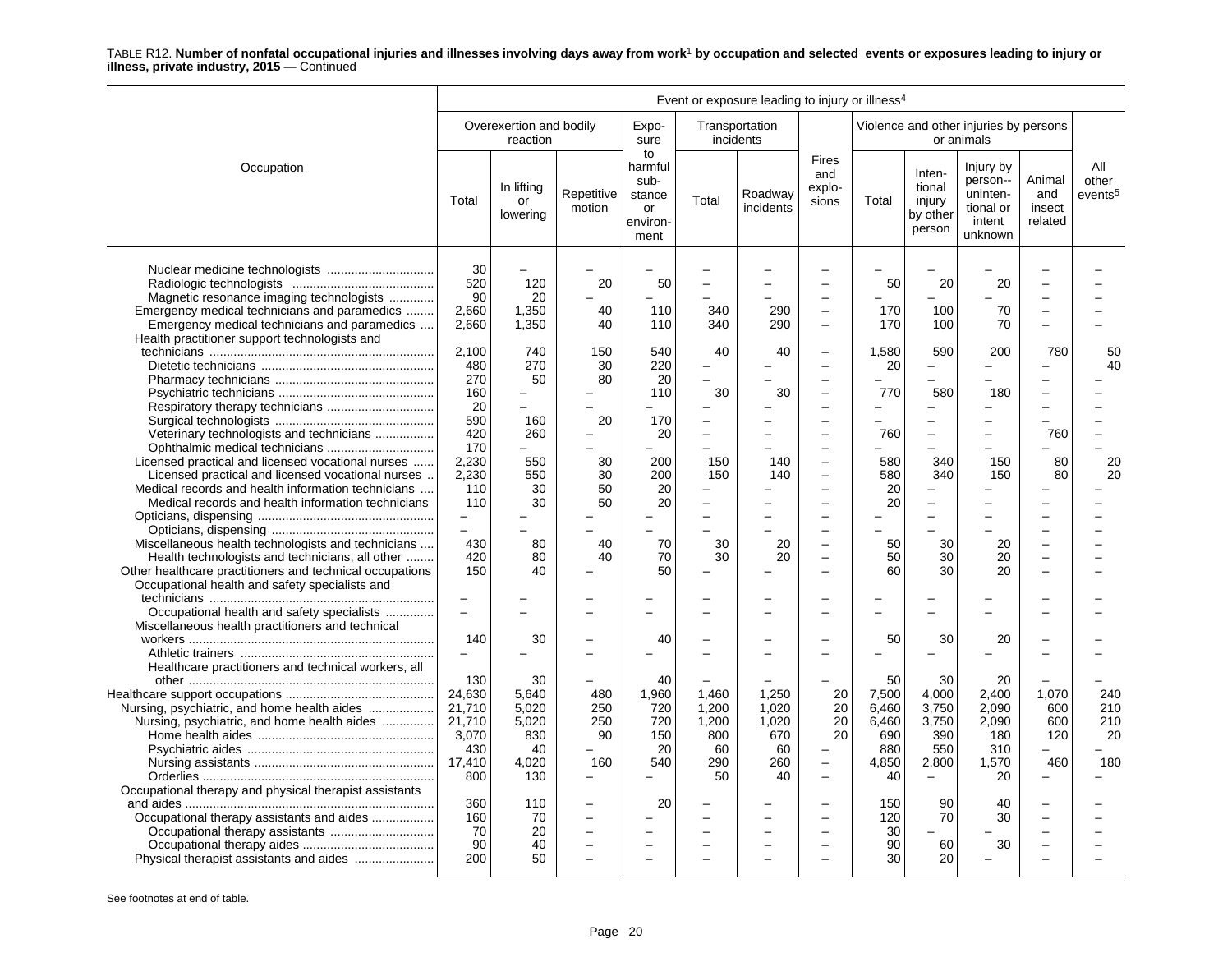TABLE R12. **Number of nonfatal occupational injuries and illnesses involving days away from work[1] by occupation and selected events or exposures leading to injury or illness, private industry, 2015** — Continued

| Occupation | Event or exposure leading to injury or illness[4] | | | | | | | | | | | |
|---|---|---|---|---|---|---|---|---|---|---|---|---|
| | Overexertion and bodily reaction | | | Exposure to harmful substance or environment | Transportation incidents | | Fires and explosions | Violence and other injuries by persons or animals | | | | All other events[5] |
| | Total | In lifting or lowering | Repetitive motion | | Total | Roadway incidents | | Total | Intentional injury by other person | Injury by person--unintentional or intent unknown | Animal and insect related | |
| Nuclear medicine technologists | 30 | – | – | – | – | – | – | – | – | – | – | – |
| Radiologic technologists | 520 | 120 | 20 | 50 | – | – | – | 50 | 20 | 20 | – | – |
| Magnetic resonance imaging technologists | 90 | 20 | – | – | – | – | – | – | – | – | – | – |
| Emergency medical technicians and paramedics | 2,660 | 1,350 | 40 | 110 | 340 | 290 | – | 170 | 100 | 70 | – | – |
| Emergency medical technicians and paramedics | 2,660 | 1,350 | 40 | 110 | 340 | 290 | – | 170 | 100 | 70 | – | – |
| Health practitioner support technologists and technicians | 2,100 | 740 | 150 | 540 | 40 | 40 | – | 1,580 | 590 | 200 | 780 | 50 |
| Dietetic technicians | 480 | 270 | 30 | 220 | – | – | – | 20 | – | – | – | 40 |
| Pharmacy technicians | 270 | 50 | 80 | 20 | – | – | – | – | – | – | – | – |
| Psychiatric technicians | 160 | – | – | 110 | 30 | 30 | – | 770 | 580 | 180 | – | – |
| Respiratory therapy technicians | 20 | – | – | – | – | – | – | – | – | – | – | – |
| Surgical technologists | 590 | 160 | 20 | 170 | – | – | – | – | – | – | – | – |
| Veterinary technologists and technicians | 420 | 260 | – | 20 | – | – | – | 760 | – | – | 760 | – |
| Ophthalmic medical technicians | 170 | – | – | – | – | – | – | – | – | – | – | – |
| Licensed practical and licensed vocational nurses | 2,230 | 550 | 30 | 200 | 150 | 140 | – | 580 | 340 | 150 | 80 | 20 |
| Licensed practical and licensed vocational nurses | 2,230 | 550 | 30 | 200 | 150 | 140 | – | 580 | 340 | 150 | 80 | 20 |
| Medical records and health information technicians | 110 | 30 | 50 | 20 | – | – | – | 20 | – | – | – | – |
| Medical records and health information technicians | 110 | 30 | 50 | 20 | – | – | – | 20 | – | – | – | – |
| Opticians, dispensing | – | – | – | – | – | – | – | – | – | – | – | – |
| Opticians, dispensing | – | – | – | – | – | – | – | – | – | – | – | – |
| Miscellaneous health technologists and technicians | 430 | 80 | 40 | 70 | 30 | 20 | – | 50 | 30 | 20 | – | – |
| Health technologists and technicians, all other | 420 | 80 | 40 | 70 | 30 | 20 | – | 50 | 30 | 20 | – | – |
| Other healthcare practitioners and technical occupations | 150 | 40 | – | 50 | – | – | – | 60 | 30 | 20 | – | – |
| Occupational health and safety specialists and technicians | – | – | – | – | – | – | – | – | – | – | – | – |
| Occupational health and safety specialists | – | – | – | – | – | – | – | – | – | – | – | – |
| Miscellaneous health practitioners and technical workers | 140 | 30 | – | 40 | – | – | – | 50 | 30 | 20 | – | – |
| Athletic trainers | – | – | – | – | – | – | – | – | – | – | – | – |
| Healthcare practitioners and technical workers, all other | 130 | 30 | – | 40 | – | – | – | 50 | 30 | 20 | – | – |
| Healthcare support occupations | 24,630 | 5,640 | 480 | 1,960 | 1,460 | 1,250 | 20 | 7,500 | 4,000 | 2,400 | 1,070 | 240 |
| Nursing, psychiatric, and home health aides | 21,710 | 5,020 | 250 | 720 | 1,200 | 1,020 | 20 | 6,460 | 3,750 | 2,090 | 600 | 210 |
| Nursing, psychiatric, and home health aides | 21,710 | 5,020 | 250 | 720 | 1,200 | 1,020 | 20 | 6,460 | 3,750 | 2,090 | 600 | 210 |
| Home health aides | 3,070 | 830 | 90 | 150 | 800 | 670 | 20 | 690 | 390 | 180 | 120 | 20 |
| Psychiatric aides | 430 | 40 | – | 20 | 60 | 60 | – | 880 | 550 | 310 | – | – |
| Nursing assistants | 17,410 | 4,020 | 160 | 540 | 290 | 260 | – | 4,850 | 2,800 | 1,570 | 460 | 180 |
| Orderlies | 800 | 130 | – | – | 50 | 40 | – | 40 | – | 20 | – | – |
| Occupational therapy and physical therapist assistants and aides | 360 | 110 | – | 20 | – | – | – | 150 | 90 | 40 | – | – |
| Occupational therapy assistants and aides | 160 | 70 | – | – | – | – | – | 120 | 70 | 30 | – | – |
| Occupational therapy assistants | 70 | 20 | – | – | – | – | – | 30 | – | – | – | – |
| Occupational therapy aides | 90 | 40 | – | – | – | – | – | 90 | 60 | 30 | – | – |
| Physical therapist assistants and aides | 200 | 50 | – | – | – | – | – | 30 | 20 | – | – | – |

See footnotes at end of table.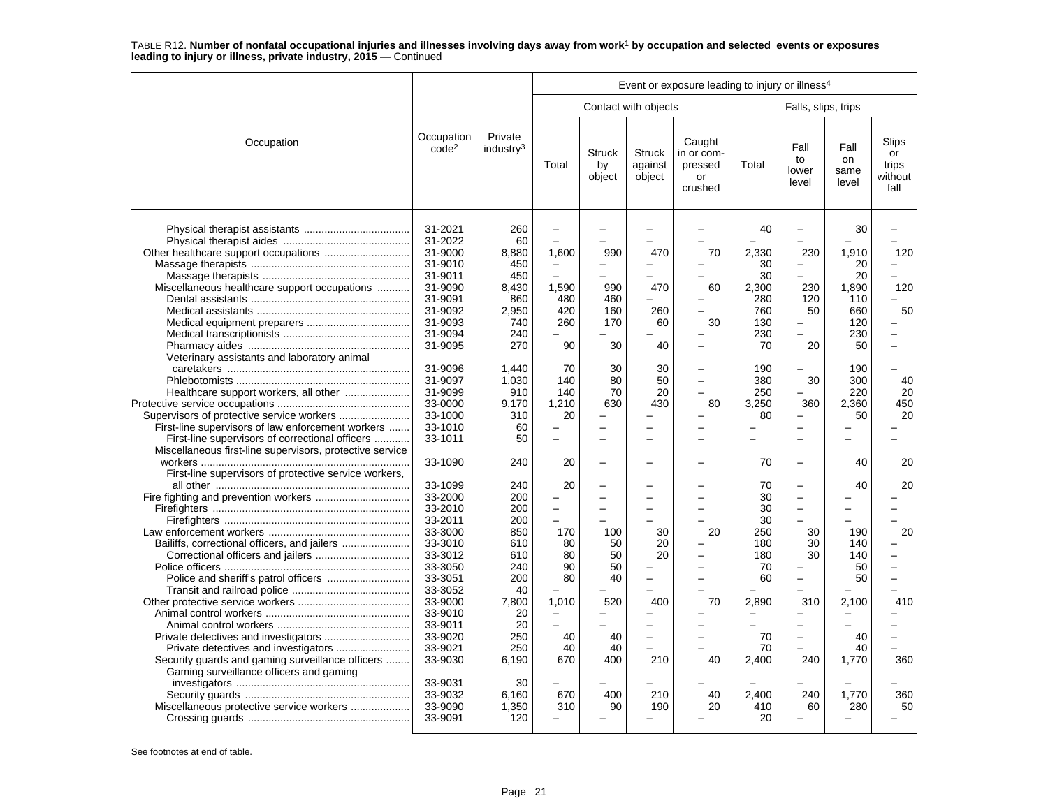TABLE R12. **Number of nonfatal occupational injuries and illnesses involving days away from work[1] by occupation and selected events or exposures leading to injury or illness, private industry, 2015** — Continued

| Occupation | Occupation code[2] | Private industry[3] | Event or exposure leading to injury or illness[4] | | | | | | | |
|---|---|---|---|---|---|---|---|---|---|---|
| | | | Contact with objects | | | | Falls, slips, trips | | | |
| | | | Total | Struck by object | Struck against object | Caught in or compressed or crushed | Total | Fall to lower level | Fall on same level | Slips or trips without fall |
| Physical therapist assistants | 31-2021 | 260 | – | – | – | – | 40 | – | 30 | – |
| Physical therapist aides | 31-2022 | 60 | – | – | – | – | – | – | – | – |
| Other healthcare support occupations | 31-9000 | 8,880 | 1,600 | 990 | 470 | 70 | 2,330 | 230 | 1,910 | 120 |
| Massage therapists | 31-9010 | 450 | – | – | – | – | 30 | – | 20 | – |
| Massage therapists | 31-9011 | 450 | – | – | – | – | 30 | – | 20 | – |
| Miscellaneous healthcare support occupations | 31-9090 | 8,430 | 1,590 | 990 | 470 | 60 | 2,300 | 230 | 1,890 | 120 |
| Dental assistants | 31-9091 | 860 | 480 | 460 | – | – | 280 | 120 | 110 | – |
| Medical assistants | 31-9092 | 2,950 | 420 | 160 | 260 | – | 760 | 50 | 660 | 50 |
| Medical equipment preparers | 31-9093 | 740 | 260 | 170 | 60 | 30 | 130 | – | 120 | – |
| Medical transcriptionists | 31-9094 | 240 | – | – | – | – | 230 | – | 230 | – |
| Pharmacy aides | 31-9095 | 270 | 90 | 30 | 40 | – | 70 | 20 | 50 | – |
| Veterinary assistants and laboratory animal caretakers | 31-9096 | 1,440 | 70 | 30 | 30 | – | 190 | – | 190 | – |
| Phlebotomists | 31-9097 | 1,030 | 140 | 80 | 50 | – | 380 | 30 | 300 | 40 |
| Healthcare support workers, all other | 31-9099 | 910 | 140 | 70 | 20 | – | 250 | – | 220 | 20 |
| Protective service occupations | 33-0000 | 9,170 | 1,210 | 630 | 430 | 80 | 3,250 | 360 | 2,360 | 450 |
| Supervisors of protective service workers | 33-1000 | 310 | 20 | – | – | – | 80 | – | 50 | 20 |
| First-line supervisors of law enforcement workers | 33-1010 | 60 | – | – | – | – | – | – | – | – |
| First-line supervisors of correctional officers | 33-1011 | 50 | – | – | – | – | – | – | – | – |
| Miscellaneous first-line supervisors, protective service workers | 33-1090 | 240 | 20 | – | – | – | 70 | – | 40 | 20 |
| First-line supervisors of protective service workers, all other | 33-1099 | 240 | 20 | – | – | – | 70 | – | 40 | 20 |
| Fire fighting and prevention workers | 33-2000 | 200 | – | – | – | – | 30 | – | – | – |
| Firefighters | 33-2010 | 200 | – | – | – | – | 30 | – | – | – |
| Firefighters | 33-2011 | 200 | – | – | – | – | 30 | – | – | – |
| Law enforcement workers | 33-3000 | 850 | 170 | 100 | 30 | 20 | 250 | 30 | 190 | 20 |
| Bailiffs, correctional officers, and jailers | 33-3010 | 610 | 80 | 50 | 20 | – | 180 | 30 | 140 | – |
| Correctional officers and jailers | 33-3012 | 610 | 80 | 50 | 20 | – | 180 | 30 | 140 | – |
| Police officers | 33-3050 | 240 | 90 | 50 | – | – | 70 | – | 50 | – |
| Police and sheriff's patrol officers | 33-3051 | 200 | 80 | 40 | – | – | 60 | – | 50 | – |
| Transit and railroad police | 33-3052 | 40 | – | – | – | – | – | – | – | – |
| Other protective service workers | 33-9000 | 7,800 | 1,010 | 520 | 400 | 70 | 2,890 | 310 | 2,100 | 410 |
| Animal control workers | 33-9010 | 20 | – | – | – | – | – | – | – | – |
| Animal control workers | 33-9011 | 20 | – | – | – | – | – | – | – | – |
| Private detectives and investigators | 33-9020 | 250 | 40 | 40 | – | – | 70 | – | 40 | – |
| Private detectives and investigators | 33-9021 | 250 | 40 | 40 | – | – | 70 | – | 40 | – |
| Security guards and gaming surveillance officers | 33-9030 | 6,190 | 670 | 400 | 210 | 40 | 2,400 | 240 | 1,770 | 360 |
| Gaming surveillance officers and gaming investigators | 33-9031 | 30 | – | – | – | – | – | – | – | – |
| Security guards | 33-9032 | 6,160 | 670 | 400 | 210 | 40 | 2,400 | 240 | 1,770 | 360 |
| Miscellaneous protective service workers | 33-9090 | 1,350 | 310 | 90 | 190 | 20 | 410 | 60 | 280 | 50 |
| Crossing guards | 33-9091 | 120 | – | – | – | – | 20 | – | – | – |

See footnotes at end of table.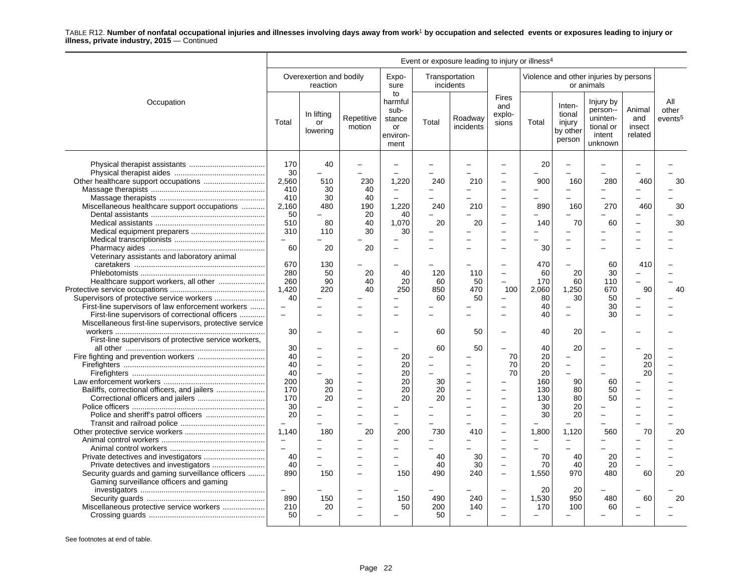TABLE R12. **Number of nonfatal occupational injuries and illnesses involving days away from work[1] by occupation and selected events or exposures leading to injury or illness, private industry, 2015** — Continued

| Occupation | Event or exposure leading to injury or illness[4] | | | | | | | | | | | |
|---|---|---|---|---|---|---|---|---|---|---|---|---|
| | Overexertion and bodily reaction | | | Exposure to harmful substance or environment | Transportation incidents | | Fires and explosions | Violence and other injuries by persons or animals | | | | All other events[5] |
| | Total | In lifting or lowering | Repetitive motion | | Total | Roadway incidents | | Total | Intentional injury by other person | Injury by person-- unintentional or intent unknown | Animal and insect related | |
| Physical therapist assistants | 170 | 40 | – | – | – | – | – | 20 | – | – | – | – |
| Physical therapist aides | 30 | – | – | – | – | – | – | – | – | – | – | – |
| Other healthcare support occupations | 2,560 | 510 | 230 | 1,220 | 240 | 210 | – | 900 | 160 | 280 | 460 | 30 |
| Massage therapists | 410 | 30 | 40 | – | – | – | – | – | – | – | – | – |
| Massage therapists | 410 | 30 | 40 | – | – | – | – | – | – | – | – | – |
| Miscellaneous healthcare support occupations | 2,160 | 480 | 190 | 1,220 | 240 | 210 | – | 890 | 160 | 270 | 460 | 30 |
| Dental assistants | 50 | – | 20 | 40 | – | – | – | – | – | – | – | – |
| Medical assistants | 510 | 80 | 40 | 1,070 | 20 | 20 | – | 140 | 70 | 60 | – | 30 |
| Medical equipment preparers | 310 | 110 | 30 | 30 | – | – | – | – | – | – | – | – |
| Medical transcriptionists | – | – | – | – | – | – | – | – | – | – | – | – |
| Pharmacy aides | 60 | 20 | 20 | – | – | – | – | 30 | – | – | – | – |
| Veterinary assistants and laboratory animal caretakers | 670 | 130 | – | – | – | – | – | 470 | – | 60 | 410 | – |
| Phlebotomists | 280 | 50 | 20 | 40 | 120 | 110 | – | 60 | 20 | 30 | – | – |
| Healthcare support workers, all other | 260 | 90 | 40 | 20 | 60 | 50 | – | 170 | 60 | 110 | – | – |
| Protective service occupations | 1,420 | 220 | 40 | 250 | 850 | 470 | 100 | 2,060 | 1,250 | 670 | 90 | 40 |
| Supervisors of protective service workers | 40 | – | – | – | 60 | 50 | – | 80 | 30 | 50 | – | – |
| First-line supervisors of law enforcement workers | – | – | – | – | – | – | – | 40 | – | 30 | – | – |
| First-line supervisors of correctional officers | – | – | – | – | – | – | – | 40 | – | 30 | – | – |
| Miscellaneous first-line supervisors, protective service workers | 30 | – | – | – | 60 | 50 | – | 40 | 20 | – | – | – |
| First-line supervisors of protective service workers, all other | 30 | – | – | – | 60 | 50 | – | 40 | 20 | – | – | – |
| Fire fighting and prevention workers | 40 | – | – | 20 | – | – | 70 | 20 | – | – | 20 | – |
| Firefighters | 40 | – | – | 20 | – | – | 70 | 20 | – | – | 20 | – |
| Firefighters | 40 | – | – | 20 | – | – | 70 | 20 | – | – | 20 | – |
| Law enforcement workers | 200 | 30 | – | 20 | 30 | – | – | 160 | 90 | 60 | – | – |
| Bailiffs, correctional officers, and jailers | 170 | 20 | – | 20 | 20 | – | – | 130 | 80 | 50 | – | – |
| Correctional officers and jailers | 170 | 20 | – | 20 | 20 | – | – | 130 | 80 | 50 | – | – |
| Police officers | 30 | – | – | – | – | – | – | 30 | 20 | – | – | – |
| Police and sheriff's patrol officers | 20 | – | – | – | – | – | – | 30 | 20 | – | – | – |
| Transit and railroad police | – | – | – | – | – | – | – | – | – | – | – | – |
| Other protective service workers | 1,140 | 180 | 20 | 200 | 730 | 410 | – | 1,800 | 1,120 | 560 | 70 | 20 |
| Animal control workers | – | – | – | – | – | – | – | – | – | – | – | – |
| Animal control workers | – | – | – | – | – | – | – | – | – | – | – | – |
| Private detectives and investigators | 40 | – | – | – | 40 | 30 | – | 70 | 40 | 20 | – | – |
| Private detectives and investigators | 40 | – | – | – | 40 | 30 | – | 70 | 40 | 20 | – | – |
| Security guards and gaming surveillance officers | 890 | 150 | – | 150 | 490 | 240 | – | 1,550 | 970 | 480 | 60 | 20 |
| Gaming surveillance officers and gaming investigators | – | – | – | – | – | – | – | 20 | 20 | – | – | – |
| Security guards | 890 | 150 | – | 150 | 490 | 240 | – | 1,530 | 950 | 480 | 60 | 20 |
| Miscellaneous protective service workers | 210 | 20 | – | 50 | 200 | 140 | – | 170 | 100 | 60 | – | – |
| Crossing guards | 50 | – | – | – | 50 | – | – | – | – | – | – | – |

See footnotes at end of table.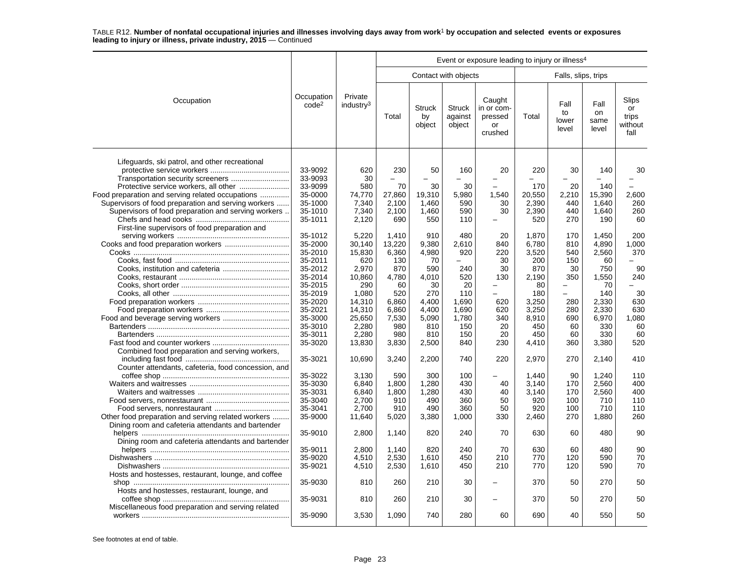TABLE R12. **Number of nonfatal occupational injuries and illnesses involving days away from work[1] by occupation and selected events or exposures leading to injury or illness, private industry, 2015** — Continued

| Occupation | Occupation code[2] | Private industry[3] | Event or exposure leading to injury or illness[4] | | | | | | | |
|---|---|---|---|---|---|---|---|---|---|---|
| | | | Contact with objects | | | | Falls, slips, trips | | | |
| | | | Total | Struck by object | Struck against object | Caught in or compressed or crushed | Total | Fall to lower level | Fall on same level | Slips or trips without fall |
| Lifeguards, ski patrol, and other recreational protective service workers | 33-9092 | 620 | 230 | 50 | 160 | 20 | 220 | 30 | 140 | 30 |
| Transportation security screeners | 33-9093 | 30 | – | – | – | – | – | – | – | – |
| Protective service workers, all other | 33-9099 | 580 | 70 | 30 | 30 | – | 170 | 20 | 140 | – |
| Food preparation and serving related occupations | 35-0000 | 74,770 | 27,860 | 19,310 | 5,980 | 1,540 | 20,550 | 2,210 | 15,390 | 2,600 |
| Supervisors of food preparation and serving workers | 35-1000 | 7,340 | 2,100 | 1,460 | 590 | 30 | 2,390 | 440 | 1,640 | 260 |
| Supervisors of food preparation and serving workers | 35-1010 | 7,340 | 2,100 | 1,460 | 590 | 30 | 2,390 | 440 | 1,640 | 260 |
| Chefs and head cooks | 35-1011 | 2,120 | 690 | 550 | 110 | – | 520 | 270 | 190 | 60 |
| First-line supervisors of food preparation and serving workers | 35-1012 | 5,220 | 1,410 | 910 | 480 | 20 | 1,870 | 170 | 1,450 | 200 |
| Cooks and food preparation workers | 35-2000 | 30,140 | 13,220 | 9,380 | 2,610 | 840 | 6,780 | 810 | 4,890 | 1,000 |
| Cooks | 35-2010 | 15,830 | 6,360 | 4,980 | 920 | 220 | 3,520 | 540 | 2,560 | 370 |
| Cooks, fast food | 35-2011 | 620 | 130 | 70 | – | 30 | 200 | 150 | 60 | – |
| Cooks, institution and cafeteria | 35-2012 | 2,970 | 870 | 590 | 240 | 30 | 870 | 30 | 750 | 90 |
| Cooks, restaurant | 35-2014 | 10,860 | 4,780 | 4,010 | 520 | 130 | 2,190 | 350 | 1,550 | 240 |
| Cooks, short order | 35-2015 | 290 | 60 | 30 | 20 | – | 80 | – | 70 | – |
| Cooks, all other | 35-2019 | 1,080 | 520 | 270 | 110 | – | 180 | – | 140 | 30 |
| Food preparation workers | 35-2020 | 14,310 | 6,860 | 4,400 | 1,690 | 620 | 3,250 | 280 | 2,330 | 630 |
| Food preparation workers | 35-2021 | 14,310 | 6,860 | 4,400 | 1,690 | 620 | 3,250 | 280 | 2,330 | 630 |
| Food and beverage serving workers | 35-3000 | 25,650 | 7,530 | 5,090 | 1,780 | 340 | 8,910 | 690 | 6,970 | 1,080 |
| Bartenders | 35-3010 | 2,280 | 980 | 810 | 150 | 20 | 450 | 60 | 330 | 60 |
| Bartenders | 35-3011 | 2,280 | 980 | 810 | 150 | 20 | 450 | 60 | 330 | 60 |
| Fast food and counter workers | 35-3020 | 13,830 | 3,830 | 2,500 | 840 | 230 | 4,410 | 360 | 3,380 | 520 |
| Combined food preparation and serving workers, including fast food | 35-3021 | 10,690 | 3,240 | 2,200 | 740 | 220 | 2,970 | 270 | 2,140 | 410 |
| Counter attendants, cafeteria, food concession, and coffee shop | 35-3022 | 3,130 | 590 | 300 | 100 | – | 1,440 | 90 | 1,240 | 110 |
| Waiters and waitresses | 35-3030 | 6,840 | 1,800 | 1,280 | 430 | 40 | 3,140 | 170 | 2,560 | 400 |
| Waiters and waitresses | 35-3031 | 6,840 | 1,800 | 1,280 | 430 | 40 | 3,140 | 170 | 2,560 | 400 |
| Food servers, nonrestaurant | 35-3040 | 2,700 | 910 | 490 | 360 | 50 | 920 | 100 | 710 | 110 |
| Food servers, nonrestaurant | 35-3041 | 2,700 | 910 | 490 | 360 | 50 | 920 | 100 | 710 | 110 |
| Other food preparation and serving related workers | 35-9000 | 11,640 | 5,020 | 3,380 | 1,000 | 330 | 2,460 | 270 | 1,880 | 260 |
| Dining room and cafeteria attendants and bartender helpers | 35-9010 | 2,800 | 1,140 | 820 | 240 | 70 | 630 | 60 | 480 | 90 |
| Dining room and cafeteria attendants and bartender helpers | 35-9011 | 2,800 | 1,140 | 820 | 240 | 70 | 630 | 60 | 480 | 90 |
| Dishwashers | 35-9020 | 4,510 | 2,530 | 1,610 | 450 | 210 | 770 | 120 | 590 | 70 |
| Dishwashers | 35-9021 | 4,510 | 2,530 | 1,610 | 450 | 210 | 770 | 120 | 590 | 70 |
| Hosts and hostesses, restaurant, lounge, and coffee shop | 35-9030 | 810 | 260 | 210 | 30 | – | 370 | 50 | 270 | 50 |
| Hosts and hostesses, restaurant, lounge, and coffee shop | 35-9031 | 810 | 260 | 210 | 30 | – | 370 | 50 | 270 | 50 |
| Miscellaneous food preparation and serving related workers | 35-9090 | 3,530 | 1,090 | 740 | 280 | 60 | 690 | 40 | 550 | 50 |

See footnotes at end of table.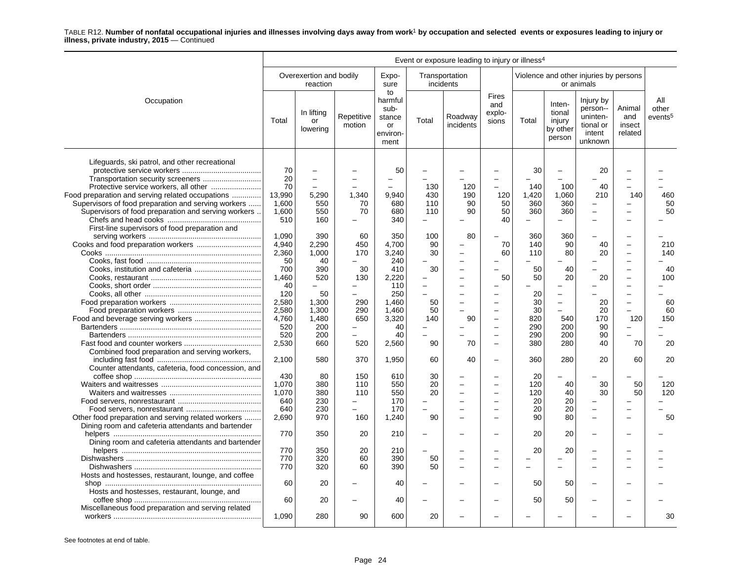TABLE R12. **Number of nonfatal occupational injuries and illnesses involving days away from work[1] by occupation and selected events or exposures leading to injury or illness, private industry, 2015** — Continued

| Occupation | Event or exposure leading to injury or illness[4] | | | | | | | | | | | |
|---|---|---|---|---|---|---|---|---|---|---|---|---|
| | Overexertion and bodily reaction | | | Exposure to harmful substance or environment | Transportation incidents | | Fires and explosions | Violence and other injuries by persons or animals | | | | All other events[5] |
| | Total | In lifting or lowering | Repetitive motion | | Total | Roadway incidents | | Total | Intentional injury by other person | Injury by person--unintentional or intent unknown | Animal and insect related | |
| Lifeguards, ski patrol, and other recreational protective service workers | 70 | – | – | 50 | – | – | – | 30 | – | 20 | – | – |
| Transportation security screeners | 20 | – | – | – | – | – | – | – | – | – | – | – |
| Protective service workers, all other | 70 | – | – | – | 130 | 120 | – | 140 | 100 | 40 | – | – |
| Food preparation and serving related occupations | 13,990 | 5,290 | 1,340 | 9,940 | 430 | 190 | 120 | 1,420 | 1,060 | 210 | 140 | 460 |
| Supervisors of food preparation and serving workers | 1,600 | 550 | 70 | 680 | 110 | 90 | 50 | 360 | 360 | – | – | 50 |
| Supervisors of food preparation and serving workers | 1,600 | 550 | 70 | 680 | 110 | 90 | 50 | 360 | 360 | – | – | 50 |
| Chefs and head cooks | 510 | 160 | – | 340 | – | – | 40 | – | – | – | – | – |
| First-line supervisors of food preparation and serving workers | 1,090 | 390 | 60 | 350 | 100 | 80 | – | 360 | 360 | – | – | – |
| Cooks and food preparation workers | 4,940 | 2,290 | 450 | 4,700 | 90 | – | 70 | 140 | 90 | 40 | – | 210 |
| Cooks | 2,360 | 1,000 | 170 | 3,240 | 30 | – | 60 | 110 | 80 | 20 | – | 140 |
| Cooks, fast food | 50 | 40 | – | 240 | – | – | – | – | – | – | – | – |
| Cooks, institution and cafeteria | 700 | 390 | 30 | 410 | 30 | – | – | 50 | 40 | – | – | 40 |
| Cooks, restaurant | 1,460 | 520 | 130 | 2,220 | – | – | 50 | 50 | 20 | 20 | – | 100 |
| Cooks, short order | 40 | – | – | 110 | – | – | – | – | – | – | – | – |
| Cooks, all other | 120 | 50 | – | 250 | – | – | – | 20 | – | – | – | – |
| Food preparation workers | 2,580 | 1,300 | 290 | 1,460 | 50 | – | – | 30 | – | 20 | – | 60 |
| Food preparation workers | 2,580 | 1,300 | 290 | 1,460 | 50 | – | – | 30 | – | 20 | – | 60 |
| Food and beverage serving workers | 4,760 | 1,480 | 650 | 3,320 | 140 | 90 | – | 820 | 540 | 170 | 120 | 150 |
| Bartenders | 520 | 200 | – | 40 | – | – | – | 290 | 200 | 90 | – | – |
| Bartenders | 520 | 200 | – | 40 | – | – | – | 290 | 200 | 90 | – | – |
| Fast food and counter workers | 2,530 | 660 | 520 | 2,560 | 90 | 70 | – | 380 | 280 | 40 | 70 | 20 |
| Combined food preparation and serving workers, including fast food | 2,100 | 580 | 370 | 1,950 | 60 | 40 | – | 360 | 280 | 20 | 60 | 20 |
| Counter attendants, cafeteria, food concession, and coffee shop | 430 | 80 | 150 | 610 | 30 | – | – | 20 | – | – | – | – |
| Waiters and waitresses | 1,070 | 380 | 110 | 550 | 20 | – | – | 120 | 40 | 30 | 50 | 120 |
| Waiters and waitresses | 1,070 | 380 | 110 | 550 | 20 | – | – | 120 | 40 | 30 | 50 | 120 |
| Food servers, nonrestaurant | 640 | 230 | – | 170 | – | – | – | 20 | 20 | – | – | – |
| Food servers, nonrestaurant | 640 | 230 | – | 170 | – | – | – | 20 | 20 | – | – | – |
| Other food preparation and serving related workers | 2,690 | 970 | 160 | 1,240 | 90 | – | – | 90 | 80 | – | – | 50 |
| Dining room and cafeteria attendants and bartender helpers | 770 | 350 | 20 | 210 | – | – | – | 20 | 20 | – | – | – |
| Dining room and cafeteria attendants and bartender helpers | 770 | 350 | 20 | 210 | – | – | – | 20 | 20 | – | – | – |
| Dishwashers | 770 | 320 | 60 | 390 | 50 | – | – | – | – | – | – | – |
| Dishwashers | 770 | 320 | 60 | 390 | 50 | – | – | – | – | – | – | – |
| Hosts and hostesses, restaurant, lounge, and coffee shop | 60 | 20 | – | 40 | – | – | – | 50 | 50 | – | – | – |
| Hosts and hostesses, restaurant, lounge, and coffee shop | 60 | 20 | – | 40 | – | – | – | 50 | 50 | – | – | – |
| Miscellaneous food preparation and serving related workers | 1,090 | 280 | 90 | 600 | 20 | – | – | – | – | – | – | 30 |

See footnotes at end of table.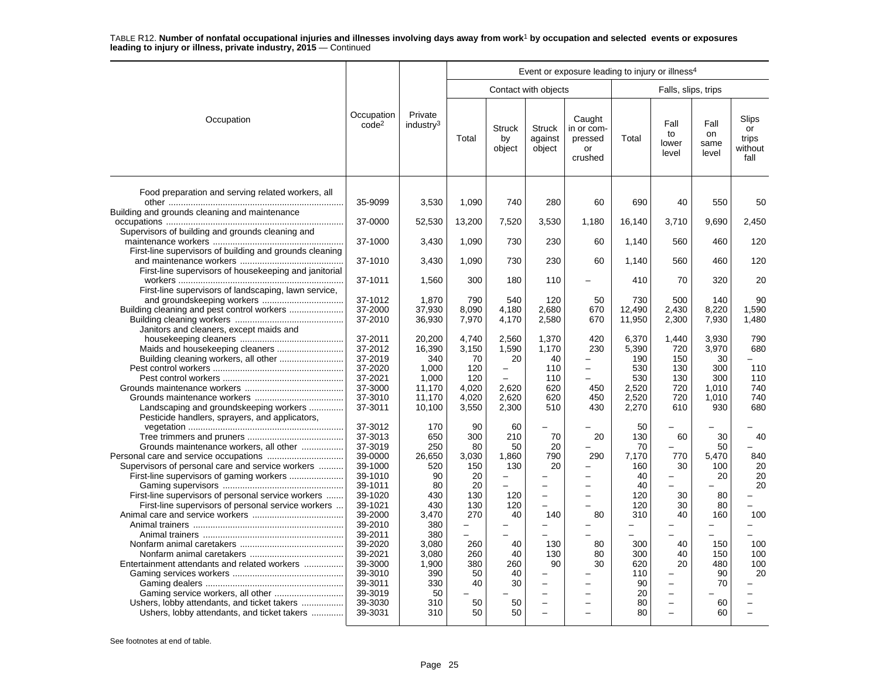TABLE R12. **Number of nonfatal occupational injuries and illnesses involving days away from work**[1] **by occupation and selected events or exposures leading to injury or illness, private industry, 2015** — Continued

| Occupation | Occupation code[2] | Private industry[3] | Event or exposure leading to injury or illness[4] | | | | | | | |
|---|---|---|---|---|---|---|---|---|---|---|
| | | | Contact with objects | | | | Falls, slips, trips | | | |
| | | | Total | Struck by object | Struck against object | Caught in or compressed or crushed | Total | Fall to lower level | Fall on same level | Slips or trips without fall |
| Food preparation and serving related workers, all other | 35-9099 | 3,530 | 1,090 | 740 | 280 | 60 | 690 | 40 | 550 | 50 |
| Building and grounds cleaning and maintenance occupations | 37-0000 | 52,530 | 13,200 | 7,520 | 3,530 | 1,180 | 16,140 | 3,710 | 9,690 | 2,450 |
| Supervisors of building and grounds cleaning and maintenance workers | 37-1000 | 3,430 | 1,090 | 730 | 230 | 60 | 1,140 | 560 | 460 | 120 |
| First-line supervisors of building and grounds cleaning and maintenance workers | 37-1010 | 3,430 | 1,090 | 730 | 230 | 60 | 1,140 | 560 | 460 | 120 |
| First-line supervisors of housekeeping and janitorial workers | 37-1011 | 1,560 | 300 | 180 | 110 | – | 410 | 70 | 320 | 20 |
| First-line supervisors of landscaping, lawn service, and groundskeeping workers | 37-1012 | 1,870 | 790 | 540 | 120 | 50 | 730 | 500 | 140 | 90 |
| Building cleaning and pest control workers | 37-2000 | 37,930 | 8,090 | 4,180 | 2,680 | 670 | 12,490 | 2,430 | 8,220 | 1,590 |
| Building cleaning workers | 37-2010 | 36,930 | 7,970 | 4,170 | 2,580 | 670 | 11,950 | 2,300 | 7,930 | 1,480 |
| Janitors and cleaners, except maids and housekeeping cleaners | 37-2011 | 20,200 | 4,740 | 2,560 | 1,370 | 420 | 6,370 | 1,440 | 3,930 | 790 |
| Maids and housekeeping cleaners | 37-2012 | 16,390 | 3,150 | 1,590 | 1,170 | 230 | 5,390 | 720 | 3,970 | 680 |
| Building cleaning workers, all other | 37-2019 | 340 | 70 | 20 | 40 | – | 190 | 150 | 30 | – |
| Pest control workers | 37-2020 | 1,000 | 120 | – | 110 | – | 530 | 130 | 300 | 110 |
| Pest control workers | 37-2021 | 1,000 | 120 | – | 110 | – | 530 | 130 | 300 | 110 |
| Grounds maintenance workers | 37-3000 | 11,170 | 4,020 | 2,620 | 620 | 450 | 2,520 | 720 | 1,010 | 740 |
| Grounds maintenance workers | 37-3010 | 11,170 | 4,020 | 2,620 | 620 | 450 | 2,520 | 720 | 1,010 | 740 |
| Landscaping and groundskeeping workers | 37-3011 | 10,100 | 3,550 | 2,300 | 510 | 430 | 2,270 | 610 | 930 | 680 |
| Pesticide handlers, sprayers, and applicators, vegetation | 37-3012 | 170 | 90 | 60 | – | – | 50 | – | – | – |
| Tree trimmers and pruners | 37-3013 | 650 | 300 | 210 | 70 | 20 | 130 | 60 | 30 | 40 |
| Grounds maintenance workers, all other | 37-3019 | 250 | 80 | 50 | 20 | – | 70 | – | 50 | – |
| Personal care and service occupations | 39-0000 | 26,650 | 3,030 | 1,860 | 790 | 290 | 7,170 | 770 | 5,470 | 840 |
| Supervisors of personal care and service workers | 39-1000 | 520 | 150 | 130 | 20 | – | 160 | 30 | 100 | 20 |
| First-line supervisors of gaming workers | 39-1010 | 90 | 20 | – | – | – | 40 | – | 20 | 20 |
| Gaming supervisors | 39-1011 | 80 | 20 | – | – | – | 40 | – | – | 20 |
| First-line supervisors of personal service workers | 39-1020 | 430 | 130 | 120 | – | – | 120 | 30 | 80 | – |
| First-line supervisors of personal service workers | 39-1021 | 430 | 130 | 120 | – | – | 120 | 30 | 80 | – |
| Animal care and service workers | 39-2000 | 3,470 | 270 | 40 | 140 | 80 | 310 | 40 | 160 | 100 |
| Animal trainers | 39-2010 | 380 | – | – | – | – | – | – | – | – |
| Animal trainers | 39-2011 | 380 | – | – | – | – | – | – | – | – |
| Nonfarm animal caretakers | 39-2020 | 3,080 | 260 | 40 | 130 | 80 | 300 | 40 | 150 | 100 |
| Nonfarm animal caretakers | 39-2021 | 3,080 | 260 | 40 | 130 | 80 | 300 | 40 | 150 | 100 |
| Entertainment attendants and related workers | 39-3000 | 1,900 | 380 | 260 | 90 | 30 | 620 | 20 | 480 | 100 |
| Gaming services workers | 39-3010 | 390 | 50 | 40 | – | – | 110 | – | 90 | 20 |
| Gaming dealers | 39-3011 | 330 | 40 | 30 | – | – | 90 | – | 70 | – |
| Gaming service workers, all other | 39-3019 | 50 | – | – | – | – | 20 | – | – | – |
| Ushers, lobby attendants, and ticket takers | 39-3030 | 310 | 50 | 50 | – | – | 80 | – | 60 | – |
| Ushers, lobby attendants, and ticket takers | 39-3031 | 310 | 50 | 50 | – | – | 80 | – | 60 | – |

See footnotes at end of table.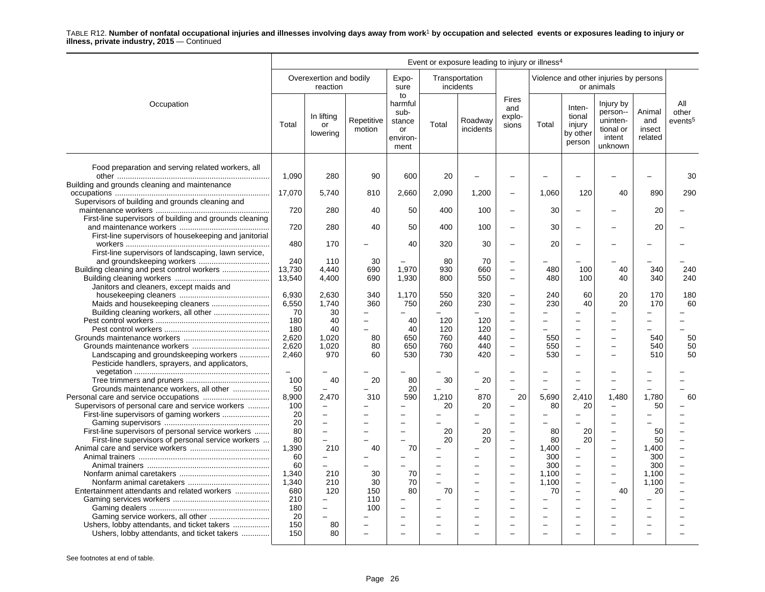TABLE R12. **Number of nonfatal occupational injuries and illnesses involving days away from work[1] by occupation and selected events or exposures leading to injury or illness, private industry, 2015** — Continued

| Occupation | Event or exposure leading to injury or illness[4] | | | | | | | | | | | |
|---|---|---|---|---|---|---|---|---|---|---|---|---|
| | Overexertion and bodily reaction | | | Exposure to harmful substance or environment | Transportation incidents | | Fires and explosions | Violence and other injuries by persons or animals | | | | All other events[5] |
| | Total | In lifting or lowering | Repetitive motion | | Total | Roadway incidents | | Total | Intentional injury by other person | Injury by person--unintentional or intent unknown | Animal and insect related | |
| Food preparation and serving related workers, all other | 1,090 | 280 | 90 | 600 | 20 | – | – | – | – | – | – | 30 |
| Building and grounds cleaning and maintenance occupations | 17,070 | 5,740 | 810 | 2,660 | 2,090 | 1,200 | – | 1,060 | 120 | 40 | 890 | 290 |
| Supervisors of building and grounds cleaning and maintenance workers | 720 | 280 | 40 | 50 | 400 | 100 | – | 30 | – | – | 20 | – |
| First-line supervisors of building and grounds cleaning and maintenance workers | 720 | 280 | 40 | 50 | 400 | 100 | – | 30 | – | – | 20 | – |
| First-line supervisors of housekeeping and janitorial workers | 480 | 170 | – | 40 | 320 | 30 | – | 20 | – | – | – | – |
| First-line supervisors of landscaping, lawn service, and groundskeeping workers | 240 | 110 | 30 | – | 80 | 70 | – | – | – | – | – | – |
| Building cleaning and pest control workers | 13,730 | 4,440 | 690 | 1,970 | 930 | 660 | – | 480 | 100 | 40 | 340 | 240 |
| Building cleaning workers | 13,540 | 4,400 | 690 | 1,930 | 800 | 550 | – | 480 | 100 | 40 | 340 | 240 |
| Janitors and cleaners, except maids and housekeeping cleaners | 6,930 | 2,630 | 340 | 1,170 | 550 | 320 | – | 240 | 60 | 20 | 170 | 180 |
| Maids and housekeeping cleaners | 6,550 | 1,740 | 360 | 750 | 260 | 230 | – | 230 | 40 | 20 | 170 | 60 |
| Building cleaning workers, all other | 70 | 30 | – | – | – | – | – | – | – | – | – | – |
| Pest control workers | 180 | 40 | – | 40 | 120 | 120 | – | – | – | – | – | – |
| Pest control workers | 180 | 40 | – | 40 | 120 | 120 | – | – | – | – | – | – |
| Grounds maintenance workers | 2,620 | 1,020 | 80 | 650 | 760 | 440 | – | 550 | – | – | 540 | 50 |
| Grounds maintenance workers | 2,620 | 1,020 | 80 | 650 | 760 | 440 | – | 550 | – | – | 540 | 50 |
| Landscaping and groundskeeping workers | 2,460 | 970 | 60 | 530 | 730 | 420 | – | 530 | – | – | 510 | 50 |
| Pesticide handlers, sprayers, and applicators, vegetation | – | – | – | – | – | – | – | – | – | – | – | – |
| Tree trimmers and pruners | 100 | 40 | 20 | 80 | 30 | 20 | – | – | – | – | – | – |
| Grounds maintenance workers, all other | 50 | – | – | 20 | – | – | – | – | – | – | – | – |
| Personal care and service occupations | 8,900 | 2,470 | 310 | 590 | 1,210 | 870 | 20 | 5,690 | 2,410 | 1,480 | 1,780 | 60 |
| Supervisors of personal care and service workers | 100 | – | – | – | 20 | 20 | – | 80 | 20 | – | 50 | – |
| First-line supervisors of gaming workers | 20 | – | – | – | – | – | – | – | – | – | – | – |
| Gaming supervisors | 20 | – | – | – | – | – | – | – | – | – | – | – |
| First-line supervisors of personal service workers | 80 | – | – | – | 20 | 20 | – | 80 | 20 | – | 50 | – |
| First-line supervisors of personal service workers | 80 | – | – | – | 20 | 20 | – | 80 | 20 | – | 50 | – |
| Animal care and service workers | 1,390 | 210 | 40 | 70 | – | – | – | 1,400 | – | – | 1,400 | – |
| Animal trainers | 60 | – | – | – | – | – | – | 300 | – | – | 300 | – |
| Animal trainers | 60 | – | – | – | – | – | – | 300 | – | – | 300 | – |
| Nonfarm animal caretakers | 1,340 | 210 | 30 | 70 | – | – | – | 1,100 | – | – | 1,100 | – |
| Nonfarm animal caretakers | 1,340 | 210 | 30 | 70 | – | – | – | 1,100 | – | – | 1,100 | – |
| Entertainment attendants and related workers | 680 | 120 | 150 | 80 | 70 | – | – | 70 | – | 40 | 20 | – |
| Gaming services workers | 210 | – | 110 | – | – | – | – | – | – | – | – | – |
| Gaming dealers | 180 | – | 100 | – | – | – | – | – | – | – | – | – |
| Gaming service workers, all other | 20 | – | – | – | – | – | – | – | – | – | – | – |
| Ushers, lobby attendants, and ticket takers | 150 | 80 | – | – | – | – | – | – | – | – | – | – |
| Ushers, lobby attendants, and ticket takers | 150 | 80 | – | – | – | – | – | – | – | – | – | – |

See footnotes at end of table.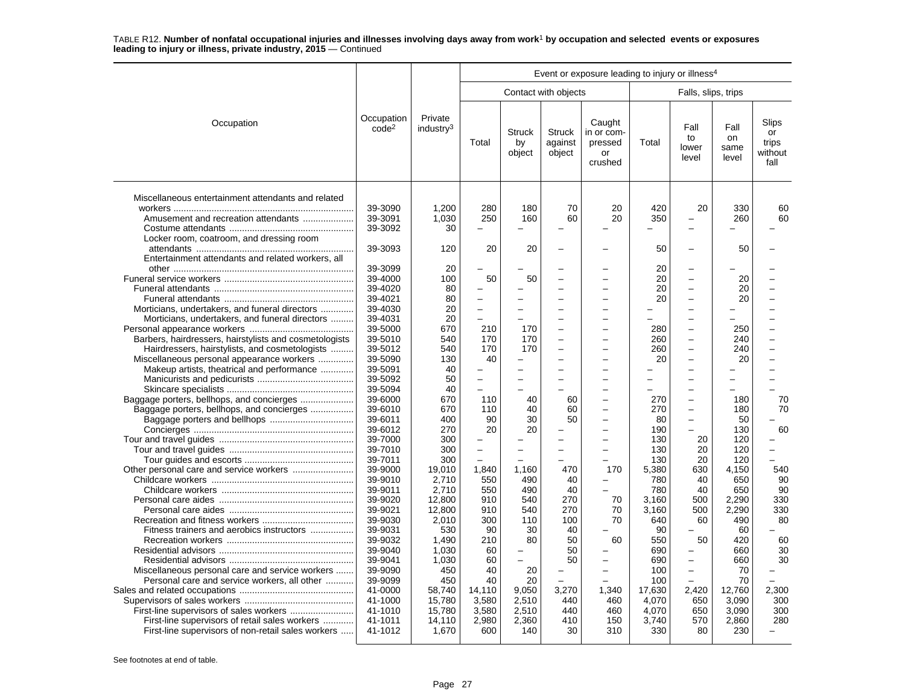TABLE R12. **Number of nonfatal occupational injuries and illnesses involving days away from work[1] by occupation and selected events or exposures leading to injury or illness, private industry, 2015** — Continued

| Occupation | Occupation code[2] | Private industry[3] | Event or exposure leading to injury or illness[4] | | | | | | | |
|---|---|---|---|---|---|---|---|---|---|---|
| | | | Contact with objects | | | | Falls, slips, trips | | | |
| | | | Total | Struck by object | Struck against object | Caught in or compressed or crushed | Total | Fall to lower level | Fall on same level | Slips or trips without fall |
| Miscellaneous entertainment attendants and related workers | 39-3090 | 1,200 | 280 | 180 | 70 | 20 | 420 | 20 | 330 | 60 |
| Amusement and recreation attendants | 39-3091 | 1,030 | 250 | 160 | 60 | 20 | 350 | – | 260 | 60 |
| Costume attendants | 39-3092 | 30 | – | – | – | – | – | – | – | – |
| Locker room, coatroom, and dressing room attendants | 39-3093 | 120 | 20 | 20 | – | – | 50 | – | 50 | – |
| Entertainment attendants and related workers, all other | 39-3099 | 20 | – | – | – | – | 20 | – | – | – |
| Funeral service workers | 39-4000 | 100 | 50 | 50 | – | – | 20 | – | 20 | – |
| Funeral attendants | 39-4020 | 80 | – | – | – | – | 20 | – | 20 | – |
| Funeral attendants | 39-4021 | 80 | – | – | – | – | 20 | – | 20 | – |
| Morticians, undertakers, and funeral directors | 39-4030 | 20 | – | – | – | – | – | – | – | – |
| Morticians, undertakers, and funeral directors | 39-4031 | 20 | – | – | – | – | – | – | – | – |
| Personal appearance workers | 39-5000 | 670 | 210 | 170 | – | – | 280 | – | 250 | – |
| Barbers, hairdressers, hairstylists and cosmetologists | 39-5010 | 540 | 170 | 170 | – | – | 260 | – | 240 | – |
| Hairdressers, hairstylists, and cosmetologists | 39-5012 | 540 | 170 | 170 | – | – | 260 | – | 240 | – |
| Miscellaneous personal appearance workers | 39-5090 | 130 | 40 | – | – | – | 20 | – | 20 | – |
| Makeup artists, theatrical and performance | 39-5091 | 40 | – | – | – | – | – | – | – | – |
| Manicurists and pedicurists | 39-5092 | 50 | – | – | – | – | – | – | – | – |
| Skincare specialists | 39-5094 | 40 | – | – | – | – | – | – | – | – |
| Baggage porters, bellhops, and concierges | 39-6000 | 670 | 110 | 40 | 60 | – | 270 | – | 180 | 70 |
| Baggage porters, bellhops, and concierges | 39-6010 | 670 | 110 | 40 | 60 | – | 270 | – | 180 | 70 |
| Baggage porters and bellhops | 39-6011 | 400 | 90 | 30 | 50 | – | 80 | – | 50 | – |
| Concierges | 39-6012 | 270 | 20 | 20 | – | – | 190 | – | 130 | 60 |
| Tour and travel guides | 39-7000 | 300 | – | – | – | – | 130 | 20 | 120 | – |
| Tour and travel guides | 39-7010 | 300 | – | – | – | – | 130 | 20 | 120 | – |
| Tour guides and escorts | 39-7011 | 300 | – | – | – | – | 130 | 20 | 120 | – |
| Other personal care and service workers | 39-9000 | 19,010 | 1,840 | 1,160 | 470 | 170 | 5,380 | 630 | 4,150 | 540 |
| Childcare workers | 39-9010 | 2,710 | 550 | 490 | 40 | – | 780 | 40 | 650 | 90 |
| Childcare workers | 39-9011 | 2,710 | 550 | 490 | 40 | – | 780 | 40 | 650 | 90 |
| Personal care aides | 39-9020 | 12,800 | 910 | 540 | 270 | 70 | 3,160 | 500 | 2,290 | 330 |
| Personal care aides | 39-9021 | 12,800 | 910 | 540 | 270 | 70 | 3,160 | 500 | 2,290 | 330 |
| Recreation and fitness workers | 39-9030 | 2,010 | 300 | 110 | 100 | 70 | 640 | 60 | 490 | 80 |
| Fitness trainers and aerobics instructors | 39-9031 | 530 | 90 | 30 | 40 | – | 90 | – | 60 | – |
| Recreation workers | 39-9032 | 1,490 | 210 | 80 | 50 | 60 | 550 | 50 | 420 | 60 |
| Residential advisors | 39-9040 | 1,030 | 60 | – | 50 | – | 690 | – | 660 | 30 |
| Residential advisors | 39-9041 | 1,030 | 60 | – | 50 | – | 690 | – | 660 | 30 |
| Miscellaneous personal care and service workers | 39-9090 | 450 | 40 | 20 | – | – | 100 | – | 70 | – |
| Personal care and service workers, all other | 39-9099 | 450 | 40 | 20 | – | – | 100 | – | 70 | – |
| Sales and related occupations | 41-0000 | 58,740 | 14,110 | 9,050 | 3,270 | 1,340 | 17,630 | 2,420 | 12,760 | 2,300 |
| Supervisors of sales workers | 41-1000 | 15,780 | 3,580 | 2,510 | 440 | 460 | 4,070 | 650 | 3,090 | 300 |
| First-line supervisors of sales workers | 41-1010 | 15,780 | 3,580 | 2,510 | 440 | 460 | 4,070 | 650 | 3,090 | 300 |
| First-line supervisors of retail sales workers | 41-1011 | 14,110 | 2,980 | 2,360 | 410 | 150 | 3,740 | 570 | 2,860 | 280 |
| First-line supervisors of non-retail sales workers | 41-1012 | 1,670 | 600 | 140 | 30 | 310 | 330 | 80 | 230 | – |

See footnotes at end of table.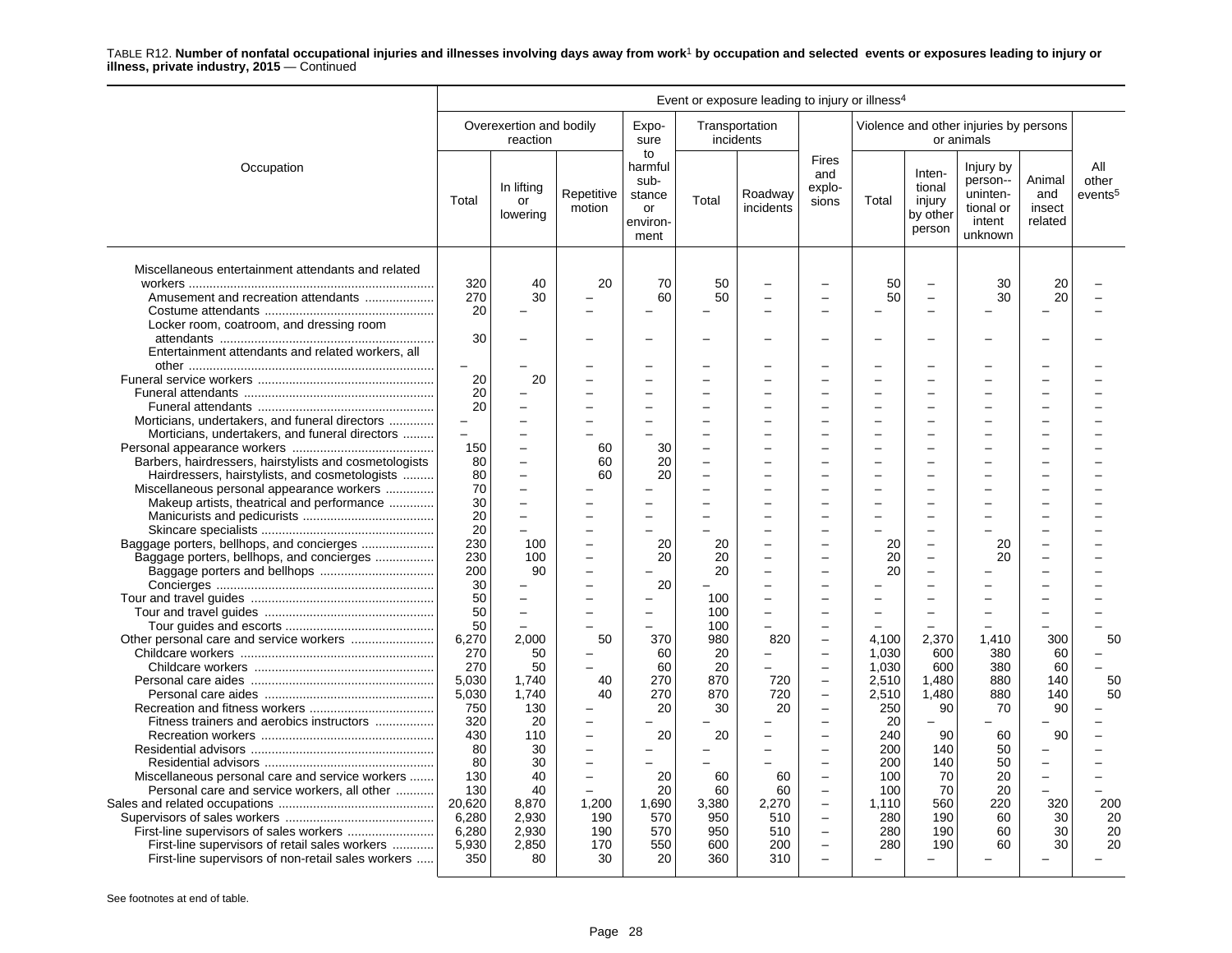TABLE R12. **Number of nonfatal occupational injuries and illnesses involving days away from work[1] by occupation and selected events or exposures leading to injury or illness, private industry, 2015** — Continued

| Occupation | Event or exposure leading to injury or illness[4] | | | | | | | | | | | |
|---|---|---|---|---|---|---|---|---|---|---|---|---|
| | Overexertion and bodily reaction | | | Exposure to harmful substance or environment | Transportation incidents | | Fires and explosions | Violence and other injuries by persons or animals | | | | All other events[5] |
| | Total | In lifting or lowering | Repetitive motion | | Total | Roadway incidents | | Total | Intentional injury by other person | Injury by person--unintentional or intent unknown | Animal and insect related | |
| Miscellaneous entertainment attendants and related workers | 320 | 40 | 20 | 70 | 50 | – | – | 50 | – | 30 | 20 | – |
| Amusement and recreation attendants | 270 | 30 | – | 60 | 50 | – | – | 50 | – | 30 | 20 | – |
| Costume attendants | 20 | – | – | – | – | – | – | – | – | – | – | – |
| Locker room, coatroom, and dressing room attendants | 30 | – | – | – | – | – | – | – | – | – | – | – |
| Entertainment attendants and related workers, all other | – | – | – | – | – | – | – | – | – | – | – | – |
| Funeral service workers | 20 | 20 | – | – | – | – | – | – | – | – | – | – |
| Funeral attendants | 20 | – | – | – | – | – | – | – | – | – | – | – |
| Funeral attendants | 20 | – | – | – | – | – | – | – | – | – | – | – |
| Morticians, undertakers, and funeral directors | – | – | – | – | – | – | – | – | – | – | – | – |
| Morticians, undertakers, and funeral directors | – | – | – | – | – | – | – | – | – | – | – | – |
| Personal appearance workers | 150 | – | 60 | 30 | – | – | – | – | – | – | – | – |
| Barbers, hairdressers, hairstylists and cosmetologists | 80 | – | 60 | 20 | – | – | – | – | – | – | – | – |
| Hairdressers, hairstylists, and cosmetologists | 80 | – | 60 | 20 | – | – | – | – | – | – | – | – |
| Miscellaneous personal appearance workers | 70 | – | – | – | – | – | – | – | – | – | – | – |
| Makeup artists, theatrical and performance | 30 | – | – | – | – | – | – | – | – | – | – | – |
| Manicurists and pedicurists | 20 | – | – | – | – | – | – | – | – | – | – | – |
| Skincare specialists | 20 | – | – | – | – | – | – | – | – | – | – | – |
| Baggage porters, bellhops, and concierges | 230 | 100 | – | 20 | 20 | – | – | 20 | – | 20 | – | – |
| Baggage porters, bellhops, and concierges | 230 | 100 | – | 20 | 20 | – | – | 20 | – | 20 | – | – |
| Baggage porters and bellhops | 200 | 90 | – | – | 20 | – | – | 20 | – | – | – | – |
| Concierges | 30 | – | – | 20 | – | – | – | – | – | – | – | – |
| Tour and travel guides | 50 | – | – | – | 100 | – | – | – | – | – | – | – |
| Tour and travel guides | 50 | – | – | – | 100 | – | – | – | – | – | – | – |
| Tour guides and escorts | 50 | – | – | – | 100 | – | – | – | – | – | – | – |
| Other personal care and service workers | 6,270 | 2,000 | 50 | 370 | 980 | 820 | – | 4,100 | 2,370 | 1,410 | 300 | 50 |
| Childcare workers | 270 | 50 | – | 60 | 20 | – | – | 1,030 | 600 | 380 | 60 | – |
| Childcare workers | 270 | 50 | – | 60 | 20 | – | – | 1,030 | 600 | 380 | 60 | – |
| Personal care aides | 5,030 | 1,740 | 40 | 270 | 870 | 720 | – | 2,510 | 1,480 | 880 | 140 | 50 |
| Personal care aides | 5,030 | 1,740 | 40 | 270 | 870 | 720 | – | 2,510 | 1,480 | 880 | 140 | 50 |
| Recreation and fitness workers | 750 | 130 | – | 20 | 30 | 20 | – | 250 | 90 | 70 | 90 | – |
| Fitness trainers and aerobics instructors | 320 | 20 | – | – | – | – | – | 20 | – | – | – | – |
| Recreation workers | 430 | 110 | – | 20 | 20 | – | – | 240 | 90 | 60 | 90 | – |
| Residential advisors | 80 | 30 | – | – | – | – | – | 200 | 140 | 50 | – | – |
| Residential advisors | 80 | 30 | – | – | – | – | – | 200 | 140 | 50 | – | – |
| Miscellaneous personal care and service workers | 130 | 40 | – | 20 | 60 | 60 | – | 100 | 70 | 20 | – | – |
| Personal care and service workers, all other | 130 | 40 | – | 20 | 60 | 60 | – | 100 | 70 | 20 | – | – |
| Sales and related occupations | 20,620 | 8,870 | 1,200 | 1,690 | 3,380 | 2,270 | – | 1,110 | 560 | 220 | 320 | 200 |
| Supervisors of sales workers | 6,280 | 2,930 | 190 | 570 | 950 | 510 | – | 280 | 190 | 60 | 30 | 20 |
| First-line supervisors of sales workers | 6,280 | 2,930 | 190 | 570 | 950 | 510 | – | 280 | 190 | 60 | 30 | 20 |
| First-line supervisors of retail sales workers | 5,930 | 2,850 | 170 | 550 | 600 | 200 | – | 280 | 190 | 60 | 30 | 20 |
| First-line supervisors of non-retail sales workers | 350 | 80 | 30 | 20 | 360 | 310 | – | – | – | – | – | – |

See footnotes at end of table.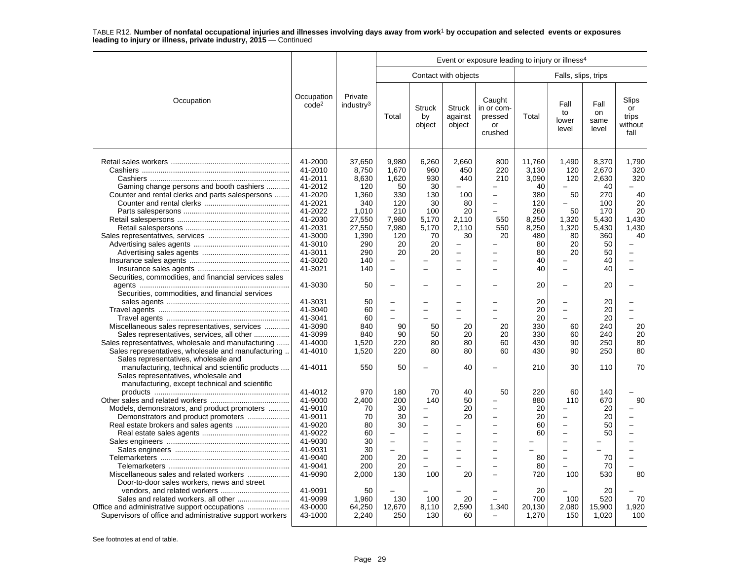TABLE R12. **Number of nonfatal occupational injuries and illnesses involving days away from work[1] by occupation and selected events or exposures leading to injury or illness, private industry, 2015** — Continued

| Occupation | Occupation code[2] | Private industry[3] | Event or exposure leading to injury or illness[4] | | | | | | | |
|---|---|---|---|---|---|---|---|---|---|---|
| | | | Contact with objects | | | | Falls, slips, trips | | | |
| | | | Total | Struck by object | Struck against object | Caught in or compressed or crushed | Total | Fall to lower level | Fall on same level | Slips or trips without fall |
| Retail sales workers | 41-2000 | 37,650 | 9,980 | 6,260 | 2,660 | 800 | 11,760 | 1,490 | 8,370 | 1,790 |
| Cashiers | 41-2010 | 8,750 | 1,670 | 960 | 450 | 220 | 3,130 | 120 | 2,670 | 320 |
| Cashiers | 41-2011 | 8,630 | 1,620 | 930 | 440 | 210 | 3,090 | 120 | 2,630 | 320 |
| Gaming change persons and booth cashiers | 41-2012 | 120 | 50 | 30 | – | – | 40 | – | 40 | – |
| Counter and rental clerks and parts salespersons | 41-2020 | 1,360 | 330 | 130 | 100 | – | 380 | 50 | 270 | 40 |
| Counter and rental clerks | 41-2021 | 340 | 120 | 30 | 80 | – | 120 | – | 100 | 20 |
| Parts salespersons | 41-2022 | 1,010 | 210 | 100 | 20 | – | 260 | 50 | 170 | 20 |
| Retail salespersons | 41-2030 | 27,550 | 7,980 | 5,170 | 2,110 | 550 | 8,250 | 1,320 | 5,430 | 1,430 |
| Retail salespersons | 41-2031 | 27,550 | 7,980 | 5,170 | 2,110 | 550 | 8,250 | 1,320 | 5,430 | 1,430 |
| Sales representatives, services | 41-3000 | 1,390 | 120 | 70 | 30 | 20 | 480 | 80 | 360 | 40 |
| Advertising sales agents | 41-3010 | 290 | 20 | 20 | – | – | 80 | 20 | 50 | – |
| Advertising sales agents | 41-3011 | 290 | 20 | 20 | – | – | 80 | 20 | 50 | – |
| Insurance sales agents | 41-3020 | 140 | – | – | – | – | 40 | – | 40 | – |
| Insurance sales agents | 41-3021 | 140 | – | – | – | – | 40 | – | 40 | – |
| Securities, commodities, and financial services sales agents | 41-3030 | 50 | – | – | – | – | 20 | – | 20 | – |
| Securities, commodities, and financial services sales agents | 41-3031 | 50 | – | – | – | – | 20 | – | 20 | – |
| Travel agents | 41-3040 | 60 | – | – | – | – | 20 | – | 20 | – |
| Travel agents | 41-3041 | 60 | – | – | – | – | 20 | – | 20 | – |
| Miscellaneous sales representatives, services | 41-3090 | 840 | 90 | 50 | 20 | 20 | 330 | 60 | 240 | 20 |
| Sales representatives, services, all other | 41-3099 | 840 | 90 | 50 | 20 | 20 | 330 | 60 | 240 | 20 |
| Sales representatives, wholesale and manufacturing | 41-4000 | 1,520 | 220 | 80 | 80 | 60 | 430 | 90 | 250 | 80 |
| Sales representatives, wholesale and manufacturing | 41-4010 | 1,520 | 220 | 80 | 80 | 60 | 430 | 90 | 250 | 80 |
| Sales representatives, wholesale and manufacturing, technical and scientific products | 41-4011 | 550 | 50 | – | 40 | – | 210 | 30 | 110 | 70 |
| Sales representatives, wholesale and manufacturing, except technical and scientific products | 41-4012 | 970 | 180 | 70 | 40 | 50 | 220 | 60 | 140 | – |
| Other sales and related workers | 41-9000 | 2,400 | 200 | 140 | 50 | – | 880 | 110 | 670 | 90 |
| Models, demonstrators, and product promoters | 41-9010 | 70 | 30 | – | 20 | – | 20 | – | 20 | – |
| Demonstrators and product promoters | 41-9011 | 70 | 30 | – | 20 | – | 20 | – | 20 | – |
| Real estate brokers and sales agents | 41-9020 | 80 | 30 | – | – | – | 60 | – | 50 | – |
| Real estate sales agents | 41-9022 | 60 | – | – | – | – | 60 | – | 50 | – |
| Sales engineers | 41-9030 | 30 | – | – | – | – | – | – | – | – |
| Sales engineers | 41-9031 | 30 | – | – | – | – | – | – | – | – |
| Telemarketers | 41-9040 | 200 | 20 | – | – | – | 80 | – | 70 | – |
| Telemarketers | 41-9041 | 200 | 20 | – | – | – | 80 | – | 70 | – |
| Miscellaneous sales and related workers | 41-9090 | 2,000 | 130 | 100 | 20 | – | 720 | 100 | 530 | 80 |
| Door-to-door sales workers, news and street vendors, and related workers | 41-9091 | 50 | – | – | – | – | 20 | – | 20 | – |
| Sales and related workers, all other | 41-9099 | 1,960 | 130 | 100 | 20 | – | 700 | 100 | 520 | 70 |
| Office and administrative support occupations | 43-0000 | 64,250 | 12,670 | 8,110 | 2,590 | 1,340 | 20,130 | 2,080 | 15,900 | 1,920 |
| Supervisors of office and administrative support workers | 43-1000 | 2,240 | 250 | 130 | 60 | – | 1,270 | 150 | 1,020 | 100 |

See footnotes at end of table.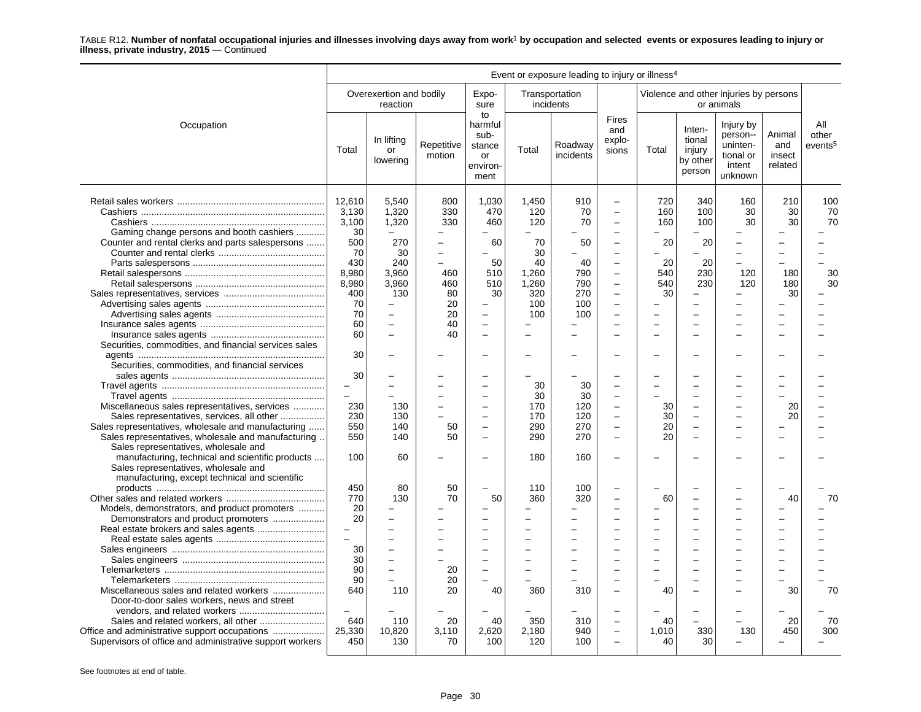TABLE R12. **Number of nonfatal occupational injuries and illnesses involving days away from work**[1] **by occupation and selected events or exposures leading to injury or illness, private industry, 2015** — Continued

| Occupation | Event or exposure leading to injury or illness[4] | | | | | | | | | | | |
|---|---|---|---|---|---|---|---|---|---|---|---|---|
| | Overexertion and bodily reaction | | | Exposure to harmful substance or environment | Transportation incidents | | Fires and explosions | Violence and other injuries by persons or animals | | | | All other events[5] |
| | Total | In lifting or lowering | Repetitive motion | | Total | Roadway incidents | | Total | Intentional injury by other person | Injury by person--unintentional or intent unknown | Animal and insect related | |
| Retail sales workers | 12,610 | 5,540 | 800 | 1,030 | 1,450 | 910 | – | 720 | 340 | 160 | 210 | 100 |
| Cashiers | 3,130 | 1,320 | 330 | 470 | 120 | 70 | – | 160 | 100 | 30 | 30 | 70 |
| Cashiers | 3,100 | 1,320 | 330 | 460 | 120 | 70 | – | 160 | 100 | 30 | 30 | 70 |
| Gaming change persons and booth cashiers | 30 | – | – | – | – | – | – | – | – | – | – | – |
| Counter and rental clerks and parts salespersons | 500 | 270 | – | 60 | 70 | 50 | – | 20 | 20 | – | – | – |
| Counter and rental clerks | 70 | 30 | – | – | 30 | – | – | – | – | – | – | – |
| Parts salespersons | 430 | 240 | – | 50 | 40 | 40 | – | 20 | 20 | – | – | – |
| Retail salespersons | 8,980 | 3,960 | 460 | 510 | 1,260 | 790 | – | 540 | 230 | 120 | 180 | 30 |
| Retail salespersons | 8,980 | 3,960 | 460 | 510 | 1,260 | 790 | – | 540 | 230 | 120 | 180 | 30 |
| Sales representatives, services | 400 | 130 | 80 | 30 | 320 | 270 | – | 30 | – | – | 30 | – |
| Advertising sales agents | 70 | – | 20 | – | 100 | 100 | – | – | – | – | – | – |
| Advertising sales agents | 70 | – | 20 | – | 100 | 100 | – | – | – | – | – | – |
| Insurance sales agents | 60 | – | 40 | – | – | – | – | – | – | – | – | – |
| Insurance sales agents | 60 | – | 40 | – | – | – | – | – | – | – | – | – |
| Securities, commodities, and financial services sales agents | 30 | – | – | – | – | – | – | – | – | – | – | – |
| Securities, commodities, and financial services sales agents | 30 | – | – | – | – | – | – | – | – | – | – | – |
| Travel agents | – | – | – | – | 30 | 30 | – | – | – | – | – | – |
| Travel agents | – | – | – | – | 30 | 30 | – | – | – | – | – | – |
| Miscellaneous sales representatives, services | 230 | 130 | – | – | 170 | 120 | – | 30 | – | – | 20 | – |
| Sales representatives, services, all other | 230 | 130 | – | – | 170 | 120 | – | 30 | – | – | 20 | – |
| Sales representatives, wholesale and manufacturing | 550 | 140 | 50 | – | 290 | 270 | – | 20 | – | – | – | – |
| Sales representatives, wholesale and manufacturing | 550 | 140 | 50 | – | 290 | 270 | – | 20 | – | – | – | – |
| Sales representatives, wholesale and manufacturing, technical and scientific products | 100 | 60 | – | – | 180 | 160 | – | – | – | – | – | – |
| Sales representatives, wholesale and manufacturing, except technical and scientific products | 450 | 80 | 50 | – | 110 | 100 | – | – | – | – | – | – |
| Other sales and related workers | 770 | 130 | 70 | 50 | 360 | 320 | – | 60 | – | – | 40 | 70 |
| Models, demonstrators, and product promoters | 20 | – | – | – | – | – | – | – | – | – | – | – |
| Demonstrators and product promoters | 20 | – | – | – | – | – | – | – | – | – | – | – |
| Real estate brokers and sales agents | – | – | – | – | – | – | – | – | – | – | – | – |
| Real estate sales agents | – | – | – | – | – | – | – | – | – | – | – | – |
| Sales engineers | 30 | – | – | – | – | – | – | – | – | – | – | – |
| Sales engineers | 30 | – | – | – | – | – | – | – | – | – | – | – |
| Telemarketers | 90 | – | 20 | – | – | – | – | – | – | – | – | – |
| Telemarketers | 90 | – | 20 | – | – | – | – | – | – | – | – | – |
| Miscellaneous sales and related workers | 640 | 110 | 20 | 40 | 360 | 310 | – | 40 | – | – | 30 | 70 |
| Door-to-door sales workers, news and street vendors, and related workers | – | – | – | – | – | – | – | – | – | – | – | – |
| Sales and related workers, all other | 640 | 110 | 20 | 40 | 350 | 310 | – | 40 | – | – | 20 | 70 |
| Office and administrative support occupations | 25,330 | 10,820 | 3,110 | 2,620 | 2,180 | 940 | – | 1,010 | 330 | 130 | 450 | 300 |
| Supervisors of office and administrative support workers | 450 | 130 | 70 | 100 | 120 | 100 | – | 40 | 30 | – | – | – |

See footnotes at end of table.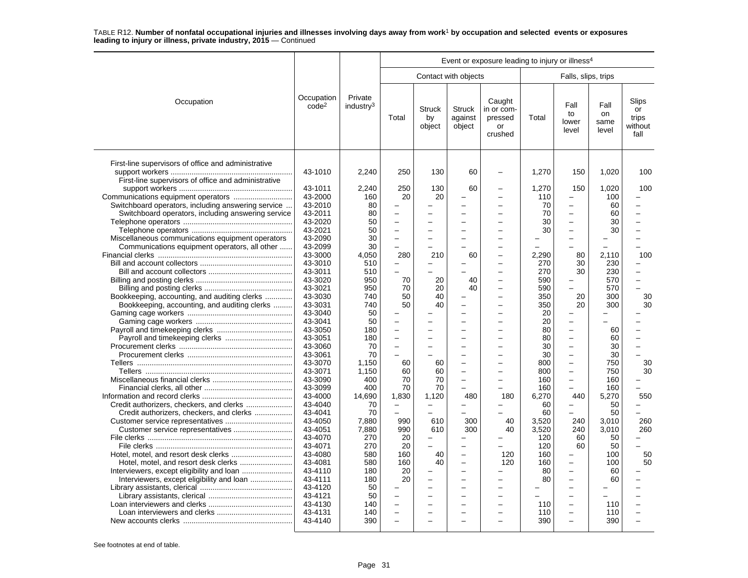TABLE R12. **Number of nonfatal occupational injuries and illnesses involving days away from work[1] by occupation and selected events or exposures leading to injury or illness, private industry, 2015** — Continued

| Occupation | Occupation code[2] | Private industry[3] | Event or exposure leading to injury or illness[4] | | | | | | | |
|---|---|---|---|---|---|---|---|---|---|---|
| | | | Contact with objects | | | | Falls, slips, trips | | | |
| | | | Total | Struck by object | Struck against object | Caught in or compressed or crushed | Total | Fall to lower level | Fall on same level | Slips or trips without fall |
| First-line supervisors of office and administrative support workers | 43-1010 | 2,240 | 250 | 130 | 60 | – | 1,270 | 150 | 1,020 | 100 |
| First-line supervisors of office and administrative support workers | 43-1011 | 2,240 | 250 | 130 | 60 | – | 1,270 | 150 | 1,020 | 100 |
| Communications equipment operators | 43-2000 | 160 | 20 | 20 | – | – | 110 | – | 100 | – |
| Switchboard operators, including answering service | 43-2010 | 80 | – | – | – | – | 70 | – | 60 | – |
| Switchboard operators, including answering service | 43-2011 | 80 | – | – | – | – | 70 | – | 60 | – |
| Telephone operators | 43-2020 | 50 | – | – | – | – | 30 | – | 30 | – |
| Telephone operators | 43-2021 | 50 | – | – | – | – | 30 | – | 30 | – |
| Miscellaneous communications equipment operators | 43-2090 | 30 | – | – | – | – | – | – | – | – |
| Communications equipment operators, all other | 43-2099 | 30 | – | – | – | – | – | – | – | – |
| Financial clerks | 43-3000 | 4,050 | 280 | 210 | 60 | – | 2,290 | 80 | 2,110 | 100 |
| Bill and account collectors | 43-3010 | 510 | – | – | – | – | 270 | 30 | 230 | – |
| Bill and account collectors | 43-3011 | 510 | – | – | – | – | 270 | 30 | 230 | – |
| Billing and posting clerks | 43-3020 | 950 | 70 | 20 | 40 | – | 590 | – | 570 | – |
| Billing and posting clerks | 43-3021 | 950 | 70 | 20 | 40 | – | 590 | – | 570 | – |
| Bookkeeping, accounting, and auditing clerks | 43-3030 | 740 | 50 | 40 | – | – | 350 | 20 | 300 | 30 |
| Bookkeeping, accounting, and auditing clerks | 43-3031 | 740 | 50 | 40 | – | – | 350 | 20 | 300 | 30 |
| Gaming cage workers | 43-3040 | 50 | – | – | – | – | 20 | – | – | – |
| Gaming cage workers | 43-3041 | 50 | – | – | – | – | 20 | – | – | – |
| Payroll and timekeeping clerks | 43-3050 | 180 | – | – | – | – | 80 | – | 60 | – |
| Payroll and timekeeping clerks | 43-3051 | 180 | – | – | – | – | 80 | – | 60 | – |
| Procurement clerks | 43-3060 | 70 | – | – | – | – | 30 | – | 30 | – |
| Procurement clerks | 43-3061 | 70 | – | – | – | – | 30 | – | 30 | – |
| Tellers | 43-3070 | 1,150 | 60 | 60 | – | – | 800 | – | 750 | 30 |
| Tellers | 43-3071 | 1,150 | 60 | 60 | – | – | 800 | – | 750 | 30 |
| Miscellaneous financial clerks | 43-3090 | 400 | 70 | 70 | – | – | 160 | – | 160 | – |
| Financial clerks, all other | 43-3099 | 400 | 70 | 70 | – | – | 160 | – | 160 | – |
| Information and record clerks | 43-4000 | 14,690 | 1,830 | 1,120 | 480 | 180 | 6,270 | 440 | 5,270 | 550 |
| Credit authorizers, checkers, and clerks | 43-4040 | 70 | – | – | – | – | 60 | – | 50 | – |
| Credit authorizers, checkers, and clerks | 43-4041 | 70 | – | – | – | – | 60 | – | 50 | – |
| Customer service representatives | 43-4050 | 7,880 | 990 | 610 | 300 | 40 | 3,520 | 240 | 3,010 | 260 |
| Customer service representatives | 43-4051 | 7,880 | 990 | 610 | 300 | 40 | 3,520 | 240 | 3,010 | 260 |
| File clerks | 43-4070 | 270 | 20 | – | – | – | 120 | 60 | 50 | – |
| File clerks | 43-4071 | 270 | 20 | – | – | – | 120 | 60 | 50 | – |
| Hotel, motel, and resort desk clerks | 43-4080 | 580 | 160 | 40 | – | 120 | 160 | – | 100 | 50 |
| Hotel, motel, and resort desk clerks | 43-4081 | 580 | 160 | 40 | – | 120 | 160 | – | 100 | 50 |
| Interviewers, except eligibility and loan | 43-4110 | 180 | 20 | – | – | – | 80 | – | 60 | – |
| Interviewers, except eligibility and loan | 43-4111 | 180 | 20 | – | – | – | 80 | – | 60 | – |
| Library assistants, clerical | 43-4120 | 50 | – | – | – | – | – | – | – | – |
| Library assistants, clerical | 43-4121 | 50 | – | – | – | – | – | – | – | – |
| Loan interviewers and clerks | 43-4130 | 140 | – | – | – | – | 110 | – | 110 | – |
| Loan interviewers and clerks | 43-4131 | 140 | – | – | – | – | 110 | – | 110 | – |
| New accounts clerks | 43-4140 | 390 | – | – | – | – | 390 | – | 390 | – |

See footnotes at end of table.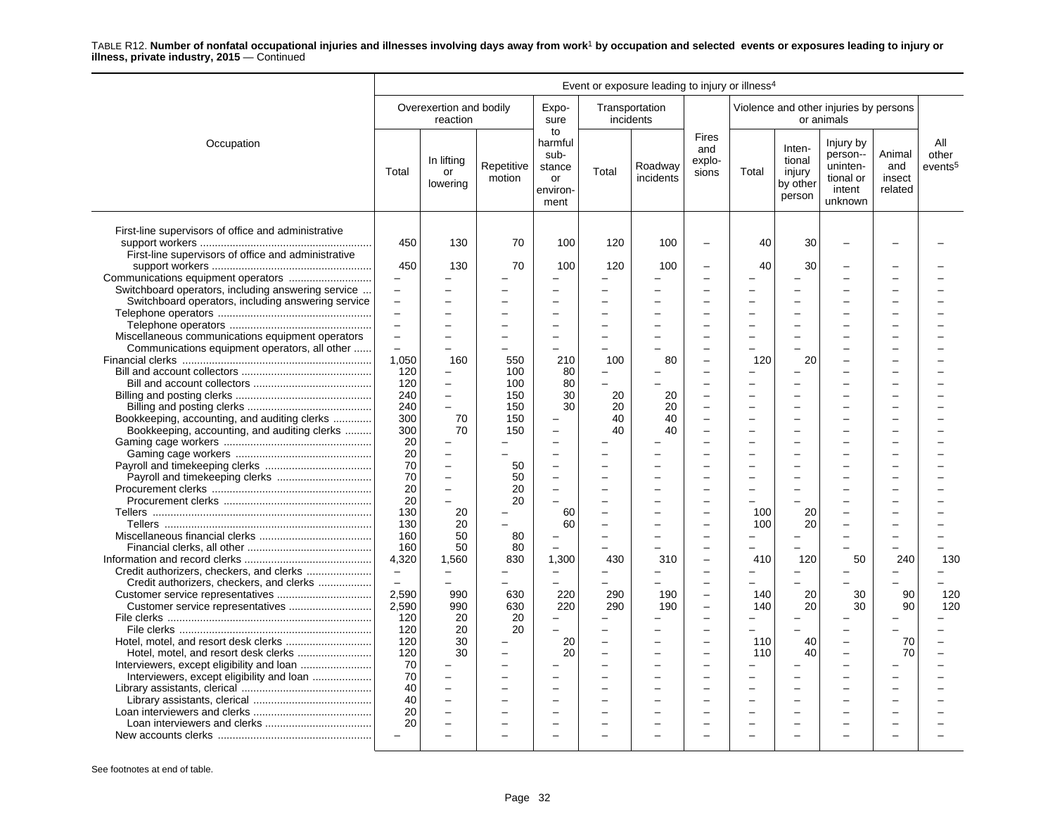TABLE R12. **Number of nonfatal occupational injuries and illnesses involving days away from work[1] by occupation and selected events or exposures leading to injury or illness, private industry, 2015** — Continued

| Occupation | Overexertion and bodily reaction: Total | Overexertion and bodily reaction: In lifting or lowering | Overexertion and bodily reaction: Repetitive motion | Exposure to harmful substance or environment | Transportation incidents: Total | Transportation incidents: Roadway incidents | Fires and explosions | Violence and other injuries by persons or animals: Total | Violence and other injuries by persons or animals: Intentional injury by other person | Violence and other injuries by persons or animals: Injury by person--unintentional or intent unknown | Violence and other injuries by persons or animals: Animal and insect related | All other events[5] |
|---|---|---|---|---|---|---|---|---|---|---|---|---|
| First-line supervisors of office and administrative support workers | 450 | 130 | 70 | 100 | 120 | 100 | – | 40 | 30 | – | – | – |
| First-line supervisors of office and administrative support workers | 450 | 130 | 70 | 100 | 120 | 100 | – | 40 | 30 | – | – | – |
| Communications equipment operators | – | – | – | – | – | – | – | – | – | – | – | – |
| Switchboard operators, including answering service | – | – | – | – | – | – | – | – | – | – | – | – |
| Switchboard operators, including answering service | – | – | – | – | – | – | – | – | – | – | – | – |
| Telephone operators | – | – | – | – | – | – | – | – | – | – | – | – |
| Telephone operators | – | – | – | – | – | – | – | – | – | – | – | – |
| Miscellaneous communications equipment operators | – | – | – | – | – | – | – | – | – | – | – | – |
| Communications equipment operators, all other | – | – | – | – | – | – | – | – | – | – | – | – |
| Financial clerks | 1,050 | 160 | 550 | 210 | 100 | 80 | – | 120 | 20 | – | – | – |
| Bill and account collectors | 120 | – | 100 | 80 | – | – | – | – | – | – | – | – |
| Bill and account collectors | 120 | – | 100 | 80 | – | – | – | – | – | – | – | – |
| Billing and posting clerks | 240 | – | 150 | 30 | 20 | 20 | – | – | – | – | – | – |
| Billing and posting clerks | 240 | – | 150 | 30 | 20 | 20 | – | – | – | – | – | – |
| Bookkeeping, accounting, and auditing clerks | 300 | 70 | 150 | – | 40 | 40 | – | – | – | – | – | – |
| Bookkeeping, accounting, and auditing clerks | 300 | 70 | 150 | – | 40 | 40 | – | – | – | – | – | – |
| Gaming cage workers | 20 | – | – | – | – | – | – | – | – | – | – | – |
| Gaming cage workers | 20 | – | – | – | – | – | – | – | – | – | – | – |
| Payroll and timekeeping clerks | 70 | – | 50 | – | – | – | – | – | – | – | – | – |
| Payroll and timekeeping clerks | 70 | – | 50 | – | – | – | – | – | – | – | – | – |
| Procurement clerks | 20 | – | 20 | – | – | – | – | – | – | – | – | – |
| Procurement clerks | 20 | – | 20 | – | – | – | – | – | – | – | – | – |
| Tellers | 130 | 20 | – | 60 | – | – | – | 100 | 20 | – | – | – |
| Tellers | 130 | 20 | – | 60 | – | – | – | 100 | 20 | – | – | – |
| Miscellaneous financial clerks | 160 | 50 | 80 | – | – | – | – | – | – | – | – | – |
| Financial clerks, all other | 160 | 50 | 80 | – | – | – | – | – | – | – | – | – |
| Information and record clerks | 4,320 | 1,560 | 830 | 1,300 | 430 | 310 | – | 410 | 120 | 50 | 240 | 130 |
| Credit authorizers, checkers, and clerks | – | – | – | – | – | – | – | – | – | – | – | – |
| Credit authorizers, checkers, and clerks | – | – | – | – | – | – | – | – | – | – | – | – |
| Customer service representatives | 2,590 | 990 | 630 | 220 | 290 | 190 | – | 140 | 20 | 30 | 90 | 120 |
| Customer service representatives | 2,590 | 990 | 630 | 220 | 290 | 190 | – | 140 | 20 | 30 | 90 | 120 |
| File clerks | 120 | 20 | 20 | – | – | – | – | – | – | – | – | – |
| File clerks | 120 | 20 | 20 | – | – | – | – | – | – | – | – | – |
| Hotel, motel, and resort desk clerks | 120 | 30 | – | 20 | – | – | – | 110 | 40 | – | 70 | – |
| Hotel, motel, and resort desk clerks | 120 | 30 | – | 20 | – | – | – | 110 | 40 | – | 70 | – |
| Interviewers, except eligibility and loan | 70 | – | – | – | – | – | – | – | – | – | – | – |
| Interviewers, except eligibility and loan | 70 | – | – | – | – | – | – | – | – | – | – | – |
| Library assistants, clerical | 40 | – | – | – | – | – | – | – | – | – | – | – |
| Library assistants, clerical | 40 | – | – | – | – | – | – | – | – | – | – | – |
| Loan interviewers and clerks | 20 | – | – | – | – | – | – | – | – | – | – | – |
| Loan interviewers and clerks | 20 | – | – | – | – | – | – | – | – | – | – | – |
| New accounts clerks | – | – | – | – | – | – | – | – | – | – | – | – |

Event or exposure leading to injury or illness[4]

See footnotes at end of table.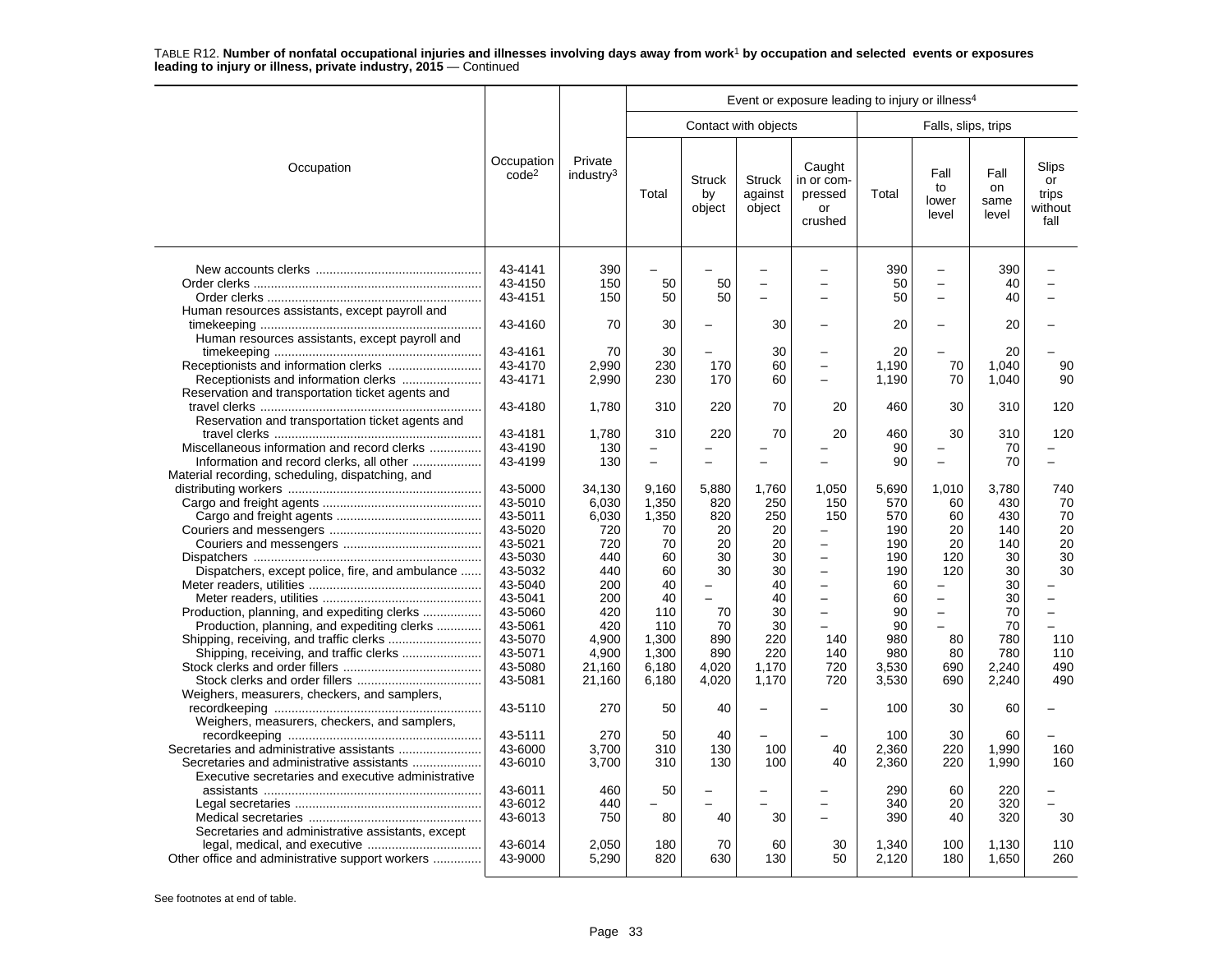TABLE R12. **Number of nonfatal occupational injuries and illnesses involving days away from work[1] by occupation and selected events or exposures leading to injury or illness, private industry, 2015** — Continued

| Occupation | Occupation code[2] | Private industry[3] | Event or exposure leading to injury or illness[4] | | | | | | | |
|---|---|---|---|---|---|---|---|---|---|---|
| | | | Contact with objects | | | | Falls, slips, trips | | | |
| | | | Total | Struck by object | Struck against object | Caught in or compressed or crushed | Total | Fall to lower level | Fall on same level | Slips or trips without fall |
| New accounts clerks | 43-4141 | 390 | – | – | – | – | 390 | – | 390 | – |
| Order clerks | 43-4150 | 150 | 50 | 50 | – | – | 50 | – | 40 | – |
| Order clerks | 43-4151 | 150 | 50 | 50 | – | – | 50 | – | 40 | – |
| Human resources assistants, except payroll and timekeeping | 43-4160 | 70 | 30 | – | 30 | – | 20 | – | 20 | – |
| Human resources assistants, except payroll and timekeeping | 43-4161 | 70 | 30 | – | 30 | – | 20 | – | 20 | – |
| Receptionists and information clerks | 43-4170 | 2,990 | 230 | 170 | 60 | – | 1,190 | 70 | 1,040 | 90 |
| Receptionists and information clerks | 43-4171 | 2,990 | 230 | 170 | 60 | – | 1,190 | 70 | 1,040 | 90 |
| Reservation and transportation ticket agents and travel clerks | 43-4180 | 1,780 | 310 | 220 | 70 | 20 | 460 | 30 | 310 | 120 |
| Reservation and transportation ticket agents and travel clerks | 43-4181 | 1,780 | 310 | 220 | 70 | 20 | 460 | 30 | 310 | 120 |
| Miscellaneous information and record clerks | 43-4190 | 130 | – | – | – | – | 90 | – | 70 | – |
| Information and record clerks, all other | 43-4199 | 130 | – | – | – | – | 90 | – | 70 | – |
| Material recording, scheduling, dispatching, and distributing workers | 43-5000 | 34,130 | 9,160 | 5,880 | 1,760 | 1,050 | 5,690 | 1,010 | 3,780 | 740 |
| Cargo and freight agents | 43-5010 | 6,030 | 1,350 | 820 | 250 | 150 | 570 | 60 | 430 | 70 |
| Cargo and freight agents | 43-5011 | 6,030 | 1,350 | 820 | 250 | 150 | 570 | 60 | 430 | 70 |
| Couriers and messengers | 43-5020 | 720 | 70 | 20 | 20 | – | 190 | 20 | 140 | 20 |
| Couriers and messengers | 43-5021 | 720 | 70 | 20 | 20 | – | 190 | 20 | 140 | 20 |
| Dispatchers | 43-5030 | 440 | 60 | 30 | 30 | – | 190 | 120 | 30 | 30 |
| Dispatchers, except police, fire, and ambulance | 43-5032 | 440 | 60 | 30 | 30 | – | 190 | 120 | 30 | 30 |
| Meter readers, utilities | 43-5040 | 200 | 40 | – | 40 | – | 60 | – | 30 | – |
| Meter readers, utilities | 43-5041 | 200 | 40 | – | 40 | – | 60 | – | 30 | – |
| Production, planning, and expediting clerks | 43-5060 | 420 | 110 | 70 | 30 | – | 90 | – | 70 | – |
| Production, planning, and expediting clerks | 43-5061 | 420 | 110 | 70 | 30 | – | 90 | – | 70 | – |
| Shipping, receiving, and traffic clerks | 43-5070 | 4,900 | 1,300 | 890 | 220 | 140 | 980 | 80 | 780 | 110 |
| Shipping, receiving, and traffic clerks | 43-5071 | 4,900 | 1,300 | 890 | 220 | 140 | 980 | 80 | 780 | 110 |
| Stock clerks and order fillers | 43-5080 | 21,160 | 6,180 | 4,020 | 1,170 | 720 | 3,530 | 690 | 2,240 | 490 |
| Stock clerks and order fillers | 43-5081 | 21,160 | 6,180 | 4,020 | 1,170 | 720 | 3,530 | 690 | 2,240 | 490 |
| Weighers, measurers, checkers, and samplers, recordkeeping | 43-5110 | 270 | 50 | 40 | – | – | 100 | 30 | 60 | – |
| Weighers, measurers, checkers, and samplers, recordkeeping | 43-5111 | 270 | 50 | 40 | – | – | 100 | 30 | 60 | – |
| Secretaries and administrative assistants | 43-6000 | 3,700 | 310 | 130 | 100 | 40 | 2,360 | 220 | 1,990 | 160 |
| Secretaries and administrative assistants | 43-6010 | 3,700 | 310 | 130 | 100 | 40 | 2,360 | 220 | 1,990 | 160 |
| Executive secretaries and executive administrative assistants | 43-6011 | 460 | 50 | – | – | – | 290 | 60 | 220 | – |
| Legal secretaries | 43-6012 | 440 | – | – | – | – | 340 | 20 | 320 | – |
| Medical secretaries | 43-6013 | 750 | 80 | 40 | 30 | – | 390 | 40 | 320 | 30 |
| Secretaries and administrative assistants, except legal, medical, and executive | 43-6014 | 2,050 | 180 | 70 | 60 | 30 | 1,340 | 100 | 1,130 | 110 |
| Other office and administrative support workers | 43-9000 | 5,290 | 820 | 630 | 130 | 50 | 2,120 | 180 | 1,650 | 260 |

See footnotes at end of table.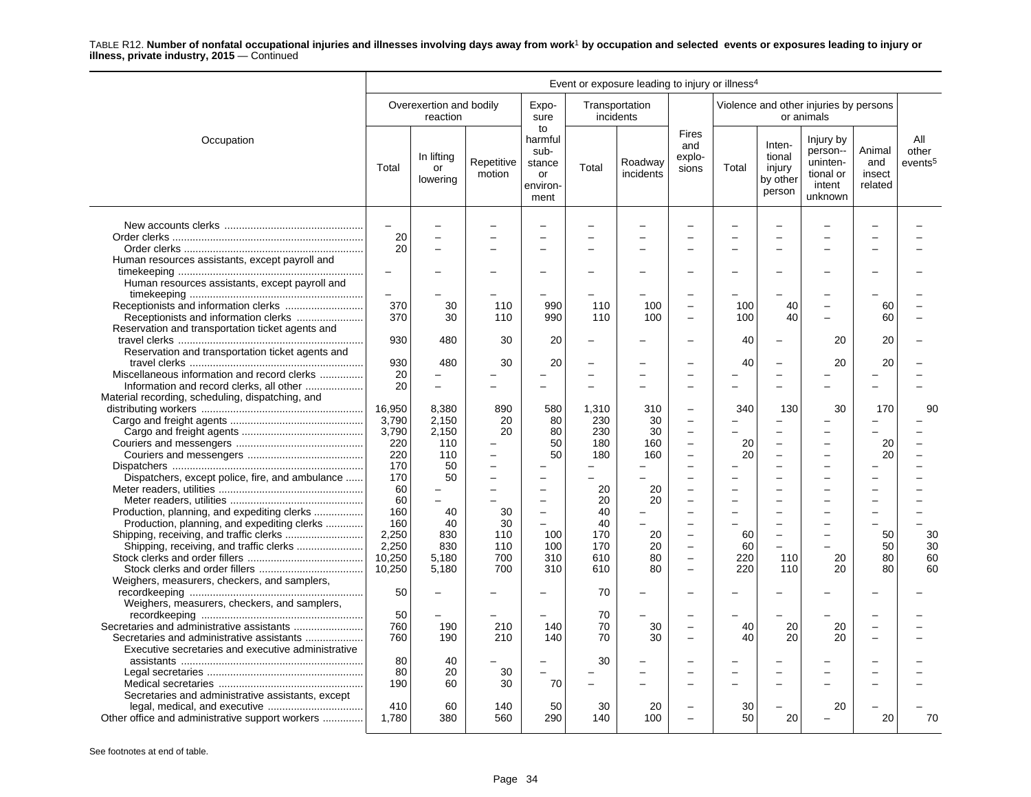TABLE R12. **Number of nonfatal occupational injuries and illnesses involving days away from work[1] by occupation and selected events or exposures leading to injury or illness, private industry, 2015** — Continued

| Occupation | Overexertion and bodily reaction | | | Exposure to harmful substance or environment | Transportation incidents | | Fires and explosions | Violence and other injuries by persons or animals | | | | All other events[5] |
|---|---|---|---|---|---|---|---|---|---|---|---|---|
| | Total | In lifting or lowering | Repetitive motion | | Total | Roadway incidents | | Total | Intentional injury by other person | Injury by person--unintentional or intent unknown | Animal and insect related | |
| New accounts clerks | – | – | – | – | – | – | – | – | – | – | – | – |
| Order clerks | 20 | – | – | – | – | – | – | – | – | – | – | – |
| Order clerks | 20 | – | – | – | – | – | – | – | – | – | – | – |
| Human resources assistants, except payroll and timekeeping | – | – | – | – | – | – | – | – | – | – | – | – |
| Human resources assistants, except payroll and timekeeping | – | – | – | – | – | – | – | – | – | – | – | – |
| Receptionists and information clerks | 370 | 30 | 110 | 990 | 110 | 100 | – | 100 | 40 | – | 60 | – |
| Receptionists and information clerks | 370 | 30 | 110 | 990 | 110 | 100 | – | 100 | 40 | – | 60 | – |
| Reservation and transportation ticket agents and travel clerks | 930 | 480 | 30 | 20 | – | – | – | 40 | – | 20 | 20 | – |
| Reservation and transportation ticket agents and travel clerks | 930 | 480 | 30 | 20 | – | – | – | 40 | – | 20 | 20 | – |
| Miscellaneous information and record clerks | 20 | – | – | – | – | – | – | – | – | – | – | – |
| Information and record clerks, all other | 20 | – | – | – | – | – | – | – | – | – | – | – |
| Material recording, scheduling, dispatching, and distributing workers | 16,950 | 8,380 | 890 | 580 | 1,310 | 310 | – | 340 | 130 | 30 | 170 | 90 |
| Cargo and freight agents | 3,790 | 2,150 | 20 | 80 | 230 | 30 | – | – | – | – | – | – |
| Cargo and freight agents | 3,790 | 2,150 | 20 | 80 | 230 | 30 | – | – | – | – | – | – |
| Couriers and messengers | 220 | 110 | – | 50 | 180 | 160 | – | 20 | – | – | 20 | – |
| Couriers and messengers | 220 | 110 | – | 50 | 180 | 160 | – | 20 | – | – | 20 | – |
| Dispatchers | 170 | 50 | – | – | – | – | – | – | – | – | – | – |
| Dispatchers, except police, fire, and ambulance | 170 | 50 | – | – | – | – | – | – | – | – | – | – |
| Meter readers, utilities | 60 | – | – | – | 20 | 20 | – | – | – | – | – | – |
| Meter readers, utilities | 60 | – | – | – | 20 | 20 | – | – | – | – | – | – |
| Production, planning, and expediting clerks | 160 | 40 | 30 | – | 40 | – | – | – | – | – | – | – |
| Production, planning, and expediting clerks | 160 | 40 | 30 | – | 40 | – | – | – | – | – | – | – |
| Shipping, receiving, and traffic clerks | 2,250 | 830 | 110 | 100 | 170 | 20 | – | 60 | – | – | 50 | 30 |
| Shipping, receiving, and traffic clerks | 2,250 | 830 | 110 | 100 | 170 | 20 | – | 60 | – | – | 50 | 30 |
| Stock clerks and order fillers | 10,250 | 5,180 | 700 | 310 | 610 | 80 | – | 220 | 110 | 20 | 80 | 60 |
| Stock clerks and order fillers | 10,250 | 5,180 | 700 | 310 | 610 | 80 | – | 220 | 110 | 20 | 80 | 60 |
| Weighers, measurers, checkers, and samplers, recordkeeping | 50 | – | – | – | 70 | – | – | – | – | – | – | – |
| Weighers, measurers, checkers, and samplers, recordkeeping | 50 | – | – | – | 70 | – | – | – | – | – | – | – |
| Secretaries and administrative assistants | 760 | 190 | 210 | 140 | 70 | 30 | – | 40 | 20 | 20 | – | – |
| Secretaries and administrative assistants | 760 | 190 | 210 | 140 | 70 | 30 | – | 40 | 20 | 20 | – | – |
| Executive secretaries and executive administrative assistants | 80 | 40 | – | – | 30 | – | – | – | – | – | – | – |
| Legal secretaries | 80 | 20 | 30 | – | – | – | – | – | – | – | – | – |
| Medical secretaries | 190 | 60 | 30 | 70 | – | – | – | – | – | – | – | – |
| Secretaries and administrative assistants, except legal, medical, and executive | 410 | 60 | 140 | 50 | 30 | 20 | – | 30 | – | 20 | – | – |
| Other office and administrative support workers | 1,780 | 380 | 560 | 290 | 140 | 100 | – | 50 | 20 | – | 20 | 70 |

Event or exposure leading to injury or illness[4]

See footnotes at end of table.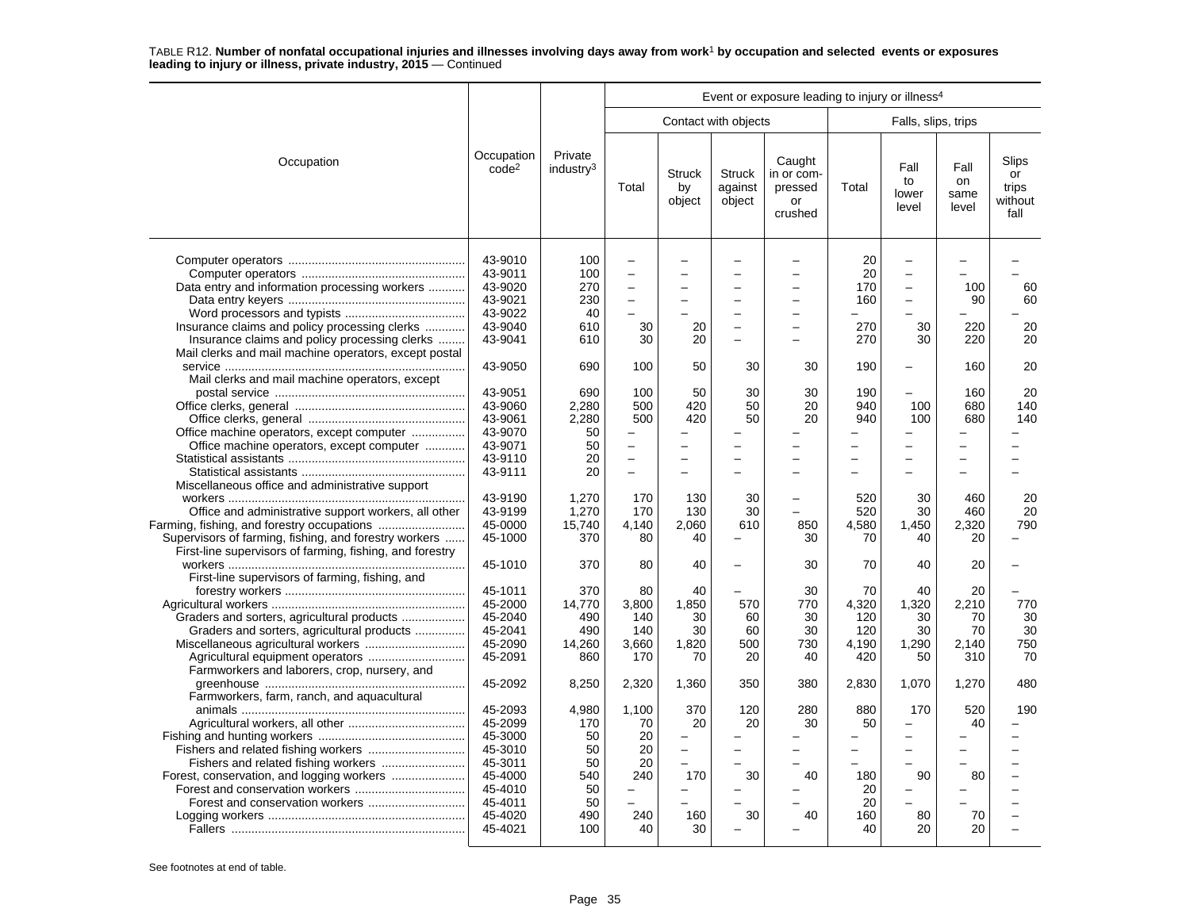TABLE R12. **Number of nonfatal occupational injuries and illnesses involving days away from work[1] by occupation and selected events or exposures leading to injury or illness, private industry, 2015** — Continued

| Occupation | Occupation code[2] | Private industry[3] | Event or exposure leading to injury or illness[4] | | | | | | | |
|---|---|---|---|---|---|---|---|---|---|---|
| | | | Contact with objects | | | | Falls, slips, trips | | | |
| | | | Total | Struck by object | Struck against object | Caught in or compressed or crushed | Total | Fall to lower level | Fall on same level | Slips or trips without fall |
| Computer operators | 43-9010 | 100 | – | – | – | – | 20 | – | – | – |
| Computer operators | 43-9011 | 100 | – | – | – | – | 20 | – | – | – |
| Data entry and information processing workers | 43-9020 | 270 | – | – | – | – | 170 | – | 100 | 60 |
| Data entry keyers | 43-9021 | 230 | – | – | – | – | 160 | – | 90 | 60 |
| Word processors and typists | 43-9022 | 40 | – | – | – | – | – | – | – | – |
| Insurance claims and policy processing clerks | 43-9040 | 610 | 30 | 20 | – | – | 270 | 30 | 220 | 20 |
| Insurance claims and policy processing clerks | 43-9041 | 610 | 30 | 20 | – | – | 270 | 30 | 220 | 20 |
| Mail clerks and mail machine operators, except postal service | 43-9050 | 690 | 100 | 50 | 30 | 30 | 190 | – | 160 | 20 |
| Mail clerks and mail machine operators, except postal service | 43-9051 | 690 | 100 | 50 | 30 | 30 | 190 | – | 160 | 20 |
| Office clerks, general | 43-9060 | 2,280 | 500 | 420 | 50 | 20 | 940 | 100 | 680 | 140 |
| Office clerks, general | 43-9061 | 2,280 | 500 | 420 | 50 | 20 | 940 | 100 | 680 | 140 |
| Office machine operators, except computer | 43-9070 | 50 | – | – | – | – | – | – | – | – |
| Office machine operators, except computer | 43-9071 | 50 | – | – | – | – | – | – | – | – |
| Statistical assistants | 43-9110 | 20 | – | – | – | – | – | – | – | – |
| Statistical assistants | 43-9111 | 20 | – | – | – | – | – | – | – | – |
| Miscellaneous office and administrative support workers | 43-9190 | 1,270 | 170 | 130 | 30 | – | 520 | 30 | 460 | 20 |
| Office and administrative support workers, all other | 43-9199 | 1,270 | 170 | 130 | 30 | – | 520 | 30 | 460 | 20 |
| Farming, fishing, and forestry occupations | 45-0000 | 15,740 | 4,140 | 2,060 | 610 | 850 | 4,580 | 1,450 | 2,320 | 790 |
| Supervisors of farming, fishing, and forestry workers | 45-1000 | 370 | 80 | 40 | – | 30 | 70 | 40 | 20 | – |
| First-line supervisors of farming, fishing, and forestry workers | 45-1010 | 370 | 80 | 40 | – | 30 | 70 | 40 | 20 | – |
| First-line supervisors of farming, fishing, and forestry workers | 45-1011 | 370 | 80 | 40 | – | 30 | 70 | 40 | 20 | – |
| Agricultural workers | 45-2000 | 14,770 | 3,800 | 1,850 | 570 | 770 | 4,320 | 1,320 | 2,210 | 770 |
| Graders and sorters, agricultural products | 45-2040 | 490 | 140 | 30 | 60 | 30 | 120 | 30 | 70 | 30 |
| Graders and sorters, agricultural products | 45-2041 | 490 | 140 | 30 | 60 | 30 | 120 | 30 | 70 | 30 |
| Miscellaneous agricultural workers | 45-2090 | 14,260 | 3,660 | 1,820 | 500 | 730 | 4,190 | 1,290 | 2,140 | 750 |
| Agricultural equipment operators | 45-2091 | 860 | 170 | 70 | 20 | 40 | 420 | 50 | 310 | 70 |
| Farmworkers and laborers, crop, nursery, and greenhouse | 45-2092 | 8,250 | 2,320 | 1,360 | 350 | 380 | 2,830 | 1,070 | 1,270 | 480 |
| Farmworkers, farm, ranch, and aquacultural animals | 45-2093 | 4,980 | 1,100 | 370 | 120 | 280 | 880 | 170 | 520 | 190 |
| Agricultural workers, all other | 45-2099 | 170 | 70 | 20 | 20 | 30 | 50 | – | 40 | – |
| Fishing and hunting workers | 45-3000 | 50 | 20 | – | – | – | – | – | – | – |
| Fishers and related fishing workers | 45-3010 | 50 | 20 | – | – | – | – | – | – | – |
| Fishers and related fishing workers | 45-3011 | 50 | 20 | – | – | – | – | – | – | – |
| Forest, conservation, and logging workers | 45-4000 | 540 | 240 | 170 | 30 | 40 | 180 | 90 | 80 | – |
| Forest and conservation workers | 45-4010 | 50 | – | – | – | – | 20 | – | – | – |
| Forest and conservation workers | 45-4011 | 50 | – | – | – | – | 20 | – | – | – |
| Logging workers | 45-4020 | 490 | 240 | 160 | 30 | 40 | 160 | 80 | 70 | – |
| Fallers | 45-4021 | 100 | 40 | 30 | – | – | 40 | 20 | 20 | – |

See footnotes at end of table.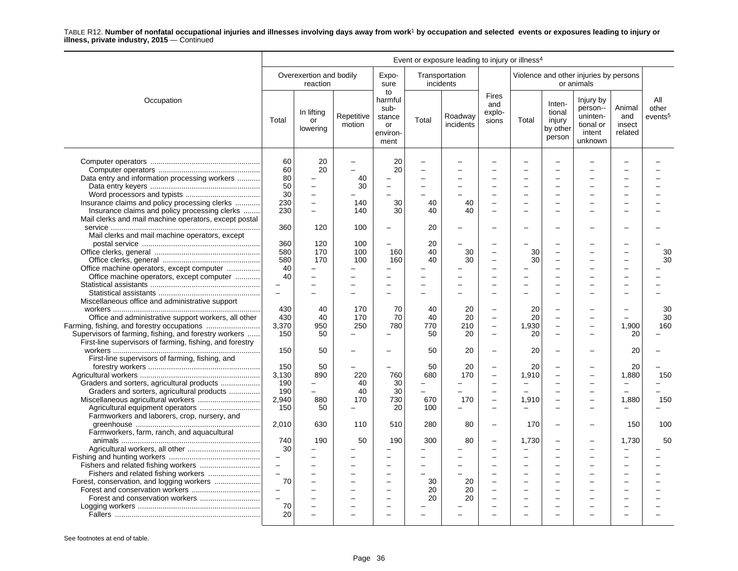TABLE R12. **Number of nonfatal occupational injuries and illnesses involving days away from work[1] by occupation and selected events or exposures leading to injury or illness, private industry, 2015** — Continued

| Occupation | Event or exposure leading to injury or illness[4] | | | | | | | | | | | | |
|---|---|---|---|---|---|---|---|---|---|---|---|---|---|
| | Overexertion and bodily reaction | | | Exposure to harmful substance or environment | Transportation incidents | | Fires and explosions | Violence and other injuries by persons or animals | | | | All other events[5] |
| | Total | In lifting or lowering | Repetitive motion | | Total | Roadway incidents | | Total | Intentional injury by other person | Injury by person--unintentional or intent unknown | Animal and insect related | |
| Computer operators | 60 | 20 | – | 20 | – | – | – | – | – | – | – | – |
| Computer operators | 60 | 20 | – | 20 | – | – | – | – | – | – | – | – |
| Data entry and information processing workers | 80 | – | 40 | – | – | – | – | – | – | – | – | – |
| Data entry keyers | 50 | – | 30 | – | – | – | – | – | – | – | – | – |
| Word processors and typists | 30 | – | – | – | – | – | – | – | – | – | – | – |
| Insurance claims and policy processing clerks | 230 | – | 140 | 30 | 40 | 40 | – | – | – | – | – | – |
| Insurance claims and policy processing clerks | 230 | – | 140 | 30 | 40 | 40 | – | – | – | – | – | – |
| Mail clerks and mail machine operators, except postal service | 360 | 120 | 100 | – | 20 | – | – | – | – | – | – | – |
| Mail clerks and mail machine operators, except postal service | 360 | 120 | 100 | – | 20 | – | – | – | – | – | – | – |
| Office clerks, general | 580 | 170 | 100 | 160 | 40 | 30 | – | 30 | – | – | – | 30 |
| Office clerks, general | 580 | 170 | 100 | 160 | 40 | 30 | – | 30 | – | – | – | 30 |
| Office machine operators, except computer | 40 | – | – | – | – | – | – | – | – | – | – | – |
| Office machine operators, except computer | 40 | – | – | – | – | – | – | – | – | – | – | – |
| Statistical assistants | – | – | – | – | – | – | – | – | – | – | – | – |
| Statistical assistants | – | – | – | – | – | – | – | – | – | – | – | – |
| Miscellaneous office and administrative support workers | 430 | 40 | 170 | 70 | 40 | 20 | – | 20 | – | – | – | 30 |
| Office and administrative support workers, all other | 430 | 40 | 170 | 70 | 40 | 20 | – | 20 | – | – | – | 30 |
| Farming, fishing, and forestry occupations | 3,370 | 950 | 250 | 780 | 770 | 210 | – | 1,930 | – | – | 1,900 | 160 |
| Supervisors of farming, fishing, and forestry workers | 150 | 50 | – | – | 50 | 20 | – | 20 | – | – | 20 | – |
| First-line supervisors of farming, fishing, and forestry workers | 150 | 50 | – | – | 50 | 20 | – | 20 | – | – | 20 | – |
| First-line supervisors of farming, fishing, and forestry workers | 150 | 50 | – | – | 50 | 20 | – | 20 | – | – | 20 | – |
| Agricultural workers | 3,130 | 890 | 220 | 760 | 680 | 170 | – | 1,910 | – | – | 1,880 | 150 |
| Graders and sorters, agricultural products | 190 | – | 40 | 30 | – | – | – | – | – | – | – | – |
| Graders and sorters, agricultural products | 190 | – | 40 | 30 | – | – | – | – | – | – | – | – |
| Miscellaneous agricultural workers | 2,940 | 880 | 170 | 730 | 670 | 170 | – | 1,910 | – | – | 1,880 | 150 |
| Agricultural equipment operators | 150 | 50 | – | 20 | 100 | – | – | – | – | – | – | – |
| Farmworkers and laborers, crop, nursery, and greenhouse | 2,010 | 630 | 110 | 510 | 280 | 80 | – | 170 | – | – | 150 | 100 |
| Farmworkers, farm, ranch, and aquacultural animals | 740 | 190 | 50 | 190 | 300 | 80 | – | 1,730 | – | – | 1,730 | 50 |
| Agricultural workers, all other | 30 | – | – | – | – | – | – | – | – | – | – | – |
| Fishing and hunting workers | – | – | – | – | – | – | – | – | – | – | – | – |
| Fishers and related fishing workers | – | – | – | – | – | – | – | – | – | – | – | – |
| Fishers and related fishing workers | – | – | – | – | – | – | – | – | – | – | – | – |
| Forest, conservation, and logging workers | 70 | – | – | – | 30 | 20 | – | – | – | – | – | – |
| Forest and conservation workers | – | – | – | – | 20 | 20 | – | – | – | – | – | – |
| Forest and conservation workers | – | – | – | – | 20 | 20 | – | – | – | – | – | – |
| Logging workers | 70 | – | – | – | – | – | – | – | – | – | – | – |
| Fallers | 20 | – | – | – | – | – | – | – | – | – | – | – |

See footnotes at end of table.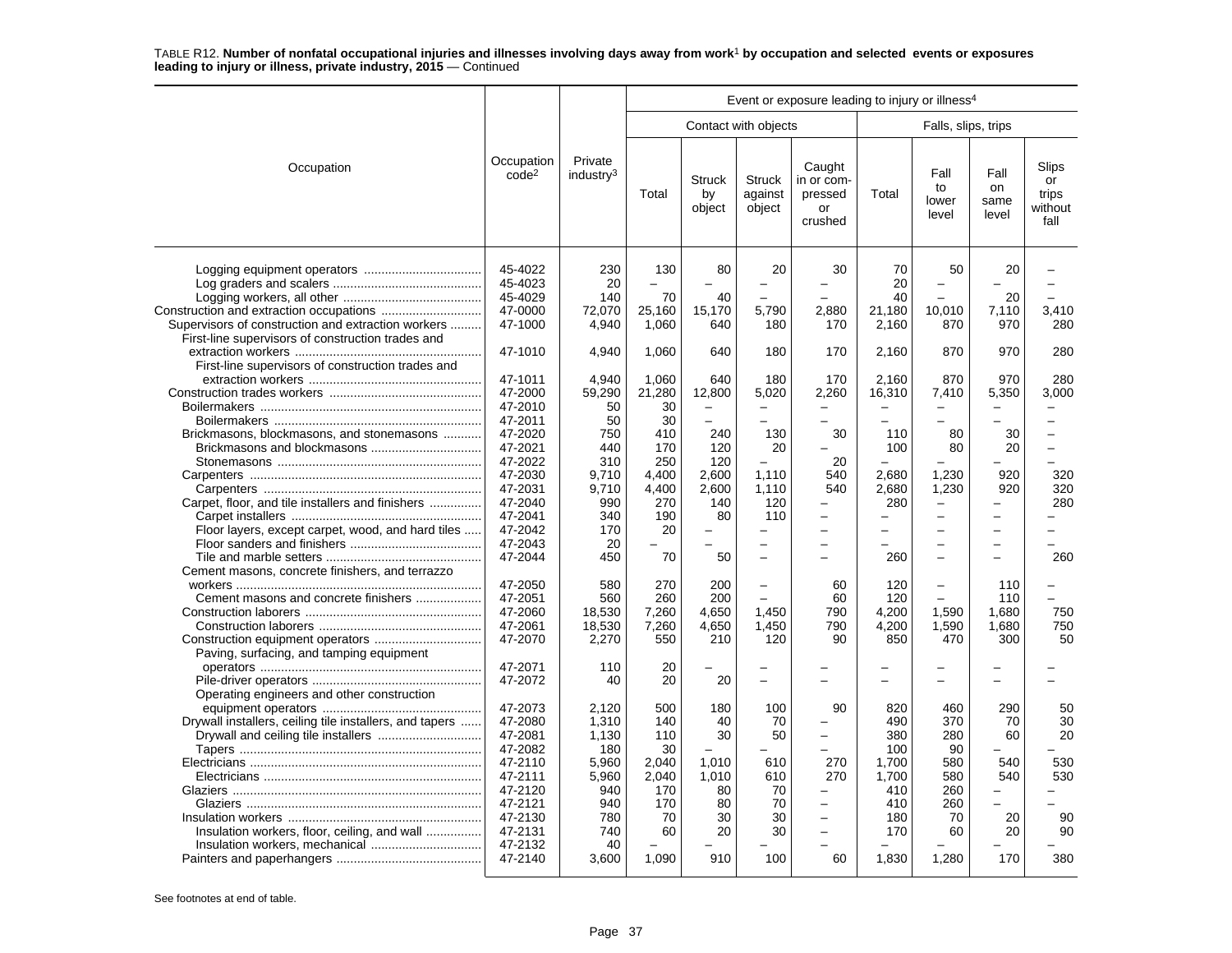TABLE R12. **Number of nonfatal occupational injuries and illnesses involving days away from work[1] by occupation and selected events or exposures leading to injury or illness, private industry, 2015** — Continued

| Occupation | Occupation code[2] | Private industry[3] | Event or exposure leading to injury or illness[4] | | | | | | | |
|---|---|---|---|---|---|---|---|---|---|---|
| | | | Contact with objects | | | | Falls, slips, trips | | | |
| | | | Total | Struck by object | Struck against object | Caught in or compressed or crushed | Total | Fall to lower level | Fall on same level | Slips or trips without fall |
| Logging equipment operators | 45-4022 | 230 | 130 | 80 | 20 | 30 | 70 | 50 | 20 | – |
| Log graders and scalers | 45-4023 | 20 | – | – | – | – | 20 | – | – | – |
| Logging workers, all other | 45-4029 | 140 | 70 | 40 | – | – | 40 | – | 20 | – |
| Construction and extraction occupations | 47-0000 | 72,070 | 25,160 | 15,170 | 5,790 | 2,880 | 21,180 | 10,010 | 7,110 | 3,410 |
| Supervisors of construction and extraction workers | 47-1000 | 4,940 | 1,060 | 640 | 180 | 170 | 2,160 | 870 | 970 | 280 |
| First-line supervisors of construction trades and extraction workers | 47-1010 | 4,940 | 1,060 | 640 | 180 | 170 | 2,160 | 870 | 970 | 280 |
| First-line supervisors of construction trades and extraction workers | 47-1011 | 4,940 | 1,060 | 640 | 180 | 170 | 2,160 | 870 | 970 | 280 |
| Construction trades workers | 47-2000 | 59,290 | 21,280 | 12,800 | 5,020 | 2,260 | 16,310 | 7,410 | 5,350 | 3,000 |
| Boilermakers | 47-2010 | 50 | 30 | – | – | – | – | – | – | – |
| Boilermakers | 47-2011 | 50 | 30 | – | – | – | – | – | – | – |
| Brickmasons, blockmasons, and stonemasons | 47-2020 | 750 | 410 | 240 | 130 | 30 | 110 | 80 | 30 | – |
| Brickmasons and blockmasons | 47-2021 | 440 | 170 | 120 | 20 | – | 100 | 80 | 20 | – |
| Stonemasons | 47-2022 | 310 | 250 | 120 | – | 20 | – | – | – | – |
| Carpenters | 47-2030 | 9,710 | 4,400 | 2,600 | 1,110 | 540 | 2,680 | 1,230 | 920 | 320 |
| Carpenters | 47-2031 | 9,710 | 4,400 | 2,600 | 1,110 | 540 | 2,680 | 1,230 | 920 | 320 |
| Carpet, floor, and tile installers and finishers | 47-2040 | 990 | 270 | 140 | 120 | – | 280 | – | – | 280 |
| Carpet installers | 47-2041 | 340 | 190 | 80 | 110 | – | – | – | – | – |
| Floor layers, except carpet, wood, and hard tiles | 47-2042 | 170 | 20 | – | – | – | – | – | – | – |
| Floor sanders and finishers | 47-2043 | 20 | – | – | – | – | – | – | – | – |
| Tile and marble setters | 47-2044 | 450 | 70 | 50 | – | – | 260 | – | – | 260 |
| Cement masons, concrete finishers, and terrazzo workers | 47-2050 | 580 | 270 | 200 | – | 60 | 120 | – | 110 | – |
| Cement masons and concrete finishers | 47-2051 | 560 | 260 | 200 | – | 60 | 120 | – | 110 | – |
| Construction laborers | 47-2060 | 18,530 | 7,260 | 4,650 | 1,450 | 790 | 4,200 | 1,590 | 1,680 | 750 |
| Construction laborers | 47-2061 | 18,530 | 7,260 | 4,650 | 1,450 | 790 | 4,200 | 1,590 | 1,680 | 750 |
| Construction equipment operators | 47-2070 | 2,270 | 550 | 210 | 120 | 90 | 850 | 470 | 300 | 50 |
| Paving, surfacing, and tamping equipment operators | 47-2071 | 110 | 20 | – | – | – | – | – | – | – |
| Pile-driver operators | 47-2072 | 40 | 20 | 20 | – | – | – | – | – | – |
| Operating engineers and other construction equipment operators | 47-2073 | 2,120 | 500 | 180 | 100 | 90 | 820 | 460 | 290 | 50 |
| Drywall installers, ceiling tile installers, and tapers | 47-2080 | 1,310 | 140 | 40 | 70 | – | 490 | 370 | 70 | 30 |
| Drywall and ceiling tile installers | 47-2081 | 1,130 | 110 | 30 | 50 | – | 380 | 280 | 60 | 20 |
| Tapers | 47-2082 | 180 | 30 | – | – | – | 100 | 90 | – | – |
| Electricians | 47-2110 | 5,960 | 2,040 | 1,010 | 610 | 270 | 1,700 | 580 | 540 | 530 |
| Electricians | 47-2111 | 5,960 | 2,040 | 1,010 | 610 | 270 | 1,700 | 580 | 540 | 530 |
| Glaziers | 47-2120 | 940 | 170 | 80 | 70 | – | 410 | 260 | – | – |
| Glaziers | 47-2121 | 940 | 170 | 80 | 70 | – | 410 | 260 | – | – |
| Insulation workers | 47-2130 | 780 | 70 | 30 | 30 | – | 180 | 70 | 20 | 90 |
| Insulation workers, floor, ceiling, and wall | 47-2131 | 740 | 60 | 20 | 30 | – | 170 | 60 | 20 | 90 |
| Insulation workers, mechanical | 47-2132 | 40 | – | – | – | – | – | – | – | – |
| Painters and paperhangers | 47-2140 | 3,600 | 1,090 | 910 | 100 | 60 | 1,830 | 1,280 | 170 | 380 |

See footnotes at end of table.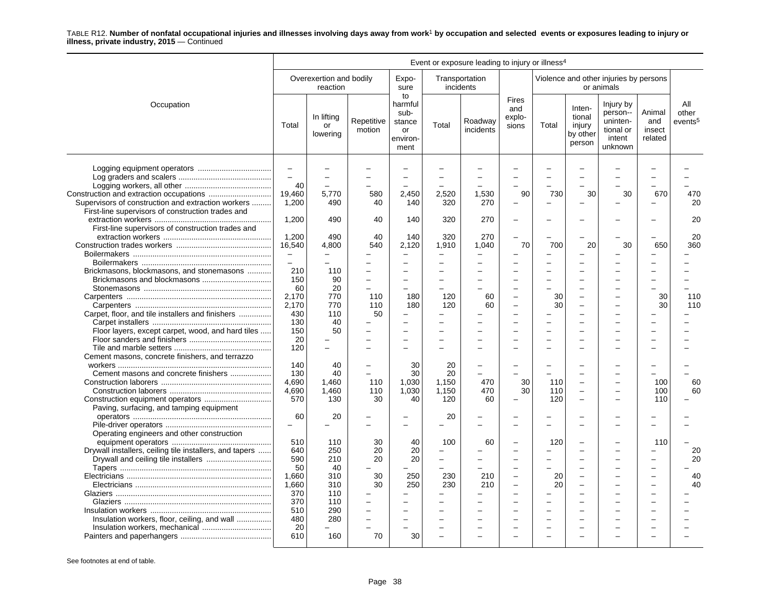TABLE R12. **Number of nonfatal occupational injuries and illnesses involving days away from work[1] by occupation and selected events or exposures leading to injury or illness, private industry, 2015** — Continued

| Occupation | Event or exposure leading to injury or illness[4] | | | | | | | | | | | |
|---|---|---|---|---|---|---|---|---|---|---|---|---|
| | Overexertion and bodily reaction | | | Exposure to harmful substance or environment | Transportation incidents | | Fires and explosions | Violence and other injuries by persons or animals | | | | All other events[5] |
| | Total | In lifting or lowering | Repetitive motion | | Total | Roadway incidents | | Total | Intentional injury by other person | Injury by person-- unintentional or intent unknown | Animal and insect related | |
| Logging equipment operators | – | – | – | – | – | – | – | – | – | – | – | – |
| Log graders and scalers | – | – | – | – | – | – | – | – | – | – | – | – |
| Logging workers, all other | 40 | – | – | – | – | – | – | – | – | – | – | – |
| Construction and extraction occupations | 19,460 | 5,770 | 580 | 2,450 | 2,520 | 1,530 | 90 | 730 | 30 | 30 | 670 | 470 |
| Supervisors of construction and extraction workers | 1,200 | 490 | 40 | 140 | 320 | 270 | – | – | – | – | – | 20 |
| First-line supervisors of construction trades and extraction workers | 1,200 | 490 | 40 | 140 | 320 | 270 | – | – | – | – | – | 20 |
| First-line supervisors of construction trades and extraction workers | 1,200 | 490 | 40 | 140 | 320 | 270 | – | – | – | – | – | 20 |
| Construction trades workers | 16,540 | 4,800 | 540 | 2,120 | 1,910 | 1,040 | 70 | 700 | 20 | 30 | 650 | 360 |
| Boilermakers | – | – | – | – | – | – | – | – | – | – | – | – |
| Boilermakers | – | – | – | – | – | – | – | – | – | – | – | – |
| Brickmasons, blockmasons, and stonemasons | 210 | 110 | – | – | – | – | – | – | – | – | – | – |
| Brickmasons and blockmasons | 150 | 90 | – | – | – | – | – | – | – | – | – | – |
| Stonemasons | 60 | 20 | – | – | – | – | – | – | – | – | – | – |
| Carpenters | 2,170 | 770 | 110 | 180 | 120 | 60 | – | 30 | – | – | 30 | 110 |
| Carpenters | 2,170 | 770 | 110 | 180 | 120 | 60 | – | 30 | – | – | 30 | 110 |
| Carpet, floor, and tile installers and finishers | 430 | 110 | 50 | – | – | – | – | – | – | – | – | – |
| Carpet installers | 130 | 40 | – | – | – | – | – | – | – | – | – | – |
| Floor layers, except carpet, wood, and hard tiles | 150 | 50 | – | – | – | – | – | – | – | – | – | – |
| Floor sanders and finishers | 20 | – | – | – | – | – | – | – | – | – | – | – |
| Tile and marble setters | 120 | – | – | – | – | – | – | – | – | – | – | – |
| Cement masons, concrete finishers, and terrazzo workers | 140 | 40 | – | 30 | 20 | – | – | – | – | – | – | – |
| Cement masons and concrete finishers | 130 | 40 | – | 30 | 20 | – | – | – | – | – | – | – |
| Construction laborers | 4,690 | 1,460 | 110 | 1,030 | 1,150 | 470 | 30 | 110 | – | – | 100 | 60 |
| Construction laborers | 4,690 | 1,460 | 110 | 1,030 | 1,150 | 470 | 30 | 110 | – | – | 100 | 60 |
| Construction equipment operators | 570 | 130 | 30 | 40 | 120 | 60 | – | 120 | – | – | 110 | – |
| Paving, surfacing, and tamping equipment operators | 60 | 20 | – | – | 20 | – | – | – | – | – | – | – |
| Pile-driver operators | – | – | – | – | – | – | – | – | – | – | – | – |
| Operating engineers and other construction equipment operators | 510 | 110 | 30 | 40 | 100 | 60 | – | 120 | – | – | 110 | – |
| Drywall installers, ceiling tile installers, and tapers | 640 | 250 | 20 | 20 | – | – | – | – | – | – | – | 20 |
| Drywall and ceiling tile installers | 590 | 210 | 20 | 20 | – | – | – | – | – | – | – | 20 |
| Tapers | 50 | 40 | – | – | – | – | – | – | – | – | – | – |
| Electricians | 1,660 | 310 | 30 | 250 | 230 | 210 | – | 20 | – | – | – | 40 |
| Electricians | 1,660 | 310 | 30 | 250 | 230 | 210 | – | 20 | – | – | – | 40 |
| Glaziers | 370 | 110 | – | – | – | – | – | – | – | – | – | – |
| Glaziers | 370 | 110 | – | – | – | – | – | – | – | – | – | – |
| Insulation workers | 510 | 290 | – | – | – | – | – | – | – | – | – | – |
| Insulation workers, floor, ceiling, and wall | 480 | 280 | – | – | – | – | – | – | – | – | – | – |
| Insulation workers, mechanical | 20 | – | – | – | – | – | – | – | – | – | – | – |
| Painters and paperhangers | 610 | 160 | 70 | 30 | – | – | – | – | – | – | – | – |

See footnotes at end of table.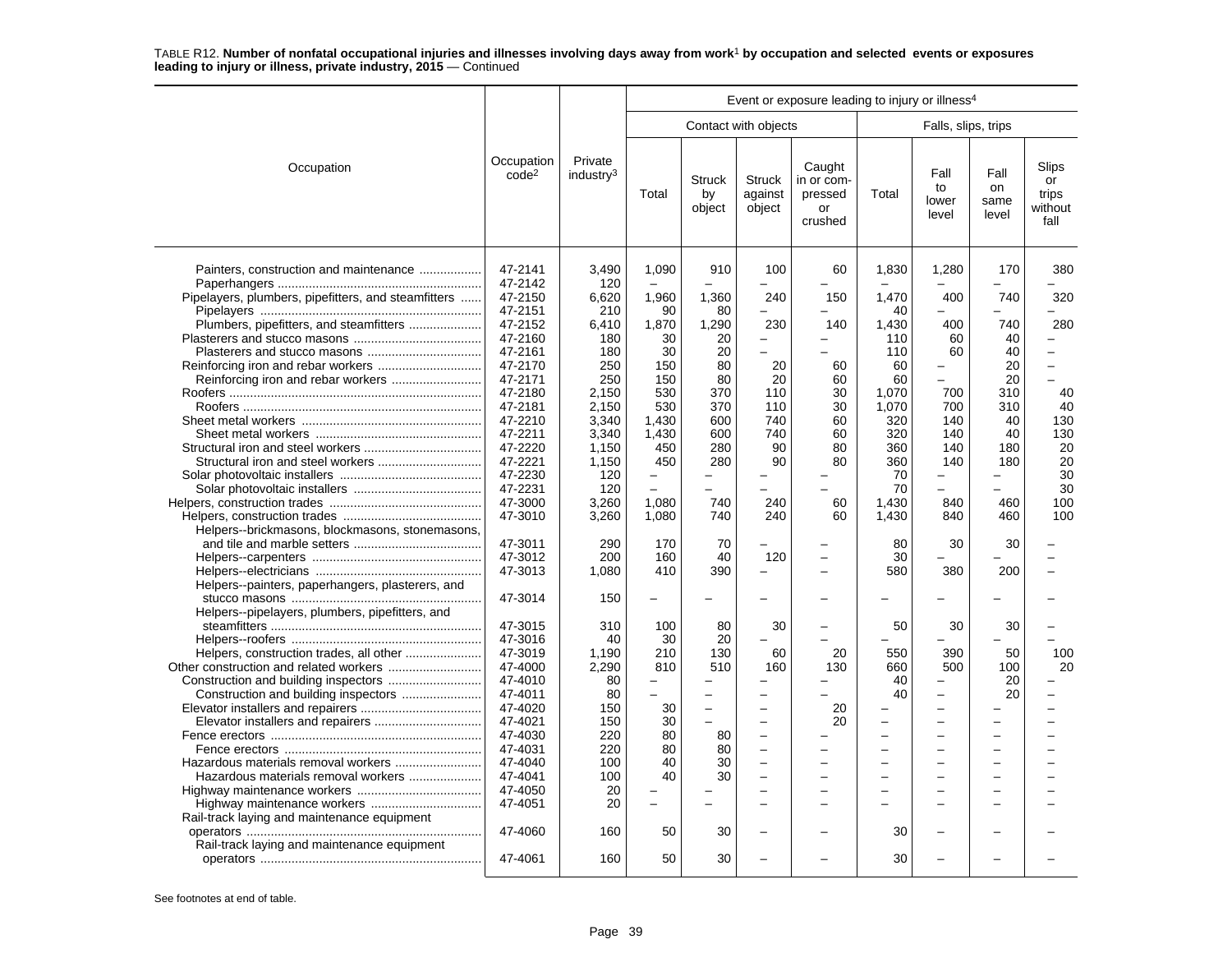TABLE R12. **Number of nonfatal occupational injuries and illnesses involving days away from work[1] by occupation and selected events or exposures leading to injury or illness, private industry, 2015** — Continued

| Occupation | Occupation code[2] | Private industry[3] | Event or exposure leading to injury or illness[4] | | | | | | | |
|---|---|---|---|---|---|---|---|---|---|---|
| | | | Contact with objects | | | | Falls, slips, trips | | | |
| | | | Total | Struck by object | Struck against object | Caught in or compressed or crushed | Total | Fall to lower level | Fall on same level | Slips or trips without fall |
| Painters, construction and maintenance | 47-2141 | 3,490 | 1,090 | 910 | 100 | 60 | 1,830 | 1,280 | 170 | 380 |
| Paperhangers | 47-2142 | 120 | – | – | – | – | – | – | – | – |
| Pipelayers, plumbers, pipefitters, and steamfitters | 47-2150 | 6,620 | 1,960 | 1,360 | 240 | 150 | 1,470 | 400 | 740 | 320 |
| Pipelayers | 47-2151 | 210 | 90 | 80 | – | – | 40 | – | – | – |
| Plumbers, pipefitters, and steamfitters | 47-2152 | 6,410 | 1,870 | 1,290 | 230 | 140 | 1,430 | 400 | 740 | 280 |
| Plasterers and stucco masons | 47-2160 | 180 | 30 | 20 | – | – | 110 | 60 | 40 | – |
| Plasterers and stucco masons | 47-2161 | 180 | 30 | 20 | – | – | 110 | 60 | 40 | – |
| Reinforcing iron and rebar workers | 47-2170 | 250 | 150 | 80 | 20 | 60 | 60 | – | 20 | – |
| Reinforcing iron and rebar workers | 47-2171 | 250 | 150 | 80 | 20 | 60 | 60 | – | 20 | – |
| Roofers | 47-2180 | 2,150 | 530 | 370 | 110 | 30 | 1,070 | 700 | 310 | 40 |
| Roofers | 47-2181 | 2,150 | 530 | 370 | 110 | 30 | 1,070 | 700 | 310 | 40 |
| Sheet metal workers | 47-2210 | 3,340 | 1,430 | 600 | 740 | 60 | 320 | 140 | 40 | 130 |
| Sheet metal workers | 47-2211 | 3,340 | 1,430 | 600 | 740 | 60 | 320 | 140 | 40 | 130 |
| Structural iron and steel workers | 47-2220 | 1,150 | 450 | 280 | 90 | 80 | 360 | 140 | 180 | 20 |
| Structural iron and steel workers | 47-2221 | 1,150 | 450 | 280 | 90 | 80 | 360 | 140 | 180 | 20 |
| Solar photovoltaic installers | 47-2230 | 120 | – | – | – | – | 70 | – | – | 30 |
| Solar photovoltaic installers | 47-2231 | 120 | – | – | – | – | 70 | – | – | 30 |
| Helpers, construction trades | 47-3000 | 3,260 | 1,080 | 740 | 240 | 60 | 1,430 | 840 | 460 | 100 |
| Helpers, construction trades | 47-3010 | 3,260 | 1,080 | 740 | 240 | 60 | 1,430 | 840 | 460 | 100 |
| Helpers--brickmasons, blockmasons, stonemasons, and tile and marble setters | 47-3011 | 290 | 170 | 70 | – | – | 80 | 30 | 30 | – |
| Helpers--carpenters | 47-3012 | 200 | 160 | 40 | 120 | – | 30 | – | – | – |
| Helpers--electricians | 47-3013 | 1,080 | 410 | 390 | – | – | 580 | 380 | 200 | – |
| Helpers--painters, paperhangers, plasterers, and stucco masons | 47-3014 | 150 | – | – | – | – | – | – | – | – |
| Helpers--pipelayers, plumbers, pipefitters, and steamfitters | 47-3015 | 310 | 100 | 80 | 30 | – | 50 | 30 | 30 | – |
| Helpers--roofers | 47-3016 | 40 | 30 | 20 | – | – | – | – | – | – |
| Helpers, construction trades, all other | 47-3019 | 1,190 | 210 | 130 | 60 | 20 | 550 | 390 | 50 | 100 |
| Other construction and related workers | 47-4000 | 2,290 | 810 | 510 | 160 | 130 | 660 | 500 | 100 | 20 |
| Construction and building inspectors | 47-4010 | 80 | – | – | – | – | 40 | – | 20 | – |
| Construction and building inspectors | 47-4011 | 80 | – | – | – | – | 40 | – | 20 | – |
| Elevator installers and repairers | 47-4020 | 150 | 30 | – | – | 20 | – | – | – | – |
| Elevator installers and repairers | 47-4021 | 150 | 30 | – | – | 20 | – | – | – | – |
| Fence erectors | 47-4030 | 220 | 80 | 80 | – | – | – | – | – | – |
| Fence erectors | 47-4031 | 220 | 80 | 80 | – | – | – | – | – | – |
| Hazardous materials removal workers | 47-4040 | 100 | 40 | 30 | – | – | – | – | – | – |
| Hazardous materials removal workers | 47-4041 | 100 | 40 | 30 | – | – | – | – | – | – |
| Highway maintenance workers | 47-4050 | 20 | – | – | – | – | – | – | – | – |
| Highway maintenance workers | 47-4051 | 20 | – | – | – | – | – | – | – | – |
| Rail-track laying and maintenance equipment operators | 47-4060 | 160 | 50 | 30 | – | – | 30 | – | – | – |
| Rail-track laying and maintenance equipment operators | 47-4061 | 160 | 50 | 30 | – | – | 30 | – | – | – |

See footnotes at end of table.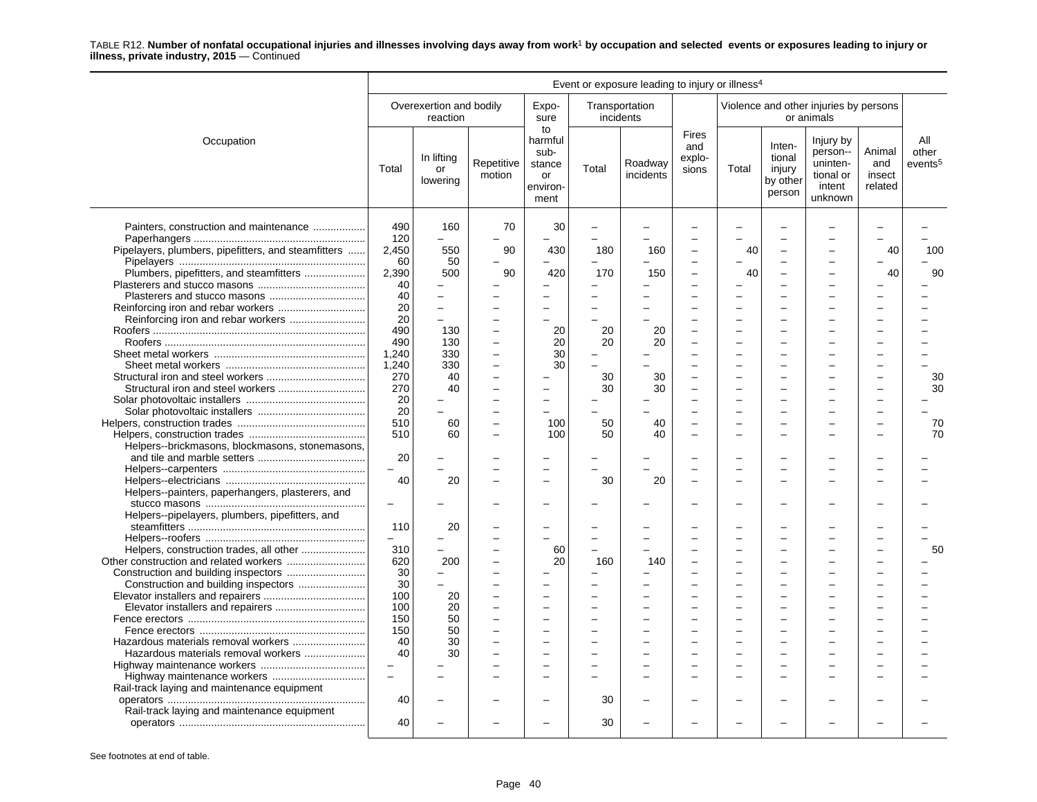TABLE R12. **Number of nonfatal occupational injuries and illnesses involving days away from work[1] by occupation and selected events or exposures leading to injury or illness, private industry, 2015** — Continued

| Occupation | Event or exposure leading to injury or illness[4] | | | | | | | | | | | |
|---|---|---|---|---|---|---|---|---|---|---|---|---|
| | Overexertion and bodily reaction | | | Exposure to harmful substance or environment | Transportation incidents | | Fires and explosions | Violence and other injuries by persons or animals | | | | All other events[5] |
| | Total | In lifting or lowering | Repetitive motion | | Total | Roadway incidents | | Total | Intentional injury by other person | Injury by person--unintentional or intent unknown | Animal and insect related | |
| Painters, construction and maintenance | 490 | 160 | 70 | 30 | – | – | – | – | – | – | – | – |
| Paperhangers | 120 | – | – | – | – | – | – | – | – | – | – | – |
| Pipelayers, plumbers, pipefitters, and steamfitters | 2,450 | 550 | 90 | 430 | 180 | 160 | – | 40 | – | – | 40 | 100 |
| Pipelayers | 60 | 50 | – | – | – | – | – | – | – | – | – | – |
| Plumbers, pipefitters, and steamfitters | 2,390 | 500 | 90 | 420 | 170 | 150 | – | 40 | – | – | 40 | 90 |
| Plasterers and stucco masons | 40 | – | – | – | – | – | – | – | – | – | – | – |
| Plasterers and stucco masons | 40 | – | – | – | – | – | – | – | – | – | – | – |
| Reinforcing iron and rebar workers | 20 | – | – | – | – | – | – | – | – | – | – | – |
| Reinforcing iron and rebar workers | 20 | – | – | – | – | – | – | – | – | – | – | – |
| Roofers | 490 | 130 | – | 20 | 20 | 20 | – | – | – | – | – | – |
| Roofers | 490 | 130 | – | 20 | 20 | 20 | – | – | – | – | – | – |
| Sheet metal workers | 1,240 | 330 | – | 30 | – | – | – | – | – | – | – | – |
| Sheet metal workers | 1,240 | 330 | – | 30 | – | – | – | – | – | – | – | – |
| Structural iron and steel workers | 270 | 40 | – | – | 30 | 30 | – | – | – | – | – | 30 |
| Structural iron and steel workers | 270 | 40 | – | – | 30 | 30 | – | – | – | – | – | 30 |
| Solar photovoltaic installers | 20 | – | – | – | – | – | – | – | – | – | – | – |
| Solar photovoltaic installers | 20 | – | – | – | – | – | – | – | – | – | – | – |
| Helpers, construction trades | 510 | 60 | – | 100 | 50 | 40 | – | – | – | – | – | 70 |
| Helpers, construction trades | 510 | 60 | – | 100 | 50 | 40 | – | – | – | – | – | 70 |
| Helpers--brickmasons, blockmasons, stonemasons, and tile and marble setters | 20 | – | – | – | – | – | – | – | – | – | – | – |
| Helpers--carpenters | – | – | – | – | – | – | – | – | – | – | – | – |
| Helpers--electricians | 40 | 20 | – | – | 30 | 20 | – | – | – | – | – | – |
| Helpers--painters, paperhangers, plasterers, and stucco masons | – | – | – | – | – | – | – | – | – | – | – | – |
| Helpers--pipelayers, plumbers, pipefitters, and steamfitters | 110 | 20 | – | – | – | – | – | – | – | – | – | – |
| Helpers--roofers | – | – | – | – | – | – | – | – | – | – | – | – |
| Helpers, construction trades, all other | 310 | – | – | 60 | – | – | – | – | – | – | – | 50 |
| Other construction and related workers | 620 | 200 | – | 20 | 160 | 140 | – | – | – | – | – | – |
| Construction and building inspectors | 30 | – | – | – | – | – | – | – | – | – | – | – |
| Construction and building inspectors | 30 | – | – | – | – | – | – | – | – | – | – | – |
| Elevator installers and repairers | 100 | 20 | – | – | – | – | – | – | – | – | – | – |
| Elevator installers and repairers | 100 | 20 | – | – | – | – | – | – | – | – | – | – |
| Fence erectors | 150 | 50 | – | – | – | – | – | – | – | – | – | – |
| Fence erectors | 150 | 50 | – | – | – | – | – | – | – | – | – | – |
| Hazardous materials removal workers | 40 | 30 | – | – | – | – | – | – | – | – | – | – |
| Hazardous materials removal workers | 40 | 30 | – | – | – | – | – | – | – | – | – | – |
| Highway maintenance workers | – | – | – | – | – | – | – | – | – | – | – | – |
| Highway maintenance workers | – | – | – | – | – | – | – | – | – | – | – | – |
| Rail-track laying and maintenance equipment operators | 40 | – | – | – | 30 | – | – | – | – | – | – | – |
| Rail-track laying and maintenance equipment operators | 40 | – | – | – | 30 | – | – | – | – | – | – | – |

See footnotes at end of table.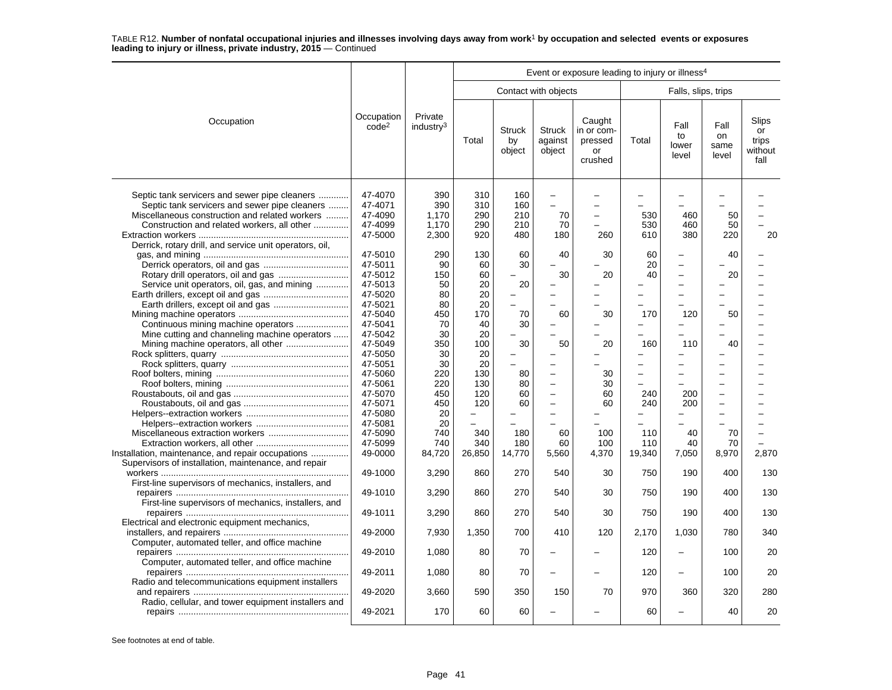TABLE R12. **Number of nonfatal occupational injuries and illnesses involving days away from work[1] by occupation and selected events or exposures leading to injury or illness, private industry, 2015** — Continued

| Occupation | Occupation code[2] | Private industry[3] | Event or exposure leading to injury or illness[4] | | | | | | | |
|---|---|---|---|---|---|---|---|---|---|---|
| | | | Contact with objects | | | | Falls, slips, trips | | | |
| | | | Total | Struck by object | Struck against object | Caught in or compressed or crushed | Total | Fall to lower level | Fall on same level | Slips or trips without fall |
| Septic tank servicers and sewer pipe cleaners | 47-4070 | 390 | 310 | 160 | – | – | – | – | – | – |
| Septic tank servicers and sewer pipe cleaners | 47-4071 | 390 | 310 | 160 | – | – | – | – | – | – |
| Miscellaneous construction and related workers | 47-4090 | 1,170 | 290 | 210 | 70 | – | 530 | 460 | 50 | – |
| Construction and related workers, all other | 47-4099 | 1,170 | 290 | 210 | 70 | – | 530 | 460 | 50 | – |
| Extraction workers | 47-5000 | 2,300 | 920 | 480 | 180 | 260 | 610 | 380 | 220 | 20 |
| Derrick, rotary drill, and service unit operators, oil, gas, and mining | 47-5010 | 290 | 130 | 60 | 40 | 30 | 60 | – | 40 | – |
| Derrick operators, oil and gas | 47-5011 | 90 | 60 | 30 | – | – | 20 | – | – | – |
| Rotary drill operators, oil and gas | 47-5012 | 150 | 60 | – | 30 | 20 | 40 | – | 20 | – |
| Service unit operators, oil, gas, and mining | 47-5013 | 50 | 20 | 20 | – | – | – | – | – | – |
| Earth drillers, except oil and gas | 47-5020 | 80 | 20 | – | – | – | – | – | – | – |
| Earth drillers, except oil and gas | 47-5021 | 80 | 20 | – | – | – | – | – | – | – |
| Mining machine operators | 47-5040 | 450 | 170 | 70 | 60 | 30 | 170 | 120 | 50 | – |
| Continuous mining machine operators | 47-5041 | 70 | 40 | 30 | – | – | – | – | – | – |
| Mine cutting and channeling machine operators | 47-5042 | 30 | 20 | – | – | – | – | – | – | – |
| Mining machine operators, all other | 47-5049 | 350 | 100 | 30 | 50 | 20 | 160 | 110 | 40 | – |
| Rock splitters, quarry | 47-5050 | 30 | 20 | – | – | – | – | – | – | – |
| Rock splitters, quarry | 47-5051 | 30 | 20 | – | – | – | – | – | – | – |
| Roof bolters, mining | 47-5060 | 220 | 130 | 80 | – | 30 | – | – | – | – |
| Roof bolters, mining | 47-5061 | 220 | 130 | 80 | – | 30 | – | – | – | – |
| Roustabouts, oil and gas | 47-5070 | 450 | 120 | 60 | – | 60 | 240 | 200 | – | – |
| Roustabouts, oil and gas | 47-5071 | 450 | 120 | 60 | – | 60 | 240 | 200 | – | – |
| Helpers--extraction workers | 47-5080 | 20 | – | – | – | – | – | – | – | – |
| Helpers--extraction workers | 47-5081 | 20 | – | – | – | – | – | – | – | – |
| Miscellaneous extraction workers | 47-5090 | 740 | 340 | 180 | 60 | 100 | 110 | 40 | 70 | – |
| Extraction workers, all other | 47-5099 | 740 | 340 | 180 | 60 | 100 | 110 | 40 | 70 | – |
| Installation, maintenance, and repair occupations | 49-0000 | 84,720 | 26,850 | 14,770 | 5,560 | 4,370 | 19,340 | 7,050 | 8,970 | 2,870 |
| Supervisors of installation, maintenance, and repair workers | 49-1000 | 3,290 | 860 | 270 | 540 | 30 | 750 | 190 | 400 | 130 |
| First-line supervisors of mechanics, installers, and repairers | 49-1010 | 3,290 | 860 | 270 | 540 | 30 | 750 | 190 | 400 | 130 |
| First-line supervisors of mechanics, installers, and repairers | 49-1011 | 3,290 | 860 | 270 | 540 | 30 | 750 | 190 | 400 | 130 |
| Electrical and electronic equipment mechanics, installers, and repairers | 49-2000 | 7,930 | 1,350 | 700 | 410 | 120 | 2,170 | 1,030 | 780 | 340 |
| Computer, automated teller, and office machine repairers | 49-2010 | 1,080 | 80 | 70 | – | – | 120 | – | 100 | 20 |
| Computer, automated teller, and office machine repairers | 49-2011 | 1,080 | 80 | 70 | – | – | 120 | – | 100 | 20 |
| Radio and telecommunications equipment installers and repairers | 49-2020 | 3,660 | 590 | 350 | 150 | 70 | 970 | 360 | 320 | 280 |
| Radio, cellular, and tower equipment installers and repairs | 49-2021 | 170 | 60 | 60 | – | – | 60 | – | 40 | 20 |

See footnotes at end of table.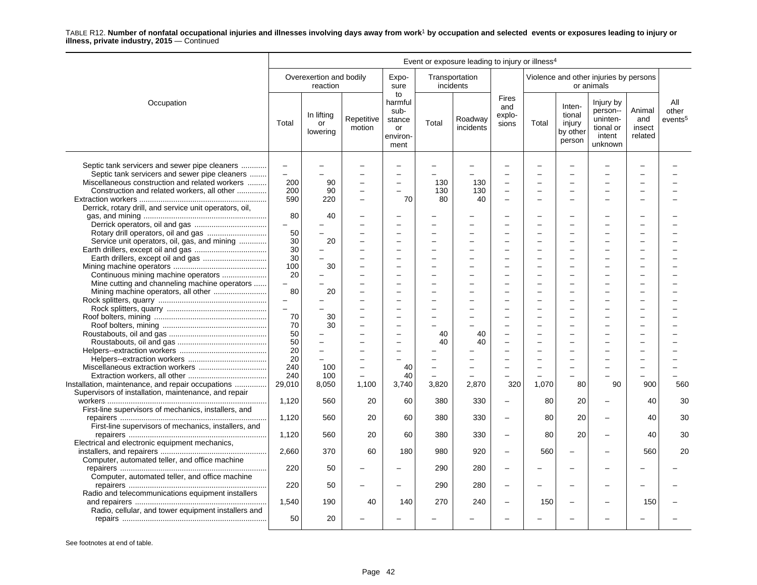TABLE R12. **Number of nonfatal occupational injuries and illnesses involving days away from work[1] by occupation and selected events or exposures leading to injury or illness, private industry, 2015** — Continued

| Occupation | Event or exposure leading to injury or illness[4] | | | | | | | | | | | |
|---|---|---|---|---|---|---|---|---|---|---|---|---|
| | Overexertion and bodily reaction | | | Exposure to harmful substance or environment | Transportation incidents | | Fires and explosions | Violence and other injuries by persons or animals | | | | All other events[5] |
| | Total | In lifting or lowering | Repetitive motion | | Total | Roadway incidents | | Total | Intentional injury by other person | Injury by person--unintentional or intent unknown | Animal and insect related | |
| Septic tank servicers and sewer pipe cleaners | – | – | – | – | – | – | – | – | – | – | – | – |
| Septic tank servicers and sewer pipe cleaners | – | – | – | – | – | – | – | – | – | – | – | – |
| Miscellaneous construction and related workers | 200 | 90 | – | – | 130 | 130 | – | – | – | – | – | – |
| Construction and related workers, all other | 200 | 90 | – | – | 130 | 130 | – | – | – | – | – | – |
| Extraction workers | 590 | 220 | – | 70 | 80 | 40 | – | – | – | – | – | – |
| Derrick, rotary drill, and service unit operators, oil, gas, and mining | 80 | 40 | – | – | – | – | – | – | – | – | – | – |
| Derrick operators, oil and gas | – | – | – | – | – | – | – | – | – | – | – | – |
| Rotary drill operators, oil and gas | 50 | – | – | – | – | – | – | – | – | – | – | – |
| Service unit operators, oil, gas, and mining | 30 | 20 | – | – | – | – | – | – | – | – | – | – |
| Earth drillers, except oil and gas | 30 | – | – | – | – | – | – | – | – | – | – | – |
| Earth drillers, except oil and gas | 30 | – | – | – | – | – | – | – | – | – | – | – |
| Mining machine operators | 100 | 30 | – | – | – | – | – | – | – | – | – | – |
| Continuous mining machine operators | 20 | – | – | – | – | – | – | – | – | – | – | – |
| Mine cutting and channeling machine operators | – | – | – | – | – | – | – | – | – | – | – | – |
| Mining machine operators, all other | 80 | 20 | – | – | – | – | – | – | – | – | – | – |
| Rock splitters, quarry | – | – | – | – | – | – | – | – | – | – | – | – |
| Rock splitters, quarry | – | – | – | – | – | – | – | – | – | – | – | – |
| Roof bolters, mining | 70 | 30 | – | – | – | – | – | – | – | – | – | – |
| Roof bolters, mining | 70 | 30 | – | – | – | – | – | – | – | – | – | – |
| Roustabouts, oil and gas | 50 | – | – | – | 40 | 40 | – | – | – | – | – | – |
| Roustabouts, oil and gas | 50 | – | – | – | 40 | 40 | – | – | – | – | – | – |
| Helpers--extraction workers | 20 | – | – | – | – | – | – | – | – | – | – | – |
| Helpers--extraction workers | 20 | – | – | – | – | – | – | – | – | – | – | – |
| Miscellaneous extraction workers | 240 | 100 | – | 40 | – | – | – | – | – | – | – | – |
| Extraction workers, all other | 240 | 100 | – | 40 | – | – | – | – | – | – | – | – |
| Installation, maintenance, and repair occupations | 29,010 | 8,050 | 1,100 | 3,740 | 3,820 | 2,870 | 320 | 1,070 | 80 | 90 | 900 | 560 |
| Supervisors of installation, maintenance, and repair workers | 1,120 | 560 | 20 | 60 | 380 | 330 | – | 80 | 20 | – | 40 | 30 |
| First-line supervisors of mechanics, installers, and repairers | 1,120 | 560 | 20 | 60 | 380 | 330 | – | 80 | 20 | – | 40 | 30 |
| First-line supervisors of mechanics, installers, and repairers | 1,120 | 560 | 20 | 60 | 380 | 330 | – | 80 | 20 | – | 40 | 30 |
| Electrical and electronic equipment mechanics, installers, and repairers | 2,660 | 370 | 60 | 180 | 980 | 920 | – | 560 | – | – | 560 | 20 |
| Computer, automated teller, and office machine repairers | 220 | 50 | – | – | 290 | 280 | – | – | – | – | – | – |
| Computer, automated teller, and office machine repairers | 220 | 50 | – | – | 290 | 280 | – | – | – | – | – | – |
| Radio and telecommunications equipment installers and repairers | 1,540 | 190 | 40 | 140 | 270 | 240 | – | 150 | – | – | 150 | – |
| Radio, cellular, and tower equipment installers and repairs | 50 | 20 | – | – | – | – | – | – | – | – | – | – |

See footnotes at end of table.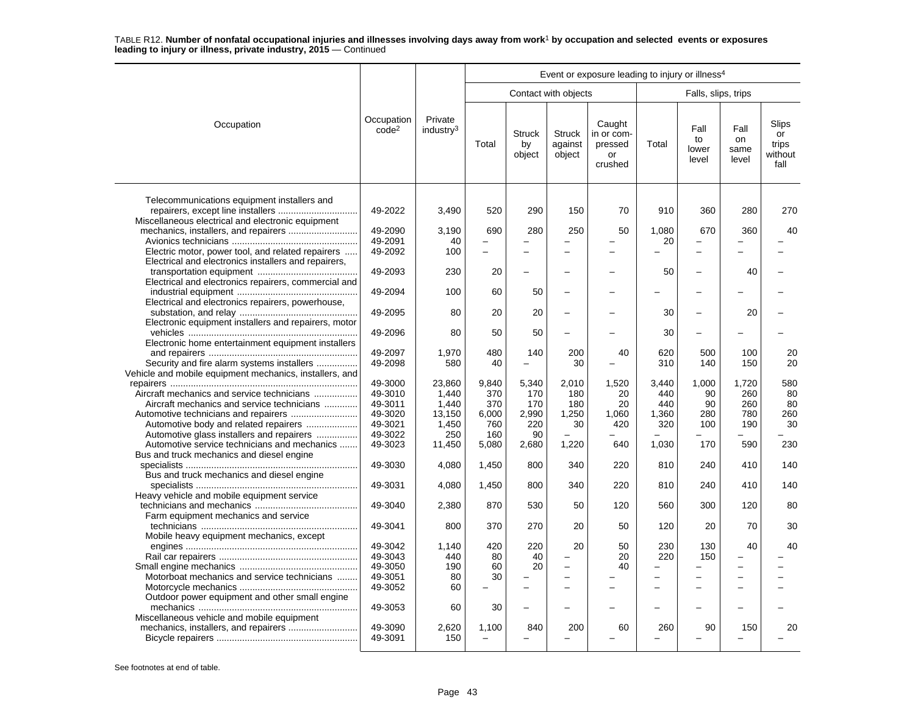TABLE R12. **Number of nonfatal occupational injuries and illnesses involving days away from work[1] by occupation and selected events or exposures leading to injury or illness, private industry, 2015** — Continued

| Occupation | Occupation code[2] | Private industry[3] | Event or exposure leading to injury or illness[4] | | | | | | | |
|---|---|---|---|---|---|---|---|---|---|---|
| | | | Contact with objects | | | | Falls, slips, trips | | | |
| | | | Total | Struck by object | Struck against object | Caught in or compressed or crushed | Total | Fall to lower level | Fall on same level | Slips or trips without fall |
| Telecommunications equipment installers and repairers, except line installers | 49-2022 | 3,490 | 520 | 290 | 150 | 70 | 910 | 360 | 280 | 270 |
| Miscellaneous electrical and electronic equipment mechanics, installers, and repairers | 49-2090 | 3,190 | 690 | 280 | 250 | 50 | 1,080 | 670 | 360 | 40 |
| Avionics technicians | 49-2091 | 40 | – | – | – | – | 20 | – | – | – |
| Electric motor, power tool, and related repairers | 49-2092 | 100 | – | – | – | – | – | – | – | – |
| Electrical and electronics installers and repairers, transportation equipment | 49-2093 | 230 | 20 | – | – | – | 50 | – | 40 | – |
| Electrical and electronics repairers, commercial and industrial equipment | 49-2094 | 100 | 60 | 50 | – | – | – | – | – | – |
| Electrical and electronics repairers, powerhouse, substation, and relay | 49-2095 | 80 | 20 | 20 | – | – | 30 | – | 20 | – |
| Electronic equipment installers and repairers, motor vehicles | 49-2096 | 80 | 50 | 50 | – | – | 30 | – | – | – |
| Electronic home entertainment equipment installers and repairers | 49-2097 | 1,970 | 480 | 140 | 200 | 40 | 620 | 500 | 100 | 20 |
| Security and fire alarm systems installers | 49-2098 | 580 | 40 | – | 30 | – | 310 | 140 | 150 | 20 |
| Vehicle and mobile equipment mechanics, installers, and repairers | 49-3000 | 23,860 | 9,840 | 5,340 | 2,010 | 1,520 | 3,440 | 1,000 | 1,720 | 580 |
| Aircraft mechanics and service technicians | 49-3010 | 1,440 | 370 | 170 | 180 | 20 | 440 | 90 | 260 | 80 |
| Aircraft mechanics and service technicians | 49-3011 | 1,440 | 370 | 170 | 180 | 20 | 440 | 90 | 260 | 80 |
| Automotive technicians and repairers | 49-3020 | 13,150 | 6,000 | 2,990 | 1,250 | 1,060 | 1,360 | 280 | 780 | 260 |
| Automotive body and related repairers | 49-3021 | 1,450 | 760 | 220 | 30 | 420 | 320 | 100 | 190 | 30 |
| Automotive glass installers and repairers | 49-3022 | 250 | 160 | 90 | – | – | – | – | – | – |
| Automotive service technicians and mechanics | 49-3023 | 11,450 | 5,080 | 2,680 | 1,220 | 640 | 1,030 | 170 | 590 | 230 |
| Bus and truck mechanics and diesel engine specialists | 49-3030 | 4,080 | 1,450 | 800 | 340 | 220 | 810 | 240 | 410 | 140 |
| Bus and truck mechanics and diesel engine specialists | 49-3031 | 4,080 | 1,450 | 800 | 340 | 220 | 810 | 240 | 410 | 140 |
| Heavy vehicle and mobile equipment service technicians and mechanics | 49-3040 | 2,380 | 870 | 530 | 50 | 120 | 560 | 300 | 120 | 80 |
| Farm equipment mechanics and service technicians | 49-3041 | 800 | 370 | 270 | 20 | 50 | 120 | 20 | 70 | 30 |
| Mobile heavy equipment mechanics, except engines | 49-3042 | 1,140 | 420 | 220 | 20 | 50 | 230 | 130 | 40 | 40 |
| Rail car repairers | 49-3043 | 440 | 80 | 40 | – | 20 | 220 | 150 | – | – |
| Small engine mechanics | 49-3050 | 190 | 60 | 20 | – | 40 | – | – | – | – |
| Motorboat mechanics and service technicians | 49-3051 | 80 | 30 | – | – | – | – | – | – | – |
| Motorcycle mechanics | 49-3052 | 60 | – | – | – | – | – | – | – | – |
| Outdoor power equipment and other small engine mechanics | 49-3053 | 60 | 30 | – | – | – | – | – | – | – |
| Miscellaneous vehicle and mobile equipment mechanics, installers, and repairers | 49-3090 | 2,620 | 1,100 | 840 | 200 | 60 | 260 | 90 | 150 | 20 |
| Bicycle repairers | 49-3091 | 150 | – | – | – | – | – | – | – | – |

See footnotes at end of table.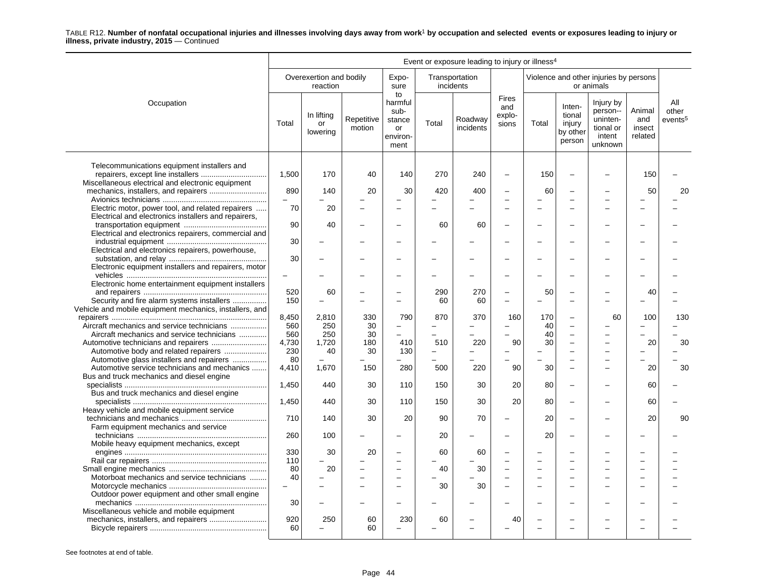TABLE R12. **Number of nonfatal occupational injuries and illnesses involving days away from work[1] by occupation and selected events or exposures leading to injury or illness, private industry, 2015** — Continued

| Occupation | Event or exposure leading to injury or illness[4] | | | | | | | | | | | | |
|---|---|---|---|---|---|---|---|---|---|---|---|---|---|
| | Overexertion and bodily reaction | | | Exposure to harmful substance or environment | Transportation incidents | | Fires and explosions | Violence and other injuries by persons or animals | | | | All other events[5] |
| | Total | In lifting or lowering | Repetitive motion | | Total | Roadway incidents | | Total | Intentional injury by other person | Injury by person--unintentional or intent unknown | Animal and insect related | |
| Telecommunications equipment installers and repairers, except line installers | 1,500 | 170 | 40 | 140 | 270 | 240 | – | 150 | – | – | 150 | – |
| Miscellaneous electrical and electronic equipment mechanics, installers, and repairers | 890 | 140 | 20 | 30 | 420 | 400 | – | 60 | – | – | 50 | 20 |
| Avionics technicians | – | – | – | – | – | – | – | – | – | – | – | – |
| Electric motor, power tool, and related repairers | 70 | 20 | – | – | – | – | – | – | – | – | – | – |
| Electrical and electronics installers and repairers, transportation equipment | 90 | 40 | – | – | 60 | 60 | – | – | – | – | – | – |
| Electrical and electronics repairers, commercial and industrial equipment | 30 | – | – | – | – | – | – | – | – | – | – | – |
| Electrical and electronics repairers, powerhouse, substation, and relay | 30 | – | – | – | – | – | – | – | – | – | – | – |
| Electronic equipment installers and repairers, motor vehicles | – | – | – | – | – | – | – | – | – | – | – | – |
| Electronic home entertainment equipment installers and repairers | 520 | 60 | – | – | 290 | 270 | – | 50 | – | – | 40 | – |
| Security and fire alarm systems installers | 150 | – | – | – | 60 | 60 | – | – | – | – | – | – |
| Vehicle and mobile equipment mechanics, installers, and repairers | 8,450 | 2,810 | 330 | 790 | 870 | 370 | 160 | 170 | – | 60 | 100 | 130 |
| Aircraft mechanics and service technicians | 560 | 250 | 30 | – | – | – | – | 40 | – | – | – | – |
| Aircraft mechanics and service technicians | 560 | 250 | 30 | – | – | – | – | 40 | – | – | – | – |
| Automotive technicians and repairers | 4,730 | 1,720 | 180 | 410 | 510 | 220 | 90 | 30 | – | – | 20 | 30 |
| Automotive body and related repairers | 230 | 40 | 30 | 130 | – | – | – | – | – | – | – | – |
| Automotive glass installers and repairers | 80 | – | – | – | – | – | – | – | – | – | – | – |
| Automotive service technicians and mechanics | 4,410 | 1,670 | 150 | 280 | 500 | 220 | 90 | 30 | – | – | 20 | 30 |
| Bus and truck mechanics and diesel engine specialists | 1,450 | 440 | 30 | 110 | 150 | 30 | 20 | 80 | – | – | 60 | – |
| Bus and truck mechanics and diesel engine specialists | 1,450 | 440 | 30 | 110 | 150 | 30 | 20 | 80 | – | – | 60 | – |
| Heavy vehicle and mobile equipment service technicians and mechanics | 710 | 140 | 30 | 20 | 90 | 70 | – | 20 | – | – | 20 | 90 |
| Farm equipment mechanics and service technicians | 260 | 100 | – | – | 20 | – | – | 20 | – | – | – | – |
| Mobile heavy equipment mechanics, except engines | 330 | 30 | 20 | – | 60 | 60 | – | – | – | – | – | – |
| Rail car repairers | 110 | – | – | – | – | – | – | – | – | – | – | – |
| Small engine mechanics | 80 | 20 | – | – | 40 | 30 | – | – | – | – | – | – |
| Motorboat mechanics and service technicians | 40 | – | – | – | – | – | – | – | – | – | – | – |
| Motorcycle mechanics | – | – | – | – | 30 | 30 | – | – | – | – | – | – |
| Outdoor power equipment and other small engine mechanics | 30 | – | – | – | – | – | – | – | – | – | – | – |
| Miscellaneous vehicle and mobile equipment mechanics, installers, and repairers | 920 | 250 | 60 | 230 | 60 | – | 40 | – | – | – | – | – |
| Bicycle repairers | 60 | – | 60 | – | – | – | – | – | – | – | – | – |

See footnotes at end of table.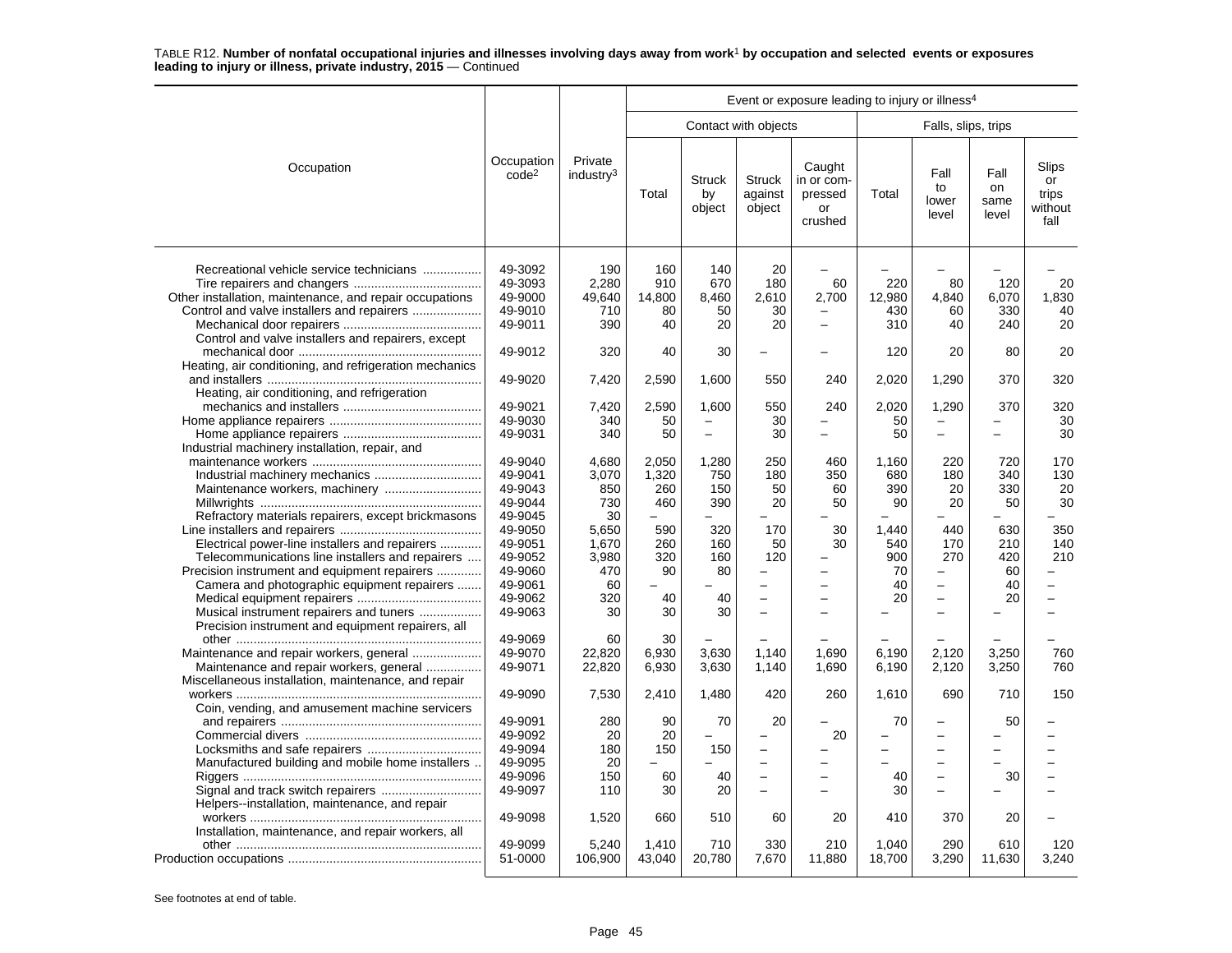TABLE R12. **Number of nonfatal occupational injuries and illnesses involving days away from work[1] by occupation and selected events or exposures leading to injury or illness, private industry, 2015** — Continued

| Occupation | Occupation code[2] | Private industry[3] | Event or exposure leading to injury or illness[4] | | | | | | | |
|---|---|---|---|---|---|---|---|---|---|---|
| | | | Contact with objects | | | | Falls, slips, trips | | | |
| | | | Total | Struck by object | Struck against object | Caught in or compressed or crushed | Total | Fall to lower level | Fall on same level | Slips or trips without fall |
| Recreational vehicle service technicians | 49-3092 | 190 | 160 | 140 | 20 | – | – | – | – | – |
| Tire repairers and changers | 49-3093 | 2,280 | 910 | 670 | 180 | 60 | 220 | 80 | 120 | 20 |
| Other installation, maintenance, and repair occupations | 49-9000 | 49,640 | 14,800 | 8,460 | 2,610 | 2,700 | 12,980 | 4,840 | 6,070 | 1,830 |
| Control and valve installers and repairers | 49-9010 | 710 | 80 | 50 | 30 | – | 430 | 60 | 330 | 40 |
| Mechanical door repairers | 49-9011 | 390 | 40 | 20 | 20 | – | 310 | 40 | 240 | 20 |
| Control and valve installers and repairers, except mechanical door | 49-9012 | 320 | 40 | 30 | – | – | 120 | 20 | 80 | 20 |
| Heating, air conditioning, and refrigeration mechanics and installers | 49-9020 | 7,420 | 2,590 | 1,600 | 550 | 240 | 2,020 | 1,290 | 370 | 320 |
| Heating, air conditioning, and refrigeration mechanics and installers | 49-9021 | 7,420 | 2,590 | 1,600 | 550 | 240 | 2,020 | 1,290 | 370 | 320 |
| Home appliance repairers | 49-9030 | 340 | 50 | – | 30 | – | 50 | – | – | 30 |
| Home appliance repairers | 49-9031 | 340 | 50 | – | 30 | – | 50 | – | – | 30 |
| Industrial machinery installation, repair, and maintenance workers | 49-9040 | 4,680 | 2,050 | 1,280 | 250 | 460 | 1,160 | 220 | 720 | 170 |
| Industrial machinery mechanics | 49-9041 | 3,070 | 1,320 | 750 | 180 | 350 | 680 | 180 | 340 | 130 |
| Maintenance workers, machinery | 49-9043 | 850 | 260 | 150 | 50 | 60 | 390 | 20 | 330 | 20 |
| Millwrights | 49-9044 | 730 | 460 | 390 | 20 | 50 | 90 | 20 | 50 | 30 |
| Refractory materials repairers, except brickmasons | 49-9045 | 30 | – | – | – | – | – | – | – | – |
| Line installers and repairers | 49-9050 | 5,650 | 590 | 320 | 170 | 30 | 1,440 | 440 | 630 | 350 |
| Electrical power-line installers and repairers | 49-9051 | 1,670 | 260 | 160 | 50 | 30 | 540 | 170 | 210 | 140 |
| Telecommunications line installers and repairers | 49-9052 | 3,980 | 320 | 160 | 120 | – | 900 | 270 | 420 | 210 |
| Precision instrument and equipment repairers | 49-9060 | 470 | 90 | 80 | – | – | 70 | – | 60 | – |
| Camera and photographic equipment repairers | 49-9061 | 60 | – | – | – | – | 40 | – | 40 | – |
| Medical equipment repairers | 49-9062 | 320 | 40 | 40 | – | – | 20 | – | 20 | – |
| Musical instrument repairers and tuners | 49-9063 | 30 | 30 | 30 | – | – | – | – | – | – |
| Precision instrument and equipment repairers, all other | 49-9069 | 60 | 30 | – | – | – | – | – | – | – |
| Maintenance and repair workers, general | 49-9070 | 22,820 | 6,930 | 3,630 | 1,140 | 1,690 | 6,190 | 2,120 | 3,250 | 760 |
| Maintenance and repair workers, general | 49-9071 | 22,820 | 6,930 | 3,630 | 1,140 | 1,690 | 6,190 | 2,120 | 3,250 | 760 |
| Miscellaneous installation, maintenance, and repair workers | 49-9090 | 7,530 | 2,410 | 1,480 | 420 | 260 | 1,610 | 690 | 710 | 150 |
| Coin, vending, and amusement machine servicers and repairers | 49-9091 | 280 | 90 | 70 | 20 | – | 70 | – | 50 | – |
| Commercial divers | 49-9092 | 20 | 20 | – | – | 20 | – | – | – | – |
| Locksmiths and safe repairers | 49-9094 | 180 | 150 | 150 | – | – | – | – | – | – |
| Manufactured building and mobile home installers | 49-9095 | 20 | – | – | – | – | – | – | – | – |
| Riggers | 49-9096 | 150 | 60 | 40 | – | – | 40 | – | 30 | – |
| Signal and track switch repairers | 49-9097 | 110 | 30 | 20 | – | – | 30 | – | – | – |
| Helpers--installation, maintenance, and repair workers | 49-9098 | 1,520 | 660 | 510 | 60 | 20 | 410 | 370 | 20 | – |
| Installation, maintenance, and repair workers, all other | 49-9099 | 5,240 | 1,410 | 710 | 330 | 210 | 1,040 | 290 | 610 | 120 |
| Production occupations | 51-0000 | 106,900 | 43,040 | 20,780 | 7,670 | 11,880 | 18,700 | 3,290 | 11,630 | 3,240 |

See footnotes at end of table.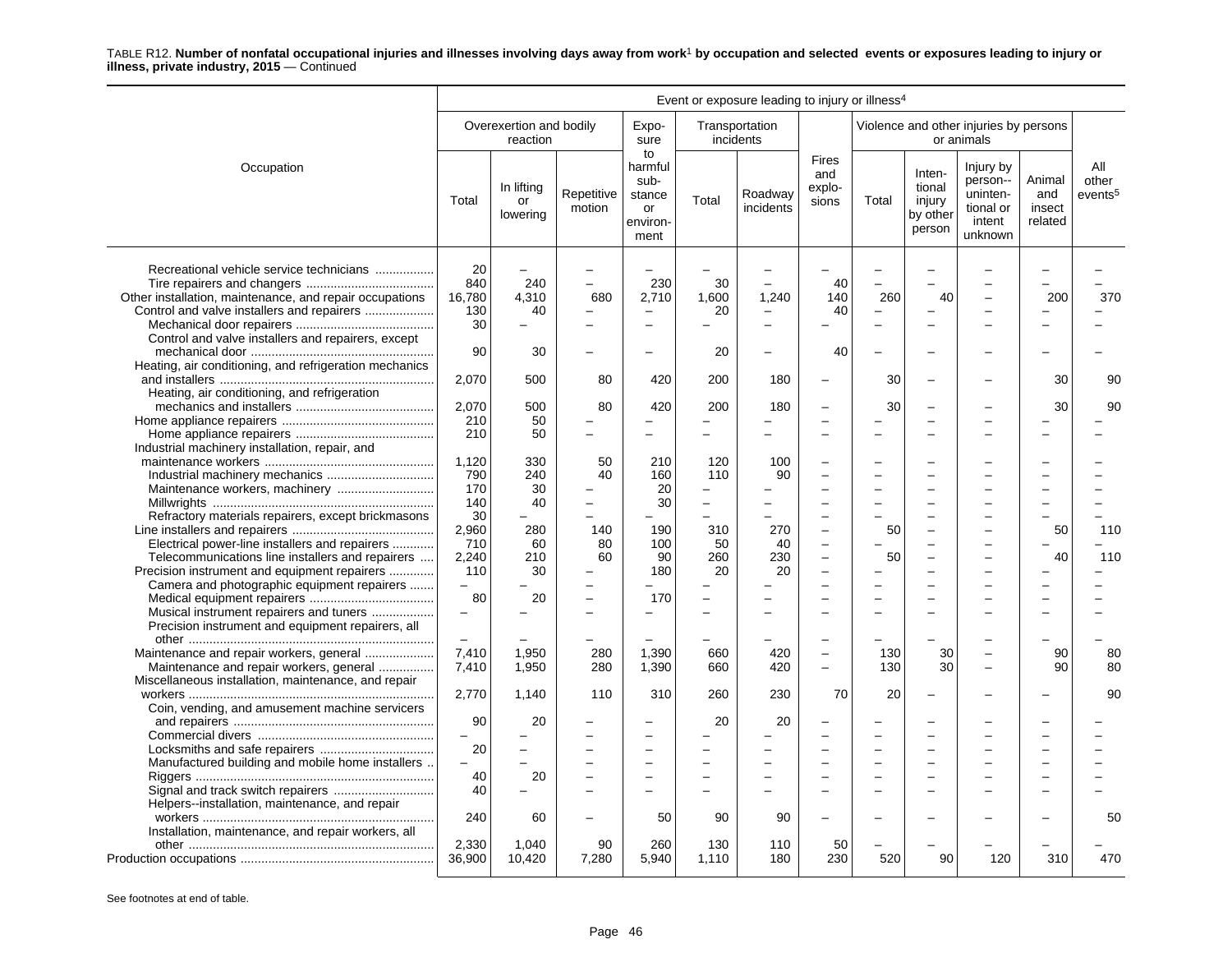TABLE R12. **Number of nonfatal occupational injuries and illnesses involving days away from work[1] by occupation and selected events or exposures leading to injury or illness, private industry, 2015** — Continued

| Occupation | Overexertion and bodily reaction: Total | Overexertion and bodily reaction: In lifting or lowering | Overexertion and bodily reaction: Repetitive motion | Exposure to harmful substance or environment | Transportation incidents: Total | Transportation incidents: Roadway incidents | Fires and explosions | Violence and other injuries by persons or animals: Total | Violence and other injuries by persons or animals: Intentional injury by other person | Violence and other injuries by persons or animals: Injury by person--unintentional or intent unknown | Violence and other injuries by persons or animals: Animal and insect related | All other events[5] |
|---|---|---|---|---|---|---|---|---|---|---|---|---|
| Recreational vehicle service technicians | 20 | – | – | – | – | – | – | – | – | – | – | – |
| Tire repairers and changers | 840 | 240 | – | 230 | 30 | – | 40 | – | – | – | – | – |
| Other installation, maintenance, and repair occupations | 16,780 | 4,310 | 680 | 2,710 | 1,600 | 1,240 | 140 | 260 | 40 | – | 200 | 370 |
| Control and valve installers and repairers | 130 | 40 | – | – | 20 | – | 40 | – | – | – | – | – |
| Mechanical door repairers | 30 | – | – | – | – | – | – | – | – | – | – | – |
| Control and valve installers and repairers, except mechanical door | 90 | 30 | – | – | 20 | – | 40 | – | – | – | – | – |
| Heating, air conditioning, and refrigeration mechanics and installers | 2,070 | 500 | 80 | 420 | 200 | 180 | – | 30 | – | – | 30 | 90 |
| Heating, air conditioning, and refrigeration mechanics and installers | 2,070 | 500 | 80 | 420 | 200 | 180 | – | 30 | – | – | 30 | 90 |
| Home appliance repairers | 210 | 50 | – | – | – | – | – | – | – | – | – | – |
| Home appliance repairers | 210 | 50 | – | – | – | – | – | – | – | – | – | – |
| Industrial machinery installation, repair, and maintenance workers | 1,120 | 330 | 50 | 210 | 120 | 100 | – | – | – | – | – | – |
| Industrial machinery mechanics | 790 | 240 | 40 | 160 | 110 | 90 | – | – | – | – | – | – |
| Maintenance workers, machinery | 170 | 30 | – | 20 | – | – | – | – | – | – | – | – |
| Millwrights | 140 | 40 | – | 30 | – | – | – | – | – | – | – | – |
| Refractory materials repairers, except brickmasons | 30 | – | – | – | – | – | – | – | – | – | – | – |
| Line installers and repairers | 2,960 | 280 | 140 | 190 | 310 | 270 | – | 50 | – | – | 50 | 110 |
| Electrical power-line installers and repairers | 710 | 60 | 80 | 100 | 50 | 40 | – | – | – | – | – | – |
| Telecommunications line installers and repairers | 2,240 | 210 | 60 | 90 | 260 | 230 | – | 50 | – | – | 40 | 110 |
| Precision instrument and equipment repairers | 110 | 30 | – | 180 | 20 | 20 | – | – | – | – | – | – |
| Camera and photographic equipment repairers | – | – | – | – | – | – | – | – | – | – | – | – |
| Medical equipment repairers | 80 | 20 | – | 170 | – | – | – | – | – | – | – | – |
| Musical instrument repairers and tuners | – | – | – | – | – | – | – | – | – | – | – | – |
| Precision instrument and equipment repairers, all other | – | – | – | – | – | – | – | – | – | – | – | – |
| Maintenance and repair workers, general | 7,410 | 1,950 | 280 | 1,390 | 660 | 420 | – | 130 | 30 | – | 90 | 80 |
| Maintenance and repair workers, general | 7,410 | 1,950 | 280 | 1,390 | 660 | 420 | – | 130 | 30 | – | 90 | 80 |
| Miscellaneous installation, maintenance, and repair workers | 2,770 | 1,140 | 110 | 310 | 260 | 230 | 70 | 20 | – | – | – | 90 |
| Coin, vending, and amusement machine servicers and repairers | 90 | 20 | – | – | 20 | 20 | – | – | – | – | – | – |
| Commercial divers | – | – | – | – | – | – | – | – | – | – | – | – |
| Locksmiths and safe repairers | 20 | – | – | – | – | – | – | – | – | – | – | – |
| Manufactured building and mobile home installers | – | – | – | – | – | – | – | – | – | – | – | – |
| Riggers | 40 | 20 | – | – | – | – | – | – | – | – | – | – |
| Signal and track switch repairers | 40 | – | – | – | – | – | – | – | – | – | – | – |
| Helpers--installation, maintenance, and repair workers | 240 | 60 | – | 50 | 90 | 90 | – | – | – | – | – | 50 |
| Installation, maintenance, and repair workers, all other | 2,330 | 1,040 | 90 | 260 | 130 | 110 | 50 | – | – | – | – | – |
| Production occupations | 36,900 | 10,420 | 7,280 | 5,940 | 1,110 | 180 | 230 | 520 | 90 | 120 | 310 | 470 |

See footnotes at end of table.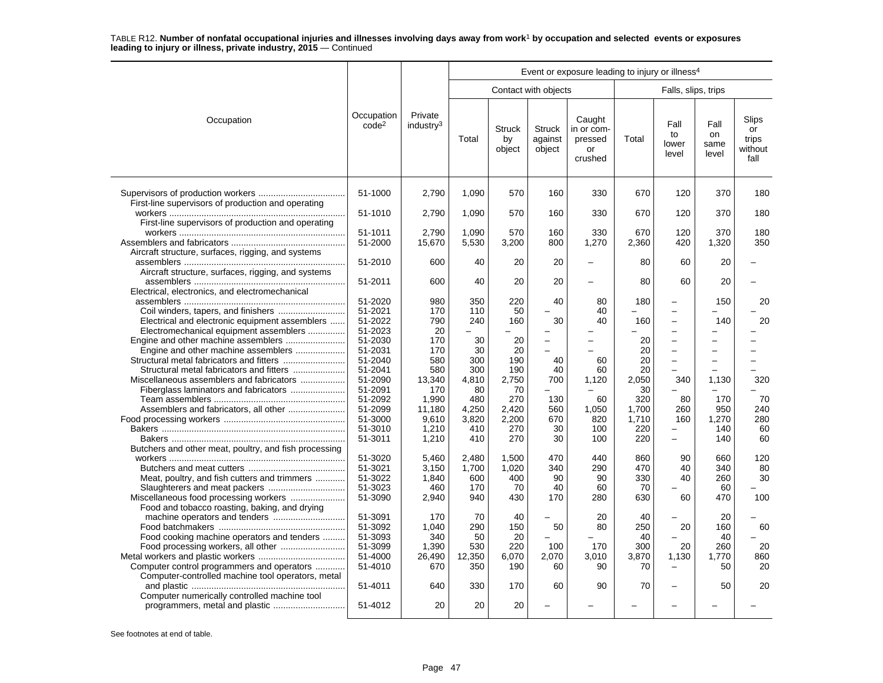TABLE R12. **Number of nonfatal occupational injuries and illnesses involving days away from work[1] by occupation and selected events or exposures leading to injury or illness, private industry, 2015** — Continued

| Occupation | Occupation code[2] | Private industry[3] | Event or exposure leading to injury or illness[4] | | | | | | | |
|---|---|---|---|---|---|---|---|---|---|---|
| | | | Contact with objects | | | | Falls, slips, trips | | | |
| | | | Total | Struck by object | Struck against object | Caught in or compressed or crushed | Total | Fall to lower level | Fall on same level | Slips or trips without fall |
| Supervisors of production workers | 51-1000 | 2,790 | 1,090 | 570 | 160 | 330 | 670 | 120 | 370 | 180 |
| First-line supervisors of production and operating workers | 51-1010 | 2,790 | 1,090 | 570 | 160 | 330 | 670 | 120 | 370 | 180 |
| First-line supervisors of production and operating workers | 51-1011 | 2,790 | 1,090 | 570 | 160 | 330 | 670 | 120 | 370 | 180 |
| Assemblers and fabricators | 51-2000 | 15,670 | 5,530 | 3,200 | 800 | 1,270 | 2,360 | 420 | 1,320 | 350 |
| Aircraft structure, surfaces, rigging, and systems assemblers | 51-2010 | 600 | 40 | 20 | 20 | – | 80 | 60 | 20 | – |
| Aircraft structure, surfaces, rigging, and systems assemblers | 51-2011 | 600 | 40 | 20 | 20 | – | 80 | 60 | 20 | – |
| Electrical, electronics, and electromechanical assemblers | 51-2020 | 980 | 350 | 220 | 40 | 80 | 180 | – | 150 | 20 |
| Coil winders, tapers, and finishers | 51-2021 | 170 | 110 | 50 | – | 40 | – | – | – | – |
| Electrical and electronic equipment assemblers | 51-2022 | 790 | 240 | 160 | 30 | 40 | 160 | – | 140 | 20 |
| Electromechanical equipment assemblers | 51-2023 | 20 | – | – | – | – | – | – | – | – |
| Engine and other machine assemblers | 51-2030 | 170 | 30 | 20 | – | – | 20 | – | – | – |
| Engine and other machine assemblers | 51-2031 | 170 | 30 | 20 | – | – | 20 | – | – | – |
| Structural metal fabricators and fitters | 51-2040 | 580 | 300 | 190 | 40 | 60 | 20 | – | – | – |
| Structural metal fabricators and fitters | 51-2041 | 580 | 300 | 190 | 40 | 60 | 20 | – | – | – |
| Miscellaneous assemblers and fabricators | 51-2090 | 13,340 | 4,810 | 2,750 | 700 | 1,120 | 2,050 | 340 | 1,130 | 320 |
| Fiberglass laminators and fabricators | 51-2091 | 170 | 80 | 70 | – | – | 30 | – | – | – |
| Team assemblers | 51-2092 | 1,990 | 480 | 270 | 130 | 60 | 320 | 80 | 170 | 70 |
| Assemblers and fabricators, all other | 51-2099 | 11,180 | 4,250 | 2,420 | 560 | 1,050 | 1,700 | 260 | 950 | 240 |
| Food processing workers | 51-3000 | 9,610 | 3,820 | 2,200 | 670 | 820 | 1,710 | 160 | 1,270 | 280 |
| Bakers | 51-3010 | 1,210 | 410 | 270 | 30 | 100 | 220 | – | 140 | 60 |
| Bakers | 51-3011 | 1,210 | 410 | 270 | 30 | 100 | 220 | – | 140 | 60 |
| Butchers and other meat, poultry, and fish processing workers | 51-3020 | 5,460 | 2,480 | 1,500 | 470 | 440 | 860 | 90 | 660 | 120 |
| Butchers and meat cutters | 51-3021 | 3,150 | 1,700 | 1,020 | 340 | 290 | 470 | 40 | 340 | 80 |
| Meat, poultry, and fish cutters and trimmers | 51-3022 | 1,840 | 600 | 400 | 90 | 90 | 330 | 40 | 260 | 30 |
| Slaughterers and meat packers | 51-3023 | 460 | 170 | 70 | 40 | 60 | 70 | – | 60 | – |
| Miscellaneous food processing workers | 51-3090 | 2,940 | 940 | 430 | 170 | 280 | 630 | 60 | 470 | 100 |
| Food and tobacco roasting, baking, and drying machine operators and tenders | 51-3091 | 170 | 70 | 40 | – | 20 | 40 | – | 20 | – |
| Food batchmakers | 51-3092 | 1,040 | 290 | 150 | 50 | 80 | 250 | 20 | 160 | 60 |
| Food cooking machine operators and tenders | 51-3093 | 340 | 50 | 20 | – | – | 40 | – | 40 | – |
| Food processing workers, all other | 51-3099 | 1,390 | 530 | 220 | 100 | 170 | 300 | 20 | 260 | 20 |
| Metal workers and plastic workers | 51-4000 | 26,490 | 12,350 | 6,070 | 2,070 | 3,010 | 3,870 | 1,130 | 1,770 | 860 |
| Computer control programmers and operators | 51-4010 | 670 | 350 | 190 | 60 | 90 | 70 | – | 50 | 20 |
| Computer-controlled machine tool operators, metal and plastic | 51-4011 | 640 | 330 | 170 | 60 | 90 | 70 | – | 50 | 20 |
| Computer numerically controlled machine tool programmers, metal and plastic | 51-4012 | 20 | 20 | 20 | – | – | – | – | – | – |

See footnotes at end of table.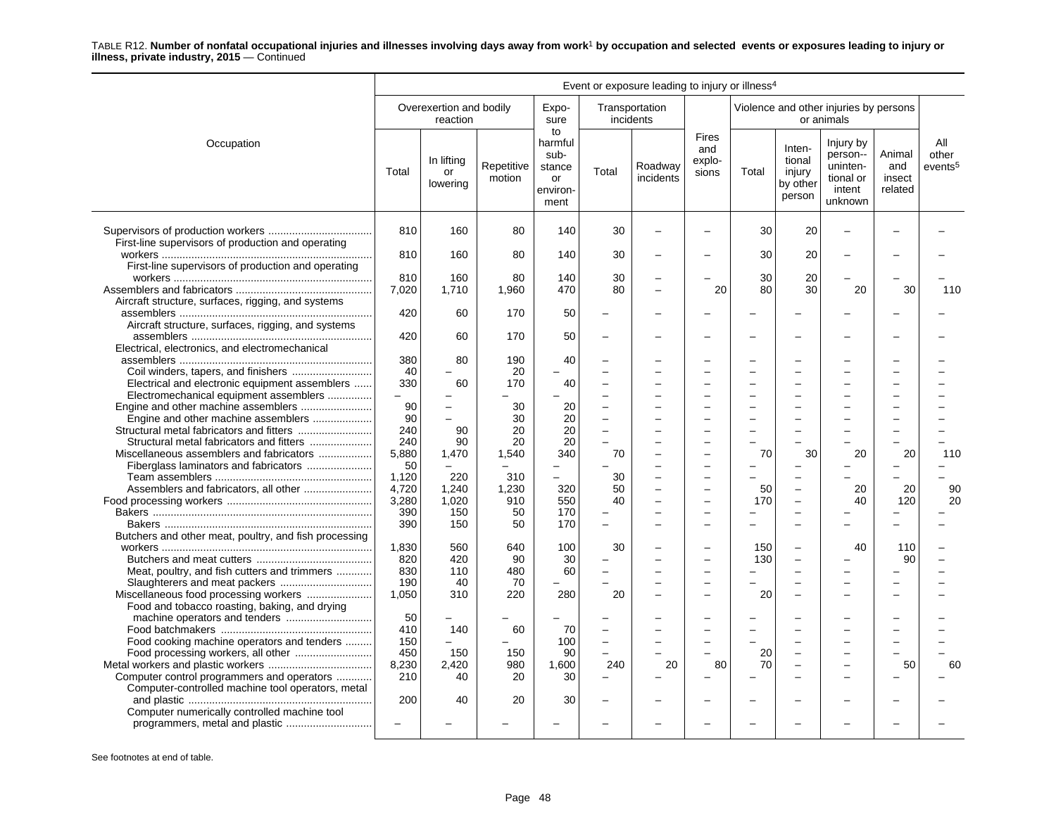TABLE R12. **Number of nonfatal occupational injuries and illnesses involving days away from work[1] by occupation and selected events or exposures leading to injury or illness, private industry, 2015** — Continued

| Occupation | Event or exposure leading to injury or illness[4] | | | | | | | | | | | |
|---|---|---|---|---|---|---|---|---|---|---|---|---|
| | Overexertion and bodily reaction | | | Exposure to harmful substance or environment | Transportation incidents | | Fires and explosions | Violence and other injuries by persons or animals | | | | All other events[5] |
| | Total | In lifting or lowering | Repetitive motion | | Total | Roadway incidents | | Total | Intentional injury by other person | Injury by person--unintentional or intent unknown | Animal and insect related | |
| Supervisors of production workers | 810 | 160 | 80 | 140 | 30 | – | – | 30 | 20 | – | – | – |
| First-line supervisors of production and operating workers | 810 | 160 | 80 | 140 | 30 | – | – | 30 | 20 | – | – | – |
| First-line supervisors of production and operating workers | 810 | 160 | 80 | 140 | 30 | – | – | 30 | 20 | – | – | – |
| Assemblers and fabricators | 7,020 | 1,710 | 1,960 | 470 | 80 | – | 20 | 80 | 30 | 20 | 30 | 110 |
| Aircraft structure, surfaces, rigging, and systems assemblers | 420 | 60 | 170 | 50 | – | – | – | – | – | – | – | – |
| Aircraft structure, surfaces, rigging, and systems assemblers | 420 | 60 | 170 | 50 | – | – | – | – | – | – | – | – |
| Electrical, electronics, and electromechanical assemblers | 380 | 80 | 190 | 40 | – | – | – | – | – | – | – | – |
| Coil winders, tapers, and finishers | 40 | – | 20 | – | – | – | – | – | – | – | – | – |
| Electrical and electronic equipment assemblers | 330 | 60 | 170 | 40 | – | – | – | – | – | – | – | – |
| Electromechanical equipment assemblers | – | – | – | – | – | – | – | – | – | – | – | – |
| Engine and other machine assemblers | 90 | – | 30 | 20 | – | – | – | – | – | – | – | – |
| Engine and other machine assemblers | 90 | – | 30 | 20 | – | – | – | – | – | – | – | – |
| Structural metal fabricators and fitters | 240 | 90 | 20 | 20 | – | – | – | – | – | – | – | – |
| Structural metal fabricators and fitters | 240 | 90 | 20 | 20 | – | – | – | – | – | – | – | – |
| Miscellaneous assemblers and fabricators | 5,880 | 1,470 | 1,540 | 340 | 70 | – | – | 70 | 30 | 20 | 20 | 110 |
| Fiberglass laminators and fabricators | 50 | – | – | – | – | – | – | – | – | – | – | – |
| Team assemblers | 1,120 | 220 | 310 | – | 30 | – | – | – | – | – | – | – |
| Assemblers and fabricators, all other | 4,720 | 1,240 | 1,230 | 320 | 50 | – | – | 50 | – | 20 | 20 | 90 |
| Food processing workers | 3,280 | 1,020 | 910 | 550 | 40 | – | – | 170 | – | 40 | 120 | 20 |
| Bakers | 390 | 150 | 50 | 170 | – | – | – | – | – | – | – | – |
| Bakers | 390 | 150 | 50 | 170 | – | – | – | – | – | – | – | – |
| Butchers and other meat, poultry, and fish processing workers | 1,830 | 560 | 640 | 100 | 30 | – | – | 150 | – | 40 | 110 | – |
| Butchers and meat cutters | 820 | 420 | 90 | 30 | – | – | – | 130 | – | – | 90 | – |
| Meat, poultry, and fish cutters and trimmers | 830 | 110 | 480 | 60 | – | – | – | – | – | – | – | – |
| Slaughterers and meat packers | 190 | 40 | 70 | – | – | – | – | – | – | – | – | – |
| Miscellaneous food processing workers | 1,050 | 310 | 220 | 280 | 20 | – | – | 20 | – | – | – | – |
| Food and tobacco roasting, baking, and drying machine operators and tenders | 50 | – | – | – | – | – | – | – | – | – | – | – |
| Food batchmakers | 410 | 140 | 60 | 70 | – | – | – | – | – | – | – | – |
| Food cooking machine operators and tenders | 150 | – | – | 100 | – | – | – | – | – | – | – | – |
| Food processing workers, all other | 450 | 150 | 150 | 90 | – | – | – | 20 | – | – | – | – |
| Metal workers and plastic workers | 8,230 | 2,420 | 980 | 1,600 | 240 | 20 | 80 | 70 | – | – | 50 | 60 |
| Computer control programmers and operators | 210 | 40 | 20 | 30 | – | – | – | – | – | – | – | – |
| Computer-controlled machine tool operators, metal and plastic | 200 | 40 | 20 | 30 | – | – | – | – | – | – | – | – |
| Computer numerically controlled machine tool programmers, metal and plastic | – | – | – | – | – | – | – | – | – | – | – | – |

See footnotes at end of table.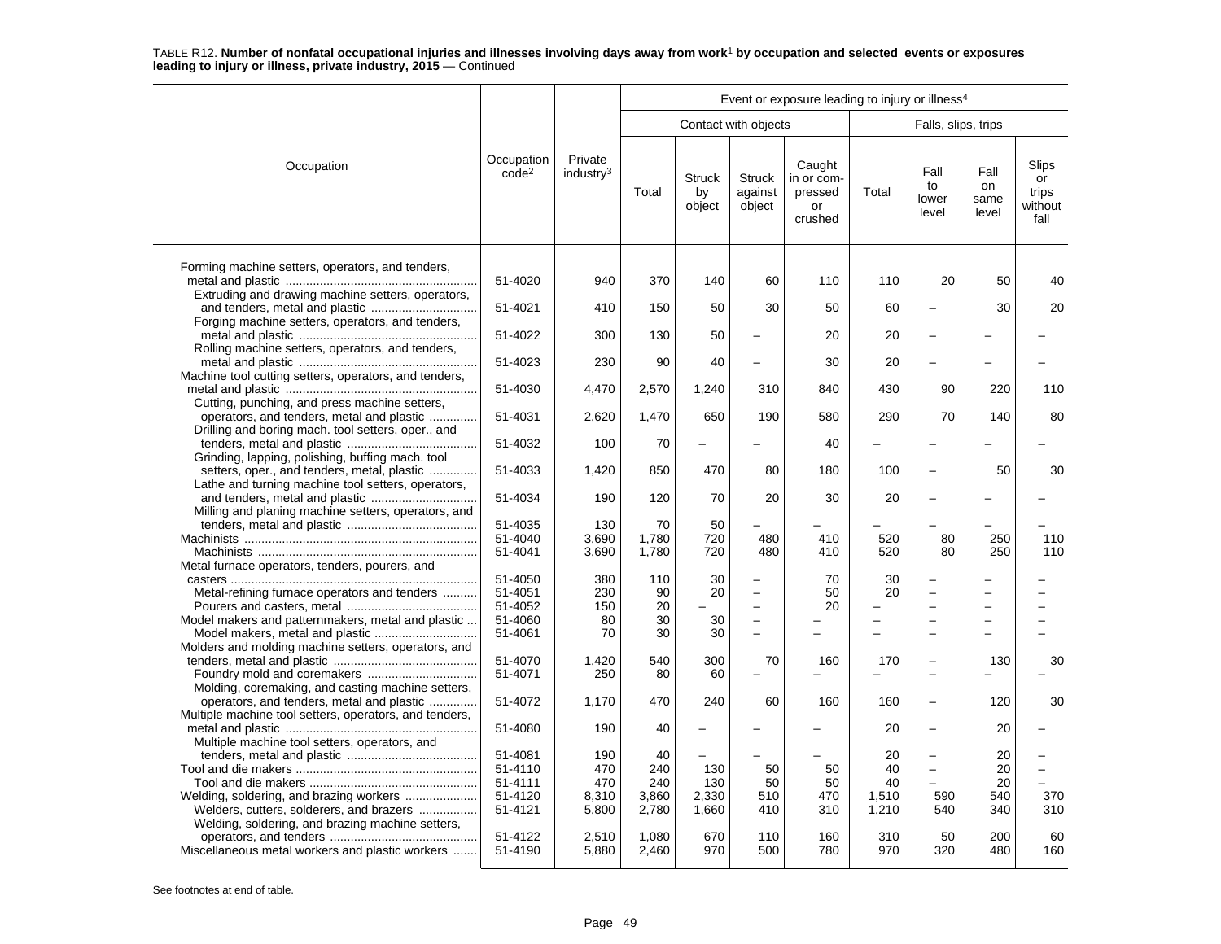TABLE R12. **Number of nonfatal occupational injuries and illnesses involving days away from work[1] by occupation and selected events or exposures leading to injury or illness, private industry, 2015** — Continued

| Occupation | Occupation code[2] | Private industry[3] | Event or exposure leading to injury or illness[4] | | | | | | | |
|---|---|---|---|---|---|---|---|---|---|---|
| | | | Contact with objects | | | | Falls, slips, trips | | | |
| | | | Total | Struck by object | Struck against object | Caught in or compressed or crushed | Total | Fall to lower level | Fall on same level | Slips or trips without fall |
| Forming machine setters, operators, and tenders, metal and plastic | 51-4020 | 940 | 370 | 140 | 60 | 110 | 110 | 20 | 50 | 40 |
| Extruding and drawing machine setters, operators, and tenders, metal and plastic | 51-4021 | 410 | 150 | 50 | 30 | 50 | 60 | – | 30 | 20 |
| Forging machine setters, operators, and tenders, metal and plastic | 51-4022 | 300 | 130 | 50 | – | 20 | 20 | – | – | – |
| Rolling machine setters, operators, and tenders, metal and plastic | 51-4023 | 230 | 90 | 40 | – | 30 | 20 | – | – | – |
| Machine tool cutting setters, operators, and tenders, metal and plastic | 51-4030 | 4,470 | 2,570 | 1,240 | 310 | 840 | 430 | 90 | 220 | 110 |
| Cutting, punching, and press machine setters, operators, and tenders, metal and plastic | 51-4031 | 2,620 | 1,470 | 650 | 190 | 580 | 290 | 70 | 140 | 80 |
| Drilling and boring mach. tool setters, oper., and tenders, metal and plastic | 51-4032 | 100 | 70 | – | – | 40 | – | – | – | – |
| Grinding, lapping, polishing, buffing mach. tool setters, oper., and tenders, metal, plastic | 51-4033 | 1,420 | 850 | 470 | 80 | 180 | 100 | – | 50 | 30 |
| Lathe and turning machine tool setters, operators, and tenders, metal and plastic | 51-4034 | 190 | 120 | 70 | 20 | 30 | 20 | – | – | – |
| Milling and planing machine setters, operators, and tenders, metal and plastic | 51-4035 | 130 | 70 | 50 | – | – | – | – | – | – |
| Machinists | 51-4040 | 3,690 | 1,780 | 720 | 480 | 410 | 520 | 80 | 250 | 110 |
| Machinists | 51-4041 | 3,690 | 1,780 | 720 | 480 | 410 | 520 | 80 | 250 | 110 |
| Metal furnace operators, tenders, pourers, and casters | 51-4050 | 380 | 110 | 30 | – | 70 | 30 | – | – | – |
| Metal-refining furnace operators and tenders | 51-4051 | 230 | 90 | 20 | – | 50 | 20 | – | – | – |
| Pourers and casters, metal | 51-4052 | 150 | 20 | – | – | 20 | – | – | – | – |
| Model makers and patternmakers, metal and plastic | 51-4060 | 80 | 30 | 30 | – | – | – | – | – | – |
| Model makers, metal and plastic | 51-4061 | 70 | 30 | 30 | – | – | – | – | – | – |
| Molders and molding machine setters, operators, and tenders, metal and plastic | 51-4070 | 1,420 | 540 | 300 | 70 | 160 | 170 | – | 130 | 30 |
| Foundry mold and coremakers | 51-4071 | 250 | 80 | 60 | – | – | – | – | – | – |
| Molding, coremaking, and casting machine setters, operators, and tenders, metal and plastic | 51-4072 | 1,170 | 470 | 240 | 60 | 160 | 160 | – | 120 | 30 |
| Multiple machine tool setters, operators, and tenders, metal and plastic | 51-4080 | 190 | 40 | – | – | – | 20 | – | 20 | – |
| Multiple machine tool setters, operators, and tenders, metal and plastic | 51-4081 | 190 | 40 | – | – | – | 20 | – | 20 | – |
| Tool and die makers | 51-4110 | 470 | 240 | 130 | 50 | 50 | 40 | – | 20 | – |
| Tool and die makers | 51-4111 | 470 | 240 | 130 | 50 | 50 | 40 | – | 20 | – |
| Welding, soldering, and brazing workers | 51-4120 | 8,310 | 3,860 | 2,330 | 510 | 470 | 1,510 | 590 | 540 | 370 |
| Welders, cutters, solderers, and brazers | 51-4121 | 5,800 | 2,780 | 1,660 | 410 | 310 | 1,210 | 540 | 340 | 310 |
| Welding, soldering, and brazing machine setters, operators, and tenders | 51-4122 | 2,510 | 1,080 | 670 | 110 | 160 | 310 | 50 | 200 | 60 |
| Miscellaneous metal workers and plastic workers | 51-4190 | 5,880 | 2,460 | 970 | 500 | 780 | 970 | 320 | 480 | 160 |

See footnotes at end of table.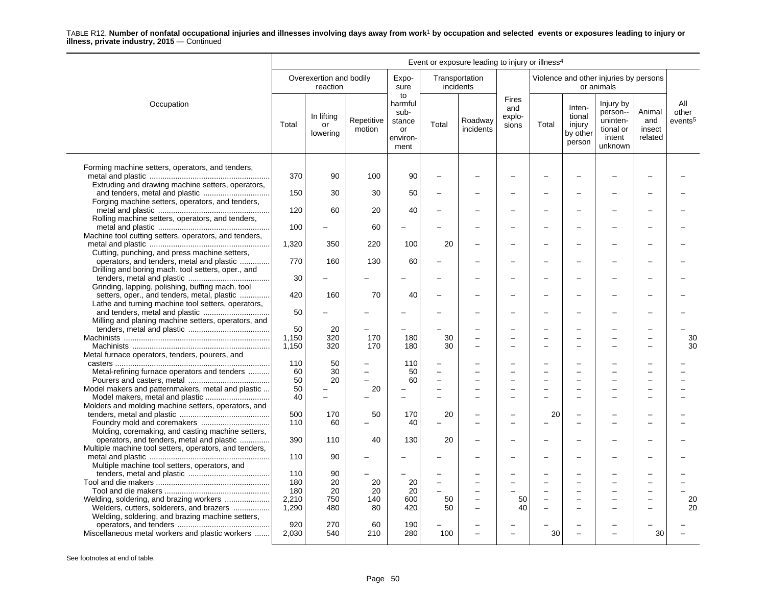TABLE R12. **Number of nonfatal occupational injuries and illnesses involving days away from work[1] by occupation and selected events or exposures leading to injury or illness, private industry, 2015** — Continued

| Occupation | Event or exposure leading to injury or illness[4] | | | | | | | | | | | |
|---|---|---|---|---|---|---|---|---|---|---|---|---|
| | Overexertion and bodily reaction | | | Exposure to harmful substance or environment | Transportation incidents | | Fires and explosions | Violence and other injuries by persons or animals | | | | All other events[5] |
| | Total | In lifting or lowering | Repetitive motion | | Total | Roadway incidents | | Total | Intentional injury by other person | Injury by person--unintentional or intent unknown | Animal and insect related | |
| Forming machine setters, operators, and tenders, metal and plastic | 370 | 90 | 100 | 90 | – | – | – | – | – | – | – | – |
| Extruding and drawing machine setters, operators, and tenders, metal and plastic | 150 | 30 | 30 | 50 | – | – | – | – | – | – | – | – |
| Forging machine setters, operators, and tenders, metal and plastic | 120 | 60 | 20 | 40 | – | – | – | – | – | – | – | – |
| Rolling machine setters, operators, and tenders, metal and plastic | 100 | – | 60 | – | – | – | – | – | – | – | – | – |
| Machine tool cutting setters, operators, and tenders, metal and plastic | 1,320 | 350 | 220 | 100 | 20 | – | – | – | – | – | – | – |
| Cutting, punching, and press machine setters, operators, and tenders, metal and plastic | 770 | 160 | 130 | 60 | – | – | – | – | – | – | – | – |
| Drilling and boring mach. tool setters, oper., and tenders, metal and plastic | 30 | – | – | – | – | – | – | – | – | – | – | – |
| Grinding, lapping, polishing, buffing mach. tool setters, oper., and tenders, metal, plastic | 420 | 160 | 70 | 40 | – | – | – | – | – | – | – | – |
| Lathe and turning machine tool setters, operators, and tenders, metal and plastic | 50 | – | – | – | – | – | – | – | – | – | – | – |
| Milling and planing machine setters, operators, and tenders, metal and plastic | 50 | 20 | – | – | – | – | – | – | – | – | – | – |
| Machinists | 1,150 | 320 | 170 | 180 | 30 | – | – | – | – | – | – | 30 |
| Machinists | 1,150 | 320 | 170 | 180 | 30 | – | – | – | – | – | – | 30 |
| Metal furnace operators, tenders, pourers, and casters | 110 | 50 | – | 110 | – | – | – | – | – | – | – | – |
| Metal-refining furnace operators and tenders | 60 | 30 | – | 50 | – | – | – | – | – | – | – | – |
| Pourers and casters, metal | 50 | 20 | – | 60 | – | – | – | – | – | – | – | – |
| Model makers and patternmakers, metal and plastic | 50 | – | 20 | – | – | – | – | – | – | – | – | – |
| Model makers, metal and plastic | 40 | – | – | – | – | – | – | – | – | – | – | – |
| Molders and molding machine setters, operators, and tenders, metal and plastic | 500 | 170 | 50 | 170 | 20 | – | – | 20 | – | – | – | – |
| Foundry mold and coremakers | 110 | 60 | – | 40 | – | – | – | – | – | – | – | – |
| Molding, coremaking, and casting machine setters, operators, and tenders, metal and plastic | 390 | 110 | 40 | 130 | 20 | – | – | – | – | – | – | – |
| Multiple machine tool setters, operators, and tenders, metal and plastic | 110 | 90 | – | – | – | – | – | – | – | – | – | – |
| Multiple machine tool setters, operators, and tenders, metal and plastic | 110 | 90 | – | – | – | – | – | – | – | – | – | – |
| Tool and die makers | 180 | 20 | 20 | 20 | – | – | – | – | – | – | – | – |
| Tool and die makers | 180 | 20 | 20 | 20 | – | – | – | – | – | – | – | – |
| Welding, soldering, and brazing workers | 2,210 | 750 | 140 | 600 | 50 | – | 50 | – | – | – | – | 20 |
| Welders, cutters, solderers, and brazers | 1,290 | 480 | 80 | 420 | 50 | – | 40 | – | – | – | – | 20 |
| Welding, soldering, and brazing machine setters, operators, and tenders | 920 | 270 | 60 | 190 | – | – | – | – | – | – | – | – |
| Miscellaneous metal workers and plastic workers | 2,030 | 540 | 210 | 280 | 100 | – | – | 30 | – | – | 30 | – |

See footnotes at end of table.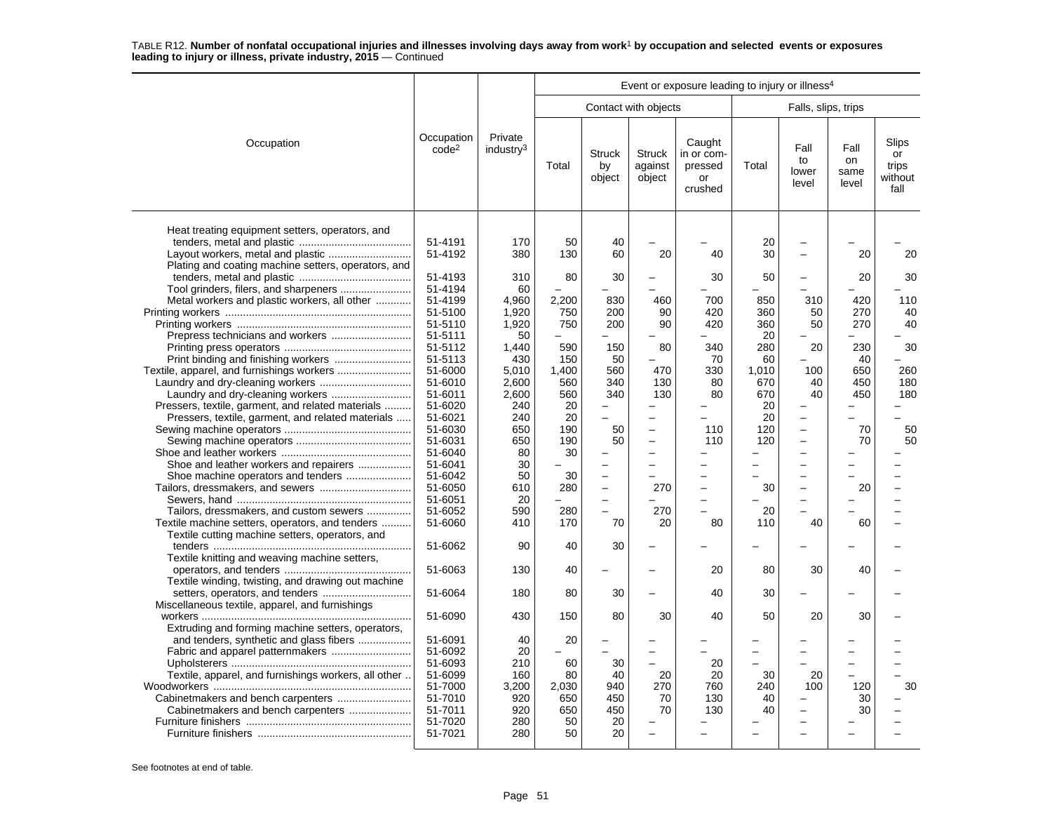TABLE R12. **Number of nonfatal occupational injuries and illnesses involving days away from work[1] by occupation and selected events or exposures leading to injury or illness, private industry, 2015** — Continued

| Occupation | Occupation code[2] | Private industry[3] | Event or exposure leading to injury or illness[4] | | | | | | | |
|---|---|---|---|---|---|---|---|---|---|---|
| | | | Contact with objects | | | | Falls, slips, trips | | | |
| | | | Total | Struck by object | Struck against object | Caught in or compressed or crushed | Total | Fall to lower level | Fall on same level | Slips or trips without fall |
| Heat treating equipment setters, operators, and tenders, metal and plastic | 51-4191 | 170 | 50 | 40 | – | – | 20 | – | – | – |
| Layout workers, metal and plastic | 51-4192 | 380 | 130 | 60 | 20 | 40 | 30 | – | 20 | 20 |
| Plating and coating machine setters, operators, and tenders, metal and plastic | 51-4193 | 310 | 80 | 30 | – | 30 | 50 | – | 20 | 30 |
| Tool grinders, filers, and sharpeners | 51-4194 | 60 | – | – | – | – | – | – | – | – |
| Metal workers and plastic workers, all other | 51-4199 | 4,960 | 2,200 | 830 | 460 | 700 | 850 | 310 | 420 | 110 |
| Printing workers | 51-5100 | 1,920 | 750 | 200 | 90 | 420 | 360 | 50 | 270 | 40 |
| Printing workers | 51-5110 | 1,920 | 750 | 200 | 90 | 420 | 360 | 50 | 270 | 40 |
| Prepress technicians and workers | 51-5111 | 50 | – | – | – | – | 20 | – | – | – |
| Printing press operators | 51-5112 | 1,440 | 590 | 150 | 80 | 340 | 280 | 20 | 230 | 30 |
| Print binding and finishing workers | 51-5113 | 430 | 150 | 50 | – | 70 | 60 | – | 40 | – |
| Textile, apparel, and furnishings workers | 51-6000 | 5,010 | 1,400 | 560 | 470 | 330 | 1,010 | 100 | 650 | 260 |
| Laundry and dry-cleaning workers | 51-6010 | 2,600 | 560 | 340 | 130 | 80 | 670 | 40 | 450 | 180 |
| Laundry and dry-cleaning workers | 51-6011 | 2,600 | 560 | 340 | 130 | 80 | 670 | 40 | 450 | 180 |
| Pressers, textile, garment, and related materials | 51-6020 | 240 | 20 | – | – | – | 20 | – | – | – |
| Pressers, textile, garment, and related materials | 51-6021 | 240 | 20 | – | – | – | 20 | – | – | – |
| Sewing machine operators | 51-6030 | 650 | 190 | 50 | – | 110 | 120 | – | 70 | 50 |
| Sewing machine operators | 51-6031 | 650 | 190 | 50 | – | 110 | 120 | – | 70 | 50 |
| Shoe and leather workers | 51-6040 | 80 | 30 | – | – | – | – | – | – | – |
| Shoe and leather workers and repairers | 51-6041 | 30 | – | – | – | – | – | – | – | – |
| Shoe machine operators and tenders | 51-6042 | 50 | 30 | – | – | – | – | – | – | – |
| Tailors, dressmakers, and sewers | 51-6050 | 610 | 280 | – | 270 | – | 30 | – | 20 | – |
| Sewers, hand | 51-6051 | 20 | – | – | – | – | – | – | – | – |
| Tailors, dressmakers, and custom sewers | 51-6052 | 590 | 280 | – | 270 | – | 20 | – | – | – |
| Textile machine setters, operators, and tenders | 51-6060 | 410 | 170 | 70 | 20 | 80 | 110 | 40 | 60 | – |
| Textile cutting machine setters, operators, and tenders | 51-6062 | 90 | 40 | 30 | – | – | – | – | – | – |
| Textile knitting and weaving machine setters, operators, and tenders | 51-6063 | 130 | 40 | – | – | 20 | 80 | 30 | 40 | – |
| Textile winding, twisting, and drawing out machine setters, operators, and tenders | 51-6064 | 180 | 80 | 30 | – | 40 | 30 | – | – | – |
| Miscellaneous textile, apparel, and furnishings workers | 51-6090 | 430 | 150 | 80 | 30 | 40 | 50 | 20 | 30 | – |
| Extruding and forming machine setters, operators, and tenders, synthetic and glass fibers | 51-6091 | 40 | 20 | – | – | – | – | – | – | – |
| Fabric and apparel patternmakers | 51-6092 | 20 | – | – | – | – | – | – | – | – |
| Upholsterers | 51-6093 | 210 | 60 | 30 | – | 20 | – | – | – | – |
| Textile, apparel, and furnishings workers, all other | 51-6099 | 160 | 80 | 40 | 20 | 20 | 30 | 20 | – | – |
| Woodworkers | 51-7000 | 3,200 | 2,030 | 940 | 270 | 760 | 240 | 100 | 120 | 30 |
| Cabinetmakers and bench carpenters | 51-7010 | 920 | 650 | 450 | 70 | 130 | 40 | – | 30 | – |
| Cabinetmakers and bench carpenters | 51-7011 | 920 | 650 | 450 | 70 | 130 | 40 | – | 30 | – |
| Furniture finishers | 51-7020 | 280 | 50 | 20 | – | – | – | – | – | – |
| Furniture finishers | 51-7021 | 280 | 50 | 20 | – | – | – | – | – | – |

See footnotes at end of table.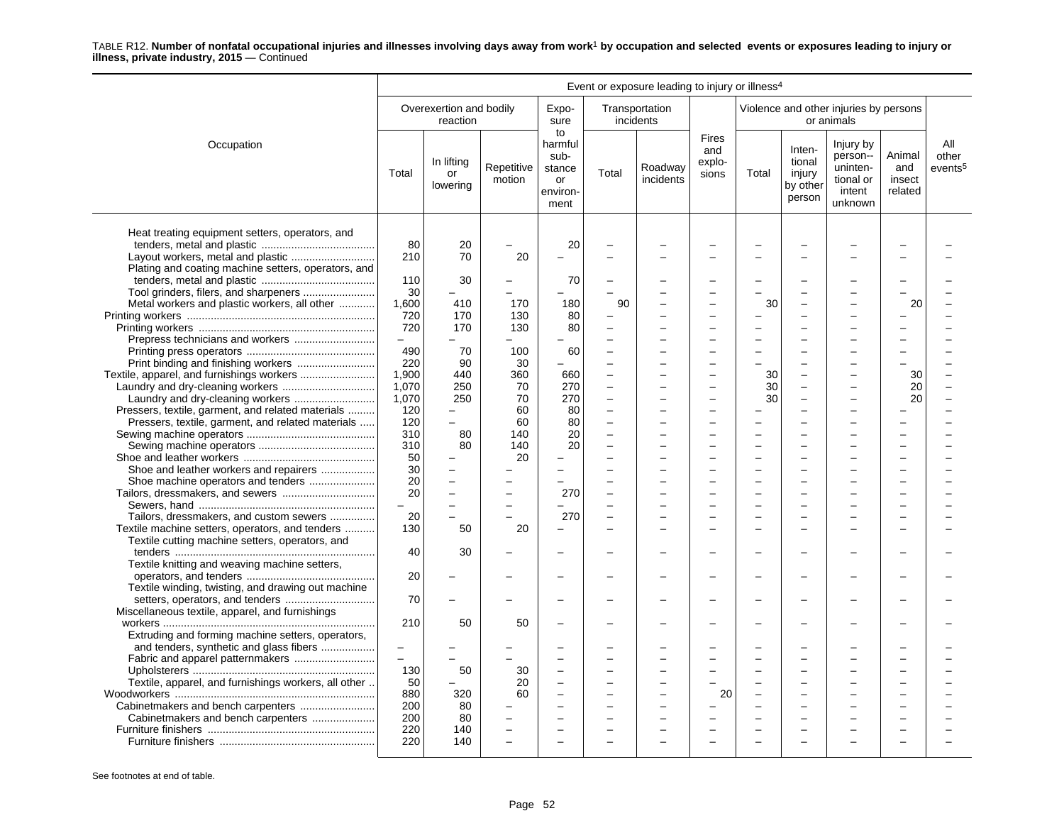TABLE R12. **Number of nonfatal occupational injuries and illnesses involving days away from work[1] by occupation and selected events or exposures leading to injury or illness, private industry, 2015** — Continued

| Occupation | Event or exposure leading to injury or illness[4] | | | | | | | | | | | |
|---|---|---|---|---|---|---|---|---|---|---|---|---|
| | Overexertion and bodily reaction | | | Exposure to harmful substance or environment | Transportation incidents | | Fires and explosions | Violence and other injuries by persons or animals | | | | All other events[5] |
| | Total | In lifting or lowering | Repetitive motion | | Total | Roadway incidents | | Total | Intentional injury by other person | Injury by person--unintentional or intent unknown | Animal and insect related | |
| Heat treating equipment setters, operators, and tenders, metal and plastic | 80 | 20 | – | 20 | – | – | – | – | – | – | – | – |
| Layout workers, metal and plastic | 210 | 70 | 20 | – | – | – | – | – | – | – | – | – |
| Plating and coating machine setters, operators, and tenders, metal and plastic | 110 | 30 | – | 70 | – | – | – | – | – | – | – | – |
| Tool grinders, filers, and sharpeners | 30 | – | – | – | – | – | – | – | – | – | – | – |
| Metal workers and plastic workers, all other | 1,600 | 410 | 170 | 180 | 90 | – | – | 30 | – | – | 20 | – |
| Printing workers | 720 | 170 | 130 | 80 | – | – | – | – | – | – | – | – |
| Printing workers | 720 | 170 | 130 | 80 | – | – | – | – | – | – | – | – |
| Prepress technicians and workers | – | – | – | – | – | – | – | – | – | – | – | – |
| Printing press operators | 490 | 70 | 100 | 60 | – | – | – | – | – | – | – | – |
| Print binding and finishing workers | 220 | 90 | 30 | – | – | – | – | – | – | – | – | – |
| Textile, apparel, and furnishings workers | 1,900 | 440 | 360 | 660 | – | – | – | 30 | – | – | 30 | – |
| Laundry and dry-cleaning workers | 1,070 | 250 | 70 | 270 | – | – | – | 30 | – | – | 20 | – |
| Laundry and dry-cleaning workers | 1,070 | 250 | 70 | 270 | – | – | – | 30 | – | – | 20 | – |
| Pressers, textile, garment, and related materials | 120 | – | 60 | 80 | – | – | – | – | – | – | – | – |
| Pressers, textile, garment, and related materials | 120 | – | 60 | 80 | – | – | – | – | – | – | – | – |
| Sewing machine operators | 310 | 80 | 140 | 20 | – | – | – | – | – | – | – | – |
| Sewing machine operators | 310 | 80 | 140 | 20 | – | – | – | – | – | – | – | – |
| Shoe and leather workers | 50 | – | 20 | – | – | – | – | – | – | – | – | – |
| Shoe and leather workers and repairers | 30 | – | – | – | – | – | – | – | – | – | – | – |
| Shoe machine operators and tenders | 20 | – | – | – | – | – | – | – | – | – | – | – |
| Tailors, dressmakers, and sewers | 20 | – | – | 270 | – | – | – | – | – | – | – | – |
| Sewers, hand | – | – | – | – | – | – | – | – | – | – | – | – |
| Tailors, dressmakers, and custom sewers | 20 | – | – | 270 | – | – | – | – | – | – | – | – |
| Textile machine setters, operators, and tenders | 130 | 50 | 20 | – | – | – | – | – | – | – | – | – |
| Textile cutting machine setters, operators, and tenders | 40 | 30 | – | – | – | – | – | – | – | – | – | – |
| Textile knitting and weaving machine setters, operators, and tenders | 20 | – | – | – | – | – | – | – | – | – | – | – |
| Textile winding, twisting, and drawing out machine setters, operators, and tenders | 70 | – | – | – | – | – | – | – | – | – | – | – |
| Miscellaneous textile, apparel, and furnishings workers | 210 | 50 | 50 | – | – | – | – | – | – | – | – | – |
| Extruding and forming machine setters, operators, and tenders, synthetic and glass fibers | – | – | – | – | – | – | – | – | – | – | – | – |
| Fabric and apparel patternmakers | – | – | – | – | – | – | – | – | – | – | – | – |
| Upholsterers | 130 | 50 | 30 | – | – | – | – | – | – | – | – | – |
| Textile, apparel, and furnishings workers, all other | 50 | – | 20 | – | – | – | – | – | – | – | – | – |
| Woodworkers | 880 | 320 | 60 | – | – | – | 20 | – | – | – | – | – |
| Cabinetmakers and bench carpenters | 200 | 80 | – | – | – | – | – | – | – | – | – | – |
| Cabinetmakers and bench carpenters | 200 | 80 | – | – | – | – | – | – | – | – | – | – |
| Furniture finishers | 220 | 140 | – | – | – | – | – | – | – | – | – | – |
| Furniture finishers | 220 | 140 | – | – | – | – | – | – | – | – | – | – |

See footnotes at end of table.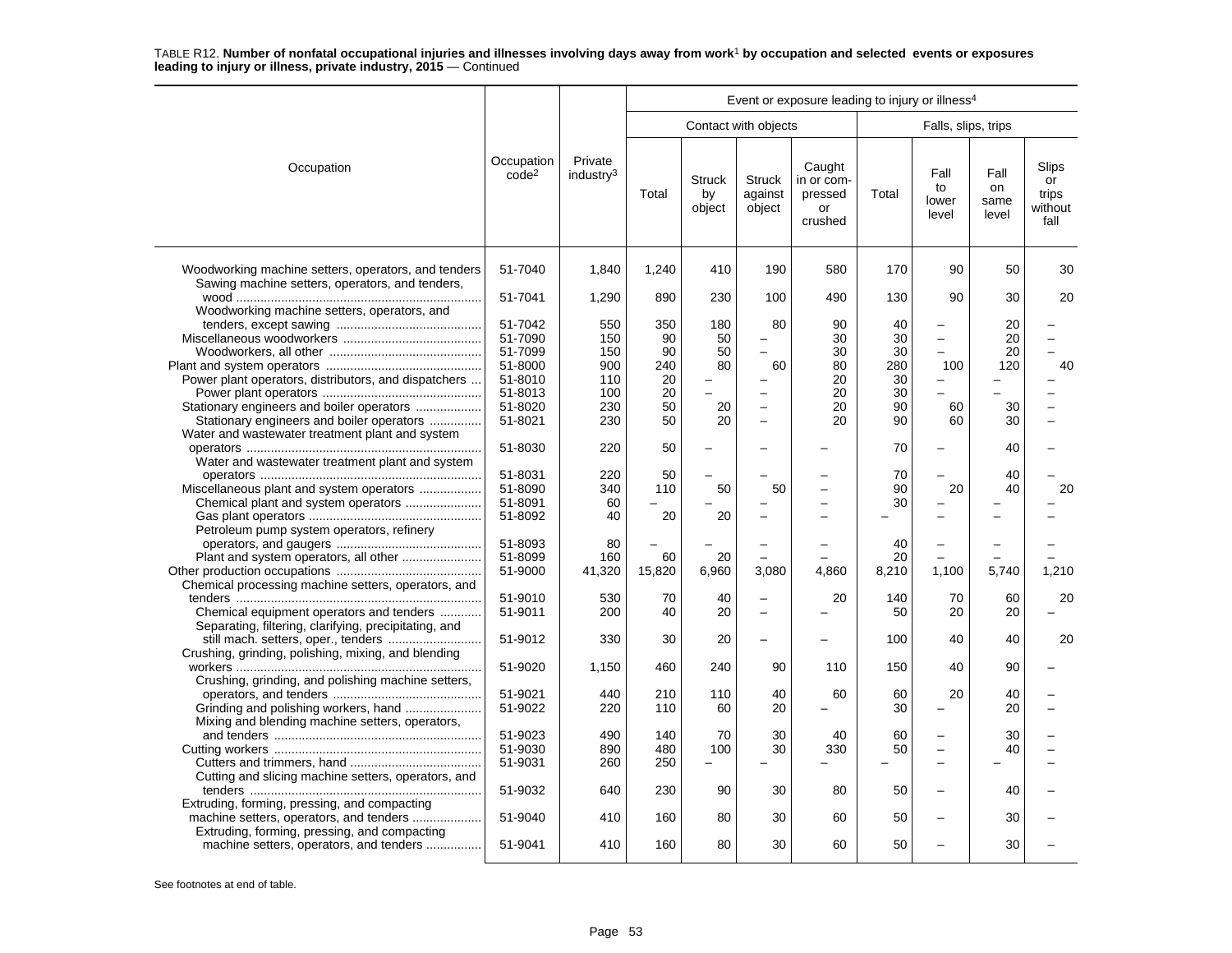TABLE R12. **Number of nonfatal occupational injuries and illnesses involving days away from work[1] by occupation and selected events or exposures leading to injury or illness, private industry, 2015** — Continued

| Occupation | Occupation code[2] | Private industry[3] | Event or exposure leading to injury or illness[4] | | | | | | | |
|---|---|---|---|---|---|---|---|---|---|---|
| | | | Contact with objects | | | | Falls, slips, trips | | | |
| | | | Total | Struck by object | Struck against object | Caught in or compressed or crushed | Total | Fall to lower level | Fall on same level | Slips or trips without fall |
| Woodworking machine setters, operators, and tenders | 51-7040 | 1,840 | 1,240 | 410 | 190 | 580 | 170 | 90 | 50 | 30 |
| Sawing machine setters, operators, and tenders, wood | 51-7041 | 1,290 | 890 | 230 | 100 | 490 | 130 | 90 | 30 | 20 |
| Woodworking machine setters, operators, and tenders, except sawing | 51-7042 | 550 | 350 | 180 | 80 | 90 | 40 | – | 20 | – |
| Miscellaneous woodworkers | 51-7090 | 150 | 90 | 50 | – | 30 | 30 | – | 20 | – |
| Woodworkers, all other | 51-7099 | 150 | 90 | 50 | – | 30 | 30 | – | 20 | – |
| Plant and system operators | 51-8000 | 900 | 240 | 80 | 60 | 80 | 280 | 100 | 120 | 40 |
| Power plant operators, distributors, and dispatchers | 51-8010 | 110 | 20 | – | – | 20 | 30 | – | – | – |
| Power plant operators | 51-8013 | 100 | 20 | – | – | 20 | 30 | – | – | – |
| Stationary engineers and boiler operators | 51-8020 | 230 | 50 | 20 | – | 20 | 90 | 60 | 30 | – |
| Stationary engineers and boiler operators | 51-8021 | 230 | 50 | 20 | – | 20 | 90 | 60 | 30 | – |
| Water and wastewater treatment plant and system operators | 51-8030 | 220 | 50 | – | – | – | 70 | – | 40 | – |
| Water and wastewater treatment plant and system operators | 51-8031 | 220 | 50 | – | – | – | 70 | – | 40 | – |
| Miscellaneous plant and system operators | 51-8090 | 340 | 110 | 50 | 50 | – | 90 | 20 | 40 | 20 |
| Chemical plant and system operators | 51-8091 | 60 | – | – | – | – | 30 | – | – | – |
| Gas plant operators | 51-8092 | 40 | 20 | 20 | – | – | – | – | – | – |
| Petroleum pump system operators, refinery operators, and gaugers | 51-8093 | 80 | – | – | – | – | 40 | – | – | – |
| Plant and system operators, all other | 51-8099 | 160 | 60 | 20 | – | – | 20 | – | – | – |
| Other production occupations | 51-9000 | 41,320 | 15,820 | 6,960 | 3,080 | 4,860 | 8,210 | 1,100 | 5,740 | 1,210 |
| Chemical processing machine setters, operators, and tenders | 51-9010 | 530 | 70 | 40 | – | 20 | 140 | 70 | 60 | 20 |
| Chemical equipment operators and tenders | 51-9011 | 200 | 40 | 20 | – | – | 50 | 20 | 20 | – |
| Separating, filtering, clarifying, precipitating, and still mach. setters, oper., tenders | 51-9012 | 330 | 30 | 20 | – | – | 100 | 40 | 40 | 20 |
| Crushing, grinding, polishing, mixing, and blending workers | 51-9020 | 1,150 | 460 | 240 | 90 | 110 | 150 | 40 | 90 | – |
| Crushing, grinding, and polishing machine setters, operators, and tenders | 51-9021 | 440 | 210 | 110 | 40 | 60 | 60 | 20 | 40 | – |
| Grinding and polishing workers, hand | 51-9022 | 220 | 110 | 60 | 20 | – | 30 | – | 20 | – |
| Mixing and blending machine setters, operators, and tenders | 51-9023 | 490 | 140 | 70 | 30 | 40 | 60 | – | 30 | – |
| Cutting workers | 51-9030 | 890 | 480 | 100 | 30 | 330 | 50 | – | 40 | – |
| Cutters and trimmers, hand | 51-9031 | 260 | 250 | – | – | – | – | – | – | – |
| Cutting and slicing machine setters, operators, and tenders | 51-9032 | 640 | 230 | 90 | 30 | 80 | 50 | – | 40 | – |
| Extruding, forming, pressing, and compacting machine setters, operators, and tenders | 51-9040 | 410 | 160 | 80 | 30 | 60 | 50 | – | 30 | – |
| Extruding, forming, pressing, and compacting machine setters, operators, and tenders | 51-9041 | 410 | 160 | 80 | 30 | 60 | 50 | – | 30 | – |

See footnotes at end of table.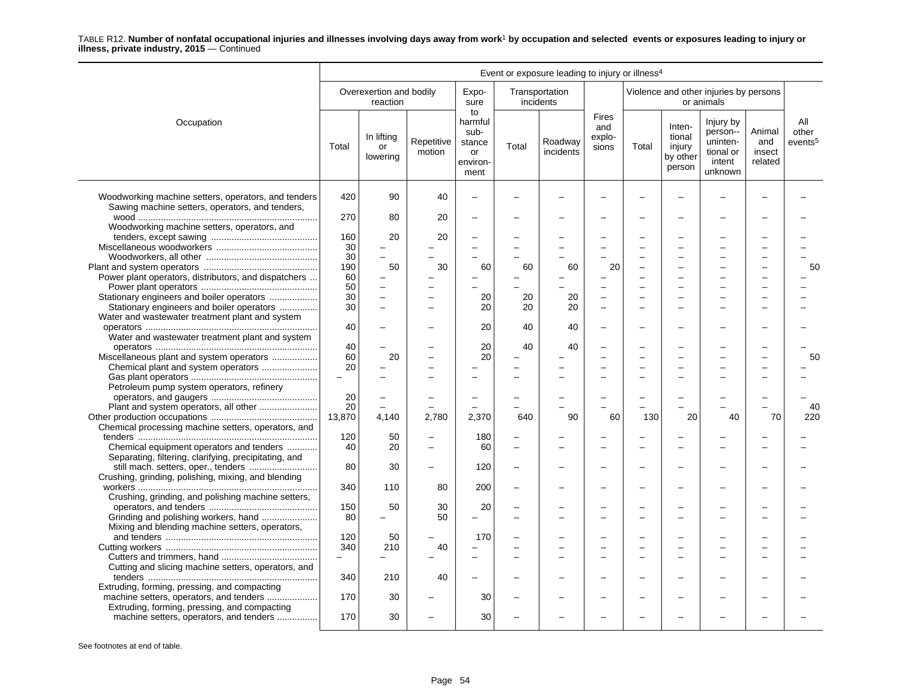TABLE R12. **Number of nonfatal occupational injuries and illnesses involving days away from work[1] by occupation and selected events or exposures leading to injury or illness, private industry, 2015** — Continued

| Occupation | Event or exposure leading to injury or illness[4] | | | | | | | | | | | |
|---|---|---|---|---|---|---|---|---|---|---|---|---|
| | Overexertion and bodily reaction | | | Exposure to harmful substance or environment | Transportation incidents | | Fires and explosions | Violence and other injuries by persons or animals | | | | All other events[5] |
| | Total | In lifting or lowering | Repetitive motion | | Total | Roadway incidents | | Total | Intentional injury by other person | Injury by person--unintentional or intent unknown | Animal and insect related | |
| Woodworking machine setters, operators, and tenders | 420 | 90 | 40 | – | – | – | – | – | – | – | – | – |
| Sawing machine setters, operators, and tenders, wood | 270 | 80 | 20 | – | – | – | – | – | – | – | – | – |
| Woodworking machine setters, operators, and tenders, except sawing | 160 | 20 | 20 | – | – | – | – | – | – | – | – | – |
| Miscellaneous woodworkers | 30 | – | – | – | – | – | – | – | – | – | – | – |
| Woodworkers, all other | 30 | – | – | – | – | – | – | – | – | – | – | – |
| Plant and system operators | 190 | 50 | 30 | 60 | 60 | 60 | 20 | – | – | – | – | 50 |
| Power plant operators, distributors, and dispatchers | 60 | – | – | – | – | – | – | – | – | – | – | – |
| Power plant operators | 50 | – | – | – | – | – | – | – | – | – | – | – |
| Stationary engineers and boiler operators | 30 | – | – | 20 | 20 | 20 | – | – | – | – | – | – |
| Stationary engineers and boiler operators | 30 | – | – | 20 | 20 | 20 | – | – | – | – | – | – |
| Water and wastewater treatment plant and system operators | 40 | – | – | 20 | 40 | 40 | – | – | – | – | – | – |
| Water and wastewater treatment plant and system operators | 40 | – | – | 20 | 40 | 40 | – | – | – | – | – | – |
| Miscellaneous plant and system operators | 60 | 20 | – | 20 | – | – | – | – | – | – | – | 50 |
| Chemical plant and system operators | 20 | – | – | – | – | – | – | – | – | – | – | – |
| Gas plant operators | – | – | – | – | – | – | – | – | – | – | – | – |
| Petroleum pump system operators, refinery operators, and gaugers | 20 | – | – | – | – | – | – | – | – | – | – | – |
| Plant and system operators, all other | 20 | – | – | – | – | – | – | – | – | – | – | 40 |
| Other production occupations | 13,870 | 4,140 | 2,780 | 2,370 | 640 | 90 | 60 | 130 | 20 | 40 | 70 | 220 |
| Chemical processing machine setters, operators, and tenders | 120 | 50 | – | 180 | – | – | – | – | – | – | – | – |
| Chemical equipment operators and tenders | 40 | 20 | – | 60 | – | – | – | – | – | – | – | – |
| Separating, filtering, clarifying, precipitating, and still mach. setters, oper., tenders | 80 | 30 | – | 120 | – | – | – | – | – | – | – | – |
| Crushing, grinding, polishing, mixing, and blending workers | 340 | 110 | 80 | 200 | – | – | – | – | – | – | – | – |
| Crushing, grinding, and polishing machine setters, operators, and tenders | 150 | 50 | 30 | 20 | – | – | – | – | – | – | – | – |
| Grinding and polishing workers, hand | 80 | – | 50 | – | – | – | – | – | – | – | – | – |
| Mixing and blending machine setters, operators, and tenders | 120 | 50 | – | 170 | – | – | – | – | – | – | – | – |
| Cutting workers | 340 | 210 | 40 | – | – | – | – | – | – | – | – | – |
| Cutters and trimmers, hand | – | – | – | – | – | – | – | – | – | – | – | – |
| Cutting and slicing machine setters, operators, and tenders | 340 | 210 | 40 | – | – | – | – | – | – | – | – | – |
| Extruding, forming, pressing, and compacting machine setters, operators, and tenders | 170 | 30 | – | 30 | – | – | – | – | – | – | – | – |
| Extruding, forming, pressing, and compacting machine setters, operators, and tenders | 170 | 30 | – | 30 | – | – | – | – | – | – | – | – |

See footnotes at end of table.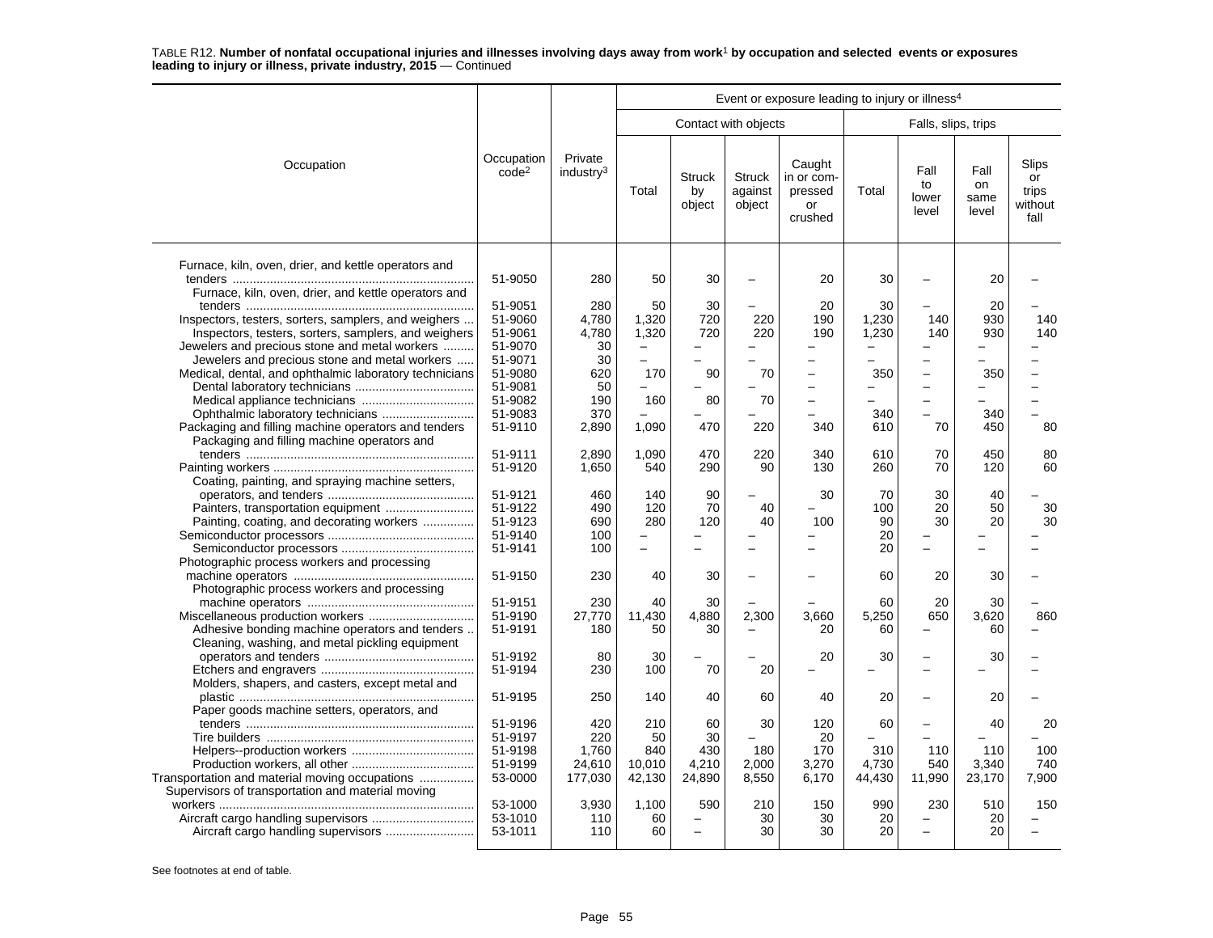TABLE R12. **Number of nonfatal occupational injuries and illnesses involving days away from work[1] by occupation and selected events or exposures leading to injury or illness, private industry, 2015** — Continued

| Occupation | Occupation code[2] | Private industry[3] | Event or exposure leading to injury or illness[4] | | | | | | | |
|---|---|---|---|---|---|---|---|---|---|---|
| | | | Contact with objects | | | | Falls, slips, trips | | | |
| | | | Total | Struck by object | Struck against object | Caught in or compressed or crushed | Total | Fall to lower level | Fall on same level | Slips or trips without fall |
| Furnace, kiln, oven, drier, and kettle operators and tenders | 51-9050 | 280 | 50 | 30 | – | 20 | 30 | – | 20 | – |
| Furnace, kiln, oven, drier, and kettle operators and tenders | 51-9051 | 280 | 50 | 30 | – | 20 | 30 | – | 20 | – |
| Inspectors, testers, sorters, samplers, and weighers | 51-9060 | 4,780 | 1,320 | 720 | 220 | 190 | 1,230 | 140 | 930 | 140 |
| Inspectors, testers, sorters, samplers, and weighers | 51-9061 | 4,780 | 1,320 | 720 | 220 | 190 | 1,230 | 140 | 930 | 140 |
| Jewelers and precious stone and metal workers | 51-9070 | 30 | – | – | – | – | – | – | – | – |
| Jewelers and precious stone and metal workers | 51-9071 | 30 | – | – | – | – | – | – | – | – |
| Medical, dental, and ophthalmic laboratory technicians | 51-9080 | 620 | 170 | 90 | 70 | – | 350 | – | 350 | – |
| Dental laboratory technicians | 51-9081 | 50 | – | – | – | – | – | – | – | – |
| Medical appliance technicians | 51-9082 | 190 | 160 | 80 | 70 | – | – | – | – | – |
| Ophthalmic laboratory technicians | 51-9083 | 370 | – | – | – | – | 340 | – | 340 | – |
| Packaging and filling machine operators and tenders | 51-9110 | 2,890 | 1,090 | 470 | 220 | 340 | 610 | 70 | 450 | 80 |
| Packaging and filling machine operators and tenders | 51-9111 | 2,890 | 1,090 | 470 | 220 | 340 | 610 | 70 | 450 | 80 |
| Painting workers | 51-9120 | 1,650 | 540 | 290 | 90 | 130 | 260 | 70 | 120 | 60 |
| Coating, painting, and spraying machine setters, operators, and tenders | 51-9121 | 460 | 140 | 90 | – | 30 | 70 | 30 | 40 | – |
| Painters, transportation equipment | 51-9122 | 490 | 120 | 70 | 40 | – | 100 | 20 | 50 | 30 |
| Painting, coating, and decorating workers | 51-9123 | 690 | 280 | 120 | 40 | 100 | 90 | 30 | 20 | 30 |
| Semiconductor processors | 51-9140 | 100 | – | – | – | – | 20 | – | – | – |
| Semiconductor processors | 51-9141 | 100 | – | – | – | – | 20 | – | – | – |
| Photographic process workers and processing machine operators | 51-9150 | 230 | 40 | 30 | – | – | 60 | 20 | 30 | – |
| Photographic process workers and processing machine operators | 51-9151 | 230 | 40 | 30 | – | – | 60 | 20 | 30 | – |
| Miscellaneous production workers | 51-9190 | 27,770 | 11,430 | 4,880 | 2,300 | 3,660 | 5,250 | 650 | 3,620 | 860 |
| Adhesive bonding machine operators and tenders | 51-9191 | 180 | 50 | 30 | – | 20 | 60 | – | 60 | – |
| Cleaning, washing, and metal pickling equipment operators and tenders | 51-9192 | 80 | 30 | – | – | 20 | 30 | – | 30 | – |
| Etchers and engravers | 51-9194 | 230 | 100 | 70 | 20 | – | – | – | – | – |
| Molders, shapers, and casters, except metal and plastic | 51-9195 | 250 | 140 | 40 | 60 | 40 | 20 | – | 20 | – |
| Paper goods machine setters, operators, and tenders | 51-9196 | 420 | 210 | 60 | 30 | 120 | 60 | – | 40 | 20 |
| Tire builders | 51-9197 | 220 | 50 | 30 | – | 20 | – | – | – | – |
| Helpers--production workers | 51-9198 | 1,760 | 840 | 430 | 180 | 170 | 310 | 110 | 110 | 100 |
| Production workers, all other | 51-9199 | 24,610 | 10,010 | 4,210 | 2,000 | 3,270 | 4,730 | 540 | 3,340 | 740 |
| Transportation and material moving occupations | 53-0000 | 177,030 | 42,130 | 24,890 | 8,550 | 6,170 | 44,430 | 11,990 | 23,170 | 7,900 |
| Supervisors of transportation and material moving workers | 53-1000 | 3,930 | 1,100 | 590 | 210 | 150 | 990 | 230 | 510 | 150 |
| Aircraft cargo handling supervisors | 53-1010 | 110 | 60 | – | 30 | 30 | 20 | – | 20 | – |
| Aircraft cargo handling supervisors | 53-1011 | 110 | 60 | – | 30 | 30 | 20 | – | 20 | – |

See footnotes at end of table.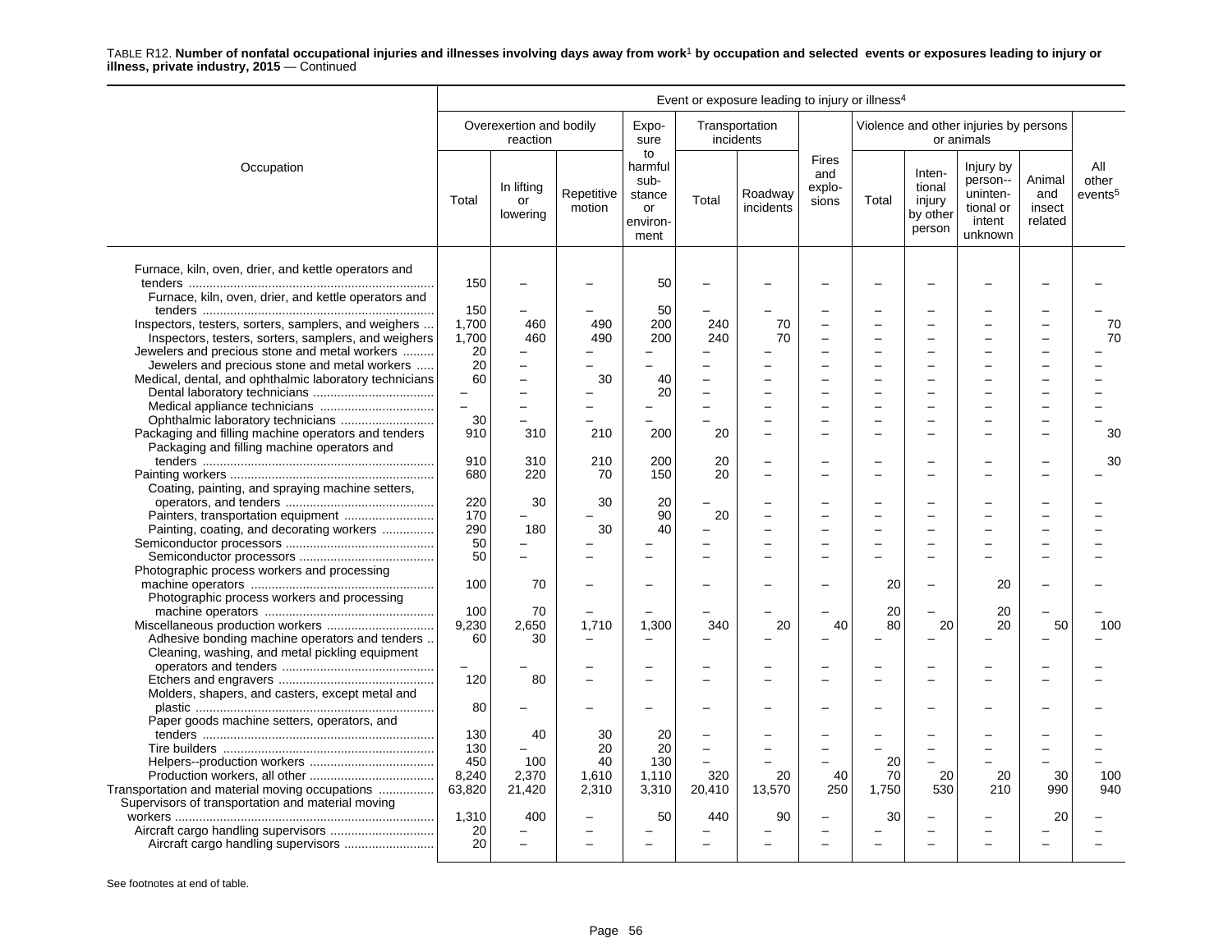TABLE R12. **Number of nonfatal occupational injuries and illnesses involving days away from work[1] by occupation and selected events or exposures leading to injury or illness, private industry, 2015** — Continued

| Occupation | Overexertion and bodily reaction: Total | Overexertion and bodily reaction: In lifting or lowering | Overexertion and bodily reaction: Repetitive motion | Exposure to harmful substance or environment | Transportation incidents: Total | Transportation incidents: Roadway incidents | Fires and explosions | Violence and other injuries by persons or animals: Total | Violence and other injuries by persons or animals: Intentional injury by other person | Violence and other injuries by persons or animals: Injury by person--unintentional or intent unknown | Violence and other injuries by persons or animals: Animal and insect related | All other events[5] |
|---|---|---|---|---|---|---|---|---|---|---|---|---|
| Furnace, kiln, oven, drier, and kettle operators and tenders | 150 | – | – | 50 | – | – | – | – | – | – | – | – |
| Furnace, kiln, oven, drier, and kettle operators and tenders | 150 | – | – | 50 | – | – | – | – | – | – | – | – |
| Inspectors, testers, sorters, samplers, and weighers | 1,700 | 460 | 490 | 200 | 240 | 70 | – | – | – | – | – | 70 |
| Inspectors, testers, sorters, samplers, and weighers | 1,700 | 460 | 490 | 200 | 240 | 70 | – | – | – | – | – | 70 |
| Jewelers and precious stone and metal workers | 20 | – | – | – | – | – | – | – | – | – | – | – |
| Jewelers and precious stone and metal workers | 20 | – | – | – | – | – | – | – | – | – | – | – |
| Medical, dental, and ophthalmic laboratory technicians | 60 | – | 30 | 40 | – | – | – | – | – | – | – | – |
| Dental laboratory technicians | – | – | – | 20 | – | – | – | – | – | – | – | – |
| Medical appliance technicians | – | – | – | – | – | – | – | – | – | – | – | – |
| Ophthalmic laboratory technicians | 30 | – | – | – | – | – | – | – | – | – | – | – |
| Packaging and filling machine operators and tenders | 910 | 310 | 210 | 200 | 20 | – | – | – | – | – | – | 30 |
| Packaging and filling machine operators and tenders | 910 | 310 | 210 | 200 | 20 | – | – | – | – | – | – | 30 |
| Painting workers | 680 | 220 | 70 | 150 | 20 | – | – | – | – | – | – | – |
| Coating, painting, and spraying machine setters, operators, and tenders | 220 | 30 | 30 | 20 | – | – | – | – | – | – | – | – |
| Painters, transportation equipment | 170 | – | – | 90 | 20 | – | – | – | – | – | – | – |
| Painting, coating, and decorating workers | 290 | 180 | 30 | 40 | – | – | – | – | – | – | – | – |
| Semiconductor processors | 50 | – | – | – | – | – | – | – | – | – | – | – |
| Semiconductor processors | 50 | – | – | – | – | – | – | – | – | – | – | – |
| Photographic process workers and processing machine operators | 100 | 70 | – | – | – | – | – | 20 | – | 20 | – | – |
| Photographic process workers and processing machine operators | 100 | 70 | – | – | – | – | – | 20 | – | 20 | – | – |
| Miscellaneous production workers | 9,230 | 2,650 | 1,710 | 1,300 | 340 | 20 | 40 | 80 | 20 | 20 | 50 | 100 |
| Adhesive bonding machine operators and tenders | 60 | 30 | – | – | – | – | – | – | – | – | – | – |
| Cleaning, washing, and metal pickling equipment operators and tenders | – | – | – | – | – | – | – | – | – | – | – | – |
| Etchers and engravers | 120 | 80 | – | – | – | – | – | – | – | – | – | – |
| Molders, shapers, and casters, except metal and plastic | 80 | – | – | – | – | – | – | – | – | – | – | – |
| Paper goods machine setters, operators, and tenders | 130 | 40 | 30 | 20 | – | – | – | – | – | – | – | – |
| Tire builders | 130 | – | 20 | 20 | – | – | – | – | – | – | – | – |
| Helpers--production workers | 450 | 100 | 40 | 130 | – | – | – | 20 | – | – | – | – |
| Production workers, all other | 8,240 | 2,370 | 1,610 | 1,110 | 320 | 20 | 40 | 70 | 20 | 20 | 30 | 100 |
| Transportation and material moving occupations | 63,820 | 21,420 | 2,310 | 3,310 | 20,410 | 13,570 | 250 | 1,750 | 530 | 210 | 990 | 940 |
| Supervisors of transportation and material moving workers | 1,310 | 400 | – | 50 | 440 | 90 | – | 30 | – | – | 20 | – |
| Aircraft cargo handling supervisors | 20 | – | – | – | – | – | – | – | – | – | – | – |
| Aircraft cargo handling supervisors | 20 | – | – | – | – | – | – | – | – | – | – | – |

Event or exposure leading to injury or illness[4]

See footnotes at end of table.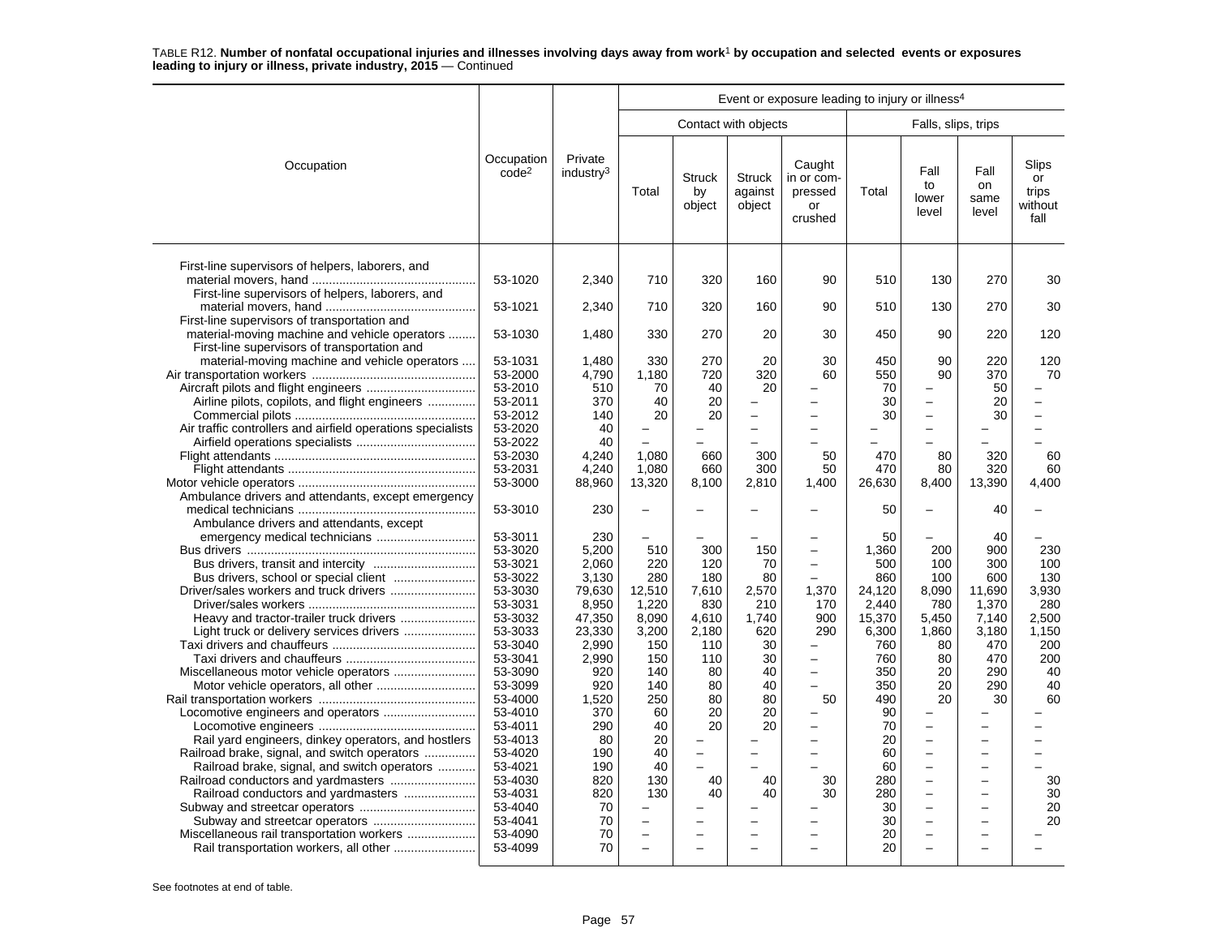TABLE R12. **Number of nonfatal occupational injuries and illnesses involving days away from work[1] by occupation and selected events or exposures leading to injury or illness, private industry, 2015** — Continued

| Occupation | Occupation code[2] | Private industry[3] | Event or exposure leading to injury or illness[4] | | | | | | | |
|---|---|---|---|---|---|---|---|---|---|---|
| | | | Contact with objects | | | | Falls, slips, trips | | | |
| | | | Total | Struck by object | Struck against object | Caught in or compressed or crushed | Total | Fall to lower level | Fall on same level | Slips or trips without fall |
| First-line supervisors of helpers, laborers, and material movers, hand | 53-1020 | 2,340 | 710 | 320 | 160 | 90 | 510 | 130 | 270 | 30 |
| First-line supervisors of helpers, laborers, and material movers, hand | 53-1021 | 2,340 | 710 | 320 | 160 | 90 | 510 | 130 | 270 | 30 |
| First-line supervisors of transportation and material-moving machine and vehicle operators | 53-1030 | 1,480 | 330 | 270 | 20 | 30 | 450 | 90 | 220 | 120 |
| First-line supervisors of transportation and material-moving machine and vehicle operators | 53-1031 | 1,480 | 330 | 270 | 20 | 30 | 450 | 90 | 220 | 120 |
| Air transportation workers | 53-2000 | 4,790 | 1,180 | 720 | 320 | 60 | 550 | 90 | 370 | 70 |
| Aircraft pilots and flight engineers | 53-2010 | 510 | 70 | 40 | 20 | – | 70 | – | 50 | – |
| Airline pilots, copilots, and flight engineers | 53-2011 | 370 | 40 | 20 | – | – | 30 | – | 20 | – |
| Commercial pilots | 53-2012 | 140 | 20 | 20 | – | – | 30 | – | 30 | – |
| Air traffic controllers and airfield operations specialists | 53-2020 | 40 | – | – | – | – | – | – | – | – |
| Airfield operations specialists | 53-2022 | 40 | – | – | – | – | – | – | – | – |
| Flight attendants | 53-2030 | 4,240 | 1,080 | 660 | 300 | 50 | 470 | 80 | 320 | 60 |
| Flight attendants | 53-2031 | 4,240 | 1,080 | 660 | 300 | 50 | 470 | 80 | 320 | 60 |
| Motor vehicle operators | 53-3000 | 88,960 | 13,320 | 8,100 | 2,810 | 1,400 | 26,630 | 8,400 | 13,390 | 4,400 |
| Ambulance drivers and attendants, except emergency medical technicians | 53-3010 | 230 | – | – | – | – | 50 | – | 40 | – |
| Ambulance drivers and attendants, except emergency medical technicians | 53-3011 | 230 | – | – | – | – | 50 | – | 40 | – |
| Bus drivers | 53-3020 | 5,200 | 510 | 300 | 150 | – | 1,360 | 200 | 900 | 230 |
| Bus drivers, transit and intercity | 53-3021 | 2,060 | 220 | 120 | 70 | – | 500 | 100 | 300 | 100 |
| Bus drivers, school or special client | 53-3022 | 3,130 | 280 | 180 | 80 | – | 860 | 100 | 600 | 130 |
| Driver/sales workers and truck drivers | 53-3030 | 79,630 | 12,510 | 7,610 | 2,570 | 1,370 | 24,120 | 8,090 | 11,690 | 3,930 |
| Driver/sales workers | 53-3031 | 8,950 | 1,220 | 830 | 210 | 170 | 2,440 | 780 | 1,370 | 280 |
| Heavy and tractor-trailer truck drivers | 53-3032 | 47,350 | 8,090 | 4,610 | 1,740 | 900 | 15,370 | 5,450 | 7,140 | 2,500 |
| Light truck or delivery services drivers | 53-3033 | 23,330 | 3,200 | 2,180 | 620 | 290 | 6,300 | 1,860 | 3,180 | 1,150 |
| Taxi drivers and chauffeurs | 53-3040 | 2,990 | 150 | 110 | 30 | – | 760 | 80 | 470 | 200 |
| Taxi drivers and chauffeurs | 53-3041 | 2,990 | 150 | 110 | 30 | – | 760 | 80 | 470 | 200 |
| Miscellaneous motor vehicle operators | 53-3090 | 920 | 140 | 80 | 40 | – | 350 | 20 | 290 | 40 |
| Motor vehicle operators, all other | 53-3099 | 920 | 140 | 80 | 40 | – | 350 | 20 | 290 | 40 |
| Rail transportation workers | 53-4000 | 1,520 | 250 | 80 | 80 | 50 | 490 | 20 | 30 | 60 |
| Locomotive engineers and operators | 53-4010 | 370 | 60 | 20 | 20 | – | 90 | – | – | – |
| Locomotive engineers | 53-4011 | 290 | 40 | 20 | 20 | – | 70 | – | – | – |
| Rail yard engineers, dinkey operators, and hostlers | 53-4013 | 80 | 20 | – | – | – | 20 | – | – | – |
| Railroad brake, signal, and switch operators | 53-4020 | 190 | 40 | – | – | – | 60 | – | – | – |
| Railroad brake, signal, and switch operators | 53-4021 | 190 | 40 | – | – | – | 60 | – | – | – |
| Railroad conductors and yardmasters | 53-4030 | 820 | 130 | 40 | 40 | 30 | 280 | – | – | 30 |
| Railroad conductors and yardmasters | 53-4031 | 820 | 130 | 40 | 40 | 30 | 280 | – | – | 30 |
| Subway and streetcar operators | 53-4040 | 70 | – | – | – | – | 30 | – | – | 20 |
| Subway and streetcar operators | 53-4041 | 70 | – | – | – | – | 30 | – | – | 20 |
| Miscellaneous rail transportation workers | 53-4090 | 70 | – | – | – | – | 20 | – | – | – |
| Rail transportation workers, all other | 53-4099 | 70 | – | – | – | – | 20 | – | – | – |

See footnotes at end of table.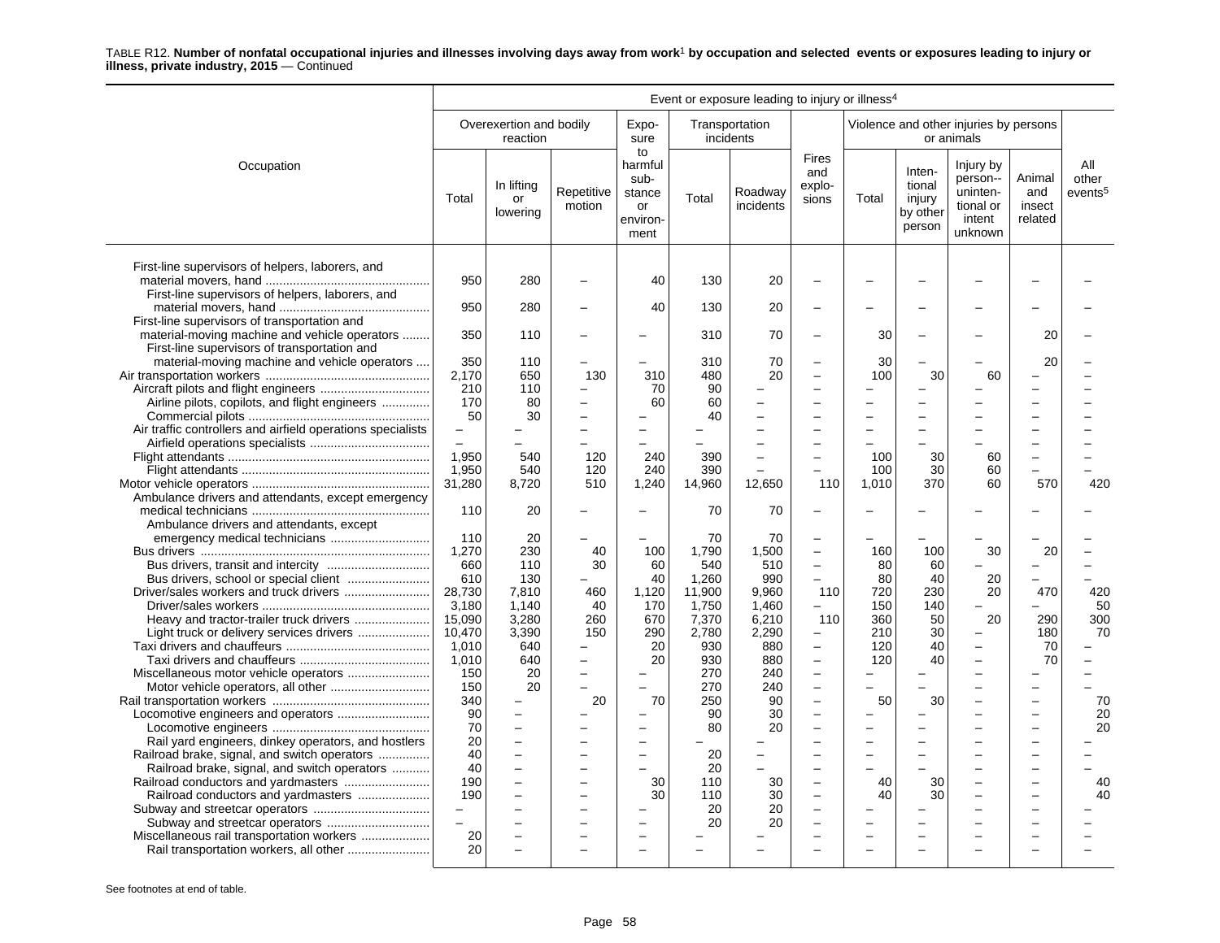TABLE R12. **Number of nonfatal occupational injuries and illnesses involving days away from work[1] by occupation and selected events or exposures leading to injury or illness, private industry, 2015** — Continued

| Occupation | Overexertion and bodily reaction: Total | Overexertion and bodily reaction: In lifting or lowering | Overexertion and bodily reaction: Repetitive motion | Exposure to harmful substance or environment | Transportation incidents: Total | Transportation incidents: Roadway incidents | Fires and explosions | Violence and other injuries by persons or animals: Total | Violence: Intentional injury by other person | Violence: Injury by person--unintentional or intent unknown | Violence: Animal and insect related | All other events[5] |
|---|---|---|---|---|---|---|---|---|---|---|---|---|
| First-line supervisors of helpers, laborers, and material movers, hand | 950 | 280 | – | 40 | 130 | 20 | – | – | – | – | – | – |
| First-line supervisors of helpers, laborers, and material movers, hand | 950 | 280 | – | 40 | 130 | 20 | – | – | – | – | – | – |
| First-line supervisors of transportation and material-moving machine and vehicle operators | 350 | 110 | – | – | 310 | 70 | – | 30 | – | – | 20 | – |
| First-line supervisors of transportation and material-moving machine and vehicle operators | 350 | 110 | – | – | 310 | 70 | – | 30 | – | – | 20 | – |
| Air transportation workers | 2,170 | 650 | 130 | 310 | 480 | 20 | – | 100 | 30 | 60 | – | – |
| Aircraft pilots and flight engineers | 210 | 110 | – | 70 | 90 | – | – | – | – | – | – | – |
| Airline pilots, copilots, and flight engineers | 170 | 80 | – | 60 | 60 | – | – | – | – | – | – | – |
| Commercial pilots | 50 | 30 | – | – | 40 | – | – | – | – | – | – | – |
| Air traffic controllers and airfield operations specialists | – | – | – | – | – | – | – | – | – | – | – | – |
| Airfield operations specialists | – | – | – | – | – | – | – | – | – | – | – | – |
| Flight attendants | 1,950 | 540 | 120 | 240 | 390 | – | – | 100 | 30 | 60 | – | – |
| Flight attendants | 1,950 | 540 | 120 | 240 | 390 | – | – | 100 | 30 | 60 | – | – |
| Motor vehicle operators | 31,280 | 8,720 | 510 | 1,240 | 14,960 | 12,650 | 110 | 1,010 | 370 | 60 | 570 | 420 |
| Ambulance drivers and attendants, except emergency medical technicians | 110 | 20 | – | – | 70 | 70 | – | – | – | – | – | – |
| Ambulance drivers and attendants, except emergency medical technicians | 110 | 20 | – | – | 70 | 70 | – | – | – | – | – | – |
| Bus drivers | 1,270 | 230 | 40 | 100 | 1,790 | 1,500 | – | 160 | 100 | 30 | 20 | – |
| Bus drivers, transit and intercity | 660 | 110 | 30 | 60 | 540 | 510 | – | 80 | 60 | – | – | – |
| Bus drivers, school or special client | 610 | 130 | – | 40 | 1,260 | 990 | – | 80 | 40 | 20 | – | – |
| Driver/sales workers and truck drivers | 28,730 | 7,810 | 460 | 1,120 | 11,900 | 9,960 | 110 | 720 | 230 | 20 | 470 | 420 |
| Driver/sales workers | 3,180 | 1,140 | 40 | 170 | 1,750 | 1,460 | – | 150 | 140 | – | – | 50 |
| Heavy and tractor-trailer truck drivers | 15,090 | 3,280 | 260 | 670 | 7,370 | 6,210 | 110 | 360 | 50 | 20 | 290 | 300 |
| Light truck or delivery services drivers | 10,470 | 3,390 | 150 | 290 | 2,780 | 2,290 | – | 210 | 30 | – | 180 | 70 |
| Taxi drivers and chauffeurs | 1,010 | 640 | – | 20 | 930 | 880 | – | 120 | 40 | – | 70 | – |
| Taxi drivers and chauffeurs | 1,010 | 640 | – | 20 | 930 | 880 | – | 120 | 40 | – | 70 | – |
| Miscellaneous motor vehicle operators | 150 | 20 | – | – | 270 | 240 | – | – | – | – | – | – |
| Motor vehicle operators, all other | 150 | 20 | – | – | 270 | 240 | – | – | – | – | – | – |
| Rail transportation workers | 340 | – | 20 | 70 | 250 | 90 | – | 50 | 30 | – | – | 70 |
| Locomotive engineers and operators | 90 | – | – | – | 90 | 30 | – | – | – | – | – | 20 |
| Locomotive engineers | 70 | – | – | – | 80 | 20 | – | – | – | – | – | 20 |
| Rail yard engineers, dinkey operators, and hostlers | 20 | – | – | – | – | – | – | – | – | – | – | – |
| Railroad brake, signal, and switch operators | 40 | – | – | – | 20 | – | – | – | – | – | – | – |
| Railroad brake, signal, and switch operators | 40 | – | – | – | 20 | – | – | – | – | – | – | – |
| Railroad conductors and yardmasters | 190 | – | – | 30 | 110 | 30 | – | 40 | 30 | – | – | 40 |
| Railroad conductors and yardmasters | 190 | – | – | 30 | 110 | 30 | – | 40 | 30 | – | – | 40 |
| Subway and streetcar operators | – | – | – | – | 20 | 20 | – | – | – | – | – | – |
| Subway and streetcar operators | – | – | – | – | 20 | 20 | – | – | – | – | – | – |
| Miscellaneous rail transportation workers | 20 | – | – | – | – | – | – | – | – | – | – | – |
| Rail transportation workers, all other | 20 | – | – | – | – | – | – | – | – | – | – | – |

Event or exposure leading to injury or illness[4]

See footnotes at end of table.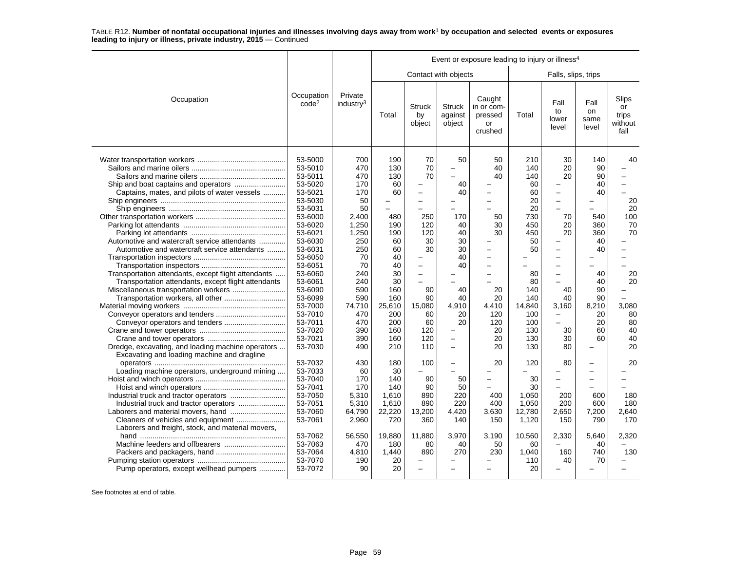TABLE R12. **Number of nonfatal occupational injuries and illnesses involving days away from work[1] by occupation and selected events or exposures leading to injury or illness, private industry, 2015** — Continued

| Occupation | Occupation code[2] | Private industry[3] | Event or exposure leading to injury or illness[4] | | | | | | | |
|---|---|---|---|---|---|---|---|---|---|---|
| | | | Contact with objects | | | | Falls, slips, trips | | | |
| | | | Total | Struck by object | Struck against object | Caught in or compressed or crushed | Total | Fall to lower level | Fall on same level | Slips or trips without fall |
| Water transportation workers | 53-5000 | 700 | 190 | 70 | 50 | 50 | 210 | 30 | 140 | 40 |
| Sailors and marine oilers | 53-5010 | 470 | 130 | 70 | – | 40 | 140 | 20 | 90 | – |
| Sailors and marine oilers | 53-5011 | 470 | 130 | 70 | – | 40 | 140 | 20 | 90 | – |
| Ship and boat captains and operators | 53-5020 | 170 | 60 | – | 40 | – | 60 | – | 40 | – |
| Captains, mates, and pilots of water vessels | 53-5021 | 170 | 60 | – | 40 | – | 60 | – | 40 | – |
| Ship engineers | 53-5030 | 50 | – | – | – | – | 20 | – | – | 20 |
| Ship engineers | 53-5031 | 50 | – | – | – | – | 20 | – | – | 20 |
| Other transportation workers | 53-6000 | 2,400 | 480 | 250 | 170 | 50 | 730 | 70 | 540 | 100 |
| Parking lot attendants | 53-6020 | 1,250 | 190 | 120 | 40 | 30 | 450 | 20 | 360 | 70 |
| Parking lot attendants | 53-6021 | 1,250 | 190 | 120 | 40 | 30 | 450 | 20 | 360 | 70 |
| Automotive and watercraft service attendants | 53-6030 | 250 | 60 | 30 | 30 | – | 50 | – | 40 | – |
| Automotive and watercraft service attendants | 53-6031 | 250 | 60 | 30 | 30 | – | 50 | – | 40 | – |
| Transportation inspectors | 53-6050 | 70 | 40 | – | 40 | – | – | – | – | – |
| Transportation inspectors | 53-6051 | 70 | 40 | – | 40 | – | – | – | – | – |
| Transportation attendants, except flight attendants | 53-6060 | 240 | 30 | – | – | – | 80 | – | 40 | 20 |
| Transportation attendants, except flight attendants | 53-6061 | 240 | 30 | – | – | – | 80 | – | 40 | 20 |
| Miscellaneous transportation workers | 53-6090 | 590 | 160 | 90 | 40 | 20 | 140 | 40 | 90 | – |
| Transportation workers, all other | 53-6099 | 590 | 160 | 90 | 40 | 20 | 140 | 40 | 90 | – |
| Material moving workers | 53-7000 | 74,710 | 25,610 | 15,080 | 4,910 | 4,410 | 14,840 | 3,160 | 8,210 | 3,080 |
| Conveyor operators and tenders | 53-7010 | 470 | 200 | 60 | 20 | 120 | 100 | – | 20 | 80 |
| Conveyor operators and tenders | 53-7011 | 470 | 200 | 60 | 20 | 120 | 100 | – | 20 | 80 |
| Crane and tower operators | 53-7020 | 390 | 160 | 120 | – | 20 | 130 | 30 | 60 | 40 |
| Crane and tower operators | 53-7021 | 390 | 160 | 120 | – | 20 | 130 | 30 | 60 | 40 |
| Dredge, excavating, and loading machine operators | 53-7030 | 490 | 210 | 110 | – | 20 | 130 | 80 | – | 20 |
| Excavating and loading machine and dragline operators | 53-7032 | 430 | 180 | 100 | – | 20 | 120 | 80 | – | 20 |
| Loading machine operators, underground mining | 53-7033 | 60 | 30 | – | – | – | – | – | – | – |
| Hoist and winch operators | 53-7040 | 170 | 140 | 90 | 50 | – | 30 | – | – | – |
| Hoist and winch operators | 53-7041 | 170 | 140 | 90 | 50 | – | 30 | – | – | – |
| Industrial truck and tractor operators | 53-7050 | 5,310 | 1,610 | 890 | 220 | 400 | 1,050 | 200 | 600 | 180 |
| Industrial truck and tractor operators | 53-7051 | 5,310 | 1,610 | 890 | 220 | 400 | 1,050 | 200 | 600 | 180 |
| Laborers and material movers, hand | 53-7060 | 64,790 | 22,220 | 13,200 | 4,420 | 3,630 | 12,780 | 2,650 | 7,200 | 2,640 |
| Cleaners of vehicles and equipment | 53-7061 | 2,960 | 720 | 360 | 140 | 150 | 1,120 | 150 | 790 | 170 |
| Laborers and freight, stock, and material movers, hand | 53-7062 | 56,550 | 19,880 | 11,880 | 3,970 | 3,190 | 10,560 | 2,330 | 5,640 | 2,320 |
| Machine feeders and offbearers | 53-7063 | 470 | 180 | 80 | 40 | 50 | 60 | – | 40 | – |
| Packers and packagers, hand | 53-7064 | 4,810 | 1,440 | 890 | 270 | 230 | 1,040 | 160 | 740 | 130 |
| Pumping station operators | 53-7070 | 190 | 20 | – | – | – | 110 | 40 | 70 | – |
| Pump operators, except wellhead pumpers | 53-7072 | 90 | 20 | – | – | – | 20 | – | – | – |

See footnotes at end of table.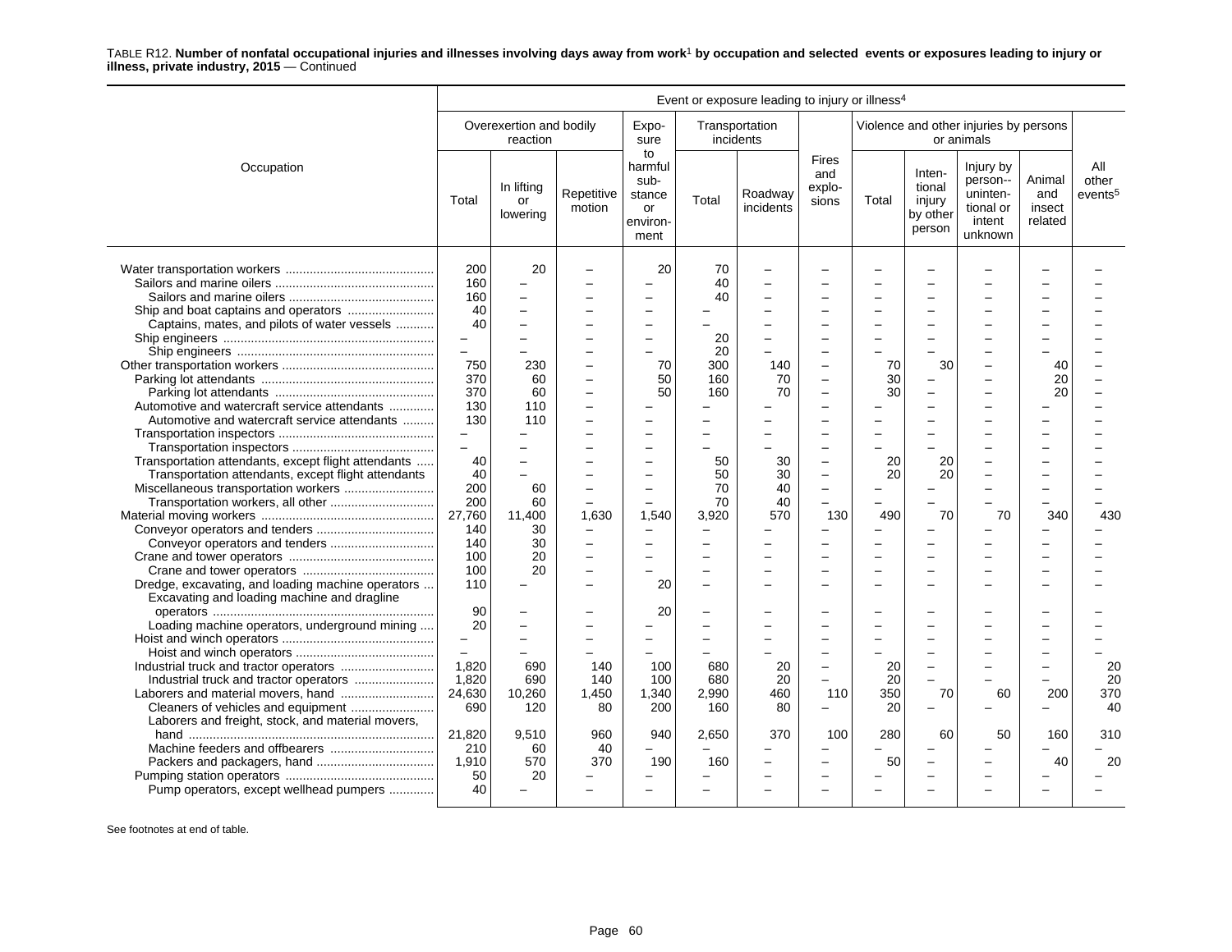TABLE R12. **Number of nonfatal occupational injuries and illnesses involving days away from work[1] by occupation and selected events or exposures leading to injury or illness, private industry, 2015** — Continued

| Occupation | Event or exposure leading to injury or illness[4] | | | | | | | | | | | |
|---|---|---|---|---|---|---|---|---|---|---|---|---|
| | Overexertion and bodily reaction | | | Exposure to harmful substance or environment | Transportation incidents | | Fires and explosions | Violence and other injuries by persons or animals | | | | All other events[5] |
| | Total | In lifting or lowering | Repetitive motion | | Total | Roadway incidents | | Total | Intentional injury by other person | Injury by person--unintentional or intent unknown | Animal and insect related | |
| Water transportation workers | 200 | 20 | – | 20 | 70 | – | – | – | – | – | – | – |
| Sailors and marine oilers | 160 | – | – | – | 40 | – | – | – | – | – | – | – |
| Sailors and marine oilers | 160 | – | – | – | 40 | – | – | – | – | – | – | – |
| Ship and boat captains and operators | 40 | – | – | – | – | – | – | – | – | – | – | – |
| Captains, mates, and pilots of water vessels | 40 | – | – | – | – | – | – | – | – | – | – | – |
| Ship engineers | – | – | – | – | 20 | – | – | – | – | – | – | – |
| Ship engineers | – | – | – | – | 20 | – | – | – | – | – | – | – |
| Other transportation workers | 750 | 230 | – | 70 | 300 | 140 | – | 70 | 30 | – | 40 | – |
| Parking lot attendants | 370 | 60 | – | 50 | 160 | 70 | – | 30 | – | – | 20 | – |
| Parking lot attendants | 370 | 60 | – | 50 | 160 | 70 | – | 30 | – | – | 20 | – |
| Automotive and watercraft service attendants | 130 | 110 | – | – | – | – | – | – | – | – | – | – |
| Automotive and watercraft service attendants | 130 | 110 | – | – | – | – | – | – | – | – | – | – |
| Transportation inspectors | – | – | – | – | – | – | – | – | – | – | – | – |
| Transportation inspectors | – | – | – | – | – | – | – | – | – | – | – | – |
| Transportation attendants, except flight attendants | 40 | – | – | – | 50 | 30 | – | 20 | 20 | – | – | – |
| Transportation attendants, except flight attendants | 40 | – | – | – | 50 | 30 | – | 20 | 20 | – | – | – |
| Miscellaneous transportation workers | 200 | 60 | – | – | 70 | 40 | – | – | – | – | – | – |
| Transportation workers, all other | 200 | 60 | – | – | 70 | 40 | – | – | – | – | – | – |
| Material moving workers | 27,760 | 11,400 | 1,630 | 1,540 | 3,920 | 570 | 130 | 490 | 70 | 70 | 340 | 430 |
| Conveyor operators and tenders | 140 | 30 | – | – | – | – | – | – | – | – | – | – |
| Conveyor operators and tenders | 140 | 30 | – | – | – | – | – | – | – | – | – | – |
| Crane and tower operators | 100 | 20 | – | – | – | – | – | – | – | – | – | – |
| Crane and tower operators | 100 | 20 | – | – | – | – | – | – | – | – | – | – |
| Dredge, excavating, and loading machine operators | 110 | – | – | 20 | – | – | – | – | – | – | – | – |
| Excavating and loading machine and dragline operators | 90 | – | – | 20 | – | – | – | – | – | – | – | – |
| Loading machine operators, underground mining | 20 | – | – | – | – | – | – | – | – | – | – | – |
| Hoist and winch operators | – | – | – | – | – | – | – | – | – | – | – | – |
| Hoist and winch operators | – | – | – | – | – | – | – | – | – | – | – | – |
| Industrial truck and tractor operators | 1,820 | 690 | 140 | 100 | 680 | 20 | – | 20 | – | – | – | 20 |
| Industrial truck and tractor operators | 1,820 | 690 | 140 | 100 | 680 | 20 | – | 20 | – | – | – | 20 |
| Laborers and material movers, hand | 24,630 | 10,260 | 1,450 | 1,340 | 2,990 | 460 | 110 | 350 | 70 | 60 | 200 | 370 |
| Cleaners of vehicles and equipment | 690 | 120 | 80 | 200 | 160 | 80 | – | 20 | – | – | – | 40 |
| Laborers and freight, stock, and material movers, hand | 21,820 | 9,510 | 960 | 940 | 2,650 | 370 | 100 | 280 | 60 | 50 | 160 | 310 |
| Machine feeders and offbearers | 210 | 60 | 40 | – | – | – | – | – | – | – | – | – |
| Packers and packagers, hand | 1,910 | 570 | 370 | 190 | 160 | – | – | 50 | – | – | 40 | 20 |
| Pumping station operators | 50 | 20 | – | – | – | – | – | – | – | – | – | – |
| Pump operators, except wellhead pumpers | 40 | – | – | – | – | – | – | – | – | – | – | – |

See footnotes at end of table.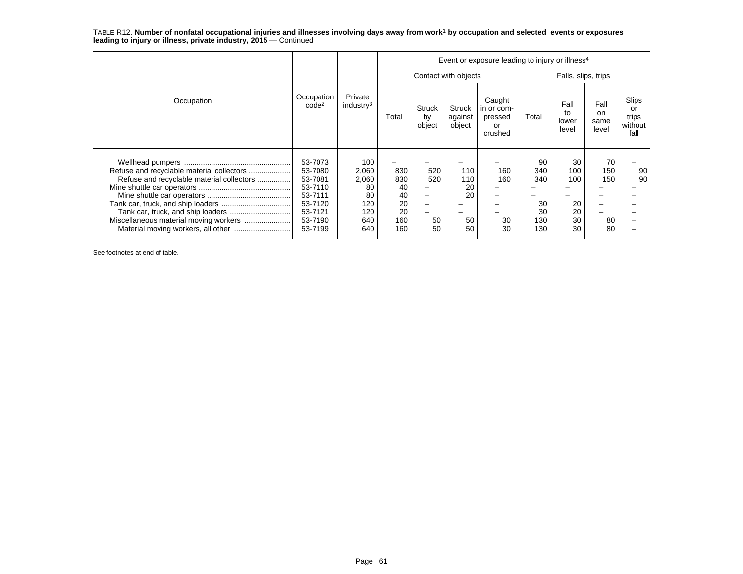TABLE R12. **Number of nonfatal occupational injuries and illnesses involving days away from work[1] by occupation and selected events or exposures leading to injury or illness, private industry, 2015** — Continued

| Occupation | Occupation code[2] | Private industry[3] | Event or exposure leading to injury or illness[4] | | | | | | | |
|---|---|---|---|---|---|---|---|---|---|---|
| | | | Contact with objects | | | | Falls, slips, trips | | | |
| | | | Total | Struck by object | Struck against object | Caught in or compressed or crushed | Total | Fall to lower level | Fall on same level | Slips or trips without fall |
| Wellhead pumpers | 53-7073 | 100 | – | – | – | – | 90 | 30 | 70 | – |
| Refuse and recyclable material collectors | 53-7080 | 2,060 | 830 | 520 | 110 | 160 | 340 | 100 | 150 | 90 |
| Refuse and recyclable material collectors | 53-7081 | 2,060 | 830 | 520 | 110 | 160 | 340 | 100 | 150 | 90 |
| Mine shuttle car operators | 53-7110 | 80 | 40 | – | 20 | – | – | – | – | – |
| Mine shuttle car operators | 53-7111 | 80 | 40 | – | 20 | – | – | – | – | – |
| Tank car, truck, and ship loaders | 53-7120 | 120 | 20 | – | – | – | 30 | 20 | – | – |
| Tank car, truck, and ship loaders | 53-7121 | 120 | 20 | – | – | – | 30 | 20 | – | – |
| Miscellaneous material moving workers | 53-7190 | 640 | 160 | 50 | 50 | 30 | 130 | 30 | 80 | – |
| Material moving workers, all other | 53-7199 | 640 | 160 | 50 | 50 | 30 | 130 | 30 | 80 | – |

See footnotes at end of table.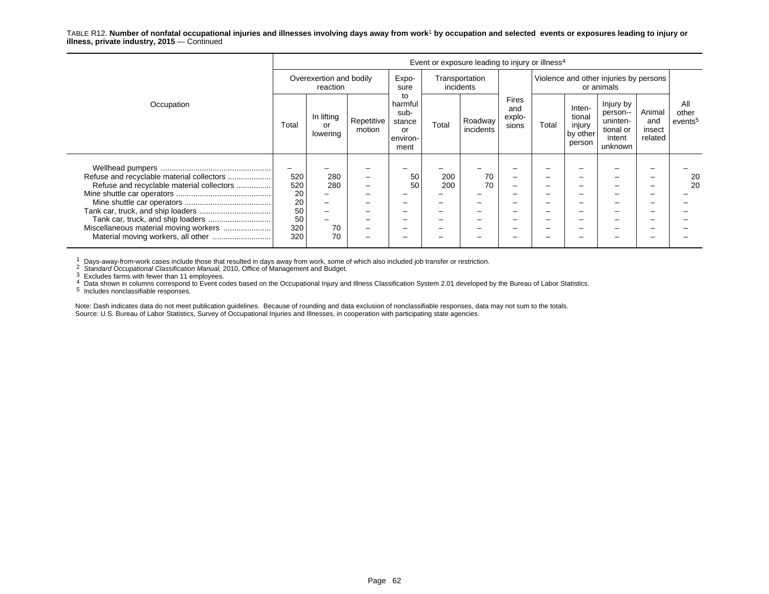TABLE R12. **Number of nonfatal occupational injuries and illnesses involving days away from work[1] by occupation and selected events or exposures leading to injury or illness, private industry, 2015** — Continued

| Occupation | Event or exposure leading to injury or illness[4] | | | | | | | | | | | |
|---|---|---|---|---|---|---|---|---|---|---|---|---|
| | Overexertion and bodily reaction | | | Exposure to harmful substance or environment | Transportation incidents | | Fires and explosions | Violence and other injuries by persons or animals | | | | All other events[5] |
| | Total | In lifting or lowering | Repetitive motion | | Total | Roadway incidents | | Total | Intentional injury by other person | Injury by person--unintentional or intent unknown | Animal and insect related | |
| Wellhead pumpers | – | – | – | – | – | – | – | – | – | – | – | – |
| Refuse and recyclable material collectors | 520 | 280 | – | 50 | 200 | 70 | – | – | – | – | – | 20 |
| Refuse and recyclable material collectors | 520 | 280 | – | 50 | 200 | 70 | – | – | – | – | – | 20 |
| Mine shuttle car operators | 20 | – | – | – | – | – | – | – | – | – | – | – |
| Mine shuttle car operators | 20 | – | – | – | – | – | – | – | – | – | – | – |
| Tank car, truck, and ship loaders | 50 | – | – | – | – | – | – | – | – | – | – | – |
| Tank car, truck, and ship loaders | 50 | – | – | – | – | – | – | – | – | – | – | – |
| Miscellaneous material moving workers | 320 | 70 | – | – | – | – | – | – | – | – | – | – |
| Material moving workers, all other | 320 | 70 | – | – | – | – | – | – | – | – | – | – |

[1] Days-away-from-work cases include those that resulted in days away from work, some of which also included job transfer or restriction.
[2] *Standard Occupational Classification Manual,* 2010, Office of Management and Budget.
[3] Excludes farms with fewer than 11 employees.
[4] Data shown in columns correspond to Event codes based on the Occupational Injury and Illness Classification System 2.01 developed by the Bureau of Labor Statistics.
[5] Includes nonclassifiable responses.

Note: Dash indicates data do not meet publication guidelines. Because of rounding and data exclusion of nonclassifiable responses, data may not sum to the totals.
Source: U.S. Bureau of Labor Statistics, Survey of Occupational Injuries and Illnesses, in cooperation with participating state agencies.